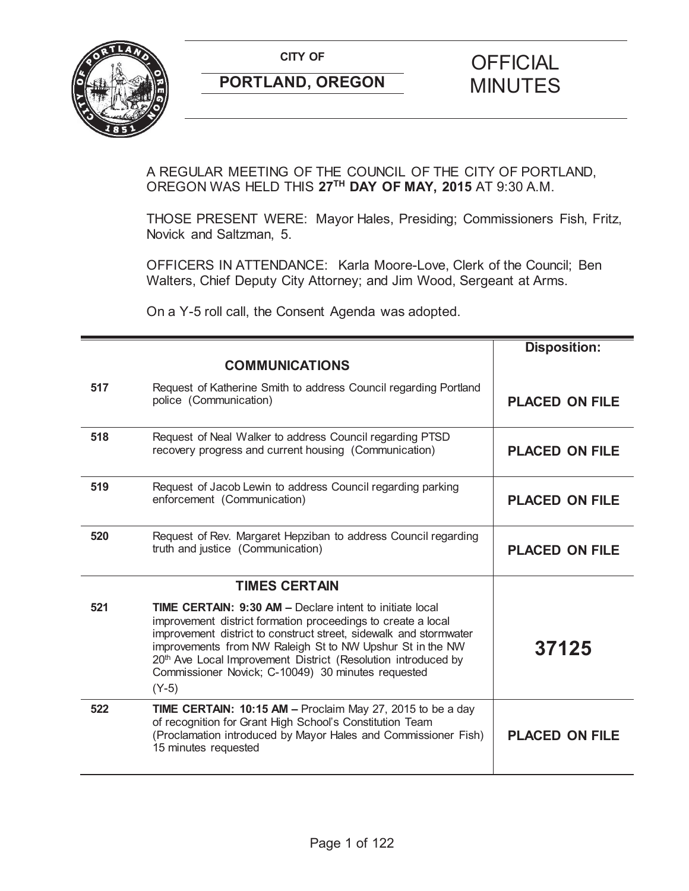**CITY OF**

**PORTLAND, OREGON**

# OFFICIAL MINUTES

A REGULAR MEETING OF THE COUNCIL OF THE CITY OF PORTLAND, OREGON WAS HELD THIS **27TH DAY OF MAY, 2015** AT 9:30 A.M.

THOSE PRESENT WERE: Mayor Hales, Presiding; Commissioners Fish, Fritz, Novick and Saltzman, 5.

OFFICERS IN ATTENDANCE: Karla Moore-Love, Clerk of the Council; Ben Walters, Chief Deputy City Attorney; and Jim Wood, Sergeant at Arms.

On a Y-5 roll call, the Consent Agenda was adopted.

| | | **Disposition:** |
|---|---|---|
| | **COMMUNICATIONS** | |
| **517** | Request of Katherine Smith to address Council regarding Portland police (Communication) | **PLACED ON FILE** |
| **518** | Request of Neal Walker to address Council regarding PTSD recovery progress and current housing (Communication) | **PLACED ON FILE** |
| **519** | Request of Jacob Lewin to address Council regarding parking enforcement (Communication) | **PLACED ON FILE** |
| **520** | Request of Rev. Margaret Hepziban to address Council regarding truth and justice (Communication) | **PLACED ON FILE** |
| | **TIMES CERTAIN** | |
| **521** | **TIME CERTAIN: 9:30 AM –** Declare intent to initiate local improvement district formation proceedings to create a local improvement district to construct street, sidewalk and stormwater improvements from NW Raleigh St to NW Upshur St in the NW 20th Ave Local Improvement District (Resolution introduced by Commissioner Novick; C-10049) 30 minutes requested (Y-5) | **37125** |
| **522** | **TIME CERTAIN: 10:15 AM –** Proclaim May 27, 2015 to be a day of recognition for Grant High School's Constitution Team (Proclamation introduced by Mayor Hales and Commissioner Fish) 15 minutes requested | **PLACED ON FILE** |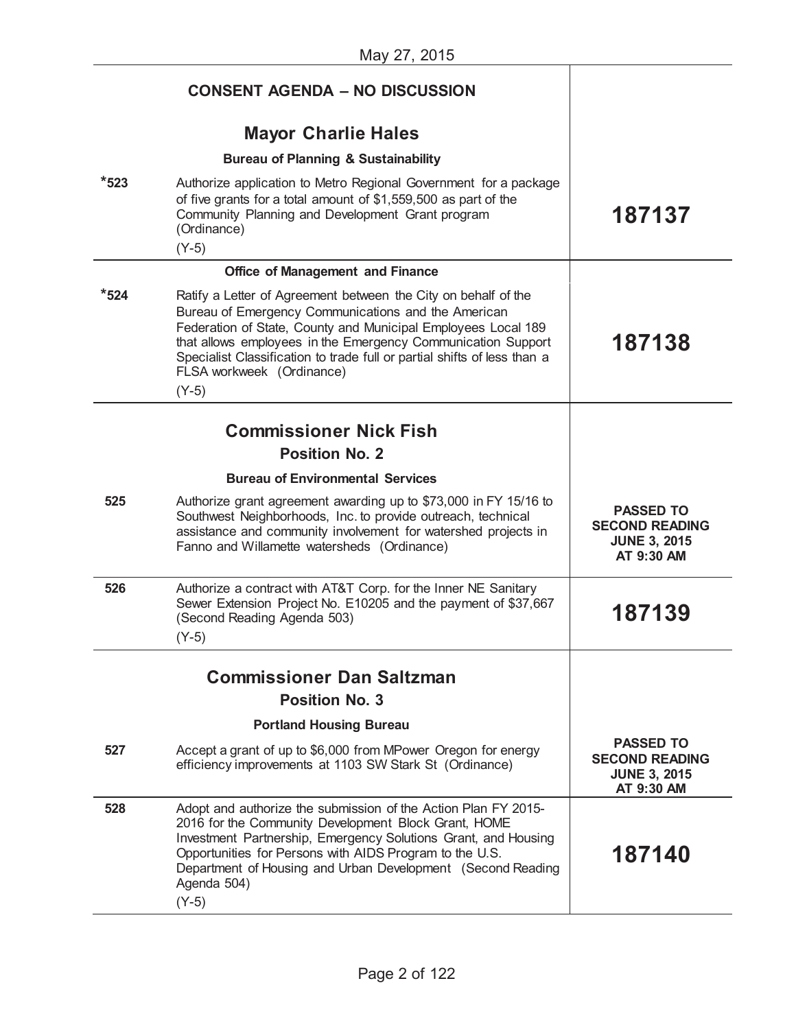May 27, 2015

## CONSENT AGENDA – NO DISCUSSION

### Mayor Charlie Hales

**Bureau of Planning & Sustainability**

| | | |
|---|---|---|
| ***523** | Authorize application to Metro Regional Government for a package of five grants for a total amount of $1,559,500 as part of the Community Planning and Development Grant program (Ordinance) (Y-5) | **187137** |

**Office of Management and Finance**

| | | |
|---|---|---|
| ***524** | Ratify a Letter of Agreement between the City on behalf of the Bureau of Emergency Communications and the American Federation of State, County and Municipal Employees Local 189 that allows employees in the Emergency Communication Support Specialist Classification to trade full or partial shifts of less than a FLSA workweek (Ordinance) (Y-5) | **187138** |

### Commissioner Nick Fish
**Position No. 2**

**Bureau of Environmental Services**

| | | |
|---|---|---|
| **525** | Authorize grant agreement awarding up to $73,000 in FY 15/16 to Southwest Neighborhoods, Inc. to provide outreach, technical assistance and community involvement for watershed projects in Fanno and Willamette watersheds (Ordinance) | **PASSED TO SECOND READING JUNE 3, 2015 AT 9:30 AM** |
| **526** | Authorize a contract with AT&T Corp. for the Inner NE Sanitary Sewer Extension Project No. E10205 and the payment of $37,667 (Second Reading Agenda 503) (Y-5) | **187139** |

### Commissioner Dan Saltzman
**Position No. 3**

**Portland Housing Bureau**

| | | |
|---|---|---|
| **527** | Accept a grant of up to $6,000 from MPower Oregon for energy efficiency improvements at 1103 SW Stark St (Ordinance) | **PASSED TO SECOND READING JUNE 3, 2015 AT 9:30 AM** |
| **528** | Adopt and authorize the submission of the Action Plan FY 2015-2016 for the Community Development Block Grant, HOME Investment Partnership, Emergency Solutions Grant, and Housing Opportunities for Persons with AIDS Program to the U.S. Department of Housing and Urban Development (Second Reading Agenda 504) (Y-5) | **187140** |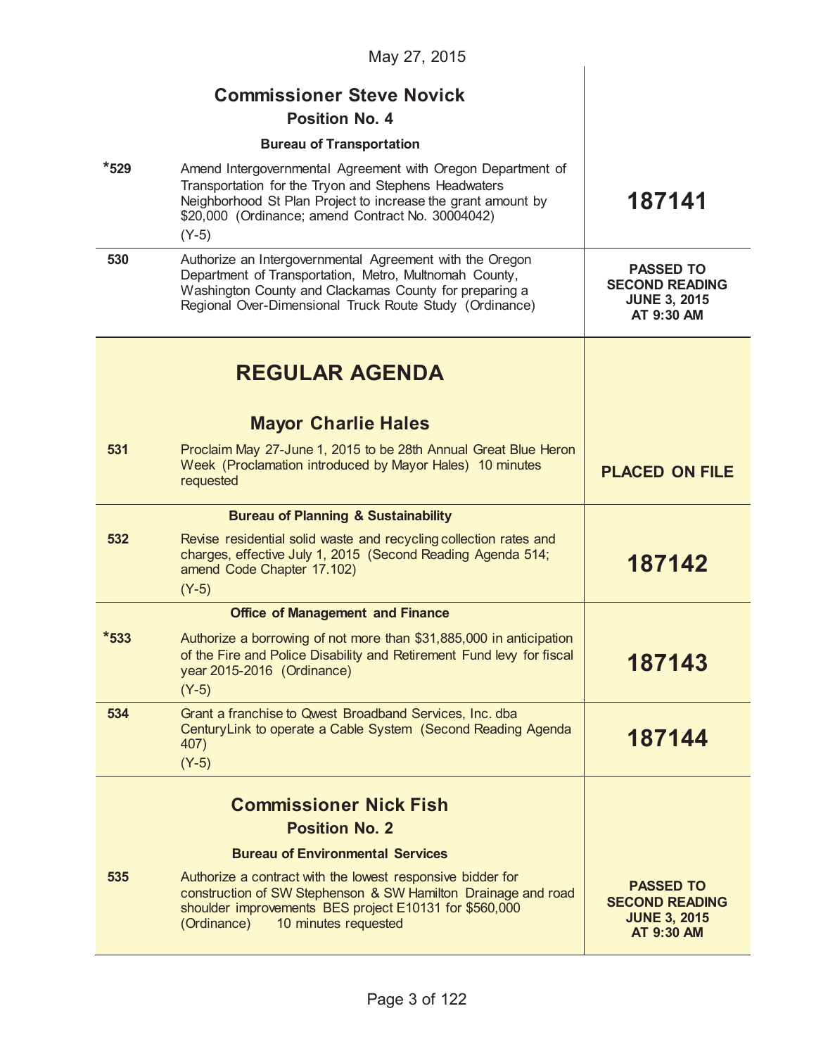May 27, 2015

## Commissioner Steve Novick

### Position No. 4

**Bureau of Transportation**

| | | |
|---|---|---|
| *529 | Amend Intergovernmental Agreement with Oregon Department of Transportation for the Tryon and Stephens Headwaters Neighborhood St Plan Project to increase the grant amount by $20,000 (Ordinance; amend Contract No. 30004042) (Y-5) | **187141** |
| 530 | Authorize an Intergovernmental Agreement with the Oregon Department of Transportation, Metro, Multnomah County, Washington County and Clackamas County for preparing a Regional Over-Dimensional Truck Route Study (Ordinance) | **PASSED TO SECOND READING JUNE 3, 2015 AT 9:30 AM** |

# REGULAR AGENDA

## Mayor Charlie Hales

| | | |
|---|---|---|
| 531 | Proclaim May 27-June 1, 2015 to be 28th Annual Great Blue Heron Week (Proclamation introduced by Mayor Hales) 10 minutes requested | **PLACED ON FILE** |

**Bureau of Planning & Sustainability**

| | | |
|---|---|---|
| 532 | Revise residential solid waste and recycling collection rates and charges, effective July 1, 2015 (Second Reading Agenda 514; amend Code Chapter 17.102) (Y-5) | **187142** |

**Office of Management and Finance**

| | | |
|---|---|---|
| *533 | Authorize a borrowing of not more than $31,885,000 in anticipation of the Fire and Police Disability and Retirement Fund levy for fiscal year 2015-2016 (Ordinance) (Y-5) | **187143** |
| 534 | Grant a franchise to Qwest Broadband Services, Inc. dba CenturyLink to operate a Cable System (Second Reading Agenda 407) (Y-5) | **187144** |

## Commissioner Nick Fish

### Position No. 2

**Bureau of Environmental Services**

| | | |
|---|---|---|
| 535 | Authorize a contract with the lowest responsive bidder for construction of SW Stephenson & SW Hamilton Drainage and road shoulder improvements BES project E10131 for $560,000 (Ordinance) 10 minutes requested | **PASSED TO SECOND READING JUNE 3, 2015 AT 9:30 AM** |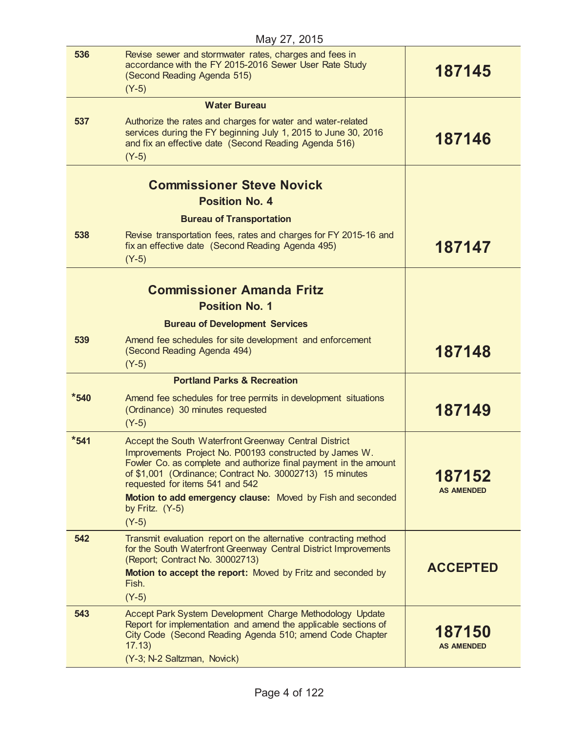May 27, 2015

| | | |
|---|---|---|
| 536 | Revise sewer and stormwater rates, charges and fees in accordance with the FY 2015-2016 Sewer User Rate Study (Second Reading Agenda 515)<br>(Y-5) | **187145** |
| | **Water Bureau** | |
| 537 | Authorize the rates and charges for water and water-related services during the FY beginning July 1, 2015 to June 30, 2016 and fix an effective date (Second Reading Agenda 516)<br>(Y-5) | **187146** |
| | **Commissioner Steve Novick**<br>**Position No. 4**<br>**Bureau of Transportation** | |
| 538 | Revise transportation fees, rates and charges for FY 2015-16 and fix an effective date (Second Reading Agenda 495)<br>(Y-5) | **187147** |
| | **Commissioner Amanda Fritz**<br>**Position No. 1**<br>**Bureau of Development Services** | |
| 539 | Amend fee schedules for site development and enforcement (Second Reading Agenda 494)<br>(Y-5) | **187148** |
| | **Portland Parks & Recreation** | |
| *540 | Amend fee schedules for tree permits in development situations (Ordinance) 30 minutes requested<br>(Y-5) | **187149** |
| *541 | Accept the South Waterfront Greenway Central District Improvements Project No. P00193 constructed by James W. Fowler Co. as complete and authorize final payment in the amount of $1,001 (Ordinance; Contract No. 30002713) 15 minutes requested for items 541 and 542<br>**Motion to add emergency clause:** Moved by Fish and seconded by Fritz. (Y-5)<br>(Y-5) | **187152**<br>**AS AMENDED** |
| 542 | Transmit evaluation report on the alternative contracting method for the South Waterfront Greenway Central District Improvements (Report; Contract No. 30002713)<br>**Motion to accept the report:** Moved by Fritz and seconded by Fish.<br>(Y-5) | **ACCEPTED** |
| 543 | Accept Park System Development Charge Methodology Update Report for implementation and amend the applicable sections of City Code (Second Reading Agenda 510; amend Code Chapter 17.13)<br>(Y-3; N-2 Saltzman, Novick) | **187150**<br>**AS AMENDED** |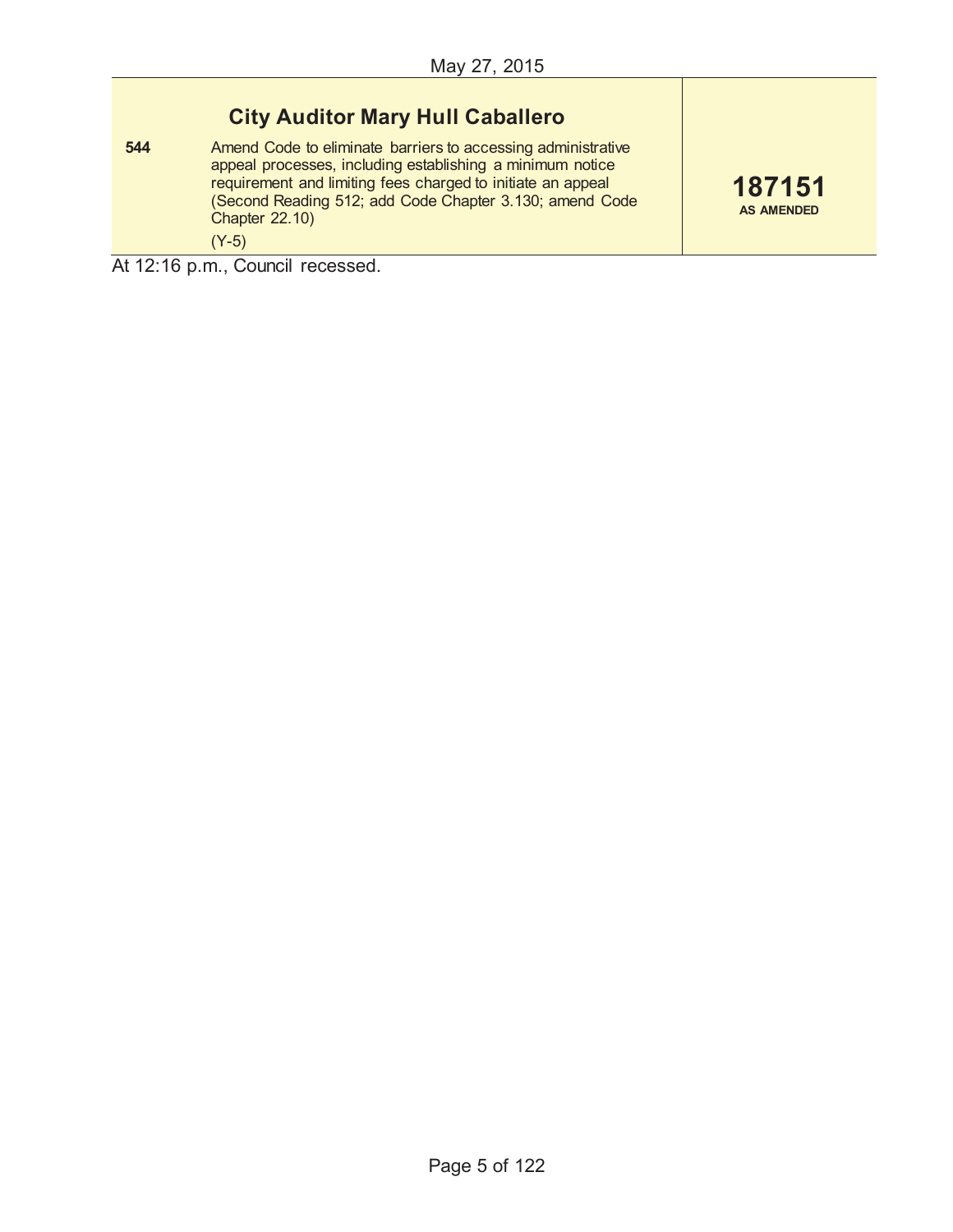May 27, 2015

| | City Auditor Mary Hull Caballero | |
|---|---|---|
| 544 | Amend Code to eliminate barriers to accessing administrative appeal processes, including establishing a minimum notice requirement and limiting fees charged to initiate an appeal (Second Reading 512; add Code Chapter 3.130; amend Code Chapter 22.10) (Y-5) | **187151** **AS AMENDED** |

At 12:16 p.m., Council recessed.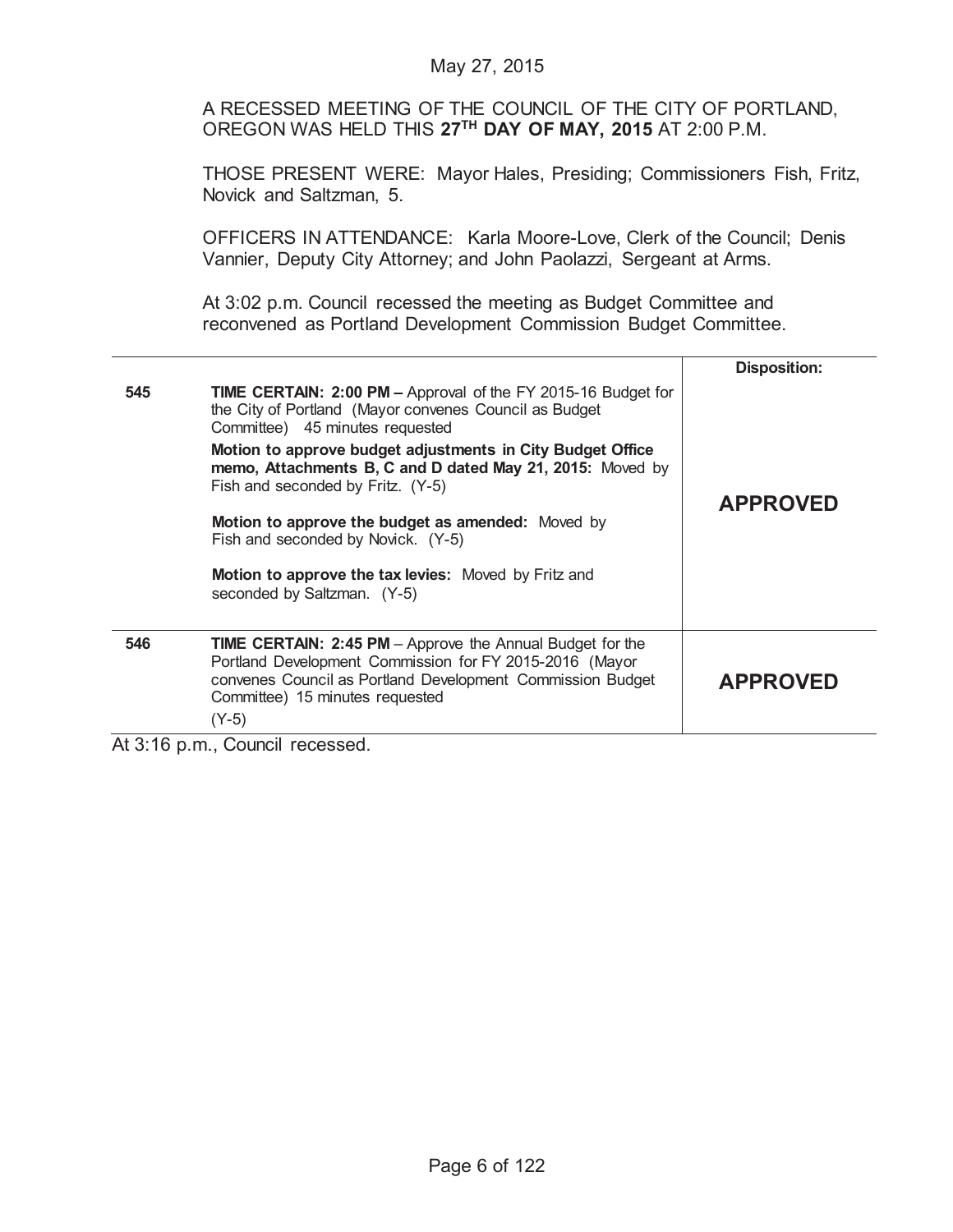May 27, 2015

A RECESSED MEETING OF THE COUNCIL OF THE CITY OF PORTLAND, OREGON WAS HELD THIS **27TH DAY OF MAY, 2015** AT 2:00 P.M.

THOSE PRESENT WERE: Mayor Hales, Presiding; Commissioners Fish, Fritz, Novick and Saltzman, 5.

OFFICERS IN ATTENDANCE: Karla Moore-Love, Clerk of the Council; Denis Vannier, Deputy City Attorney; and John Paolazzi, Sergeant at Arms.

At 3:02 p.m. Council recessed the meeting as Budget Committee and reconvened as Portland Development Commission Budget Committee.

| | | Disposition: |
|---|---|---|
| 545 | **TIME CERTAIN: 2:00 PM –** Approval of the FY 2015-16 Budget for the City of Portland (Mayor convenes Council as Budget Committee) 45 minutes requested<br><br>**Motion to approve budget adjustments in City Budget Office memo, Attachments B, C and D dated May 21, 2015:** Moved by Fish and seconded by Fritz. (Y-5)<br><br>**Motion to approve the budget as amended:** Moved by Fish and seconded by Novick. (Y-5)<br><br>**Motion to approve the tax levies:** Moved by Fritz and seconded by Saltzman. (Y-5) | **APPROVED** |
| 546 | **TIME CERTAIN: 2:45 PM** – Approve the Annual Budget for the Portland Development Commission for FY 2015-2016 (Mayor convenes Council as Portland Development Commission Budget Committee) 15 minutes requested<br><br>(Y-5) | **APPROVED** |

At 3:16 p.m., Council recessed.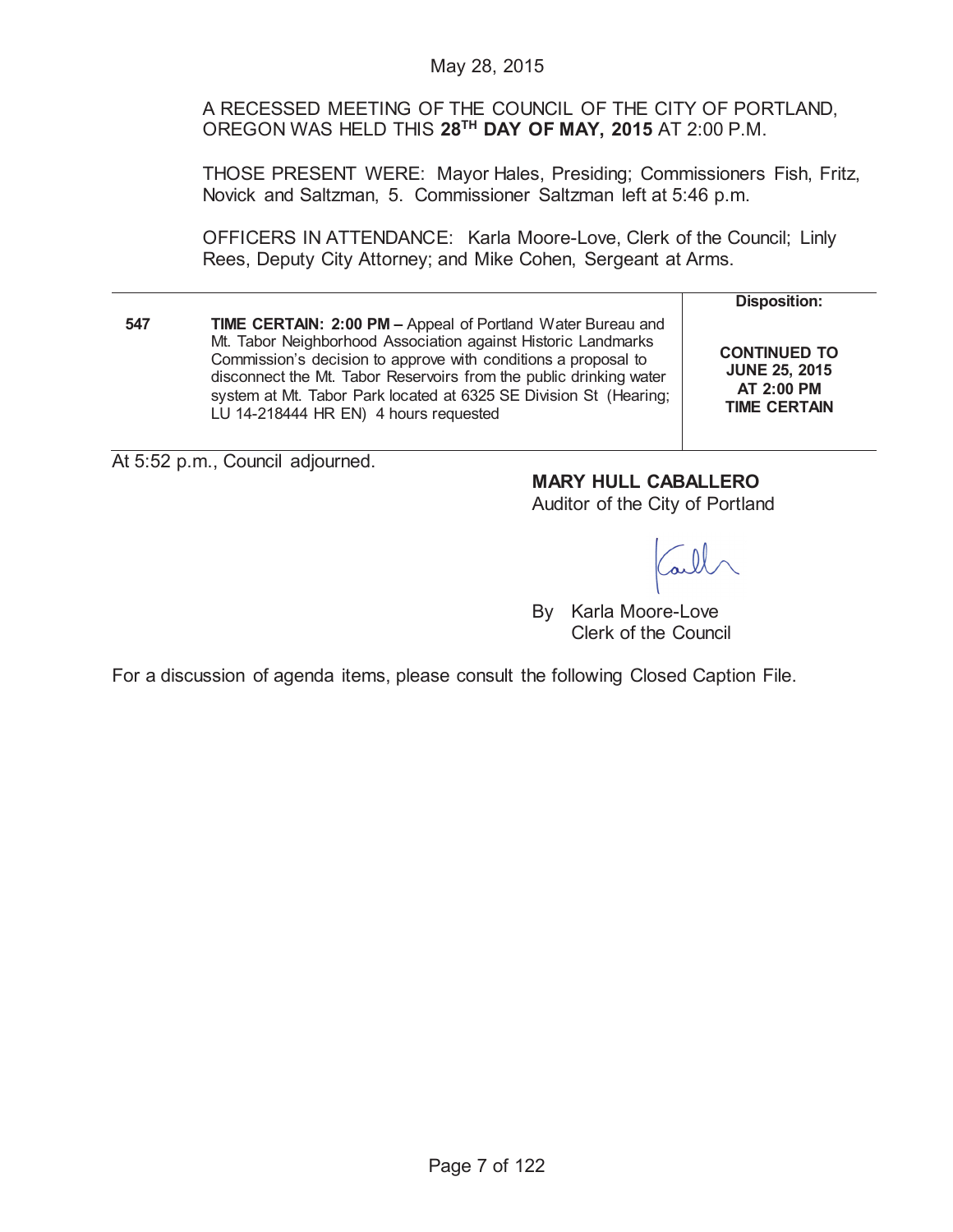May 28, 2015

A RECESSED MEETING OF THE COUNCIL OF THE CITY OF PORTLAND, OREGON WAS HELD THIS **28TH DAY OF MAY, 2015** AT 2:00 P.M.

THOSE PRESENT WERE: Mayor Hales, Presiding; Commissioners Fish, Fritz, Novick and Saltzman, 5. Commissioner Saltzman left at 5:46 p.m.

OFFICERS IN ATTENDANCE: Karla Moore-Love, Clerk of the Council; Linly Rees, Deputy City Attorney; and Mike Cohen, Sergeant at Arms.

| | | **Disposition:** |
|---|---|---|
| **547** | **TIME CERTAIN: 2:00 PM –** Appeal of Portland Water Bureau and Mt. Tabor Neighborhood Association against Historic Landmarks Commission's decision to approve with conditions a proposal to disconnect the Mt. Tabor Reservoirs from the public drinking water system at Mt. Tabor Park located at 6325 SE Division St (Hearing; LU 14-218444 HR EN) 4 hours requested | **CONTINUED TO JUNE 25, 2015 AT 2:00 PM TIME CERTAIN** |

At 5:52 p.m., Council adjourned.

**MARY HULL CABALLERO**
Auditor of the City of Portland

By Karla Moore-Love
Clerk of the Council

For a discussion of agenda items, please consult the following Closed Caption File.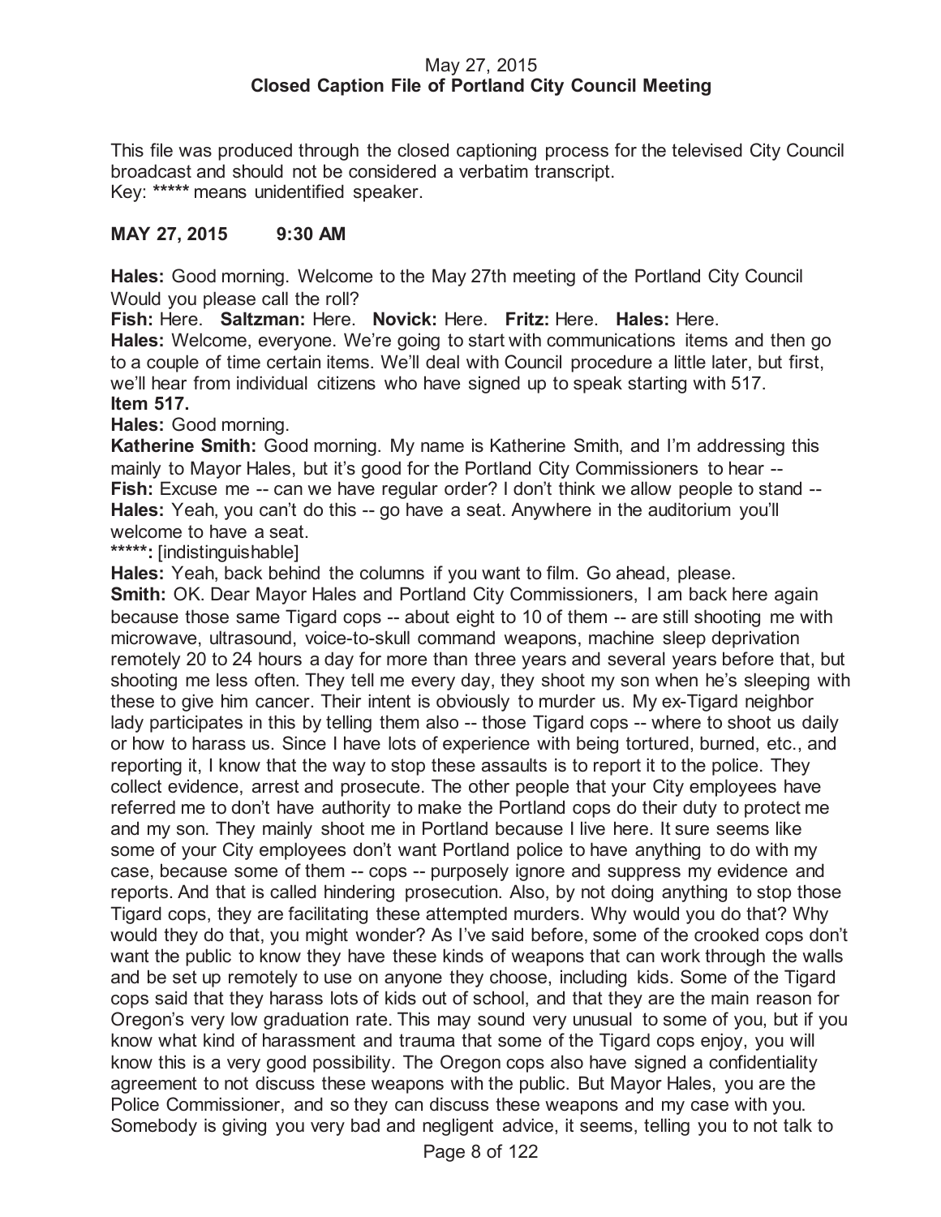This file was produced through the closed captioning process for the televised City Council broadcast and should not be considered a verbatim transcript.
Key: ***** means unidentified speaker.

**MAY 27, 2015 9:30 AM**

**Hales:** Good morning. Welcome to the May 27th meeting of the Portland City Council Would you please call the roll?
**Fish:** Here. **Saltzman:** Here. **Novick:** Here. **Fritz:** Here. **Hales:** Here.
**Hales:** Welcome, everyone. We're going to start with communications items and then go to a couple of time certain items. We'll deal with Council procedure a little later, but first, we'll hear from individual citizens who have signed up to speak starting with 517.
**Item 517.**
**Hales:** Good morning.
**Katherine Smith:** Good morning. My name is Katherine Smith, and I'm addressing this mainly to Mayor Hales, but it's good for the Portland City Commissioners to hear --
**Fish:** Excuse me -- can we have regular order? I don't think we allow people to stand --
**Hales:** Yeah, you can't do this -- go have a seat. Anywhere in the auditorium you'll welcome to have a seat.
*****:** [indistinguishable]
**Hales:** Yeah, back behind the columns if you want to film. Go ahead, please.
**Smith:** OK. Dear Mayor Hales and Portland City Commissioners, I am back here again because those same Tigard cops -- about eight to 10 of them -- are still shooting me with microwave, ultrasound, voice-to-skull command weapons, machine sleep deprivation remotely 20 to 24 hours a day for more than three years and several years before that, but shooting me less often. They tell me every day, they shoot my son when he's sleeping with these to give him cancer. Their intent is obviously to murder us. My ex-Tigard neighbor lady participates in this by telling them also -- those Tigard cops -- where to shoot us daily or how to harass us. Since I have lots of experience with being tortured, burned, etc., and reporting it, I know that the way to stop these assaults is to report it to the police. They collect evidence, arrest and prosecute. The other people that your City employees have referred me to don't have authority to make the Portland cops do their duty to protect me and my son. They mainly shoot me in Portland because I live here. It sure seems like some of your City employees don't want Portland police to have anything to do with my case, because some of them -- cops -- purposely ignore and suppress my evidence and reports. And that is called hindering prosecution. Also, by not doing anything to stop those Tigard cops, they are facilitating these attempted murders. Why would you do that? Why would they do that, you might wonder? As I've said before, some of the crooked cops don't want the public to know they have these kinds of weapons that can work through the walls and be set up remotely to use on anyone they choose, including kids. Some of the Tigard cops said that they harass lots of kids out of school, and that they are the main reason for Oregon's very low graduation rate. This may sound very unusual to some of you, but if you know what kind of harassment and trauma that some of the Tigard cops enjoy, you will know this is a very good possibility. The Oregon cops also have signed a confidentiality agreement to not discuss these weapons with the public. But Mayor Hales, you are the Police Commissioner, and so they can discuss these weapons and my case with you. Somebody is giving you very bad and negligent advice, it seems, telling you to not talk to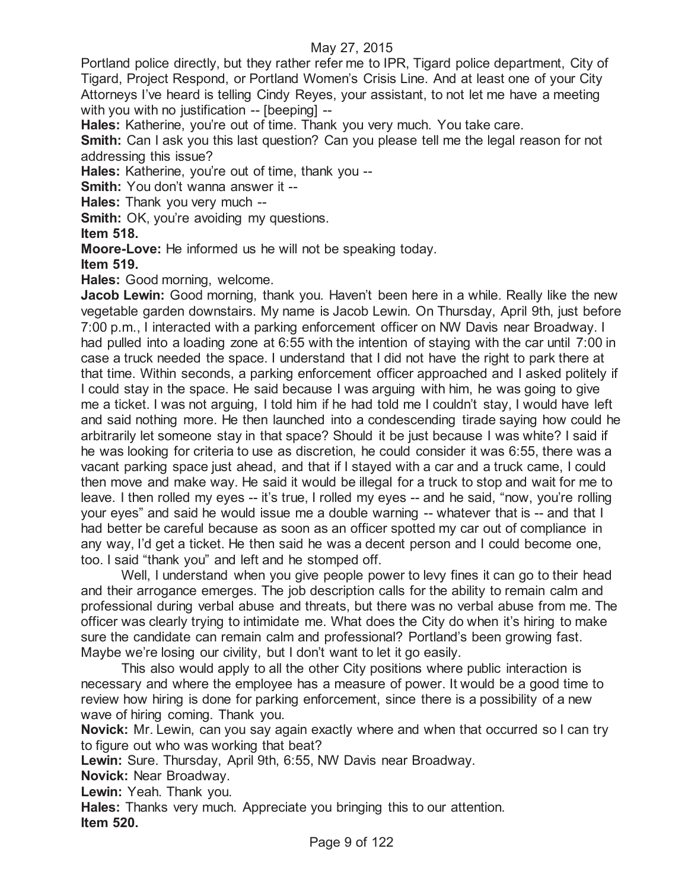Portland police directly, but they rather refer me to IPR, Tigard police department, City of Tigard, Project Respond, or Portland Women's Crisis Line. And at least one of your City Attorneys I've heard is telling Cindy Reyes, your assistant, to not let me have a meeting with you with no justification -- [beeping] --

**Hales:** Katherine, you're out of time. Thank you very much. You take care.

**Smith:** Can I ask you this last question? Can you please tell me the legal reason for not addressing this issue?

**Hales:** Katherine, you're out of time, thank you --

**Smith:** You don't wanna answer it --

**Hales:** Thank you very much --

**Smith:** OK, you're avoiding my questions.

**Item 518.**

**Moore-Love:** He informed us he will not be speaking today.

**Item 519.**

**Hales:** Good morning, welcome.

**Jacob Lewin:** Good morning, thank you. Haven't been here in a while. Really like the new vegetable garden downstairs. My name is Jacob Lewin. On Thursday, April 9th, just before 7:00 p.m., I interacted with a parking enforcement officer on NW Davis near Broadway. I had pulled into a loading zone at 6:55 with the intention of staying with the car until 7:00 in case a truck needed the space. I understand that I did not have the right to park there at that time. Within seconds, a parking enforcement officer approached and I asked politely if I could stay in the space. He said because I was arguing with him, he was going to give me a ticket. I was not arguing, I told him if he had told me I couldn't stay, I would have left and said nothing more. He then launched into a condescending tirade saying how could he arbitrarily let someone stay in that space? Should it be just because I was white? I said if he was looking for criteria to use as discretion, he could consider it was 6:55, there was a vacant parking space just ahead, and that if I stayed with a car and a truck came, I could then move and make way. He said it would be illegal for a truck to stop and wait for me to leave. I then rolled my eyes -- it's true, I rolled my eyes -- and he said, "now, you're rolling your eyes" and said he would issue me a double warning -- whatever that is -- and that I had better be careful because as soon as an officer spotted my car out of compliance in any way, I'd get a ticket. He then said he was a decent person and I could become one, too. I said "thank you" and left and he stomped off.

Well, I understand when you give people power to levy fines it can go to their head and their arrogance emerges. The job description calls for the ability to remain calm and professional during verbal abuse and threats, but there was no verbal abuse from me. The officer was clearly trying to intimidate me. What does the City do when it's hiring to make sure the candidate can remain calm and professional? Portland's been growing fast. Maybe we're losing our civility, but I don't want to let it go easily.

This also would apply to all the other City positions where public interaction is necessary and where the employee has a measure of power. It would be a good time to review how hiring is done for parking enforcement, since there is a possibility of a new wave of hiring coming. Thank you.

**Novick:** Mr. Lewin, can you say again exactly where and when that occurred so I can try to figure out who was working that beat?

**Lewin:** Sure. Thursday, April 9th, 6:55, NW Davis near Broadway.

**Novick:** Near Broadway.

**Lewin:** Yeah. Thank you.

**Hales:** Thanks very much. Appreciate you bringing this to our attention.

**Item 520.**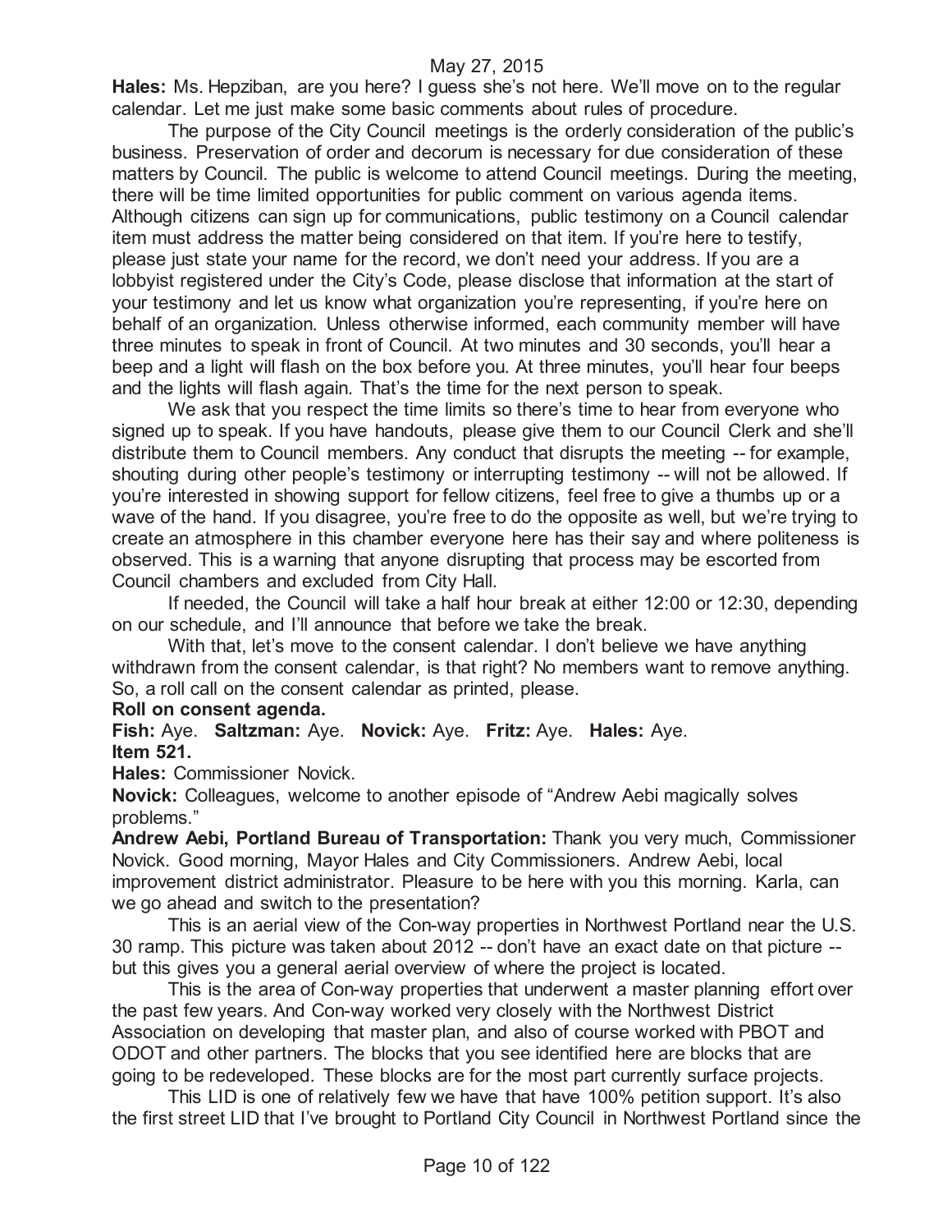**Hales:** Ms. Hepziban, are you here? I guess she's not here. We'll move on to the regular calendar. Let me just make some basic comments about rules of procedure.

The purpose of the City Council meetings is the orderly consideration of the public's business. Preservation of order and decorum is necessary for due consideration of these matters by Council. The public is welcome to attend Council meetings. During the meeting, there will be time limited opportunities for public comment on various agenda items. Although citizens can sign up for communications, public testimony on a Council calendar item must address the matter being considered on that item. If you're here to testify, please just state your name for the record, we don't need your address. If you are a lobbyist registered under the City's Code, please disclose that information at the start of your testimony and let us know what organization you're representing, if you're here on behalf of an organization. Unless otherwise informed, each community member will have three minutes to speak in front of Council. At two minutes and 30 seconds, you'll hear a beep and a light will flash on the box before you. At three minutes, you'll hear four beeps and the lights will flash again. That's the time for the next person to speak.

We ask that you respect the time limits so there's time to hear from everyone who signed up to speak. If you have handouts, please give them to our Council Clerk and she'll distribute them to Council members. Any conduct that disrupts the meeting -- for example, shouting during other people's testimony or interrupting testimony -- will not be allowed. If you're interested in showing support for fellow citizens, feel free to give a thumbs up or a wave of the hand. If you disagree, you're free to do the opposite as well, but we're trying to create an atmosphere in this chamber everyone here has their say and where politeness is observed. This is a warning that anyone disrupting that process may be escorted from Council chambers and excluded from City Hall.

If needed, the Council will take a half hour break at either 12:00 or 12:30, depending on our schedule, and I'll announce that before we take the break.

With that, let's move to the consent calendar. I don't believe we have anything withdrawn from the consent calendar, is that right? No members want to remove anything. So, a roll call on the consent calendar as printed, please.

**Roll on consent agenda.**

**Fish:** Aye. **Saltzman:** Aye. **Novick:** Aye. **Fritz:** Aye. **Hales:** Aye.

**Item 521.**

**Hales:** Commissioner Novick.

**Novick:** Colleagues, welcome to another episode of "Andrew Aebi magically solves problems."

**Andrew Aebi, Portland Bureau of Transportation:** Thank you very much, Commissioner Novick. Good morning, Mayor Hales and City Commissioners. Andrew Aebi, local improvement district administrator. Pleasure to be here with you this morning. Karla, can we go ahead and switch to the presentation?

This is an aerial view of the Con-way properties in Northwest Portland near the U.S. 30 ramp. This picture was taken about 2012 -- don't have an exact date on that picture -- but this gives you a general aerial overview of where the project is located.

This is the area of Con-way properties that underwent a master planning effort over the past few years. And Con-way worked very closely with the Northwest District Association on developing that master plan, and also of course worked with PBOT and ODOT and other partners. The blocks that you see identified here are blocks that are going to be redeveloped. These blocks are for the most part currently surface projects.

This LID is one of relatively few we have that have 100% petition support. It's also the first street LID that I've brought to Portland City Council in Northwest Portland since the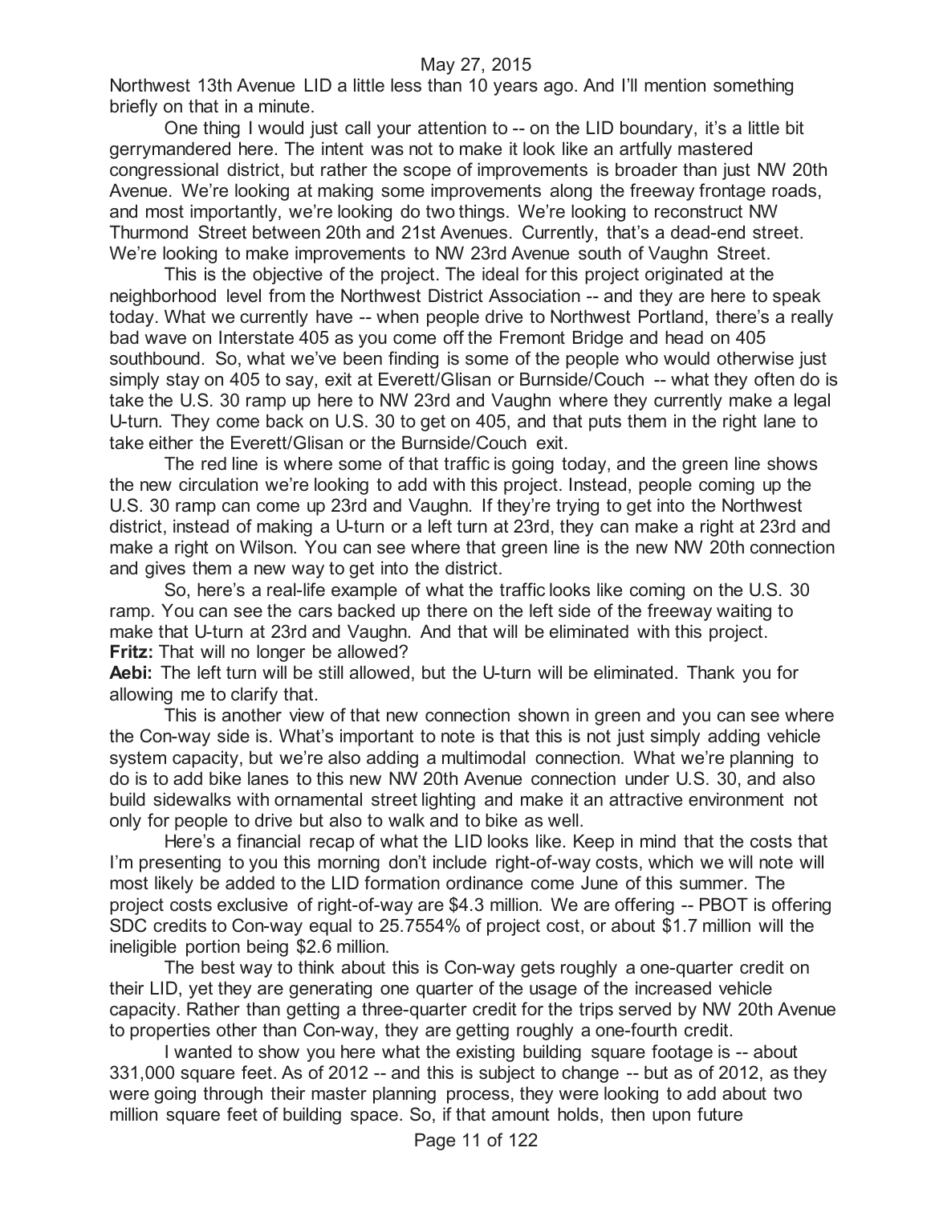Northwest 13th Avenue LID a little less than 10 years ago. And I'll mention something briefly on that in a minute.

One thing I would just call your attention to -- on the LID boundary, it's a little bit gerrymandered here. The intent was not to make it look like an artfully mastered congressional district, but rather the scope of improvements is broader than just NW 20th Avenue. We're looking at making some improvements along the freeway frontage roads, and most importantly, we're looking do two things. We're looking to reconstruct NW Thurmond Street between 20th and 21st Avenues. Currently, that's a dead-end street. We're looking to make improvements to NW 23rd Avenue south of Vaughn Street.

This is the objective of the project. The ideal for this project originated at the neighborhood level from the Northwest District Association -- and they are here to speak today. What we currently have -- when people drive to Northwest Portland, there's a really bad wave on Interstate 405 as you come off the Fremont Bridge and head on 405 southbound. So, what we've been finding is some of the people who would otherwise just simply stay on 405 to say, exit at Everett/Glisan or Burnside/Couch -- what they often do is take the U.S. 30 ramp up here to NW 23rd and Vaughn where they currently make a legal U-turn. They come back on U.S. 30 to get on 405, and that puts them in the right lane to take either the Everett/Glisan or the Burnside/Couch exit.

The red line is where some of that traffic is going today, and the green line shows the new circulation we're looking to add with this project. Instead, people coming up the U.S. 30 ramp can come up 23rd and Vaughn. If they're trying to get into the Northwest district, instead of making a U-turn or a left turn at 23rd, they can make a right at 23rd and make a right on Wilson. You can see where that green line is the new NW 20th connection and gives them a new way to get into the district.

So, here's a real-life example of what the traffic looks like coming on the U.S. 30 ramp. You can see the cars backed up there on the left side of the freeway waiting to make that U-turn at 23rd and Vaughn. And that will be eliminated with this project.

**Fritz:** That will no longer be allowed?

**Aebi:** The left turn will be still allowed, but the U-turn will be eliminated. Thank you for allowing me to clarify that.

This is another view of that new connection shown in green and you can see where the Con-way side is. What's important to note is that this is not just simply adding vehicle system capacity, but we're also adding a multimodal connection. What we're planning to do is to add bike lanes to this new NW 20th Avenue connection under U.S. 30, and also build sidewalks with ornamental street lighting and make it an attractive environment not only for people to drive but also to walk and to bike as well.

Here's a financial recap of what the LID looks like. Keep in mind that the costs that I'm presenting to you this morning don't include right-of-way costs, which we will note will most likely be added to the LID formation ordinance come June of this summer. The project costs exclusive of right-of-way are $4.3 million. We are offering -- PBOT is offering SDC credits to Con-way equal to 25.7554% of project cost, or about $1.7 million will the ineligible portion being $2.6 million.

The best way to think about this is Con-way gets roughly a one-quarter credit on their LID, yet they are generating one quarter of the usage of the increased vehicle capacity. Rather than getting a three-quarter credit for the trips served by NW 20th Avenue to properties other than Con-way, they are getting roughly a one-fourth credit.

I wanted to show you here what the existing building square footage is -- about 331,000 square feet. As of 2012 -- and this is subject to change -- but as of 2012, as they were going through their master planning process, they were looking to add about two million square feet of building space. So, if that amount holds, then upon future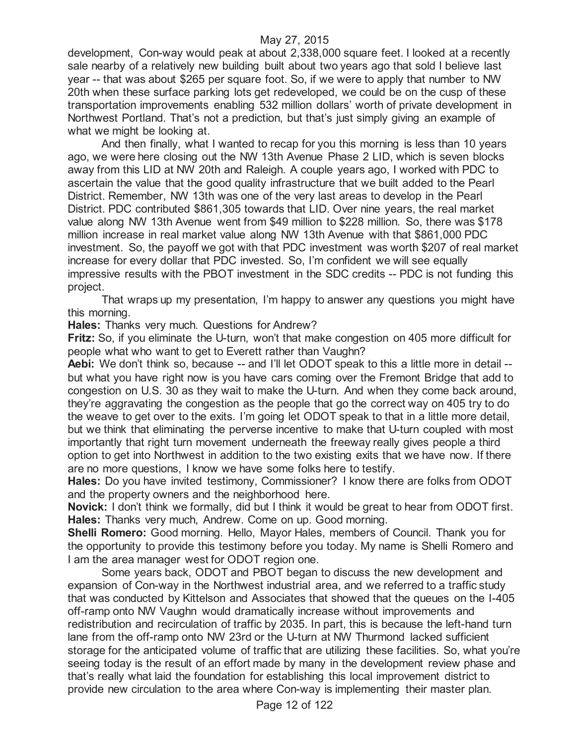development, Con-way would peak at about 2,338,000 square feet. I looked at a recently sale nearby of a relatively new building built about two years ago that sold I believe last year -- that was about $265 per square foot. So, if we were to apply that number to NW 20th when these surface parking lots get redeveloped, we could be on the cusp of these transportation improvements enabling 532 million dollars' worth of private development in Northwest Portland. That's not a prediction, but that's just simply giving an example of what we might be looking at.

And then finally, what I wanted to recap for you this morning is less than 10 years ago, we were here closing out the NW 13th Avenue Phase 2 LID, which is seven blocks away from this LID at NW 20th and Raleigh. A couple years ago, I worked with PDC to ascertain the value that the good quality infrastructure that we built added to the Pearl District. Remember, NW 13th was one of the very last areas to develop in the Pearl District. PDC contributed $861,305 towards that LID. Over nine years, the real market value along NW 13th Avenue went from $49 million to $228 million. So, there was $178 million increase in real market value along NW 13th Avenue with that $861,000 PDC investment. So, the payoff we got with that PDC investment was worth $207 of real market increase for every dollar that PDC invested. So, I'm confident we will see equally impressive results with the PBOT investment in the SDC credits -- PDC is not funding this project.

That wraps up my presentation, I'm happy to answer any questions you might have this morning.

**Hales:** Thanks very much. Questions for Andrew?

**Fritz:** So, if you eliminate the U-turn, won't that make congestion on 405 more difficult for people what who want to get to Everett rather than Vaughn?

**Aebi:** We don't think so, because -- and I'll let ODOT speak to this a little more in detail -- but what you have right now is you have cars coming over the Fremont Bridge that add to congestion on U.S. 30 as they wait to make the U-turn. And when they come back around, they're aggravating the congestion as the people that go the correct way on 405 try to do the weave to get over to the exits. I'm going let ODOT speak to that in a little more detail, but we think that eliminating the perverse incentive to make that U-turn coupled with most importantly that right turn movement underneath the freeway really gives people a third option to get into Northwest in addition to the two existing exits that we have now. If there are no more questions, I know we have some folks here to testify.

**Hales:** Do you have invited testimony, Commissioner? I know there are folks from ODOT and the property owners and the neighborhood here.

**Novick:** I don't think we formally, did but I think it would be great to hear from ODOT first.

**Hales:** Thanks very much, Andrew. Come on up. Good morning.

**Shelli Romero:** Good morning. Hello, Mayor Hales, members of Council. Thank you for the opportunity to provide this testimony before you today. My name is Shelli Romero and I am the area manager west for ODOT region one.

Some years back, ODOT and PBOT began to discuss the new development and expansion of Con-way in the Northwest industrial area, and we referred to a traffic study that was conducted by Kittelson and Associates that showed that the queues on the I-405 off-ramp onto NW Vaughn would dramatically increase without improvements and redistribution and recirculation of traffic by 2035. In part, this is because the left-hand turn lane from the off-ramp onto NW 23rd or the U-turn at NW Thurmond lacked sufficient storage for the anticipated volume of traffic that are utilizing these facilities. So, what you're seeing today is the result of an effort made by many in the development review phase and that's really what laid the foundation for establishing this local improvement district to provide new circulation to the area where Con-way is implementing their master plan.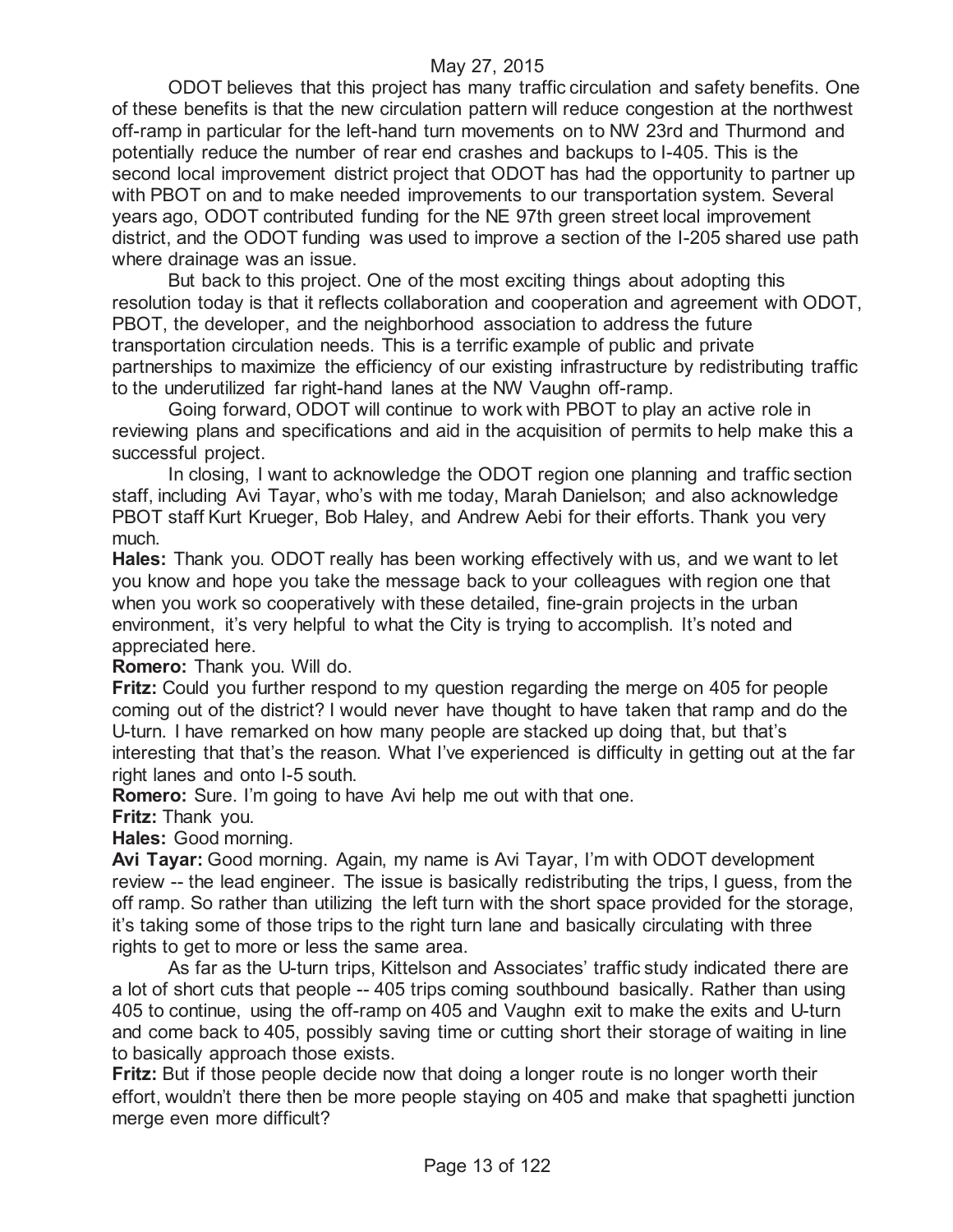May 27, 2015

ODOT believes that this project has many traffic circulation and safety benefits. One of these benefits is that the new circulation pattern will reduce congestion at the northwest off-ramp in particular for the left-hand turn movements on to NW 23rd and Thurmond and potentially reduce the number of rear end crashes and backups to I-405. This is the second local improvement district project that ODOT has had the opportunity to partner up with PBOT on and to make needed improvements to our transportation system. Several years ago, ODOT contributed funding for the NE 97th green street local improvement district, and the ODOT funding was used to improve a section of the I-205 shared use path where drainage was an issue.

But back to this project. One of the most exciting things about adopting this resolution today is that it reflects collaboration and cooperation and agreement with ODOT, PBOT, the developer, and the neighborhood association to address the future transportation circulation needs. This is a terrific example of public and private partnerships to maximize the efficiency of our existing infrastructure by redistributing traffic to the underutilized far right-hand lanes at the NW Vaughn off-ramp.

Going forward, ODOT will continue to work with PBOT to play an active role in reviewing plans and specifications and aid in the acquisition of permits to help make this a successful project.

In closing, I want to acknowledge the ODOT region one planning and traffic section staff, including Avi Tayar, who's with me today, Marah Danielson; and also acknowledge PBOT staff Kurt Krueger, Bob Haley, and Andrew Aebi for their efforts. Thank you very much.

**Hales:** Thank you. ODOT really has been working effectively with us, and we want to let you know and hope you take the message back to your colleagues with region one that when you work so cooperatively with these detailed, fine-grain projects in the urban environment, it's very helpful to what the City is trying to accomplish. It's noted and appreciated here.

**Romero:** Thank you. Will do.

**Fritz:** Could you further respond to my question regarding the merge on 405 for people coming out of the district? I would never have thought to have taken that ramp and do the U-turn. I have remarked on how many people are stacked up doing that, but that's interesting that that's the reason. What I've experienced is difficulty in getting out at the far right lanes and onto I-5 south.

**Romero:** Sure. I'm going to have Avi help me out with that one.

**Fritz:** Thank you.

**Hales:** Good morning.

**Avi Tayar:** Good morning. Again, my name is Avi Tayar, I'm with ODOT development review -- the lead engineer. The issue is basically redistributing the trips, I guess, from the off ramp. So rather than utilizing the left turn with the short space provided for the storage, it's taking some of those trips to the right turn lane and basically circulating with three rights to get to more or less the same area.

As far as the U-turn trips, Kittelson and Associates' traffic study indicated there are a lot of short cuts that people -- 405 trips coming southbound basically. Rather than using 405 to continue, using the off-ramp on 405 and Vaughn exit to make the exits and U-turn and come back to 405, possibly saving time or cutting short their storage of waiting in line to basically approach those exists.

**Fritz:** But if those people decide now that doing a longer route is no longer worth their effort, wouldn't there then be more people staying on 405 and make that spaghetti junction merge even more difficult?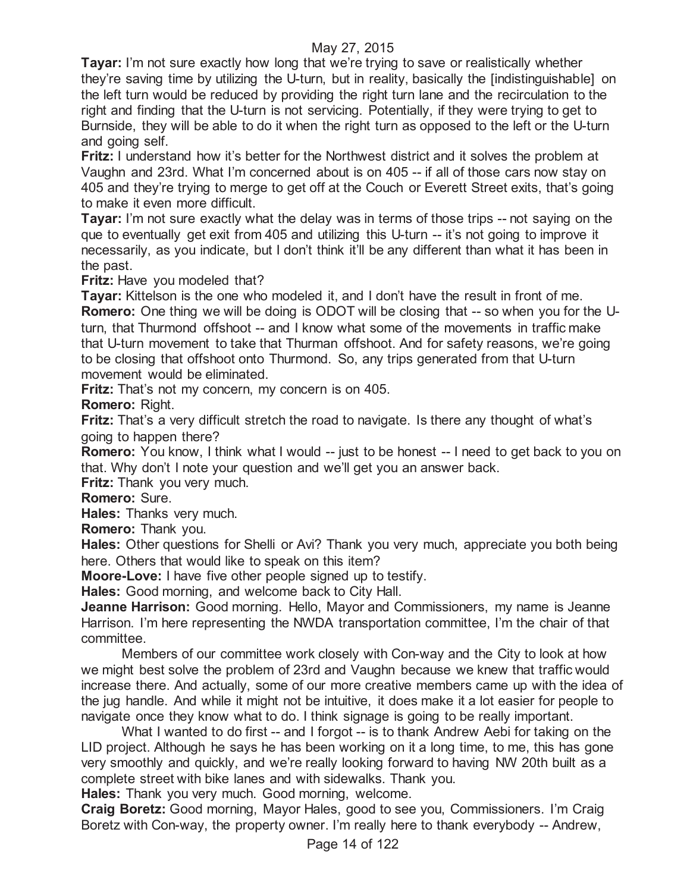**Tayar:** I'm not sure exactly how long that we're trying to save or realistically whether they're saving time by utilizing the U-turn, but in reality, basically the [indistinguishable] on the left turn would be reduced by providing the right turn lane and the recirculation to the right and finding that the U-turn is not servicing. Potentially, if they were trying to get to Burnside, they will be able to do it when the right turn as opposed to the left or the U-turn and going self.

**Fritz:** I understand how it's better for the Northwest district and it solves the problem at Vaughn and 23rd. What I'm concerned about is on 405 -- if all of those cars now stay on 405 and they're trying to merge to get off at the Couch or Everett Street exits, that's going to make it even more difficult.

**Tayar:** I'm not sure exactly what the delay was in terms of those trips -- not saying on the que to eventually get exit from 405 and utilizing this U-turn -- it's not going to improve it necessarily, as you indicate, but I don't think it'll be any different than what it has been in the past.

**Fritz:** Have you modeled that?

**Tayar:** Kittelson is the one who modeled it, and I don't have the result in front of me.

**Romero:** One thing we will be doing is ODOT will be closing that -- so when you for the U-turn, that Thurmond offshoot -- and I know what some of the movements in traffic make that U-turn movement to take that Thurman offshoot. And for safety reasons, we're going to be closing that offshoot onto Thurmond. So, any trips generated from that U-turn movement would be eliminated.

**Fritz:** That's not my concern, my concern is on 405.

**Romero:** Right.

**Fritz:** That's a very difficult stretch the road to navigate. Is there any thought of what's going to happen there?

**Romero:** You know, I think what I would -- just to be honest -- I need to get back to you on that. Why don't I note your question and we'll get you an answer back.

**Fritz:** Thank you very much.

**Romero:** Sure.

**Hales:** Thanks very much.

**Romero:** Thank you.

**Hales:** Other questions for Shelli or Avi? Thank you very much, appreciate you both being here. Others that would like to speak on this item?

**Moore-Love:** I have five other people signed up to testify.

**Hales:** Good morning, and welcome back to City Hall.

**Jeanne Harrison:** Good morning. Hello, Mayor and Commissioners, my name is Jeanne Harrison. I'm here representing the NWDA transportation committee, I'm the chair of that committee.

Members of our committee work closely with Con-way and the City to look at how we might best solve the problem of 23rd and Vaughn because we knew that traffic would increase there. And actually, some of our more creative members came up with the idea of the jug handle. And while it might not be intuitive, it does make it a lot easier for people to navigate once they know what to do. I think signage is going to be really important.

What I wanted to do first -- and I forgot -- is to thank Andrew Aebi for taking on the LID project. Although he says he has been working on it a long time, to me, this has gone very smoothly and quickly, and we're really looking forward to having NW 20th built as a complete street with bike lanes and with sidewalks. Thank you.

**Hales:** Thank you very much. Good morning, welcome.

**Craig Boretz:** Good morning, Mayor Hales, good to see you, Commissioners. I'm Craig Boretz with Con-way, the property owner. I'm really here to thank everybody -- Andrew,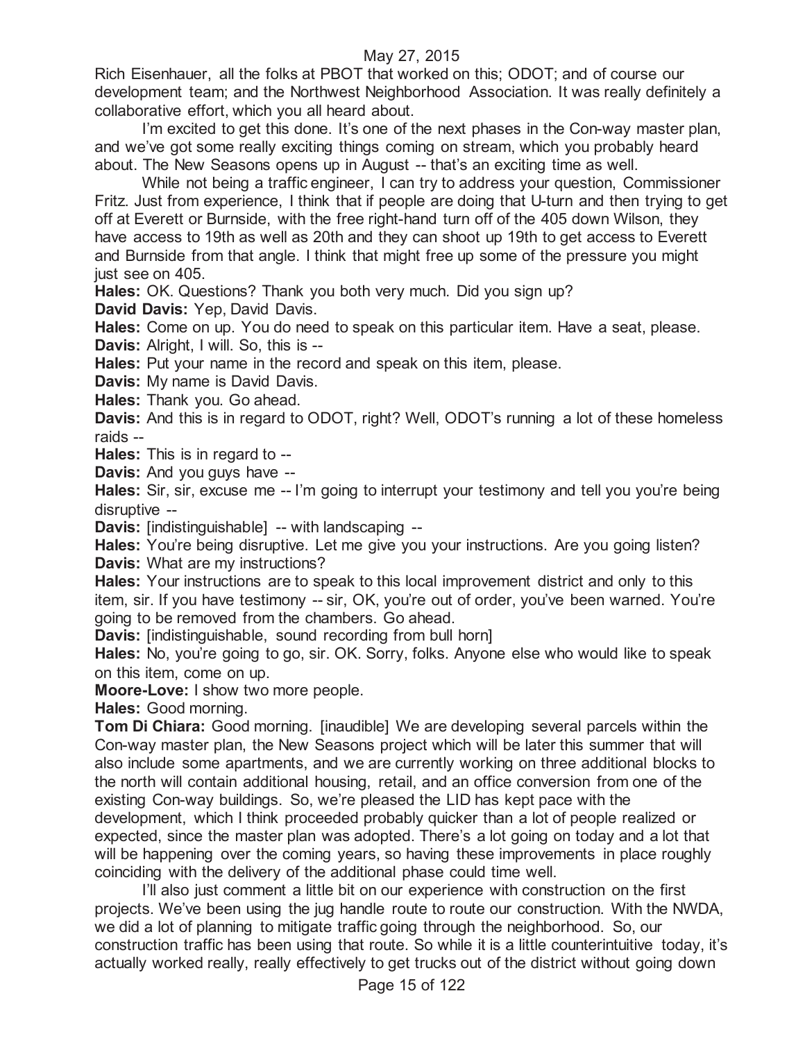Rich Eisenhauer, all the folks at PBOT that worked on this; ODOT; and of course our development team; and the Northwest Neighborhood Association. It was really definitely a collaborative effort, which you all heard about.

I'm excited to get this done. It's one of the next phases in the Con-way master plan, and we've got some really exciting things coming on stream, which you probably heard about. The New Seasons opens up in August -- that's an exciting time as well.

While not being a traffic engineer, I can try to address your question, Commissioner Fritz. Just from experience, I think that if people are doing that U-turn and then trying to get off at Everett or Burnside, with the free right-hand turn off of the 405 down Wilson, they have access to 19th as well as 20th and they can shoot up 19th to get access to Everett and Burnside from that angle. I think that might free up some of the pressure you might just see on 405.

**Hales:** OK. Questions? Thank you both very much. Did you sign up?

**David Davis:** Yep, David Davis.

**Hales:** Come on up. You do need to speak on this particular item. Have a seat, please.

**Davis:** Alright, I will. So, this is --

**Hales:** Put your name in the record and speak on this item, please.

**Davis:** My name is David Davis.

**Hales:** Thank you. Go ahead.

**Davis:** And this is in regard to ODOT, right? Well, ODOT's running a lot of these homeless raids --

**Hales:** This is in regard to --

**Davis:** And you guys have --

**Hales:** Sir, sir, excuse me -- I'm going to interrupt your testimony and tell you you're being disruptive --

**Davis:** [indistinguishable] -- with landscaping --

**Hales:** You're being disruptive. Let me give you your instructions. Are you going listen?

**Davis:** What are my instructions?

**Hales:** Your instructions are to speak to this local improvement district and only to this item, sir. If you have testimony -- sir, OK, you're out of order, you've been warned. You're going to be removed from the chambers. Go ahead.

**Davis:** [indistinguishable, sound recording from bull horn]

**Hales:** No, you're going to go, sir. OK. Sorry, folks. Anyone else who would like to speak on this item, come on up.

**Moore-Love:** I show two more people.

**Hales:** Good morning.

**Tom Di Chiara:** Good morning. [inaudible] We are developing several parcels within the Con-way master plan, the New Seasons project which will be later this summer that will also include some apartments, and we are currently working on three additional blocks to the north will contain additional housing, retail, and an office conversion from one of the existing Con-way buildings. So, we're pleased the LID has kept pace with the development, which I think proceeded probably quicker than a lot of people realized or expected, since the master plan was adopted. There's a lot going on today and a lot that will be happening over the coming years, so having these improvements in place roughly coinciding with the delivery of the additional phase could time well.

I'll also just comment a little bit on our experience with construction on the first projects. We've been using the jug handle route to route our construction. With the NWDA, we did a lot of planning to mitigate traffic going through the neighborhood. So, our construction traffic has been using that route. So while it is a little counterintuitive today, it's actually worked really, really effectively to get trucks out of the district without going down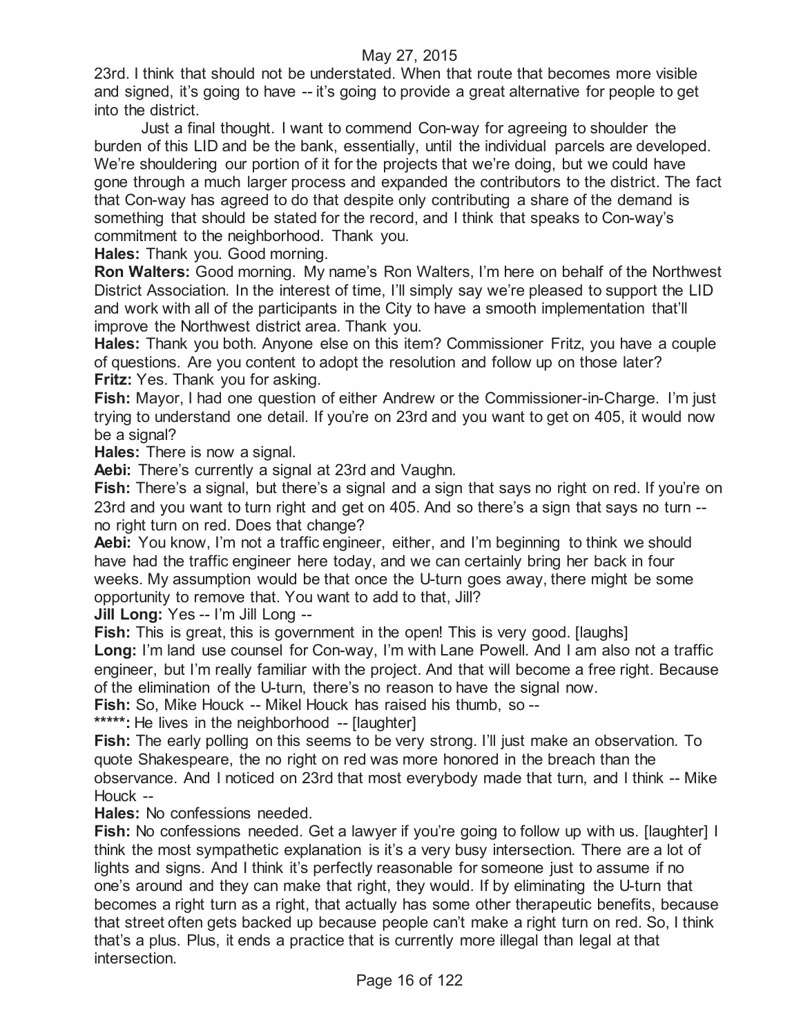23rd. I think that should not be understated. When that route that becomes more visible and signed, it's going to have -- it's going to provide a great alternative for people to get into the district.

Just a final thought. I want to commend Con-way for agreeing to shoulder the burden of this LID and be the bank, essentially, until the individual parcels are developed. We're shouldering our portion of it for the projects that we're doing, but we could have gone through a much larger process and expanded the contributors to the district. The fact that Con-way has agreed to do that despite only contributing a share of the demand is something that should be stated for the record, and I think that speaks to Con-way's commitment to the neighborhood. Thank you.

**Hales:** Thank you. Good morning.

**Ron Walters:** Good morning. My name's Ron Walters, I'm here on behalf of the Northwest District Association. In the interest of time, I'll simply say we're pleased to support the LID and work with all of the participants in the City to have a smooth implementation that'll improve the Northwest district area. Thank you.

**Hales:** Thank you both. Anyone else on this item? Commissioner Fritz, you have a couple of questions. Are you content to adopt the resolution and follow up on those later?

**Fritz:** Yes. Thank you for asking.

**Fish:** Mayor, I had one question of either Andrew or the Commissioner-in-Charge. I'm just trying to understand one detail. If you're on 23rd and you want to get on 405, it would now be a signal?

**Hales:** There is now a signal.

**Aebi:** There's currently a signal at 23rd and Vaughn.

**Fish:** There's a signal, but there's a signal and a sign that says no right on red. If you're on 23rd and you want to turn right and get on 405. And so there's a sign that says no turn -- no right turn on red. Does that change?

**Aebi:** You know, I'm not a traffic engineer, either, and I'm beginning to think we should have had the traffic engineer here today, and we can certainly bring her back in four weeks. My assumption would be that once the U-turn goes away, there might be some opportunity to remove that. You want to add to that, Jill?

**Jill Long:** Yes -- I'm Jill Long --

**Fish:** This is great, this is government in the open! This is very good. [laughs]

**Long:** I'm land use counsel for Con-way, I'm with Lane Powell. And I am also not a traffic engineer, but I'm really familiar with the project. And that will become a free right. Because of the elimination of the U-turn, there's no reason to have the signal now.

**Fish:** So, Mike Houck -- Mikel Houck has raised his thumb, so --

**\*\*\*\*\*:** He lives in the neighborhood -- [laughter]

**Fish:** The early polling on this seems to be very strong. I'll just make an observation. To quote Shakespeare, the no right on red was more honored in the breach than the observance. And I noticed on 23rd that most everybody made that turn, and I think -- Mike Houck --

**Hales:** No confessions needed.

**Fish:** No confessions needed. Get a lawyer if you're going to follow up with us. [laughter] I think the most sympathetic explanation is it's a very busy intersection. There are a lot of lights and signs. And I think it's perfectly reasonable for someone just to assume if no one's around and they can make that right, they would. If by eliminating the U-turn that becomes a right turn as a right, that actually has some other therapeutic benefits, because that street often gets backed up because people can't make a right turn on red. So, I think that's a plus. Plus, it ends a practice that is currently more illegal than legal at that intersection.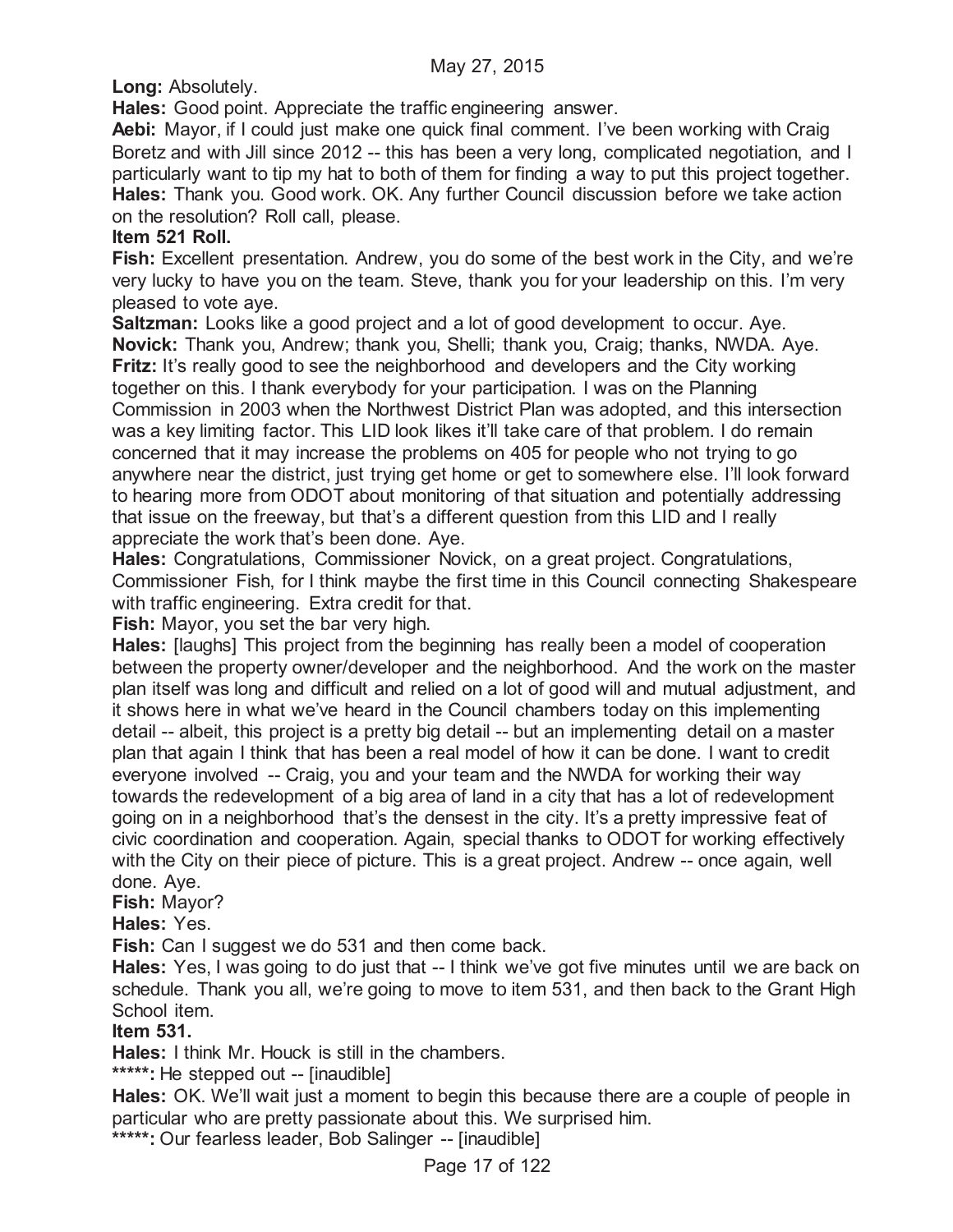**Long:** Absolutely.

**Hales:** Good point. Appreciate the traffic engineering answer.

**Aebi:** Mayor, if I could just make one quick final comment. I've been working with Craig Boretz and with Jill since 2012 -- this has been a very long, complicated negotiation, and I particularly want to tip my hat to both of them for finding a way to put this project together.

**Hales:** Thank you. Good work. OK. Any further Council discussion before we take action on the resolution? Roll call, please.

**Item 521 Roll.**

**Fish:** Excellent presentation. Andrew, you do some of the best work in the City, and we're very lucky to have you on the team. Steve, thank you for your leadership on this. I'm very pleased to vote aye.

**Saltzman:** Looks like a good project and a lot of good development to occur. Aye.

**Novick:** Thank you, Andrew; thank you, Shelli; thank you, Craig; thanks, NWDA. Aye.

**Fritz:** It's really good to see the neighborhood and developers and the City working together on this. I thank everybody for your participation. I was on the Planning Commission in 2003 when the Northwest District Plan was adopted, and this intersection was a key limiting factor. This LID look likes it'll take care of that problem. I do remain concerned that it may increase the problems on 405 for people who not trying to go anywhere near the district, just trying get home or get to somewhere else. I'll look forward to hearing more from ODOT about monitoring of that situation and potentially addressing that issue on the freeway, but that's a different question from this LID and I really appreciate the work that's been done. Aye.

**Hales:** Congratulations, Commissioner Novick, on a great project. Congratulations, Commissioner Fish, for I think maybe the first time in this Council connecting Shakespeare with traffic engineering. Extra credit for that.

**Fish:** Mayor, you set the bar very high.

**Hales:** [laughs] This project from the beginning has really been a model of cooperation between the property owner/developer and the neighborhood. And the work on the master plan itself was long and difficult and relied on a lot of good will and mutual adjustment, and it shows here in what we've heard in the Council chambers today on this implementing detail -- albeit, this project is a pretty big detail -- but an implementing detail on a master plan that again I think that has been a real model of how it can be done. I want to credit everyone involved -- Craig, you and your team and the NWDA for working their way towards the redevelopment of a big area of land in a city that has a lot of redevelopment going on in a neighborhood that's the densest in the city. It's a pretty impressive feat of civic coordination and cooperation. Again, special thanks to ODOT for working effectively with the City on their piece of picture. This is a great project. Andrew -- once again, well done. Aye.

**Fish:** Mayor?

**Hales:** Yes.

**Fish:** Can I suggest we do 531 and then come back.

**Hales:** Yes, I was going to do just that -- I think we've got five minutes until we are back on schedule. Thank you all, we're going to move to item 531, and then back to the Grant High School item.

**Item 531.**

**Hales:** I think Mr. Houck is still in the chambers.

**\*\*\*\*\*:** He stepped out -- [inaudible]

**Hales:** OK. We'll wait just a moment to begin this because there are a couple of people in particular who are pretty passionate about this. We surprised him.

**\*\*\*\*\*:** Our fearless leader, Bob Salinger -- [inaudible]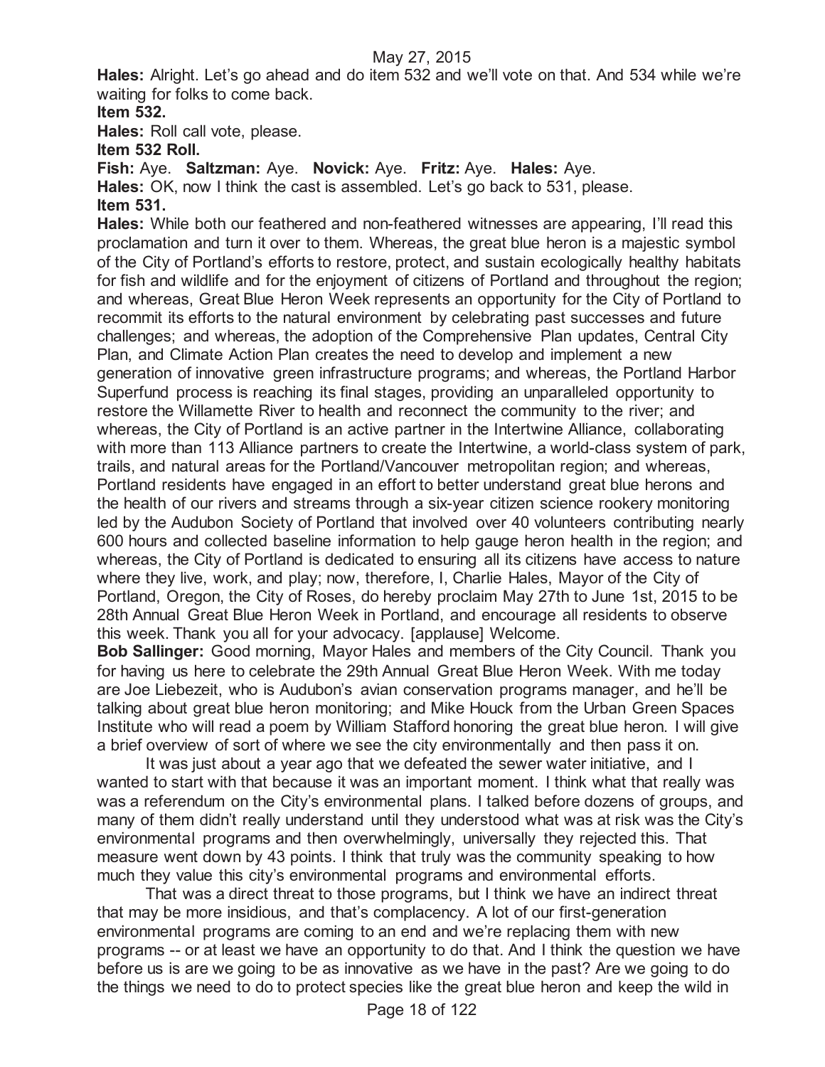**Hales:** Alright. Let's go ahead and do item 532 and we'll vote on that. And 534 while we're waiting for folks to come back.

**Item 532.**

**Hales:** Roll call vote, please.

**Item 532 Roll.**

**Fish:** Aye. **Saltzman:** Aye. **Novick:** Aye. **Fritz:** Aye. **Hales:** Aye.

**Hales:** OK, now I think the cast is assembled. Let's go back to 531, please.

**Item 531.**

**Hales:** While both our feathered and non-feathered witnesses are appearing, I'll read this proclamation and turn it over to them. Whereas, the great blue heron is a majestic symbol of the City of Portland's efforts to restore, protect, and sustain ecologically healthy habitats for fish and wildlife and for the enjoyment of citizens of Portland and throughout the region; and whereas, Great Blue Heron Week represents an opportunity for the City of Portland to recommit its efforts to the natural environment by celebrating past successes and future challenges; and whereas, the adoption of the Comprehensive Plan updates, Central City Plan, and Climate Action Plan creates the need to develop and implement a new generation of innovative green infrastructure programs; and whereas, the Portland Harbor Superfund process is reaching its final stages, providing an unparalleled opportunity to restore the Willamette River to health and reconnect the community to the river; and whereas, the City of Portland is an active partner in the Intertwine Alliance, collaborating with more than 113 Alliance partners to create the Intertwine, a world-class system of park, trails, and natural areas for the Portland/Vancouver metropolitan region; and whereas, Portland residents have engaged in an effort to better understand great blue herons and the health of our rivers and streams through a six-year citizen science rookery monitoring led by the Audubon Society of Portland that involved over 40 volunteers contributing nearly 600 hours and collected baseline information to help gauge heron health in the region; and whereas, the City of Portland is dedicated to ensuring all its citizens have access to nature where they live, work, and play; now, therefore, I, Charlie Hales, Mayor of the City of Portland, Oregon, the City of Roses, do hereby proclaim May 27th to June 1st, 2015 to be 28th Annual Great Blue Heron Week in Portland, and encourage all residents to observe this week. Thank you all for your advocacy. [applause] Welcome.

**Bob Sallinger:** Good morning, Mayor Hales and members of the City Council. Thank you for having us here to celebrate the 29th Annual Great Blue Heron Week. With me today are Joe Liebezeit, who is Audubon's avian conservation programs manager, and he'll be talking about great blue heron monitoring; and Mike Houck from the Urban Green Spaces Institute who will read a poem by William Stafford honoring the great blue heron. I will give a brief overview of sort of where we see the city environmentally and then pass it on.

It was just about a year ago that we defeated the sewer water initiative, and I wanted to start with that because it was an important moment. I think what that really was was a referendum on the City's environmental plans. I talked before dozens of groups, and many of them didn't really understand until they understood what was at risk was the City's environmental programs and then overwhelmingly, universally they rejected this. That measure went down by 43 points. I think that truly was the community speaking to how much they value this city's environmental programs and environmental efforts.

That was a direct threat to those programs, but I think we have an indirect threat that may be more insidious, and that's complacency. A lot of our first-generation environmental programs are coming to an end and we're replacing them with new programs -- or at least we have an opportunity to do that. And I think the question we have before us is are we going to be as innovative as we have in the past? Are we going to do the things we need to do to protect species like the great blue heron and keep the wild in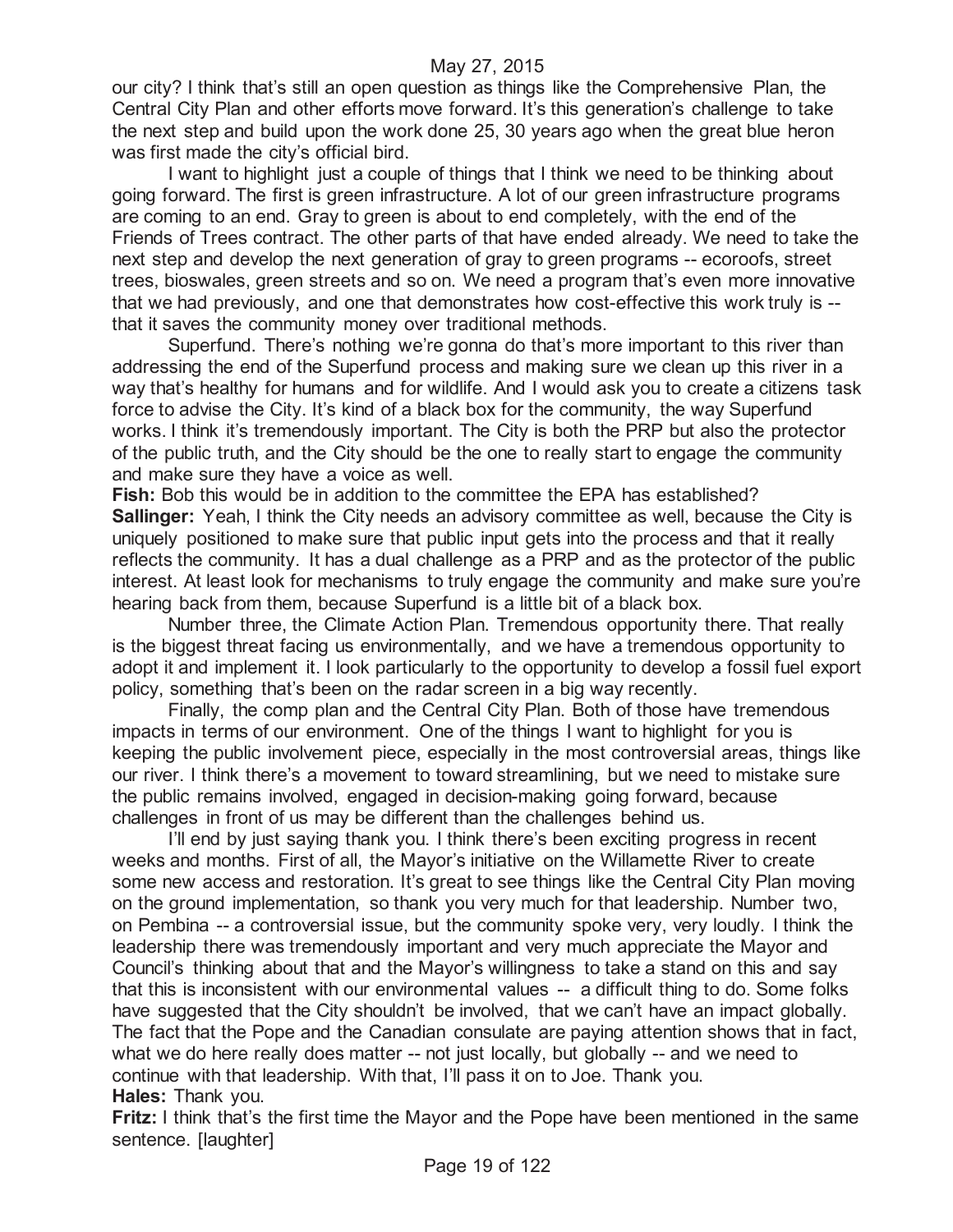our city? I think that's still an open question as things like the Comprehensive Plan, the Central City Plan and other efforts move forward. It's this generation's challenge to take the next step and build upon the work done 25, 30 years ago when the great blue heron was first made the city's official bird.

I want to highlight just a couple of things that I think we need to be thinking about going forward. The first is green infrastructure. A lot of our green infrastructure programs are coming to an end. Gray to green is about to end completely, with the end of the Friends of Trees contract. The other parts of that have ended already. We need to take the next step and develop the next generation of gray to green programs -- ecoroofs, street trees, bioswales, green streets and so on. We need a program that's even more innovative that we had previously, and one that demonstrates how cost-effective this work truly is -- that it saves the community money over traditional methods.

Superfund. There's nothing we're gonna do that's more important to this river than addressing the end of the Superfund process and making sure we clean up this river in a way that's healthy for humans and for wildlife. And I would ask you to create a citizens task force to advise the City. It's kind of a black box for the community, the way Superfund works. I think it's tremendously important. The City is both the PRP but also the protector of the public truth, and the City should be the one to really start to engage the community and make sure they have a voice as well.

**Fish:** Bob this would be in addition to the committee the EPA has established?

**Sallinger:** Yeah, I think the City needs an advisory committee as well, because the City is uniquely positioned to make sure that public input gets into the process and that it really reflects the community. It has a dual challenge as a PRP and as the protector of the public interest. At least look for mechanisms to truly engage the community and make sure you're hearing back from them, because Superfund is a little bit of a black box.

Number three, the Climate Action Plan. Tremendous opportunity there. That really is the biggest threat facing us environmentally, and we have a tremendous opportunity to adopt it and implement it. I look particularly to the opportunity to develop a fossil fuel export policy, something that's been on the radar screen in a big way recently.

Finally, the comp plan and the Central City Plan. Both of those have tremendous impacts in terms of our environment. One of the things I want to highlight for you is keeping the public involvement piece, especially in the most controversial areas, things like our river. I think there's a movement to toward streamlining, but we need to mistake sure the public remains involved, engaged in decision-making going forward, because challenges in front of us may be different than the challenges behind us.

I'll end by just saying thank you. I think there's been exciting progress in recent weeks and months. First of all, the Mayor's initiative on the Willamette River to create some new access and restoration. It's great to see things like the Central City Plan moving on the ground implementation, so thank you very much for that leadership. Number two, on Pembina -- a controversial issue, but the community spoke very, very loudly. I think the leadership there was tremendously important and very much appreciate the Mayor and Council's thinking about that and the Mayor's willingness to take a stand on this and say that this is inconsistent with our environmental values -- a difficult thing to do. Some folks have suggested that the City shouldn't be involved, that we can't have an impact globally. The fact that the Pope and the Canadian consulate are paying attention shows that in fact, what we do here really does matter -- not just locally, but globally -- and we need to continue with that leadership. With that, I'll pass it on to Joe. Thank you.

**Hales:** Thank you.

**Fritz:** I think that's the first time the Mayor and the Pope have been mentioned in the same sentence. [laughter]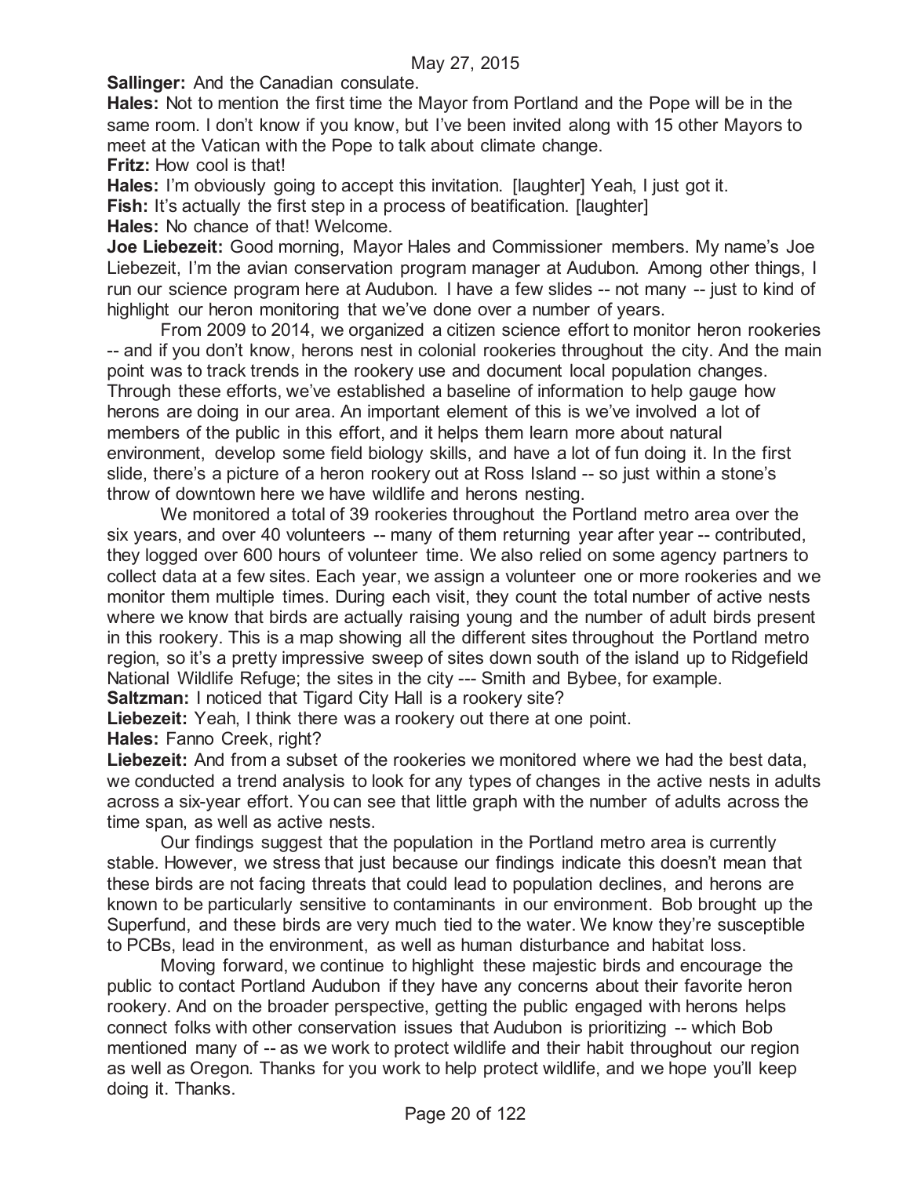**Sallinger:** And the Canadian consulate.

**Hales:** Not to mention the first time the Mayor from Portland and the Pope will be in the same room. I don't know if you know, but I've been invited along with 15 other Mayors to meet at the Vatican with the Pope to talk about climate change.

**Fritz:** How cool is that!

**Hales:** I'm obviously going to accept this invitation. [laughter] Yeah, I just got it.

**Fish:** It's actually the first step in a process of beatification. [laughter]

**Hales:** No chance of that! Welcome.

**Joe Liebezeit:** Good morning, Mayor Hales and Commissioner members. My name's Joe Liebezeit, I'm the avian conservation program manager at Audubon. Among other things, I run our science program here at Audubon. I have a few slides -- not many -- just to kind of highlight our heron monitoring that we've done over a number of years.

From 2009 to 2014, we organized a citizen science effort to monitor heron rookeries -- and if you don't know, herons nest in colonial rookeries throughout the city. And the main point was to track trends in the rookery use and document local population changes. Through these efforts, we've established a baseline of information to help gauge how herons are doing in our area. An important element of this is we've involved a lot of members of the public in this effort, and it helps them learn more about natural environment, develop some field biology skills, and have a lot of fun doing it. In the first slide, there's a picture of a heron rookery out at Ross Island -- so just within a stone's throw of downtown here we have wildlife and herons nesting.

We monitored a total of 39 rookeries throughout the Portland metro area over the six years, and over 40 volunteers -- many of them returning year after year -- contributed, they logged over 600 hours of volunteer time. We also relied on some agency partners to collect data at a few sites. Each year, we assign a volunteer one or more rookeries and we monitor them multiple times. During each visit, they count the total number of active nests where we know that birds are actually raising young and the number of adult birds present in this rookery. This is a map showing all the different sites throughout the Portland metro region, so it's a pretty impressive sweep of sites down south of the island up to Ridgefield National Wildlife Refuge; the sites in the city --- Smith and Bybee, for example.

**Saltzman:** I noticed that Tigard City Hall is a rookery site?

**Liebezeit:** Yeah, I think there was a rookery out there at one point.

**Hales:** Fanno Creek, right?

**Liebezeit:** And from a subset of the rookeries we monitored where we had the best data, we conducted a trend analysis to look for any types of changes in the active nests in adults across a six-year effort. You can see that little graph with the number of adults across the time span, as well as active nests.

Our findings suggest that the population in the Portland metro area is currently stable. However, we stress that just because our findings indicate this doesn't mean that these birds are not facing threats that could lead to population declines, and herons are known to be particularly sensitive to contaminants in our environment. Bob brought up the Superfund, and these birds are very much tied to the water. We know they're susceptible to PCBs, lead in the environment, as well as human disturbance and habitat loss.

Moving forward, we continue to highlight these majestic birds and encourage the public to contact Portland Audubon if they have any concerns about their favorite heron rookery. And on the broader perspective, getting the public engaged with herons helps connect folks with other conservation issues that Audubon is prioritizing -- which Bob mentioned many of -- as we work to protect wildlife and their habit throughout our region as well as Oregon. Thanks for you work to help protect wildlife, and we hope you'll keep doing it. Thanks.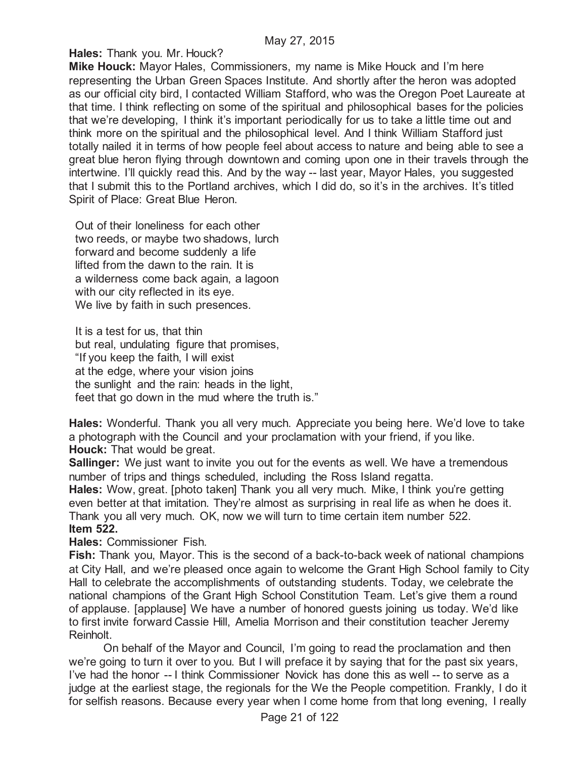**Hales:** Thank you. Mr. Houck?

**Mike Houck:** Mayor Hales, Commissioners, my name is Mike Houck and I'm here representing the Urban Green Spaces Institute. And shortly after the heron was adopted as our official city bird, I contacted William Stafford, who was the Oregon Poet Laureate at that time. I think reflecting on some of the spiritual and philosophical bases for the policies that we're developing, I think it's important periodically for us to take a little time out and think more on the spiritual and the philosophical level. And I think William Stafford just totally nailed it in terms of how people feel about access to nature and being able to see a great blue heron flying through downtown and coming upon one in their travels through the intertwine. I'll quickly read this. And by the way -- last year, Mayor Hales, you suggested that I submit this to the Portland archives, which I did do, so it's in the archives. It's titled Spirit of Place: Great Blue Heron.

Out of their loneliness for each other  
two reeds, or maybe two shadows, lurch  
forward and become suddenly a life  
lifted from the dawn to the rain. It is  
a wilderness come back again, a lagoon  
with our city reflected in its eye.  
We live by faith in such presences.

It is a test for us, that thin  
but real, undulating figure that promises,  
"If you keep the faith, I will exist  
at the edge, where your vision joins  
the sunlight and the rain: heads in the light,  
feet that go down in the mud where the truth is."

**Hales:** Wonderful. Thank you all very much. Appreciate you being here. We'd love to take a photograph with the Council and your proclamation with your friend, if you like.

**Houck:** That would be great.

**Sallinger:** We just want to invite you out for the events as well. We have a tremendous number of trips and things scheduled, including the Ross Island regatta.

**Hales:** Wow, great. [photo taken] Thank you all very much. Mike, I think you're getting even better at that imitation. They're almost as surprising in real life as when he does it. Thank you all very much. OK, now we will turn to time certain item number 522.

**Item 522.**

**Hales:** Commissioner Fish.

**Fish:** Thank you, Mayor. This is the second of a back-to-back week of national champions at City Hall, and we're pleased once again to welcome the Grant High School family to City Hall to celebrate the accomplishments of outstanding students. Today, we celebrate the national champions of the Grant High School Constitution Team. Let's give them a round of applause. [applause] We have a number of honored guests joining us today. We'd like to first invite forward Cassie Hill, Amelia Morrison and their constitution teacher Jeremy Reinholt.

On behalf of the Mayor and Council, I'm going to read the proclamation and then we're going to turn it over to you. But I will preface it by saying that for the past six years, I've had the honor -- I think Commissioner Novick has done this as well -- to serve as a judge at the earliest stage, the regionals for the We the People competition. Frankly, I do it for selfish reasons. Because every year when I come home from that long evening, I really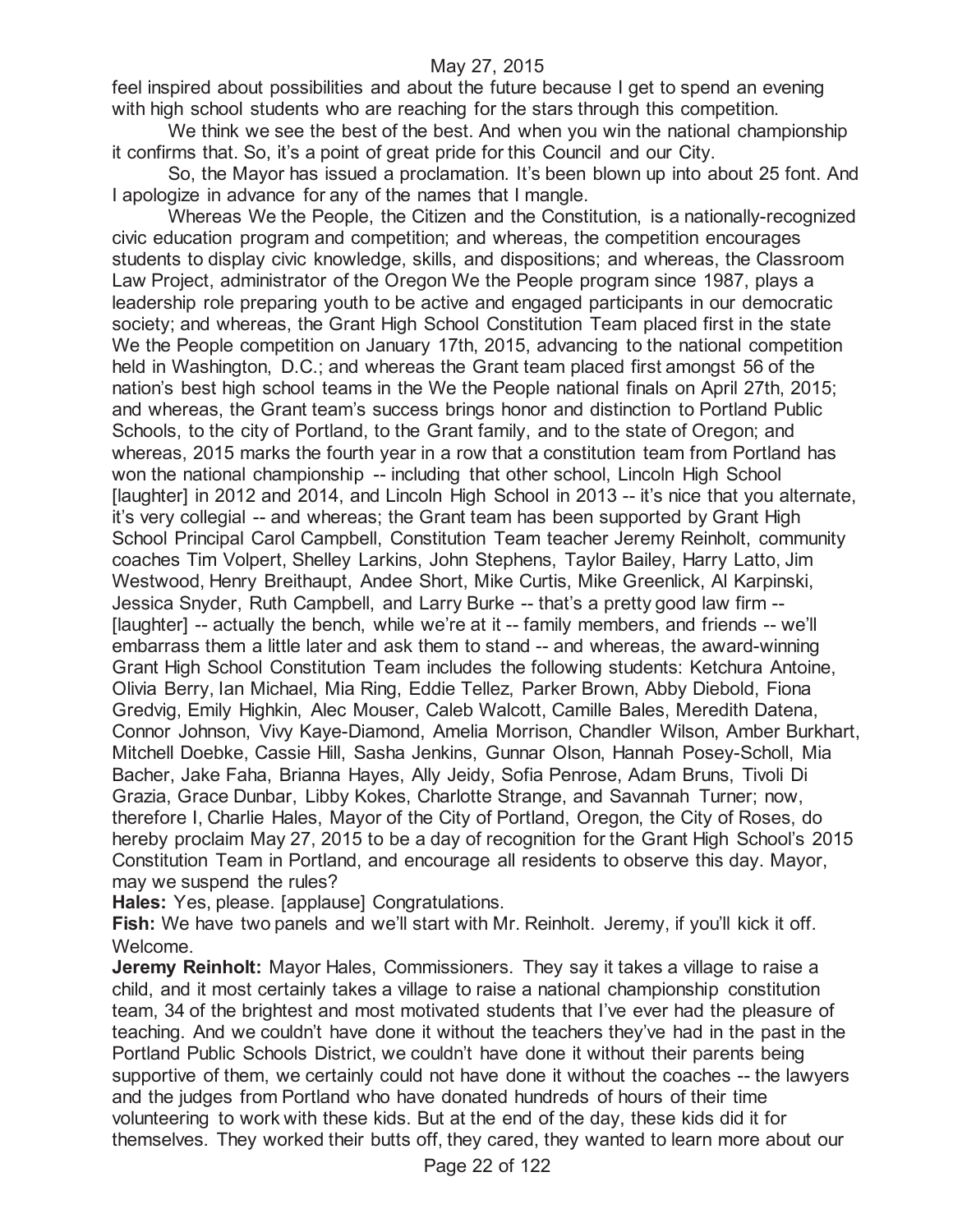feel inspired about possibilities and about the future because I get to spend an evening with high school students who are reaching for the stars through this competition.

We think we see the best of the best. And when you win the national championship it confirms that. So, it's a point of great pride for this Council and our City.

So, the Mayor has issued a proclamation. It's been blown up into about 25 font. And I apologize in advance for any of the names that I mangle.

Whereas We the People, the Citizen and the Constitution, is a nationally-recognized civic education program and competition; and whereas, the competition encourages students to display civic knowledge, skills, and dispositions; and whereas, the Classroom Law Project, administrator of the Oregon We the People program since 1987, plays a leadership role preparing youth to be active and engaged participants in our democratic society; and whereas, the Grant High School Constitution Team placed first in the state We the People competition on January 17th, 2015, advancing to the national competition held in Washington, D.C.; and whereas the Grant team placed first amongst 56 of the nation's best high school teams in the We the People national finals on April 27th, 2015; and whereas, the Grant team's success brings honor and distinction to Portland Public Schools, to the city of Portland, to the Grant family, and to the state of Oregon; and whereas, 2015 marks the fourth year in a row that a constitution team from Portland has won the national championship -- including that other school, Lincoln High School [laughter] in 2012 and 2014, and Lincoln High School in 2013 -- it's nice that you alternate, it's very collegial -- and whereas; the Grant team has been supported by Grant High School Principal Carol Campbell, Constitution Team teacher Jeremy Reinholt, community coaches Tim Volpert, Shelley Larkins, John Stephens, Taylor Bailey, Harry Latto, Jim Westwood, Henry Breithaupt, Andee Short, Mike Curtis, Mike Greenlick, Al Karpinski, Jessica Snyder, Ruth Campbell, and Larry Burke -- that's a pretty good law firm -- [laughter] -- actually the bench, while we're at it -- family members, and friends -- we'll embarrass them a little later and ask them to stand -- and whereas, the award-winning Grant High School Constitution Team includes the following students: Ketchura Antoine, Olivia Berry, Ian Michael, Mia Ring, Eddie Tellez, Parker Brown, Abby Diebold, Fiona Gredvig, Emily Highkin, Alec Mouser, Caleb Walcott, Camille Bales, Meredith Datena, Connor Johnson, Vivy Kaye-Diamond, Amelia Morrison, Chandler Wilson, Amber Burkhart, Mitchell Doebke, Cassie Hill, Sasha Jenkins, Gunnar Olson, Hannah Posey-Scholl, Mia Bacher, Jake Faha, Brianna Hayes, Ally Jeidy, Sofia Penrose, Adam Bruns, Tivoli Di Grazia, Grace Dunbar, Libby Kokes, Charlotte Strange, and Savannah Turner; now, therefore I, Charlie Hales, Mayor of the City of Portland, Oregon, the City of Roses, do hereby proclaim May 27, 2015 to be a day of recognition for the Grant High School's 2015 Constitution Team in Portland, and encourage all residents to observe this day. Mayor, may we suspend the rules?

**Hales:** Yes, please. [applause] Congratulations.

**Fish:** We have two panels and we'll start with Mr. Reinholt. Jeremy, if you'll kick it off. Welcome.

**Jeremy Reinholt:** Mayor Hales, Commissioners. They say it takes a village to raise a child, and it most certainly takes a village to raise a national championship constitution team, 34 of the brightest and most motivated students that I've ever had the pleasure of teaching. And we couldn't have done it without the teachers they've had in the past in the Portland Public Schools District, we couldn't have done it without their parents being supportive of them, we certainly could not have done it without the coaches -- the lawyers and the judges from Portland who have donated hundreds of hours of their time volunteering to work with these kids. But at the end of the day, these kids did it for themselves. They worked their butts off, they cared, they wanted to learn more about our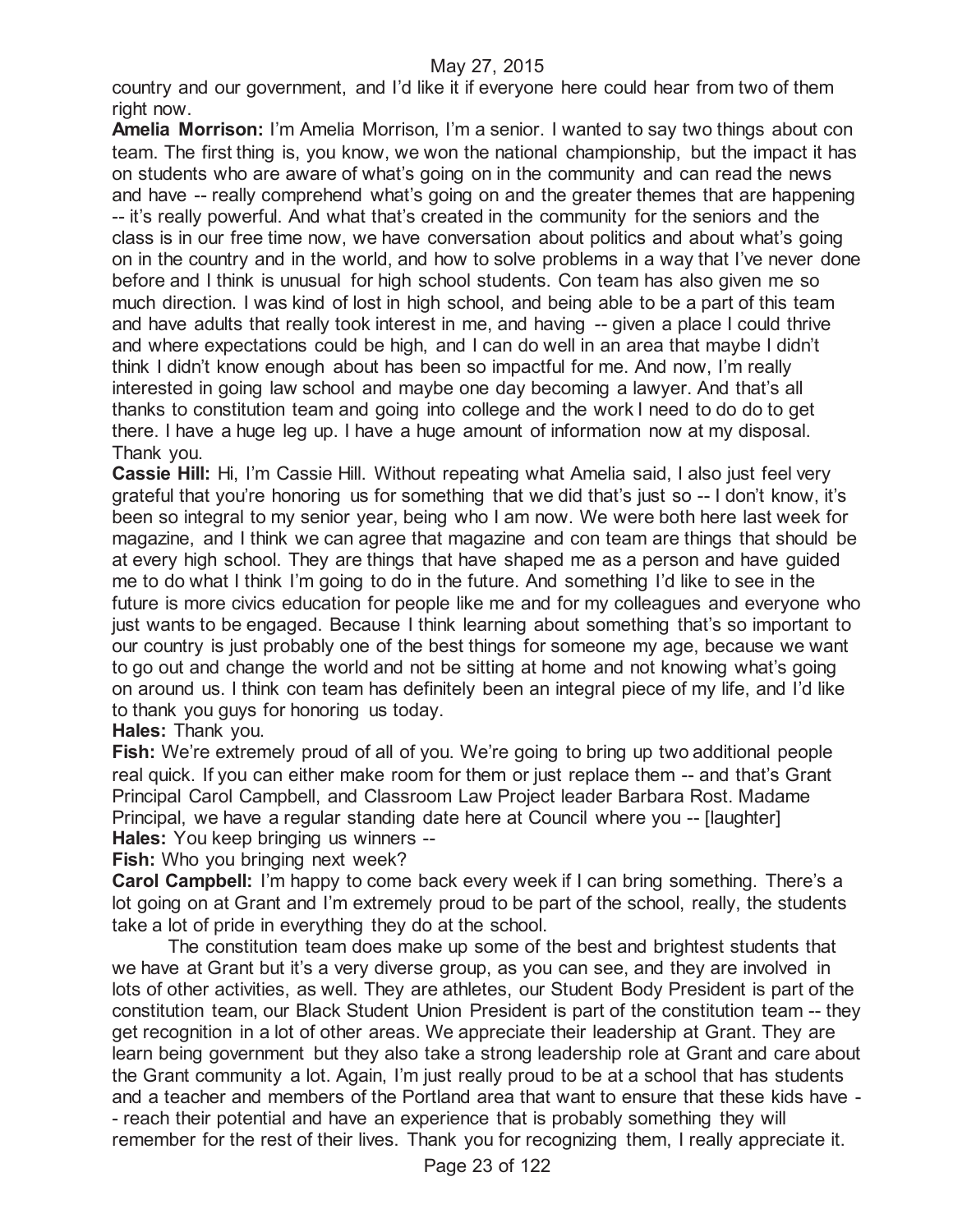country and our government, and I'd like it if everyone here could hear from two of them right now.

**Amelia Morrison:** I'm Amelia Morrison, I'm a senior. I wanted to say two things about con team. The first thing is, you know, we won the national championship, but the impact it has on students who are aware of what's going on in the community and can read the news and have -- really comprehend what's going on and the greater themes that are happening -- it's really powerful. And what that's created in the community for the seniors and the class is in our free time now, we have conversation about politics and about what's going on in the country and in the world, and how to solve problems in a way that I've never done before and I think is unusual for high school students. Con team has also given me so much direction. I was kind of lost in high school, and being able to be a part of this team and have adults that really took interest in me, and having -- given a place I could thrive and where expectations could be high, and I can do well in an area that maybe I didn't think I didn't know enough about has been so impactful for me. And now, I'm really interested in going law school and maybe one day becoming a lawyer. And that's all thanks to constitution team and going into college and the work I need to do do to get there. I have a huge leg up. I have a huge amount of information now at my disposal. Thank you.

**Cassie Hill:** Hi, I'm Cassie Hill. Without repeating what Amelia said, I also just feel very grateful that you're honoring us for something that we did that's just so -- I don't know, it's been so integral to my senior year, being who I am now. We were both here last week for magazine, and I think we can agree that magazine and con team are things that should be at every high school. They are things that have shaped me as a person and have guided me to do what I think I'm going to do in the future. And something I'd like to see in the future is more civics education for people like me and for my colleagues and everyone who just wants to be engaged. Because I think learning about something that's so important to our country is just probably one of the best things for someone my age, because we want to go out and change the world and not be sitting at home and not knowing what's going on around us. I think con team has definitely been an integral piece of my life, and I'd like to thank you guys for honoring us today.

**Hales:** Thank you.

**Fish:** We're extremely proud of all of you. We're going to bring up two additional people real quick. If you can either make room for them or just replace them -- and that's Grant Principal Carol Campbell, and Classroom Law Project leader Barbara Rost. Madame Principal, we have a regular standing date here at Council where you -- [laughter]

**Hales:** You keep bringing us winners --

**Fish:** Who you bringing next week?

**Carol Campbell:** I'm happy to come back every week if I can bring something. There's a lot going on at Grant and I'm extremely proud to be part of the school, really, the students take a lot of pride in everything they do at the school.

The constitution team does make up some of the best and brightest students that we have at Grant but it's a very diverse group, as you can see, and they are involved in lots of other activities, as well. They are athletes, our Student Body President is part of the constitution team, our Black Student Union President is part of the constitution team -- they get recognition in a lot of other areas. We appreciate their leadership at Grant. They are learn being government but they also take a strong leadership role at Grant and care about the Grant community a lot. Again, I'm just really proud to be at a school that has students and a teacher and members of the Portland area that want to ensure that these kids have -- reach their potential and have an experience that is probably something they will remember for the rest of their lives. Thank you for recognizing them, I really appreciate it.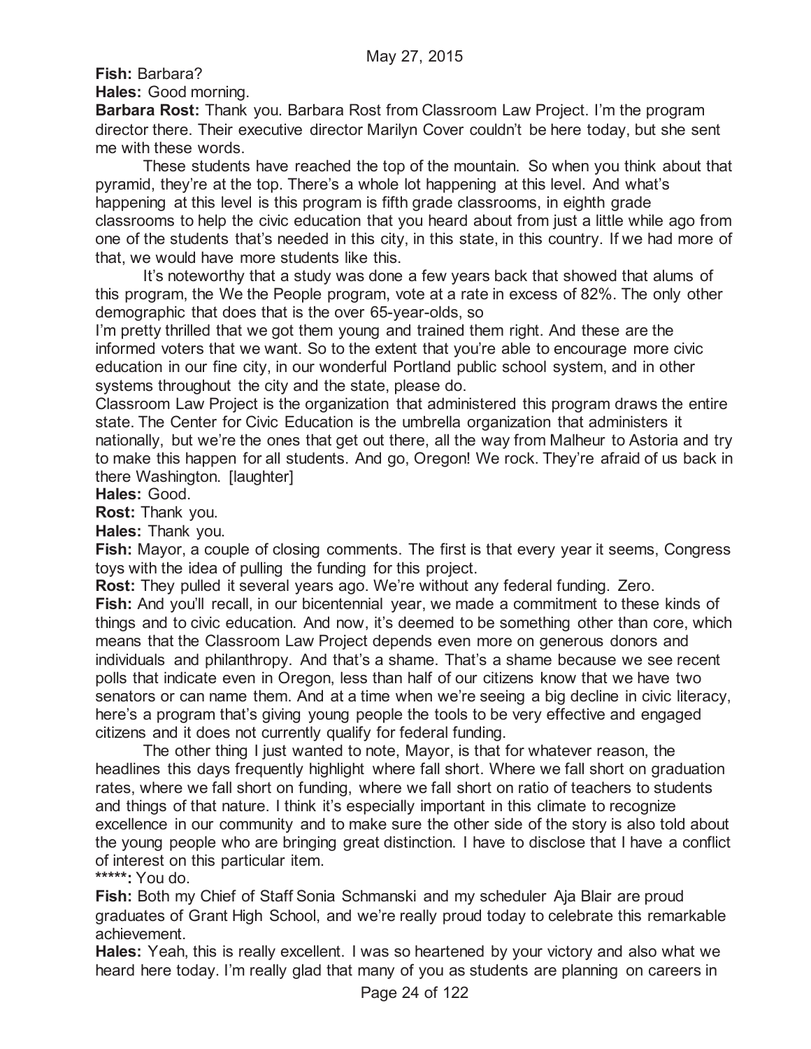**Fish:** Barbara?

**Hales:** Good morning.

**Barbara Rost:** Thank you. Barbara Rost from Classroom Law Project. I'm the program director there. Their executive director Marilyn Cover couldn't be here today, but she sent me with these words.

These students have reached the top of the mountain. So when you think about that pyramid, they're at the top. There's a whole lot happening at this level. And what's happening at this level is this program is fifth grade classrooms, in eighth grade classrooms to help the civic education that you heard about from just a little while ago from one of the students that's needed in this city, in this state, in this country. If we had more of that, we would have more students like this.

It's noteworthy that a study was done a few years back that showed that alums of this program, the We the People program, vote at a rate in excess of 82%. The only other demographic that does that is the over 65-year-olds, so I'm pretty thrilled that we got them young and trained them right. And these are the informed voters that we want. So to the extent that you're able to encourage more civic education in our fine city, in our wonderful Portland public school system, and in other systems throughout the city and the state, please do.

Classroom Law Project is the organization that administered this program draws the entire state. The Center for Civic Education is the umbrella organization that administers it nationally, but we're the ones that get out there, all the way from Malheur to Astoria and try to make this happen for all students. And go, Oregon! We rock. They're afraid of us back in there Washington. [laughter]

**Hales:** Good.

**Rost:** Thank you.

**Hales:** Thank you.

**Fish:** Mayor, a couple of closing comments. The first is that every year it seems, Congress toys with the idea of pulling the funding for this project.

**Rost:** They pulled it several years ago. We're without any federal funding. Zero.

**Fish:** And you'll recall, in our bicentennial year, we made a commitment to these kinds of things and to civic education. And now, it's deemed to be something other than core, which means that the Classroom Law Project depends even more on generous donors and individuals and philanthropy. And that's a shame. That's a shame because we see recent polls that indicate even in Oregon, less than half of our citizens know that we have two senators or can name them. And at a time when we're seeing a big decline in civic literacy, here's a program that's giving young people the tools to be very effective and engaged citizens and it does not currently qualify for federal funding.

The other thing I just wanted to note, Mayor, is that for whatever reason, the headlines this days frequently highlight where fall short. Where we fall short on graduation rates, where we fall short on funding, where we fall short on ratio of teachers to students and things of that nature. I think it's especially important in this climate to recognize excellence in our community and to make sure the other side of the story is also told about the young people who are bringing great distinction. I have to disclose that I have a conflict of interest on this particular item.

**\*\*\*\*\*:** You do.

**Fish:** Both my Chief of Staff Sonia Schmanski and my scheduler Aja Blair are proud graduates of Grant High School, and we're really proud today to celebrate this remarkable achievement.

**Hales:** Yeah, this is really excellent. I was so heartened by your victory and also what we heard here today. I'm really glad that many of you as students are planning on careers in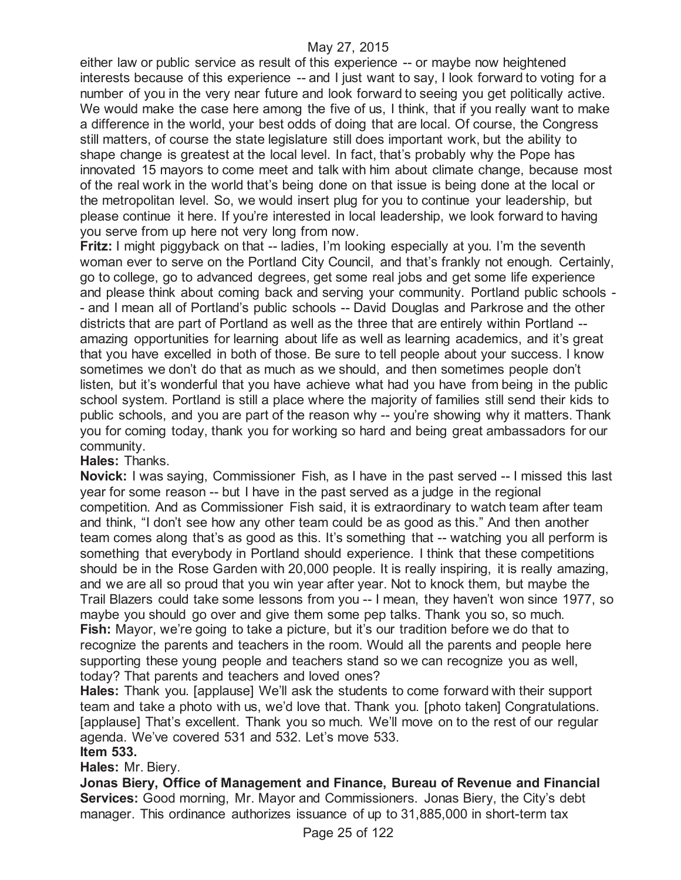either law or public service as result of this experience -- or maybe now heightened interests because of this experience -- and I just want to say, I look forward to voting for a number of you in the very near future and look forward to seeing you get politically active. We would make the case here among the five of us, I think, that if you really want to make a difference in the world, your best odds of doing that are local. Of course, the Congress still matters, of course the state legislature still does important work, but the ability to shape change is greatest at the local level. In fact, that's probably why the Pope has innovated 15 mayors to come meet and talk with him about climate change, because most of the real work in the world that's being done on that issue is being done at the local or the metropolitan level. So, we would insert plug for you to continue your leadership, but please continue it here. If you're interested in local leadership, we look forward to having you serve from up here not very long from now.

**Fritz:** I might piggyback on that -- ladies, I'm looking especially at you. I'm the seventh woman ever to serve on the Portland City Council, and that's frankly not enough. Certainly, go to college, go to advanced degrees, get some real jobs and get some life experience and please think about coming back and serving your community. Portland public schools -- and I mean all of Portland's public schools -- David Douglas and Parkrose and the other districts that are part of Portland as well as the three that are entirely within Portland -- amazing opportunities for learning about life as well as learning academics, and it's great that you have excelled in both of those. Be sure to tell people about your success. I know sometimes we don't do that as much as we should, and then sometimes people don't listen, but it's wonderful that you have achieve what had you have from being in the public school system. Portland is still a place where the majority of families still send their kids to public schools, and you are part of the reason why -- you're showing why it matters. Thank you for coming today, thank you for working so hard and being great ambassadors for our community.

**Hales:** Thanks.

**Novick:** I was saying, Commissioner Fish, as I have in the past served -- I missed this last year for some reason -- but I have in the past served as a judge in the regional competition. And as Commissioner Fish said, it is extraordinary to watch team after team and think, "I don't see how any other team could be as good as this." And then another team comes along that's as good as this. It's something that -- watching you all perform is something that everybody in Portland should experience. I think that these competitions should be in the Rose Garden with 20,000 people. It is really inspiring, it is really amazing, and we are all so proud that you win year after year. Not to knock them, but maybe the Trail Blazers could take some lessons from you -- I mean, they haven't won since 1977, so maybe you should go over and give them some pep talks. Thank you so, so much.

**Fish:** Mayor, we're going to take a picture, but it's our tradition before we do that to recognize the parents and teachers in the room. Would all the parents and people here supporting these young people and teachers stand so we can recognize you as well, today? That parents and teachers and loved ones?

**Hales:** Thank you. [applause] We'll ask the students to come forward with their support team and take a photo with us, we'd love that. Thank you. [photo taken] Congratulations. [applause] That's excellent. Thank you so much. We'll move on to the rest of our regular agenda. We've covered 531 and 532. Let's move 533.

**Item 533.**

**Hales:** Mr. Biery.

**Jonas Biery, Office of Management and Finance, Bureau of Revenue and Financial Services:** Good morning, Mr. Mayor and Commissioners. Jonas Biery, the City's debt manager. This ordinance authorizes issuance of up to 31,885,000 in short-term tax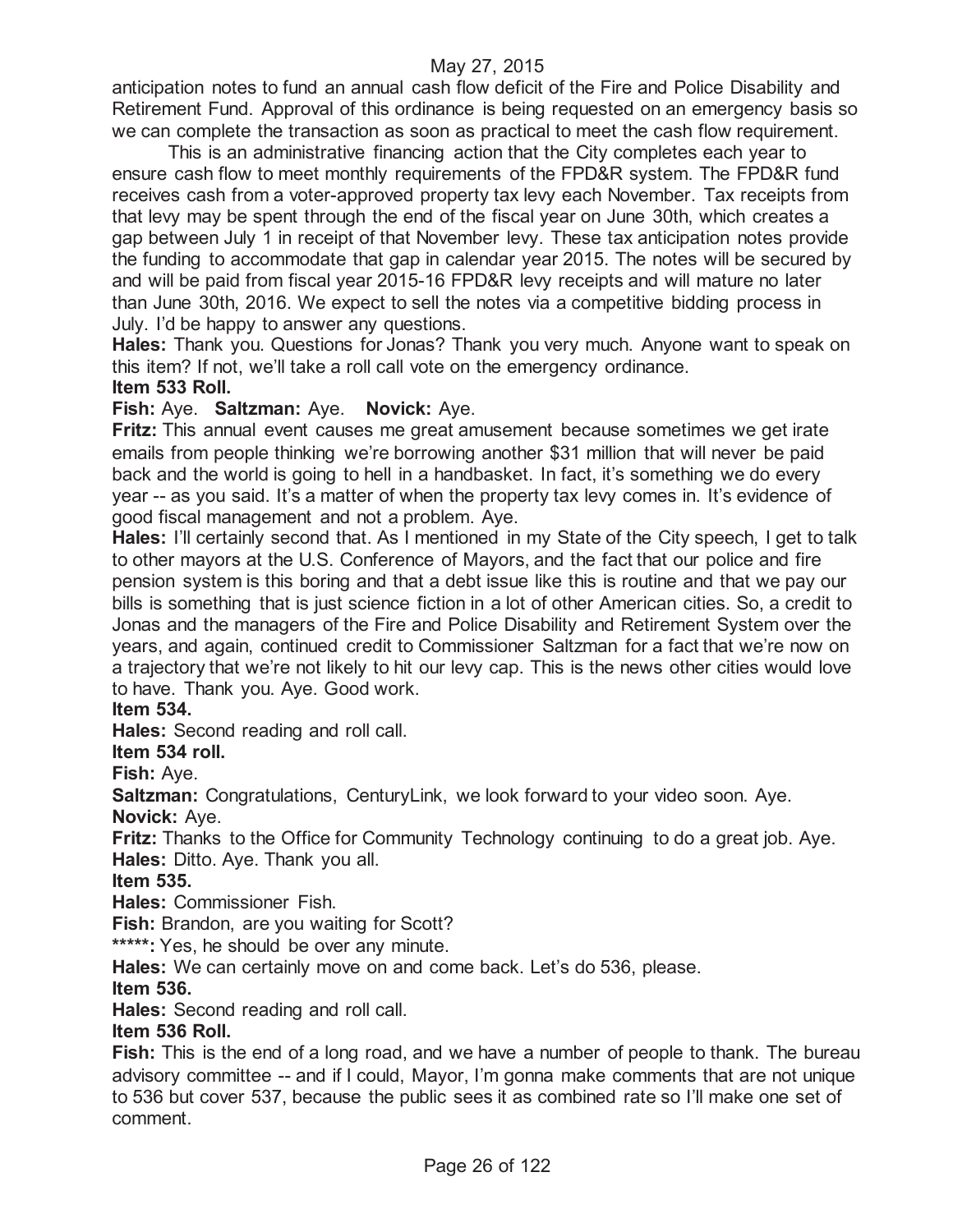anticipation notes to fund an annual cash flow deficit of the Fire and Police Disability and Retirement Fund. Approval of this ordinance is being requested on an emergency basis so we can complete the transaction as soon as practical to meet the cash flow requirement.

This is an administrative financing action that the City completes each year to ensure cash flow to meet monthly requirements of the FPD&R system. The FPD&R fund receives cash from a voter-approved property tax levy each November. Tax receipts from that levy may be spent through the end of the fiscal year on June 30th, which creates a gap between July 1 in receipt of that November levy. These tax anticipation notes provide the funding to accommodate that gap in calendar year 2015. The notes will be secured by and will be paid from fiscal year 2015-16 FPD&R levy receipts and will mature no later than June 30th, 2016. We expect to sell the notes via a competitive bidding process in July. I'd be happy to answer any questions.

**Hales:** Thank you. Questions for Jonas? Thank you very much. Anyone want to speak on this item? If not, we'll take a roll call vote on the emergency ordinance.

**Item 533 Roll.**

**Fish:** Aye. **Saltzman:** Aye. **Novick:** Aye.

**Fritz:** This annual event causes me great amusement because sometimes we get irate emails from people thinking we're borrowing another $31 million that will never be paid back and the world is going to hell in a handbasket. In fact, it's something we do every year -- as you said. It's a matter of when the property tax levy comes in. It's evidence of good fiscal management and not a problem. Aye.

**Hales:** I'll certainly second that. As I mentioned in my State of the City speech, I get to talk to other mayors at the U.S. Conference of Mayors, and the fact that our police and fire pension system is this boring and that a debt issue like this is routine and that we pay our bills is something that is just science fiction in a lot of other American cities. So, a credit to Jonas and the managers of the Fire and Police Disability and Retirement System over the years, and again, continued credit to Commissioner Saltzman for a fact that we're now on a trajectory that we're not likely to hit our levy cap. This is the news other cities would love to have. Thank you. Aye. Good work.

**Item 534.**

**Hales:** Second reading and roll call.

**Item 534 roll.**

**Fish:** Aye.

**Saltzman:** Congratulations, CenturyLink, we look forward to your video soon. Aye.

**Novick:** Aye.

**Fritz:** Thanks to the Office for Community Technology continuing to do a great job. Aye.

**Hales:** Ditto. Aye. Thank you all.

**Item 535.**

**Hales:** Commissioner Fish.

**Fish:** Brandon, are you waiting for Scott?

*****: Yes, he should be over any minute.

**Hales:** We can certainly move on and come back. Let's do 536, please.

**Item 536.**

**Hales:** Second reading and roll call.

**Item 536 Roll.**

**Fish:** This is the end of a long road, and we have a number of people to thank. The bureau advisory committee -- and if I could, Mayor, I'm gonna make comments that are not unique to 536 but cover 537, because the public sees it as combined rate so I'll make one set of comment.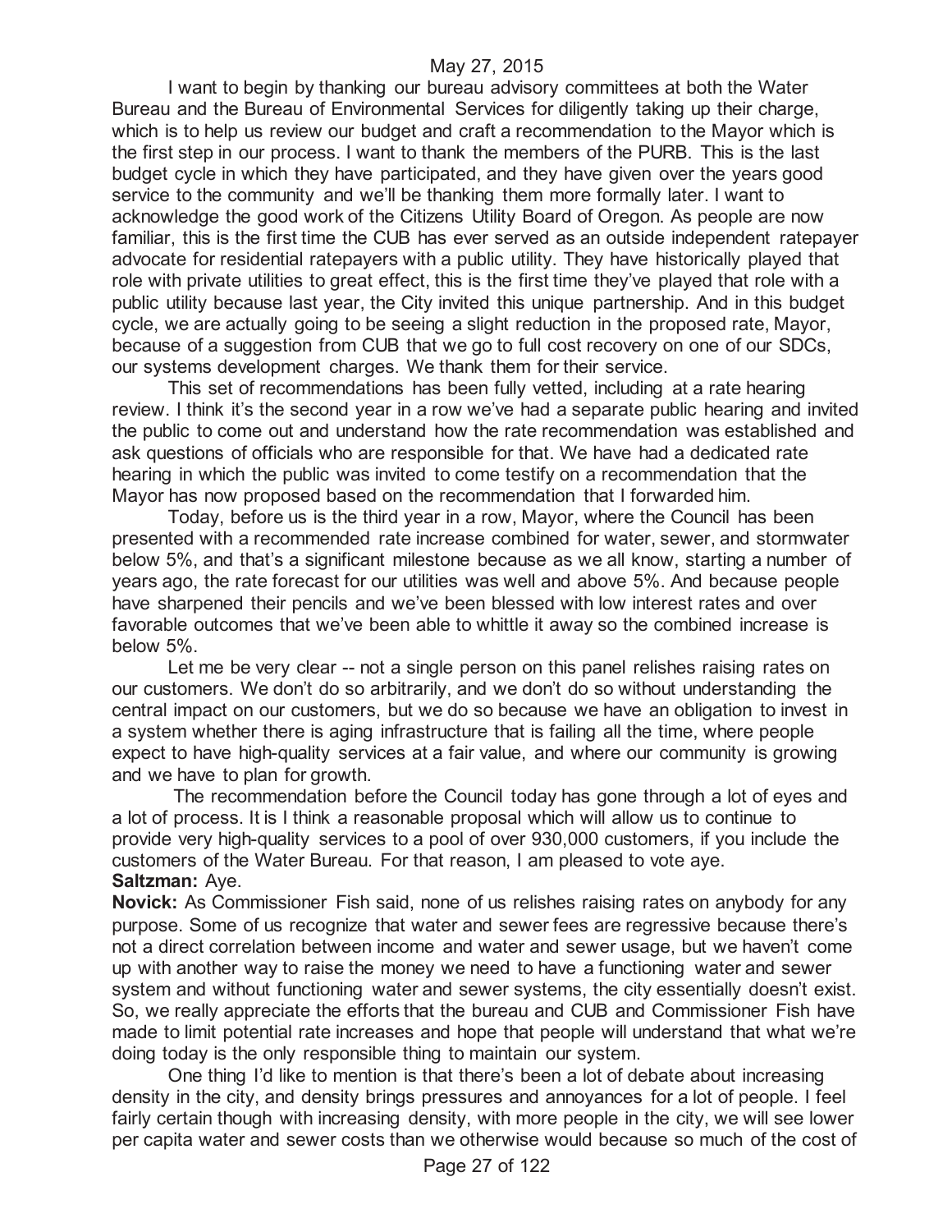I want to begin by thanking our bureau advisory committees at both the Water Bureau and the Bureau of Environmental Services for diligently taking up their charge, which is to help us review our budget and craft a recommendation to the Mayor which is the first step in our process. I want to thank the members of the PURB. This is the last budget cycle in which they have participated, and they have given over the years good service to the community and we'll be thanking them more formally later. I want to acknowledge the good work of the Citizens Utility Board of Oregon. As people are now familiar, this is the first time the CUB has ever served as an outside independent ratepayer advocate for residential ratepayers with a public utility. They have historically played that role with private utilities to great effect, this is the first time they've played that role with a public utility because last year, the City invited this unique partnership. And in this budget cycle, we are actually going to be seeing a slight reduction in the proposed rate, Mayor, because of a suggestion from CUB that we go to full cost recovery on one of our SDCs, our systems development charges. We thank them for their service.

This set of recommendations has been fully vetted, including at a rate hearing review. I think it's the second year in a row we've had a separate public hearing and invited the public to come out and understand how the rate recommendation was established and ask questions of officials who are responsible for that. We have had a dedicated rate hearing in which the public was invited to come testify on a recommendation that the Mayor has now proposed based on the recommendation that I forwarded him.

Today, before us is the third year in a row, Mayor, where the Council has been presented with a recommended rate increase combined for water, sewer, and stormwater below 5%, and that's a significant milestone because as we all know, starting a number of years ago, the rate forecast for our utilities was well and above 5%. And because people have sharpened their pencils and we've been blessed with low interest rates and over favorable outcomes that we've been able to whittle it away so the combined increase is below 5%.

Let me be very clear -- not a single person on this panel relishes raising rates on our customers. We don't do so arbitrarily, and we don't do so without understanding the central impact on our customers, but we do so because we have an obligation to invest in a system whether there is aging infrastructure that is failing all the time, where people expect to have high-quality services at a fair value, and where our community is growing and we have to plan for growth.

The recommendation before the Council today has gone through a lot of eyes and a lot of process. It is I think a reasonable proposal which will allow us to continue to provide very high-quality services to a pool of over 930,000 customers, if you include the customers of the Water Bureau. For that reason, I am pleased to vote aye.

**Saltzman:** Aye.

**Novick:** As Commissioner Fish said, none of us relishes raising rates on anybody for any purpose. Some of us recognize that water and sewer fees are regressive because there's not a direct correlation between income and water and sewer usage, but we haven't come up with another way to raise the money we need to have a functioning water and sewer system and without functioning water and sewer systems, the city essentially doesn't exist. So, we really appreciate the efforts that the bureau and CUB and Commissioner Fish have made to limit potential rate increases and hope that people will understand that what we're doing today is the only responsible thing to maintain our system.

One thing I'd like to mention is that there's been a lot of debate about increasing density in the city, and density brings pressures and annoyances for a lot of people. I feel fairly certain though with increasing density, with more people in the city, we will see lower per capita water and sewer costs than we otherwise would because so much of the cost of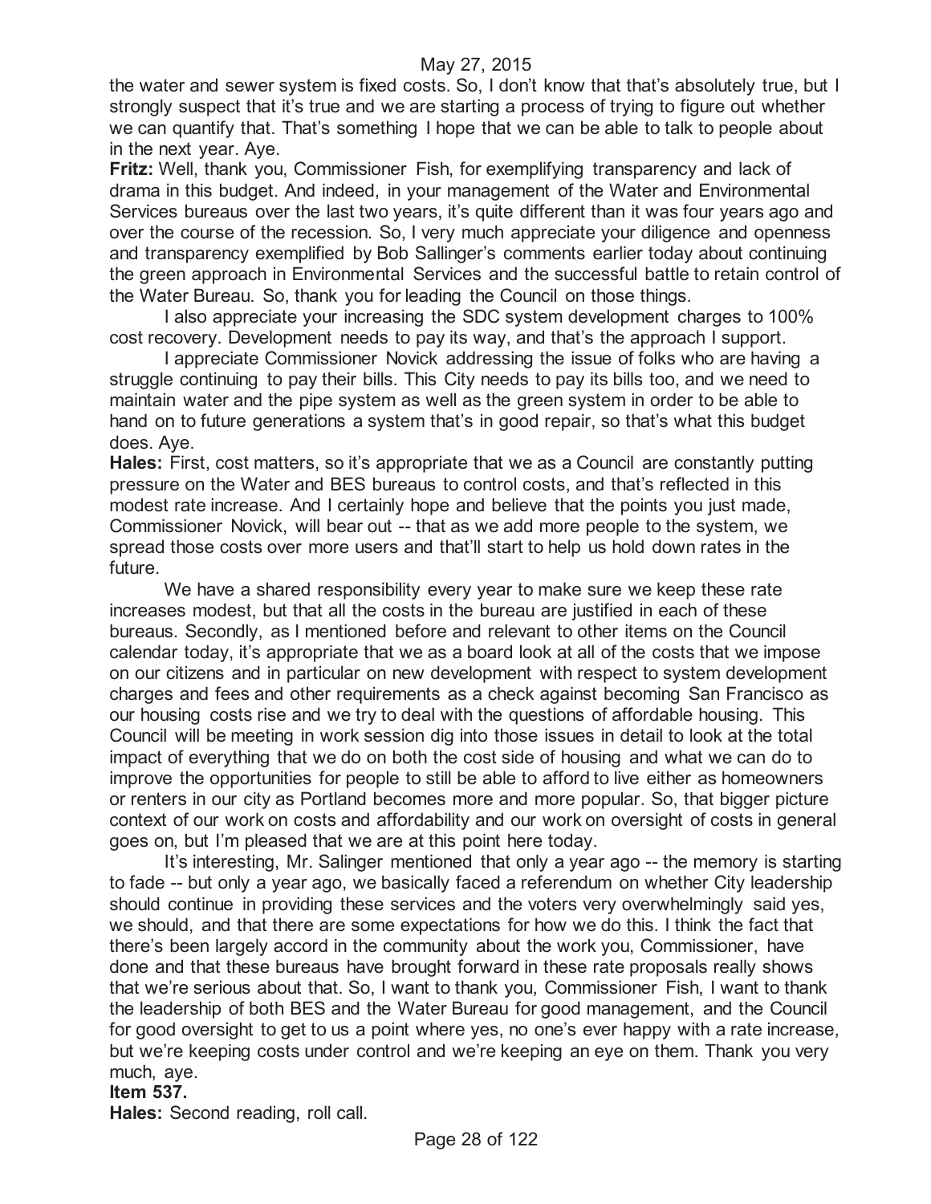the water and sewer system is fixed costs. So, I don't know that that's absolutely true, but I strongly suspect that it's true and we are starting a process of trying to figure out whether we can quantify that. That's something I hope that we can be able to talk to people about in the next year. Aye.

**Fritz:** Well, thank you, Commissioner Fish, for exemplifying transparency and lack of drama in this budget. And indeed, in your management of the Water and Environmental Services bureaus over the last two years, it's quite different than it was four years ago and over the course of the recession. So, I very much appreciate your diligence and openness and transparency exemplified by Bob Sallinger's comments earlier today about continuing the green approach in Environmental Services and the successful battle to retain control of the Water Bureau. So, thank you for leading the Council on those things.

I also appreciate your increasing the SDC system development charges to 100% cost recovery. Development needs to pay its way, and that's the approach I support.

I appreciate Commissioner Novick addressing the issue of folks who are having a struggle continuing to pay their bills. This City needs to pay its bills too, and we need to maintain water and the pipe system as well as the green system in order to be able to hand on to future generations a system that's in good repair, so that's what this budget does. Aye.

**Hales:** First, cost matters, so it's appropriate that we as a Council are constantly putting pressure on the Water and BES bureaus to control costs, and that's reflected in this modest rate increase. And I certainly hope and believe that the points you just made, Commissioner Novick, will bear out -- that as we add more people to the system, we spread those costs over more users and that'll start to help us hold down rates in the future.

We have a shared responsibility every year to make sure we keep these rate increases modest, but that all the costs in the bureau are justified in each of these bureaus. Secondly, as I mentioned before and relevant to other items on the Council calendar today, it's appropriate that we as a board look at all of the costs that we impose on our citizens and in particular on new development with respect to system development charges and fees and other requirements as a check against becoming San Francisco as our housing costs rise and we try to deal with the questions of affordable housing. This Council will be meeting in work session dig into those issues in detail to look at the total impact of everything that we do on both the cost side of housing and what we can do to improve the opportunities for people to still be able to afford to live either as homeowners or renters in our city as Portland becomes more and more popular. So, that bigger picture context of our work on costs and affordability and our work on oversight of costs in general goes on, but I'm pleased that we are at this point here today.

It's interesting, Mr. Salinger mentioned that only a year ago -- the memory is starting to fade -- but only a year ago, we basically faced a referendum on whether City leadership should continue in providing these services and the voters very overwhelmingly said yes, we should, and that there are some expectations for how we do this. I think the fact that there's been largely accord in the community about the work you, Commissioner, have done and that these bureaus have brought forward in these rate proposals really shows that we're serious about that. So, I want to thank you, Commissioner Fish, I want to thank the leadership of both BES and the Water Bureau for good management, and the Council for good oversight to get to us a point where yes, no one's ever happy with a rate increase, but we're keeping costs under control and we're keeping an eye on them. Thank you very much, aye.

**Item 537.**

**Hales:** Second reading, roll call.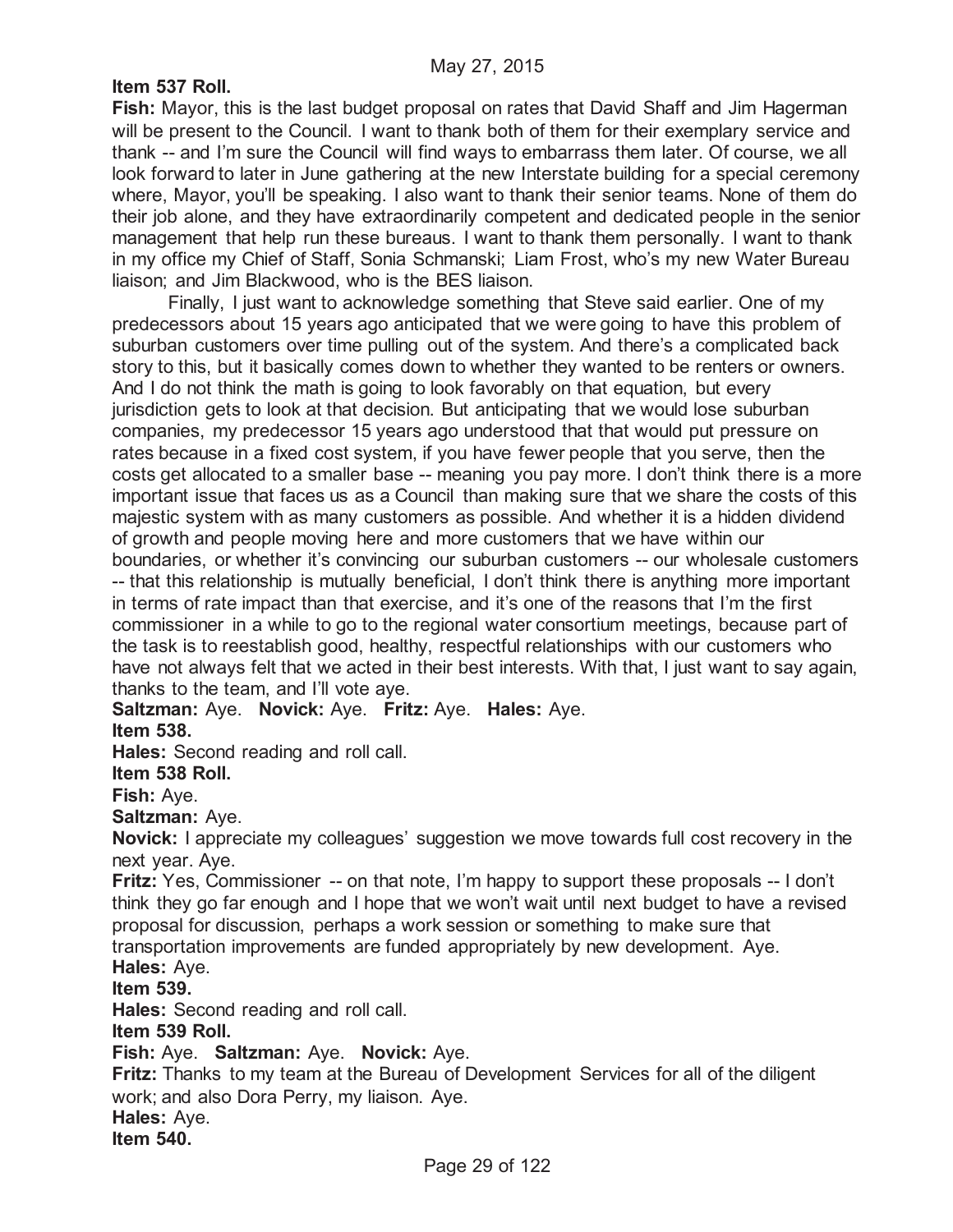**Item 537 Roll.**

**Fish:** Mayor, this is the last budget proposal on rates that David Shaff and Jim Hagerman will be present to the Council. I want to thank both of them for their exemplary service and thank -- and I'm sure the Council will find ways to embarrass them later. Of course, we all look forward to later in June gathering at the new Interstate building for a special ceremony where, Mayor, you'll be speaking. I also want to thank their senior teams. None of them do their job alone, and they have extraordinarily competent and dedicated people in the senior management that help run these bureaus. I want to thank them personally. I want to thank in my office my Chief of Staff, Sonia Schmanski; Liam Frost, who's my new Water Bureau liaison; and Jim Blackwood, who is the BES liaison.

Finally, I just want to acknowledge something that Steve said earlier. One of my predecessors about 15 years ago anticipated that we were going to have this problem of suburban customers over time pulling out of the system. And there's a complicated back story to this, but it basically comes down to whether they wanted to be renters or owners. And I do not think the math is going to look favorably on that equation, but every jurisdiction gets to look at that decision. But anticipating that we would lose suburban companies, my predecessor 15 years ago understood that that would put pressure on rates because in a fixed cost system, if you have fewer people that you serve, then the costs get allocated to a smaller base -- meaning you pay more. I don't think there is a more important issue that faces us as a Council than making sure that we share the costs of this majestic system with as many customers as possible. And whether it is a hidden dividend of growth and people moving here and more customers that we have within our boundaries, or whether it's convincing our suburban customers -- our wholesale customers -- that this relationship is mutually beneficial, I don't think there is anything more important in terms of rate impact than that exercise, and it's one of the reasons that I'm the first commissioner in a while to go to the regional water consortium meetings, because part of the task is to reestablish good, healthy, respectful relationships with our customers who have not always felt that we acted in their best interests. With that, I just want to say again, thanks to the team, and I'll vote aye.

**Saltzman:** Aye. **Novick:** Aye. **Fritz:** Aye. **Hales:** Aye.

**Item 538.**

**Hales:** Second reading and roll call.

**Item 538 Roll.**

**Fish:** Aye.

**Saltzman:** Aye.

**Novick:** I appreciate my colleagues' suggestion we move towards full cost recovery in the next year. Aye.

**Fritz:** Yes, Commissioner -- on that note, I'm happy to support these proposals -- I don't think they go far enough and I hope that we won't wait until next budget to have a revised proposal for discussion, perhaps a work session or something to make sure that transportation improvements are funded appropriately by new development. Aye.

**Hales:** Aye.

**Item 539.**

**Hales:** Second reading and roll call.

**Item 539 Roll.**

**Fish:** Aye. **Saltzman:** Aye. **Novick:** Aye.

**Fritz:** Thanks to my team at the Bureau of Development Services for all of the diligent work; and also Dora Perry, my liaison. Aye.

**Hales:** Aye.

**Item 540.**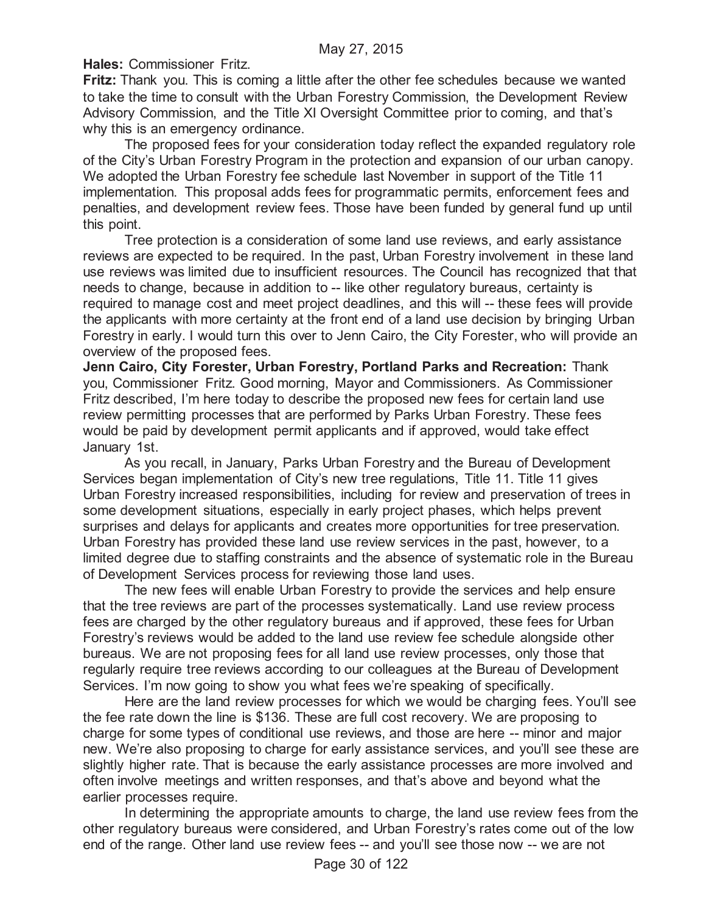**Hales:** Commissioner Fritz.

**Fritz:** Thank you. This is coming a little after the other fee schedules because we wanted to take the time to consult with the Urban Forestry Commission, the Development Review Advisory Commission, and the Title XI Oversight Committee prior to coming, and that's why this is an emergency ordinance.

The proposed fees for your consideration today reflect the expanded regulatory role of the City's Urban Forestry Program in the protection and expansion of our urban canopy. We adopted the Urban Forestry fee schedule last November in support of the Title 11 implementation. This proposal adds fees for programmatic permits, enforcement fees and penalties, and development review fees. Those have been funded by general fund up until this point.

Tree protection is a consideration of some land use reviews, and early assistance reviews are expected to be required. In the past, Urban Forestry involvement in these land use reviews was limited due to insufficient resources. The Council has recognized that that needs to change, because in addition to -- like other regulatory bureaus, certainty is required to manage cost and meet project deadlines, and this will -- these fees will provide the applicants with more certainty at the front end of a land use decision by bringing Urban Forestry in early. I would turn this over to Jenn Cairo, the City Forester, who will provide an overview of the proposed fees.

**Jenn Cairo, City Forester, Urban Forestry, Portland Parks and Recreation:** Thank you, Commissioner Fritz. Good morning, Mayor and Commissioners. As Commissioner Fritz described, I'm here today to describe the proposed new fees for certain land use review permitting processes that are performed by Parks Urban Forestry. These fees would be paid by development permit applicants and if approved, would take effect January 1st.

As you recall, in January, Parks Urban Forestry and the Bureau of Development Services began implementation of City's new tree regulations, Title 11. Title 11 gives Urban Forestry increased responsibilities, including for review and preservation of trees in some development situations, especially in early project phases, which helps prevent surprises and delays for applicants and creates more opportunities for tree preservation. Urban Forestry has provided these land use review services in the past, however, to a limited degree due to staffing constraints and the absence of systematic role in the Bureau of Development Services process for reviewing those land uses.

The new fees will enable Urban Forestry to provide the services and help ensure that the tree reviews are part of the processes systematically. Land use review process fees are charged by the other regulatory bureaus and if approved, these fees for Urban Forestry's reviews would be added to the land use review fee schedule alongside other bureaus. We are not proposing fees for all land use review processes, only those that regularly require tree reviews according to our colleagues at the Bureau of Development Services. I'm now going to show you what fees we're speaking of specifically.

Here are the land review processes for which we would be charging fees. You'll see the fee rate down the line is $136. These are full cost recovery. We are proposing to charge for some types of conditional use reviews, and those are here -- minor and major new. We're also proposing to charge for early assistance services, and you'll see these are slightly higher rate. That is because the early assistance processes are more involved and often involve meetings and written responses, and that's above and beyond what the earlier processes require.

In determining the appropriate amounts to charge, the land use review fees from the other regulatory bureaus were considered, and Urban Forestry's rates come out of the low end of the range. Other land use review fees -- and you'll see those now -- we are not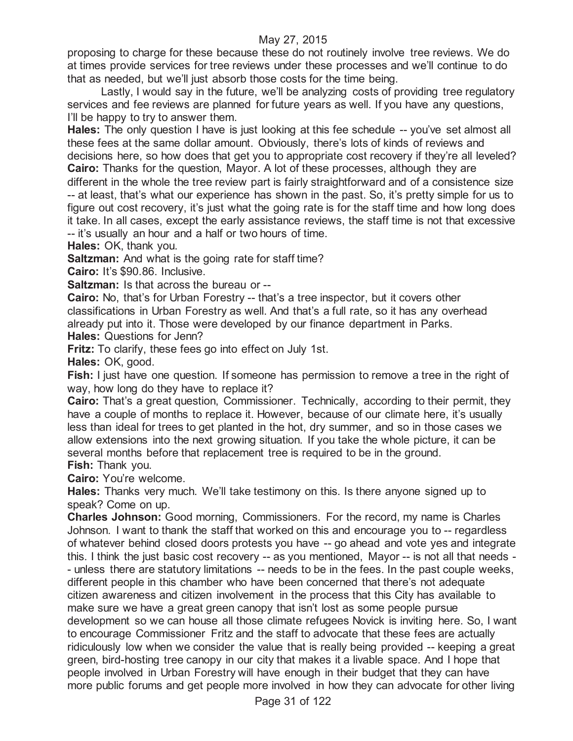proposing to charge for these because these do not routinely involve tree reviews. We do at times provide services for tree reviews under these processes and we'll continue to do that as needed, but we'll just absorb those costs for the time being.

Lastly, I would say in the future, we'll be analyzing costs of providing tree regulatory services and fee reviews are planned for future years as well. If you have any questions, I'll be happy to try to answer them.

**Hales:** The only question I have is just looking at this fee schedule -- you've set almost all these fees at the same dollar amount. Obviously, there's lots of kinds of reviews and decisions here, so how does that get you to appropriate cost recovery if they're all leveled?

**Cairo:** Thanks for the question, Mayor. A lot of these processes, although they are different in the whole the tree review part is fairly straightforward and of a consistence size -- at least, that's what our experience has shown in the past. So, it's pretty simple for us to figure out cost recovery, it's just what the going rate is for the staff time and how long does it take. In all cases, except the early assistance reviews, the staff time is not that excessive -- it's usually an hour and a half or two hours of time.

**Hales:** OK, thank you.

**Saltzman:** And what is the going rate for staff time?

**Cairo:** It's $90.86. Inclusive.

**Saltzman:** Is that across the bureau or --

**Cairo:** No, that's for Urban Forestry -- that's a tree inspector, but it covers other classifications in Urban Forestry as well. And that's a full rate, so it has any overhead already put into it. Those were developed by our finance department in Parks.

**Hales:** Questions for Jenn?

**Fritz:** To clarify, these fees go into effect on July 1st.

**Hales:** OK, good.

**Fish:** I just have one question. If someone has permission to remove a tree in the right of way, how long do they have to replace it?

**Cairo:** That's a great question, Commissioner. Technically, according to their permit, they have a couple of months to replace it. However, because of our climate here, it's usually less than ideal for trees to get planted in the hot, dry summer, and so in those cases we allow extensions into the next growing situation. If you take the whole picture, it can be several months before that replacement tree is required to be in the ground.

**Fish:** Thank you.

**Cairo:** You're welcome.

**Hales:** Thanks very much. We'll take testimony on this. Is there anyone signed up to speak? Come on up.

**Charles Johnson:** Good morning, Commissioners. For the record, my name is Charles Johnson. I want to thank the staff that worked on this and encourage you to -- regardless of whatever behind closed doors protests you have -- go ahead and vote yes and integrate this. I think the just basic cost recovery -- as you mentioned, Mayor -- is not all that needs -- unless there are statutory limitations -- needs to be in the fees. In the past couple weeks, different people in this chamber who have been concerned that there's not adequate citizen awareness and citizen involvement in the process that this City has available to make sure we have a great green canopy that isn't lost as some people pursue development so we can house all those climate refugees Novick is inviting here. So, I want to encourage Commissioner Fritz and the staff to advocate that these fees are actually ridiculously low when we consider the value that is really being provided -- keeping a great green, bird-hosting tree canopy in our city that makes it a livable space. And I hope that people involved in Urban Forestry will have enough in their budget that they can have more public forums and get people more involved in how they can advocate for other living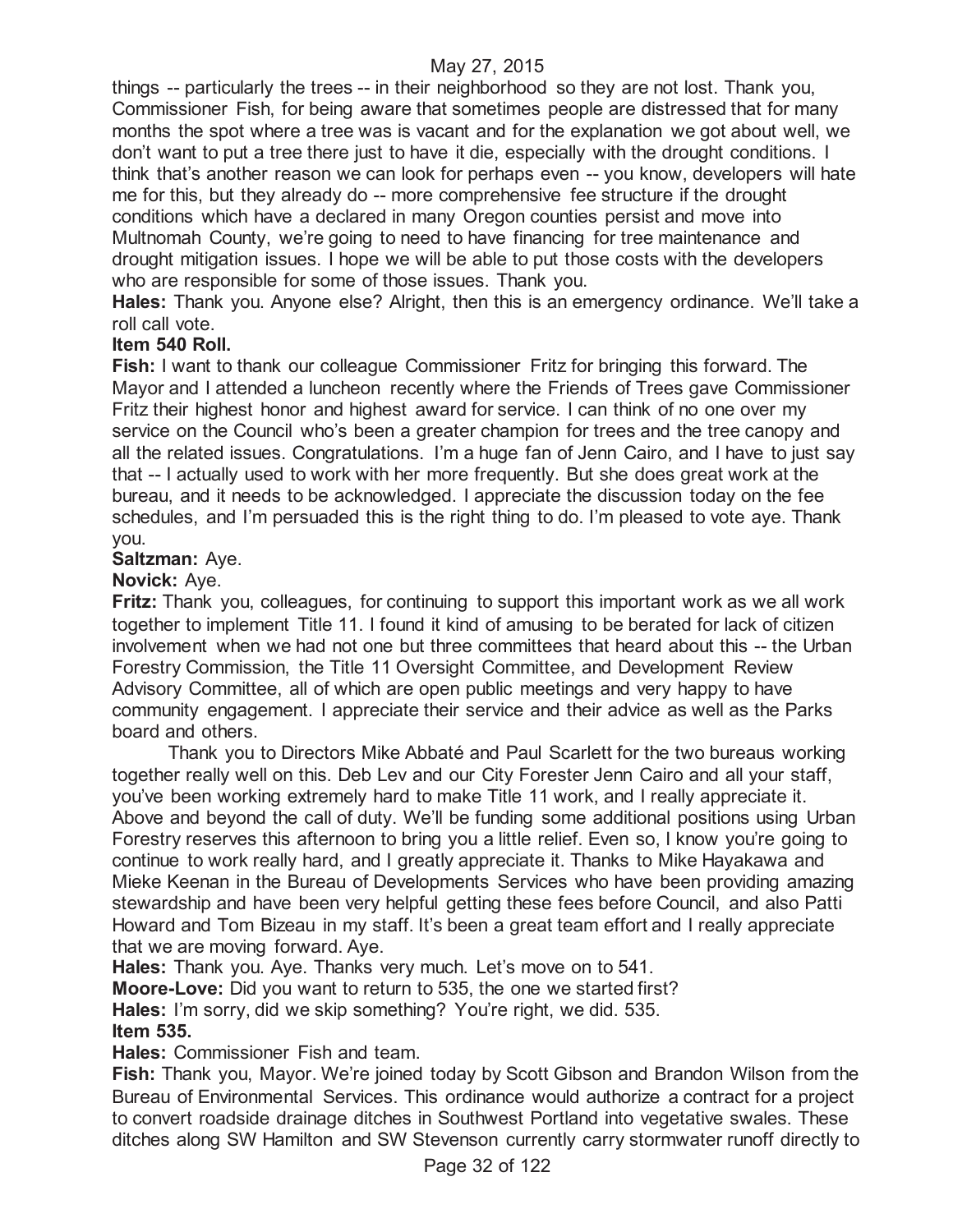things -- particularly the trees -- in their neighborhood so they are not lost. Thank you, Commissioner Fish, for being aware that sometimes people are distressed that for many months the spot where a tree was is vacant and for the explanation we got about well, we don't want to put a tree there just to have it die, especially with the drought conditions. I think that's another reason we can look for perhaps even -- you know, developers will hate me for this, but they already do -- more comprehensive fee structure if the drought conditions which have a declared in many Oregon counties persist and move into Multnomah County, we're going to need to have financing for tree maintenance and drought mitigation issues. I hope we will be able to put those costs with the developers who are responsible for some of those issues. Thank you.

**Hales:** Thank you. Anyone else? Alright, then this is an emergency ordinance. We'll take a roll call vote.

**Item 540 Roll.**

**Fish:** I want to thank our colleague Commissioner Fritz for bringing this forward. The Mayor and I attended a luncheon recently where the Friends of Trees gave Commissioner Fritz their highest honor and highest award for service. I can think of no one over my service on the Council who's been a greater champion for trees and the tree canopy and all the related issues. Congratulations. I'm a huge fan of Jenn Cairo, and I have to just say that -- I actually used to work with her more frequently. But she does great work at the bureau, and it needs to be acknowledged. I appreciate the discussion today on the fee schedules, and I'm persuaded this is the right thing to do. I'm pleased to vote aye. Thank you.

**Saltzman:** Aye.

**Novick:** Aye.

**Fritz:** Thank you, colleagues, for continuing to support this important work as we all work together to implement Title 11. I found it kind of amusing to be berated for lack of citizen involvement when we had not one but three committees that heard about this -- the Urban Forestry Commission, the Title 11 Oversight Committee, and Development Review Advisory Committee, all of which are open public meetings and very happy to have community engagement. I appreciate their service and their advice as well as the Parks board and others.

Thank you to Directors Mike Abbaté and Paul Scarlett for the two bureaus working together really well on this. Deb Lev and our City Forester Jenn Cairo and all your staff, you've been working extremely hard to make Title 11 work, and I really appreciate it. Above and beyond the call of duty. We'll be funding some additional positions using Urban Forestry reserves this afternoon to bring you a little relief. Even so, I know you're going to continue to work really hard, and I greatly appreciate it. Thanks to Mike Hayakawa and Mieke Keenan in the Bureau of Developments Services who have been providing amazing stewardship and have been very helpful getting these fees before Council, and also Patti Howard and Tom Bizeau in my staff. It's been a great team effort and I really appreciate that we are moving forward. Aye.

**Hales:** Thank you. Aye. Thanks very much. Let's move on to 541.

**Moore-Love:** Did you want to return to 535, the one we started first?

**Hales:** I'm sorry, did we skip something? You're right, we did. 535.

**Item 535.**

**Hales:** Commissioner Fish and team.

**Fish:** Thank you, Mayor. We're joined today by Scott Gibson and Brandon Wilson from the Bureau of Environmental Services. This ordinance would authorize a contract for a project to convert roadside drainage ditches in Southwest Portland into vegetative swales. These ditches along SW Hamilton and SW Stevenson currently carry stormwater runoff directly to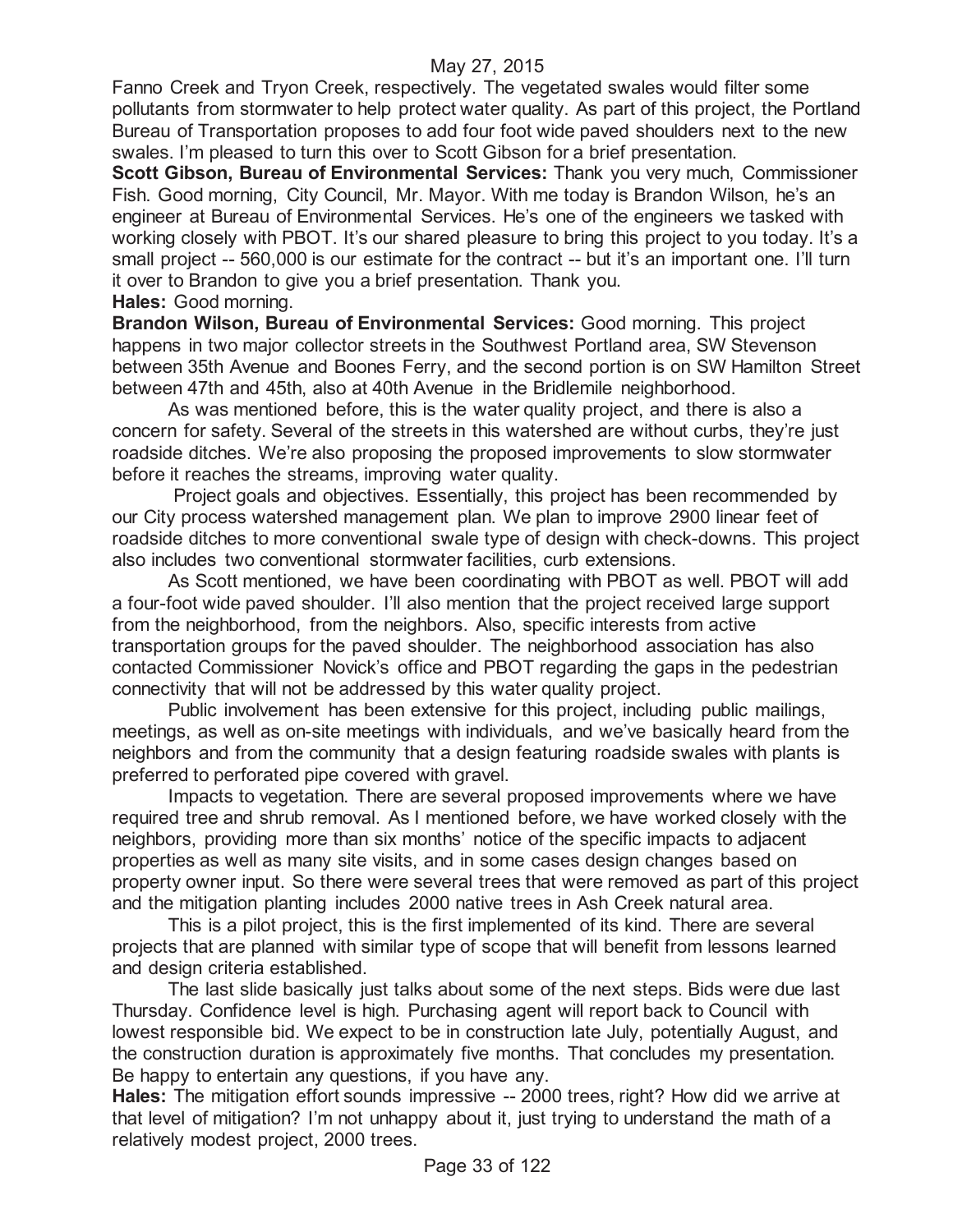Fanno Creek and Tryon Creek, respectively. The vegetated swales would filter some pollutants from stormwater to help protect water quality. As part of this project, the Portland Bureau of Transportation proposes to add four foot wide paved shoulders next to the new swales. I'm pleased to turn this over to Scott Gibson for a brief presentation.

**Scott Gibson, Bureau of Environmental Services:** Thank you very much, Commissioner Fish. Good morning, City Council, Mr. Mayor. With me today is Brandon Wilson, he's an engineer at Bureau of Environmental Services. He's one of the engineers we tasked with working closely with PBOT. It's our shared pleasure to bring this project to you today. It's a small project -- 560,000 is our estimate for the contract -- but it's an important one. I'll turn it over to Brandon to give you a brief presentation. Thank you.

**Hales:** Good morning.

**Brandon Wilson, Bureau of Environmental Services:** Good morning. This project happens in two major collector streets in the Southwest Portland area, SW Stevenson between 35th Avenue and Boones Ferry, and the second portion is on SW Hamilton Street between 47th and 45th, also at 40th Avenue in the Bridlemile neighborhood.

As was mentioned before, this is the water quality project, and there is also a concern for safety. Several of the streets in this watershed are without curbs, they're just roadside ditches. We're also proposing the proposed improvements to slow stormwater before it reaches the streams, improving water quality.

Project goals and objectives. Essentially, this project has been recommended by our City process watershed management plan. We plan to improve 2900 linear feet of roadside ditches to more conventional swale type of design with check-downs. This project also includes two conventional stormwater facilities, curb extensions.

As Scott mentioned, we have been coordinating with PBOT as well. PBOT will add a four-foot wide paved shoulder. I'll also mention that the project received large support from the neighborhood, from the neighbors. Also, specific interests from active transportation groups for the paved shoulder. The neighborhood association has also contacted Commissioner Novick's office and PBOT regarding the gaps in the pedestrian connectivity that will not be addressed by this water quality project.

Public involvement has been extensive for this project, including public mailings, meetings, as well as on-site meetings with individuals, and we've basically heard from the neighbors and from the community that a design featuring roadside swales with plants is preferred to perforated pipe covered with gravel.

Impacts to vegetation. There are several proposed improvements where we have required tree and shrub removal. As I mentioned before, we have worked closely with the neighbors, providing more than six months' notice of the specific impacts to adjacent properties as well as many site visits, and in some cases design changes based on property owner input. So there were several trees that were removed as part of this project and the mitigation planting includes 2000 native trees in Ash Creek natural area.

This is a pilot project, this is the first implemented of its kind. There are several projects that are planned with similar type of scope that will benefit from lessons learned and design criteria established.

The last slide basically just talks about some of the next steps. Bids were due last Thursday. Confidence level is high. Purchasing agent will report back to Council with lowest responsible bid. We expect to be in construction late July, potentially August, and the construction duration is approximately five months. That concludes my presentation. Be happy to entertain any questions, if you have any.

**Hales:** The mitigation effort sounds impressive -- 2000 trees, right? How did we arrive at that level of mitigation? I'm not unhappy about it, just trying to understand the math of a relatively modest project, 2000 trees.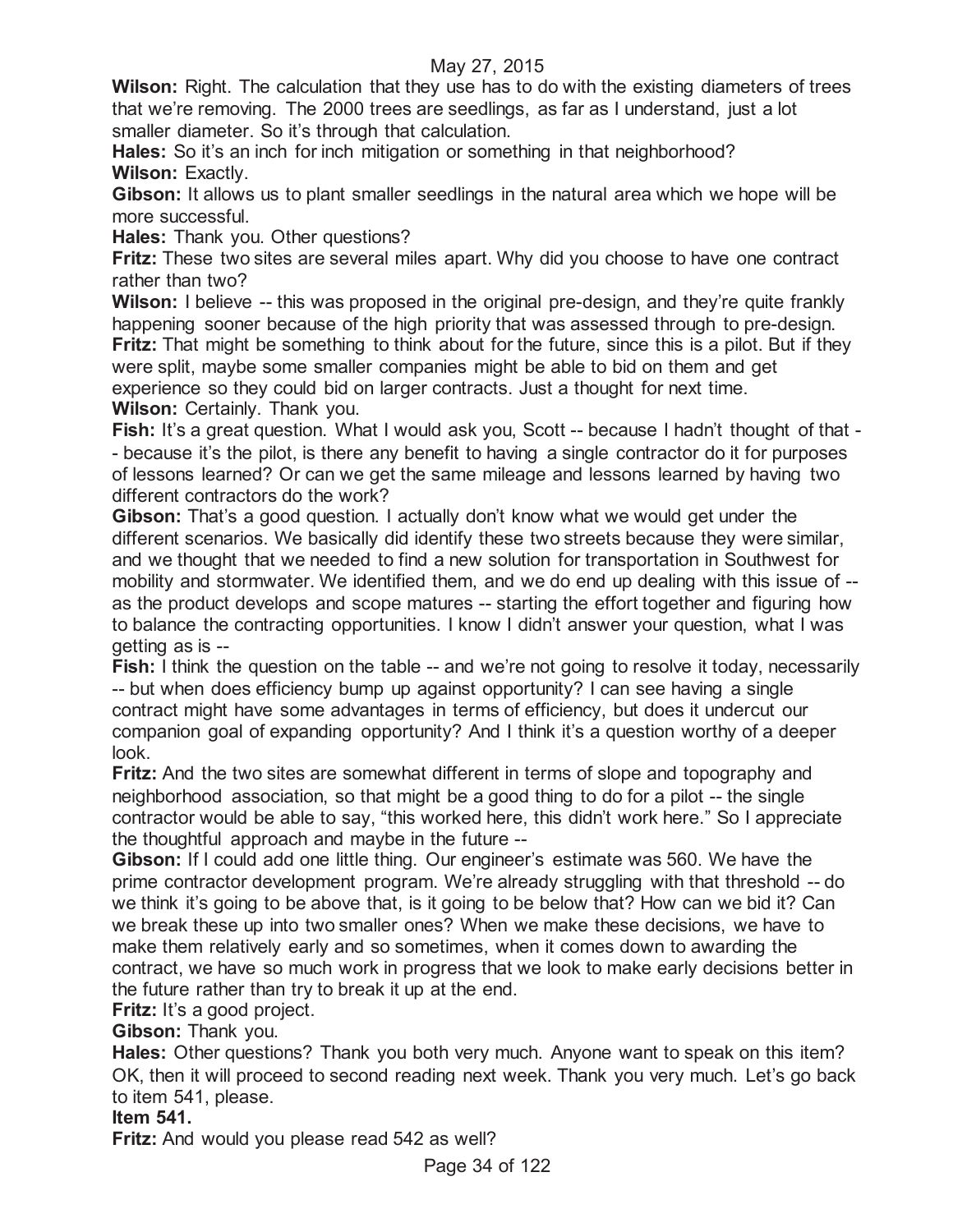**Wilson:** Right. The calculation that they use has to do with the existing diameters of trees that we're removing. The 2000 trees are seedlings, as far as I understand, just a lot smaller diameter. So it's through that calculation.

**Hales:** So it's an inch for inch mitigation or something in that neighborhood?

**Wilson:** Exactly.

**Gibson:** It allows us to plant smaller seedlings in the natural area which we hope will be more successful.

**Hales:** Thank you. Other questions?

**Fritz:** These two sites are several miles apart. Why did you choose to have one contract rather than two?

**Wilson:** I believe -- this was proposed in the original pre-design, and they're quite frankly happening sooner because of the high priority that was assessed through to pre-design.

**Fritz:** That might be something to think about for the future, since this is a pilot. But if they were split, maybe some smaller companies might be able to bid on them and get experience so they could bid on larger contracts. Just a thought for next time.

**Wilson:** Certainly. Thank you.

**Fish:** It's a great question. What I would ask you, Scott -- because I hadn't thought of that -- because it's the pilot, is there any benefit to having a single contractor do it for purposes of lessons learned? Or can we get the same mileage and lessons learned by having two different contractors do the work?

**Gibson:** That's a good question. I actually don't know what we would get under the different scenarios. We basically did identify these two streets because they were similar, and we thought that we needed to find a new solution for transportation in Southwest for mobility and stormwater. We identified them, and we do end up dealing with this issue of -- as the product develops and scope matures -- starting the effort together and figuring how to balance the contracting opportunities. I know I didn't answer your question, what I was getting as is --

**Fish:** I think the question on the table -- and we're not going to resolve it today, necessarily -- but when does efficiency bump up against opportunity? I can see having a single contract might have some advantages in terms of efficiency, but does it undercut our companion goal of expanding opportunity? And I think it's a question worthy of a deeper look.

**Fritz:** And the two sites are somewhat different in terms of slope and topography and neighborhood association, so that might be a good thing to do for a pilot -- the single contractor would be able to say, "this worked here, this didn't work here." So I appreciate the thoughtful approach and maybe in the future --

**Gibson:** If I could add one little thing. Our engineer's estimate was 560. We have the prime contractor development program. We're already struggling with that threshold -- do we think it's going to be above that, is it going to be below that? How can we bid it? Can we break these up into two smaller ones? When we make these decisions, we have to make them relatively early and so sometimes, when it comes down to awarding the contract, we have so much work in progress that we look to make early decisions better in the future rather than try to break it up at the end.

**Fritz:** It's a good project.

**Gibson:** Thank you.

**Hales:** Other questions? Thank you both very much. Anyone want to speak on this item? OK, then it will proceed to second reading next week. Thank you very much. Let's go back to item 541, please.

**Item 541.**

**Fritz:** And would you please read 542 as well?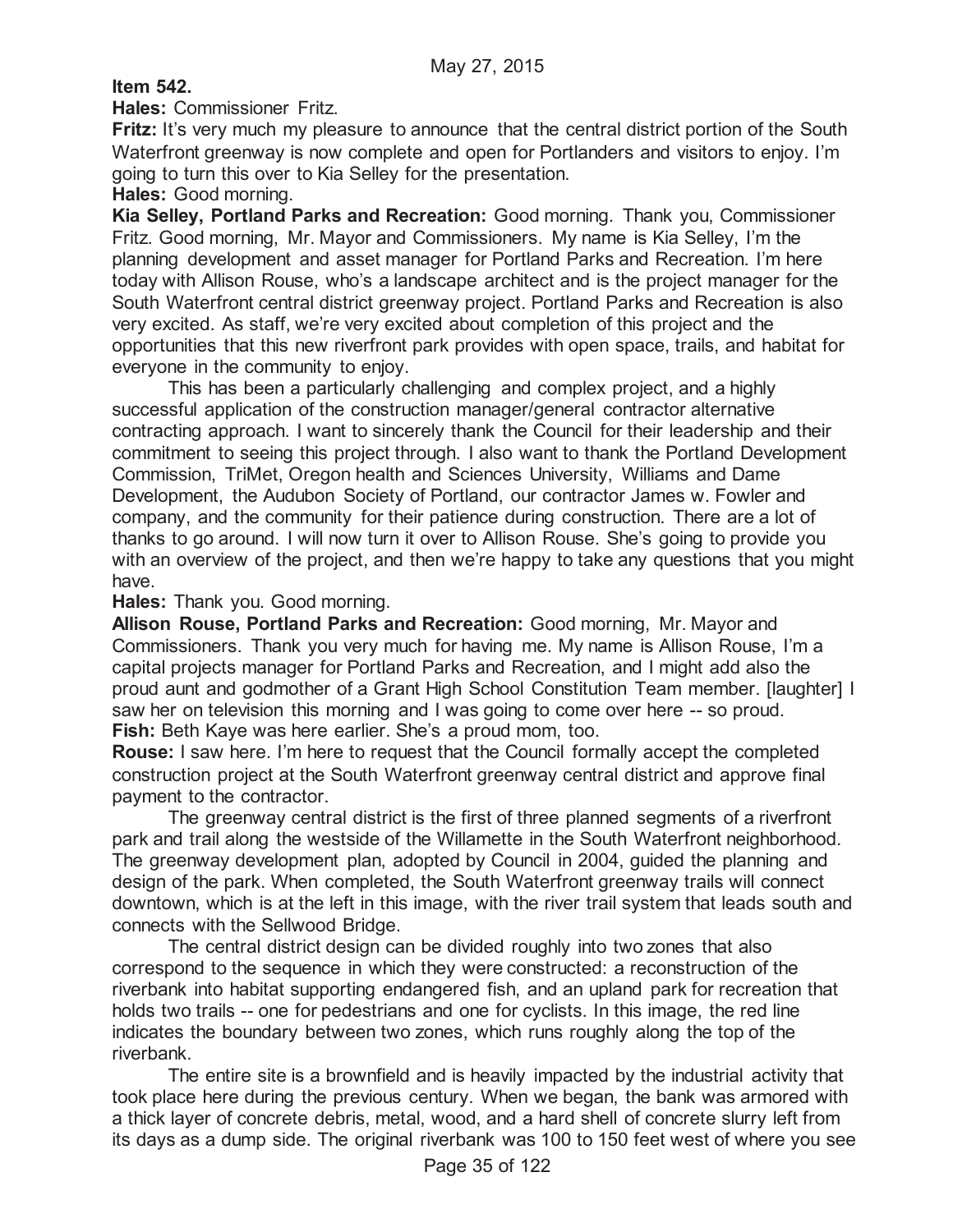**Item 542.**

**Hales:** Commissioner Fritz.

**Fritz:** It's very much my pleasure to announce that the central district portion of the South Waterfront greenway is now complete and open for Portlanders and visitors to enjoy. I'm going to turn this over to Kia Selley for the presentation.

**Hales:** Good morning.

**Kia Selley, Portland Parks and Recreation:** Good morning. Thank you, Commissioner Fritz. Good morning, Mr. Mayor and Commissioners. My name is Kia Selley, I'm the planning development and asset manager for Portland Parks and Recreation. I'm here today with Allison Rouse, who's a landscape architect and is the project manager for the South Waterfront central district greenway project. Portland Parks and Recreation is also very excited. As staff, we're very excited about completion of this project and the opportunities that this new riverfront park provides with open space, trails, and habitat for everyone in the community to enjoy.

This has been a particularly challenging and complex project, and a highly successful application of the construction manager/general contractor alternative contracting approach. I want to sincerely thank the Council for their leadership and their commitment to seeing this project through. I also want to thank the Portland Development Commission, TriMet, Oregon health and Sciences University, Williams and Dame Development, the Audubon Society of Portland, our contractor James w. Fowler and company, and the community for their patience during construction. There are a lot of thanks to go around. I will now turn it over to Allison Rouse. She's going to provide you with an overview of the project, and then we're happy to take any questions that you might have.

**Hales:** Thank you. Good morning.

**Allison Rouse, Portland Parks and Recreation:** Good morning, Mr. Mayor and Commissioners. Thank you very much for having me. My name is Allison Rouse, I'm a capital projects manager for Portland Parks and Recreation, and I might add also the proud aunt and godmother of a Grant High School Constitution Team member. [laughter] I saw her on television this morning and I was going to come over here -- so proud.

**Fish:** Beth Kaye was here earlier. She's a proud mom, too.

**Rouse:** I saw here. I'm here to request that the Council formally accept the completed construction project at the South Waterfront greenway central district and approve final payment to the contractor.

The greenway central district is the first of three planned segments of a riverfront park and trail along the westside of the Willamette in the South Waterfront neighborhood. The greenway development plan, adopted by Council in 2004, guided the planning and design of the park. When completed, the South Waterfront greenway trails will connect downtown, which is at the left in this image, with the river trail system that leads south and connects with the Sellwood Bridge.

The central district design can be divided roughly into two zones that also correspond to the sequence in which they were constructed: a reconstruction of the riverbank into habitat supporting endangered fish, and an upland park for recreation that holds two trails -- one for pedestrians and one for cyclists. In this image, the red line indicates the boundary between two zones, which runs roughly along the top of the riverbank.

The entire site is a brownfield and is heavily impacted by the industrial activity that took place here during the previous century. When we began, the bank was armored with a thick layer of concrete debris, metal, wood, and a hard shell of concrete slurry left from its days as a dump side. The original riverbank was 100 to 150 feet west of where you see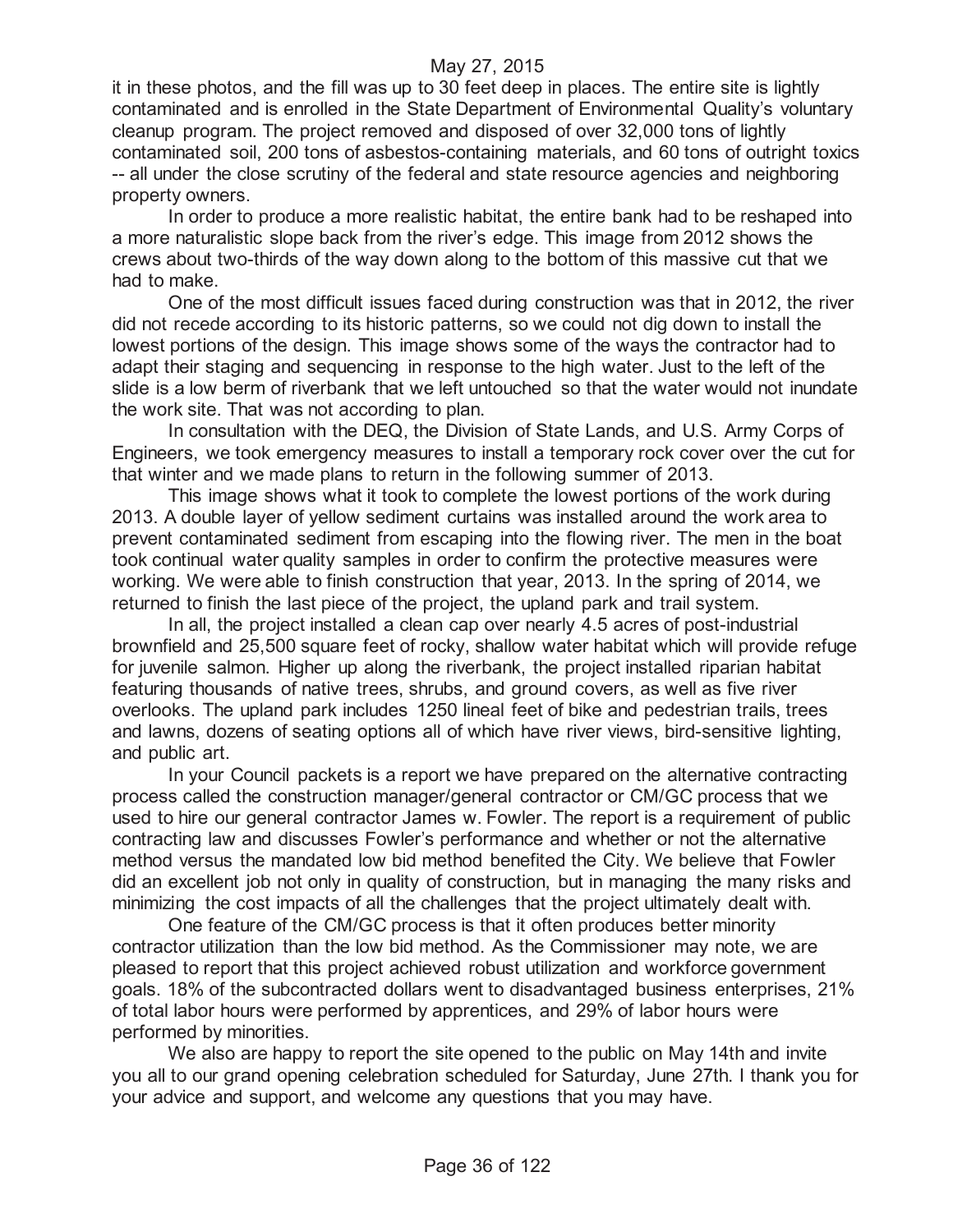it in these photos, and the fill was up to 30 feet deep in places. The entire site is lightly contaminated and is enrolled in the State Department of Environmental Quality's voluntary cleanup program. The project removed and disposed of over 32,000 tons of lightly contaminated soil, 200 tons of asbestos-containing materials, and 60 tons of outright toxics -- all under the close scrutiny of the federal and state resource agencies and neighboring property owners.

In order to produce a more realistic habitat, the entire bank had to be reshaped into a more naturalistic slope back from the river's edge. This image from 2012 shows the crews about two-thirds of the way down along to the bottom of this massive cut that we had to make.

One of the most difficult issues faced during construction was that in 2012, the river did not recede according to its historic patterns, so we could not dig down to install the lowest portions of the design. This image shows some of the ways the contractor had to adapt their staging and sequencing in response to the high water. Just to the left of the slide is a low berm of riverbank that we left untouched so that the water would not inundate the work site. That was not according to plan.

In consultation with the DEQ, the Division of State Lands, and U.S. Army Corps of Engineers, we took emergency measures to install a temporary rock cover over the cut for that winter and we made plans to return in the following summer of 2013.

This image shows what it took to complete the lowest portions of the work during 2013. A double layer of yellow sediment curtains was installed around the work area to prevent contaminated sediment from escaping into the flowing river. The men in the boat took continual water quality samples in order to confirm the protective measures were working. We were able to finish construction that year, 2013. In the spring of 2014, we returned to finish the last piece of the project, the upland park and trail system.

In all, the project installed a clean cap over nearly 4.5 acres of post-industrial brownfield and 25,500 square feet of rocky, shallow water habitat which will provide refuge for juvenile salmon. Higher up along the riverbank, the project installed riparian habitat featuring thousands of native trees, shrubs, and ground covers, as well as five river overlooks. The upland park includes 1250 lineal feet of bike and pedestrian trails, trees and lawns, dozens of seating options all of which have river views, bird-sensitive lighting, and public art.

In your Council packets is a report we have prepared on the alternative contracting process called the construction manager/general contractor or CM/GC process that we used to hire our general contractor James w. Fowler. The report is a requirement of public contracting law and discusses Fowler's performance and whether or not the alternative method versus the mandated low bid method benefited the City. We believe that Fowler did an excellent job not only in quality of construction, but in managing the many risks and minimizing the cost impacts of all the challenges that the project ultimately dealt with.

One feature of the CM/GC process is that it often produces better minority contractor utilization than the low bid method. As the Commissioner may note, we are pleased to report that this project achieved robust utilization and workforce government goals. 18% of the subcontracted dollars went to disadvantaged business enterprises, 21% of total labor hours were performed by apprentices, and 29% of labor hours were performed by minorities.

We also are happy to report the site opened to the public on May 14th and invite you all to our grand opening celebration scheduled for Saturday, June 27th. I thank you for your advice and support, and welcome any questions that you may have.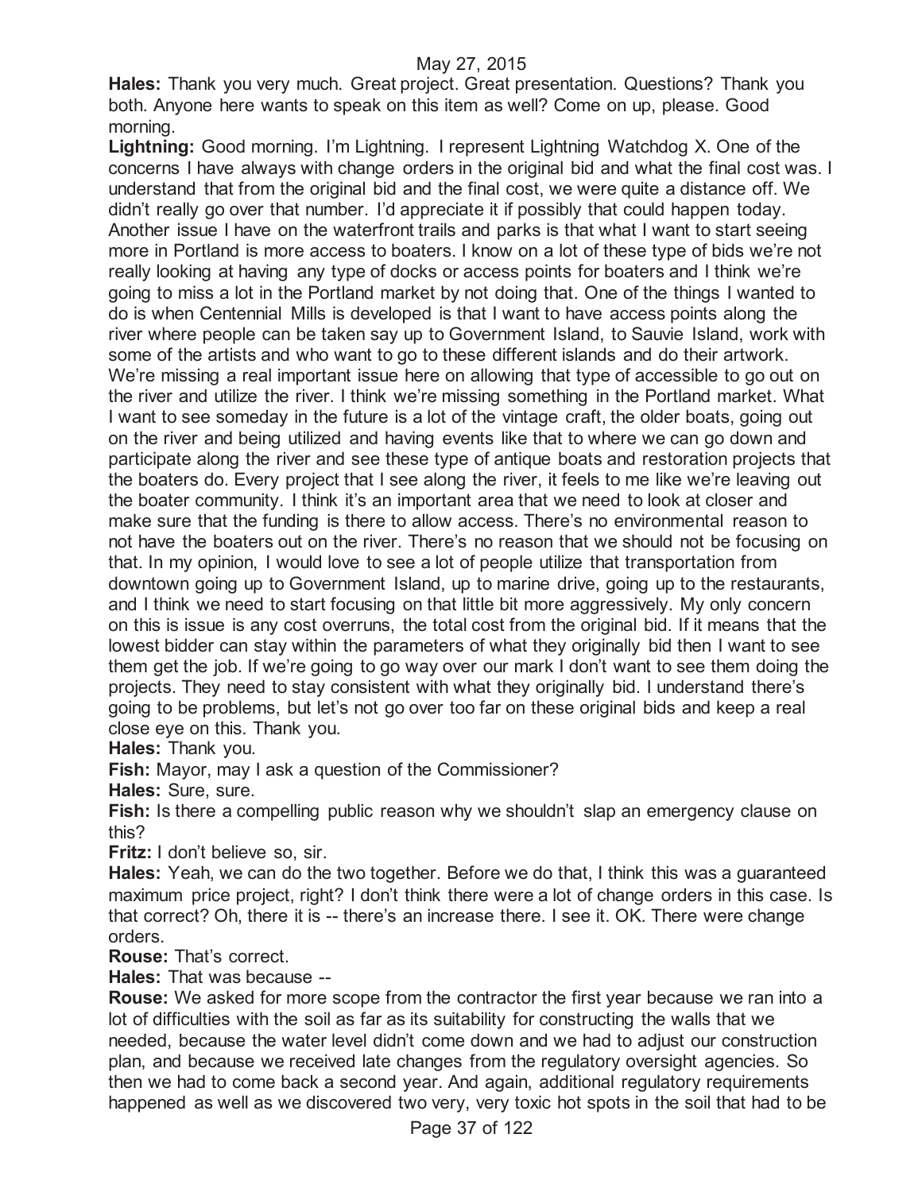**Hales:** Thank you very much. Great project. Great presentation. Questions? Thank you both. Anyone here wants to speak on this item as well? Come on up, please. Good morning.

**Lightning:** Good morning. I'm Lightning. I represent Lightning Watchdog X. One of the concerns I have always with change orders in the original bid and what the final cost was. I understand that from the original bid and the final cost, we were quite a distance off. We didn't really go over that number. I'd appreciate it if possibly that could happen today. Another issue I have on the waterfront trails and parks is that what I want to start seeing more in Portland is more access to boaters. I know on a lot of these type of bids we're not really looking at having any type of docks or access points for boaters and I think we're going to miss a lot in the Portland market by not doing that. One of the things I wanted to do is when Centennial Mills is developed is that I want to have access points along the river where people can be taken say up to Government Island, to Sauvie Island, work with some of the artists and who want to go to these different islands and do their artwork. We're missing a real important issue here on allowing that type of accessible to go out on the river and utilize the river. I think we're missing something in the Portland market. What I want to see someday in the future is a lot of the vintage craft, the older boats, going out on the river and being utilized and having events like that to where we can go down and participate along the river and see these type of antique boats and restoration projects that the boaters do. Every project that I see along the river, it feels to me like we're leaving out the boater community. I think it's an important area that we need to look at closer and make sure that the funding is there to allow access. There's no environmental reason to not have the boaters out on the river. There's no reason that we should not be focusing on that. In my opinion, I would love to see a lot of people utilize that transportation from downtown going up to Government Island, up to marine drive, going up to the restaurants, and I think we need to start focusing on that little bit more aggressively. My only concern on this is issue is any cost overruns, the total cost from the original bid. If it means that the lowest bidder can stay within the parameters of what they originally bid then I want to see them get the job. If we're going to go way over our mark I don't want to see them doing the projects. They need to stay consistent with what they originally bid. I understand there's going to be problems, but let's not go over too far on these original bids and keep a real close eye on this. Thank you.

**Hales:** Thank you.

**Fish:** Mayor, may I ask a question of the Commissioner?

**Hales:** Sure, sure.

**Fish:** Is there a compelling public reason why we shouldn't slap an emergency clause on this?

**Fritz:** I don't believe so, sir.

**Hales:** Yeah, we can do the two together. Before we do that, I think this was a guaranteed maximum price project, right? I don't think there were a lot of change orders in this case. Is that correct? Oh, there it is -- there's an increase there. I see it. OK. There were change orders.

**Rouse:** That's correct.

**Hales:** That was because --

**Rouse:** We asked for more scope from the contractor the first year because we ran into a lot of difficulties with the soil as far as its suitability for constructing the walls that we needed, because the water level didn't come down and we had to adjust our construction plan, and because we received late changes from the regulatory oversight agencies. So then we had to come back a second year. And again, additional regulatory requirements happened as well as we discovered two very, very toxic hot spots in the soil that had to be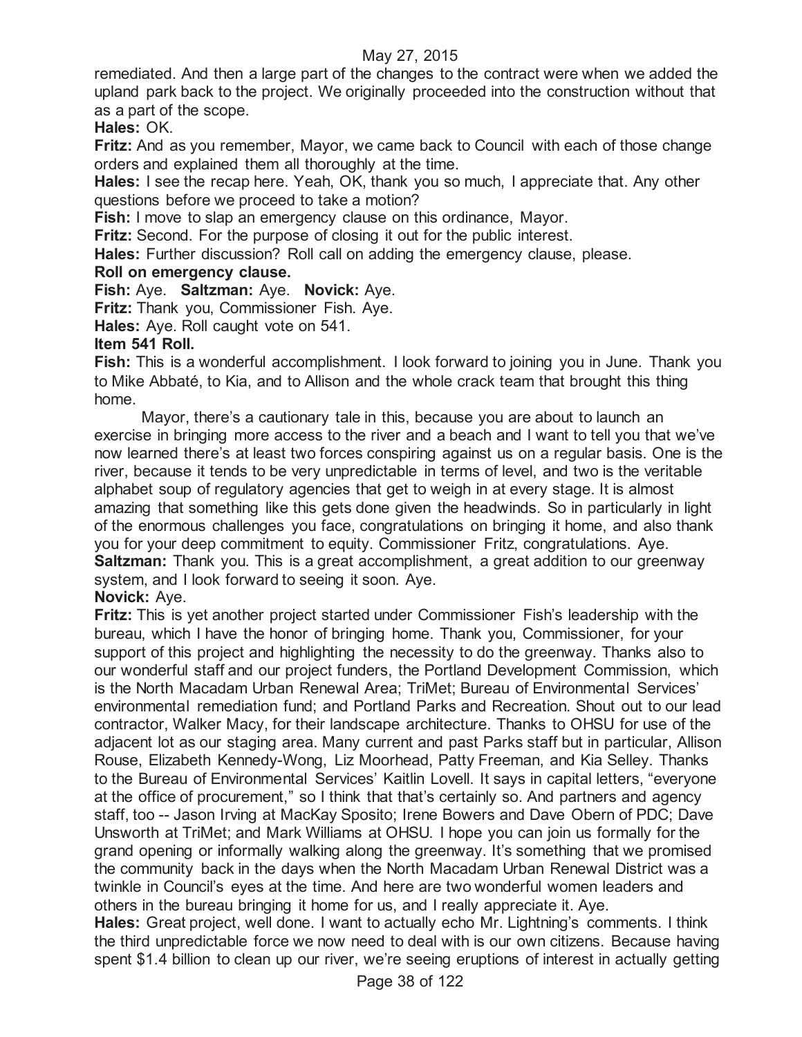remediated. And then a large part of the changes to the contract were when we added the upland park back to the project. We originally proceeded into the construction without that as a part of the scope.

**Hales:** OK.

**Fritz:** And as you remember, Mayor, we came back to Council with each of those change orders and explained them all thoroughly at the time.

**Hales:** I see the recap here. Yeah, OK, thank you so much, I appreciate that. Any other questions before we proceed to take a motion?

**Fish:** I move to slap an emergency clause on this ordinance, Mayor.

**Fritz:** Second. For the purpose of closing it out for the public interest.

**Hales:** Further discussion? Roll call on adding the emergency clause, please.

**Roll on emergency clause.**

**Fish:** Aye. **Saltzman:** Aye. **Novick:** Aye.

**Fritz:** Thank you, Commissioner Fish. Aye.

**Hales:** Aye. Roll caught vote on 541.

**Item 541 Roll.**

**Fish:** This is a wonderful accomplishment. I look forward to joining you in June. Thank you to Mike Abbaté, to Kia, and to Allison and the whole crack team that brought this thing home.

Mayor, there's a cautionary tale in this, because you are about to launch an exercise in bringing more access to the river and a beach and I want to tell you that we've now learned there's at least two forces conspiring against us on a regular basis. One is the river, because it tends to be very unpredictable in terms of level, and two is the veritable alphabet soup of regulatory agencies that get to weigh in at every stage. It is almost amazing that something like this gets done given the headwinds. So in particularly in light of the enormous challenges you face, congratulations on bringing it home, and also thank you for your deep commitment to equity. Commissioner Fritz, congratulations. Aye.

**Saltzman:** Thank you. This is a great accomplishment, a great addition to our greenway system, and I look forward to seeing it soon. Aye.

**Novick:** Aye.

**Fritz:** This is yet another project started under Commissioner Fish's leadership with the bureau, which I have the honor of bringing home. Thank you, Commissioner, for your support of this project and highlighting the necessity to do the greenway. Thanks also to our wonderful staff and our project funders, the Portland Development Commission, which is the North Macadam Urban Renewal Area; TriMet; Bureau of Environmental Services' environmental remediation fund; and Portland Parks and Recreation. Shout out to our lead contractor, Walker Macy, for their landscape architecture. Thanks to OHSU for use of the adjacent lot as our staging area. Many current and past Parks staff but in particular, Allison Rouse, Elizabeth Kennedy-Wong, Liz Moorhead, Patty Freeman, and Kia Selley. Thanks to the Bureau of Environmental Services' Kaitlin Lovell. It says in capital letters, "everyone at the office of procurement," so I think that that's certainly so. And partners and agency staff, too -- Jason Irving at MacKay Sposito; Irene Bowers and Dave Obern of PDC; Dave Unsworth at TriMet; and Mark Williams at OHSU. I hope you can join us formally for the grand opening or informally walking along the greenway. It's something that we promised the community back in the days when the North Macadam Urban Renewal District was a twinkle in Council's eyes at the time. And here are two wonderful women leaders and others in the bureau bringing it home for us, and I really appreciate it. Aye.

**Hales:** Great project, well done. I want to actually echo Mr. Lightning's comments. I think the third unpredictable force we now need to deal with is our own citizens. Because having spent $1.4 billion to clean up our river, we're seeing eruptions of interest in actually getting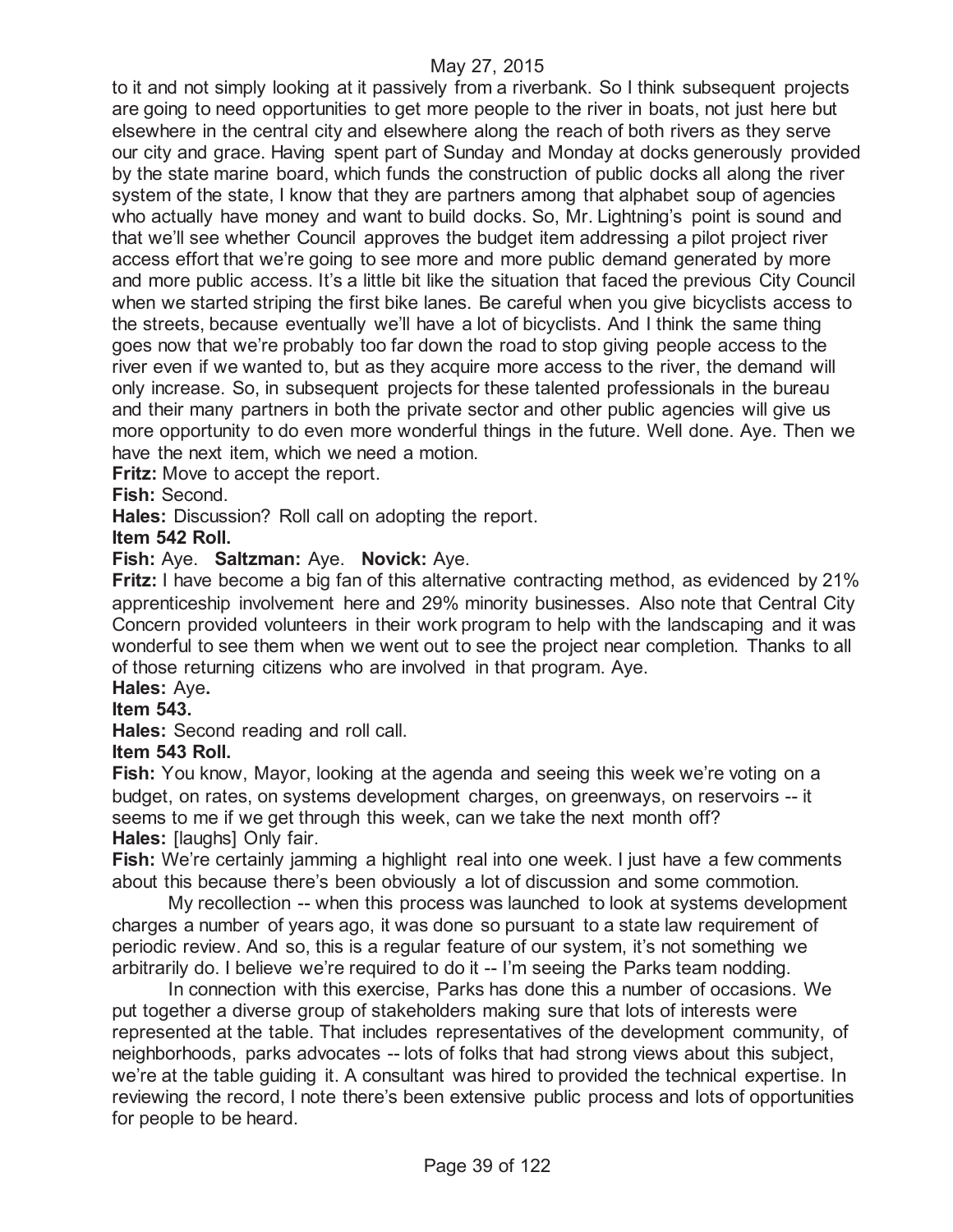to it and not simply looking at it passively from a riverbank. So I think subsequent projects are going to need opportunities to get more people to the river in boats, not just here but elsewhere in the central city and elsewhere along the reach of both rivers as they serve our city and grace. Having spent part of Sunday and Monday at docks generously provided by the state marine board, which funds the construction of public docks all along the river system of the state, I know that they are partners among that alphabet soup of agencies who actually have money and want to build docks. So, Mr. Lightning's point is sound and that we'll see whether Council approves the budget item addressing a pilot project river access effort that we're going to see more and more public demand generated by more and more public access. It's a little bit like the situation that faced the previous City Council when we started striping the first bike lanes. Be careful when you give bicyclists access to the streets, because eventually we'll have a lot of bicyclists. And I think the same thing goes now that we're probably too far down the road to stop giving people access to the river even if we wanted to, but as they acquire more access to the river, the demand will only increase. So, in subsequent projects for these talented professionals in the bureau and their many partners in both the private sector and other public agencies will give us more opportunity to do even more wonderful things in the future. Well done. Aye. Then we have the next item, which we need a motion.

**Fritz:** Move to accept the report.

**Fish:** Second.

**Hales:** Discussion? Roll call on adopting the report.

**Item 542 Roll.**

**Fish:** Aye. **Saltzman:** Aye. **Novick:** Aye.

**Fritz:** I have become a big fan of this alternative contracting method, as evidenced by 21% apprenticeship involvement here and 29% minority businesses. Also note that Central City Concern provided volunteers in their work program to help with the landscaping and it was wonderful to see them when we went out to see the project near completion. Thanks to all of those returning citizens who are involved in that program. Aye.

**Hales:** Aye.

**Item 543.**

**Hales:** Second reading and roll call.

**Item 543 Roll.**

**Fish:** You know, Mayor, looking at the agenda and seeing this week we're voting on a budget, on rates, on systems development charges, on greenways, on reservoirs -- it seems to me if we get through this week, can we take the next month off?

**Hales:** [laughs] Only fair.

**Fish:** We're certainly jamming a highlight real into one week. I just have a few comments about this because there's been obviously a lot of discussion and some commotion.

My recollection -- when this process was launched to look at systems development charges a number of years ago, it was done so pursuant to a state law requirement of periodic review. And so, this is a regular feature of our system, it's not something we arbitrarily do. I believe we're required to do it -- I'm seeing the Parks team nodding.

In connection with this exercise, Parks has done this a number of occasions. We put together a diverse group of stakeholders making sure that lots of interests were represented at the table. That includes representatives of the development community, of neighborhoods, parks advocates -- lots of folks that had strong views about this subject, we're at the table guiding it. A consultant was hired to provided the technical expertise. In reviewing the record, I note there's been extensive public process and lots of opportunities for people to be heard.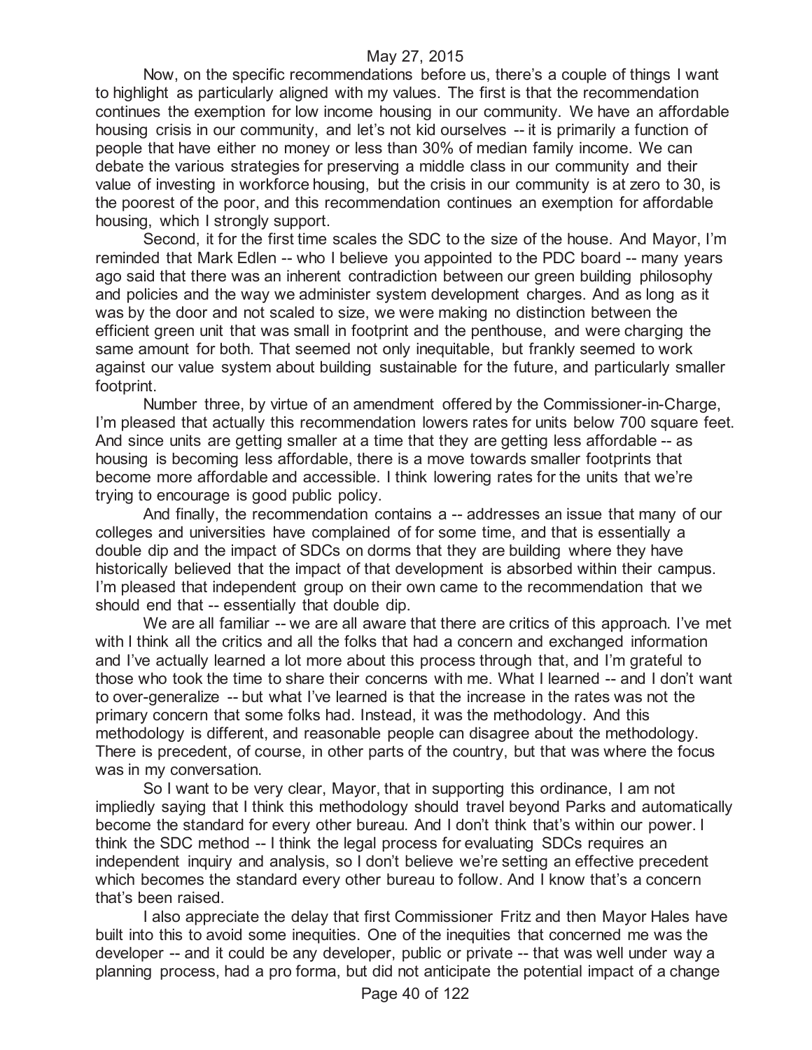Now, on the specific recommendations before us, there's a couple of things I want to highlight as particularly aligned with my values. The first is that the recommendation continues the exemption for low income housing in our community. We have an affordable housing crisis in our community, and let's not kid ourselves -- it is primarily a function of people that have either no money or less than 30% of median family income. We can debate the various strategies for preserving a middle class in our community and their value of investing in workforce housing, but the crisis in our community is at zero to 30, is the poorest of the poor, and this recommendation continues an exemption for affordable housing, which I strongly support.

Second, it for the first time scales the SDC to the size of the house. And Mayor, I'm reminded that Mark Edlen -- who I believe you appointed to the PDC board -- many years ago said that there was an inherent contradiction between our green building philosophy and policies and the way we administer system development charges. And as long as it was by the door and not scaled to size, we were making no distinction between the efficient green unit that was small in footprint and the penthouse, and were charging the same amount for both. That seemed not only inequitable, but frankly seemed to work against our value system about building sustainable for the future, and particularly smaller footprint.

Number three, by virtue of an amendment offered by the Commissioner-in-Charge, I'm pleased that actually this recommendation lowers rates for units below 700 square feet. And since units are getting smaller at a time that they are getting less affordable -- as housing is becoming less affordable, there is a move towards smaller footprints that become more affordable and accessible. I think lowering rates for the units that we're trying to encourage is good public policy.

And finally, the recommendation contains a -- addresses an issue that many of our colleges and universities have complained of for some time, and that is essentially a double dip and the impact of SDCs on dorms that they are building where they have historically believed that the impact of that development is absorbed within their campus. I'm pleased that independent group on their own came to the recommendation that we should end that -- essentially that double dip.

We are all familiar -- we are all aware that there are critics of this approach. I've met with I think all the critics and all the folks that had a concern and exchanged information and I've actually learned a lot more about this process through that, and I'm grateful to those who took the time to share their concerns with me. What I learned -- and I don't want to over-generalize -- but what I've learned is that the increase in the rates was not the primary concern that some folks had. Instead, it was the methodology. And this methodology is different, and reasonable people can disagree about the methodology. There is precedent, of course, in other parts of the country, but that was where the focus was in my conversation.

So I want to be very clear, Mayor, that in supporting this ordinance, I am not impliedly saying that I think this methodology should travel beyond Parks and automatically become the standard for every other bureau. And I don't think that's within our power. I think the SDC method -- I think the legal process for evaluating SDCs requires an independent inquiry and analysis, so I don't believe we're setting an effective precedent which becomes the standard every other bureau to follow. And I know that's a concern that's been raised.

I also appreciate the delay that first Commissioner Fritz and then Mayor Hales have built into this to avoid some inequities. One of the inequities that concerned me was the developer -- and it could be any developer, public or private -- that was well under way a planning process, had a pro forma, but did not anticipate the potential impact of a change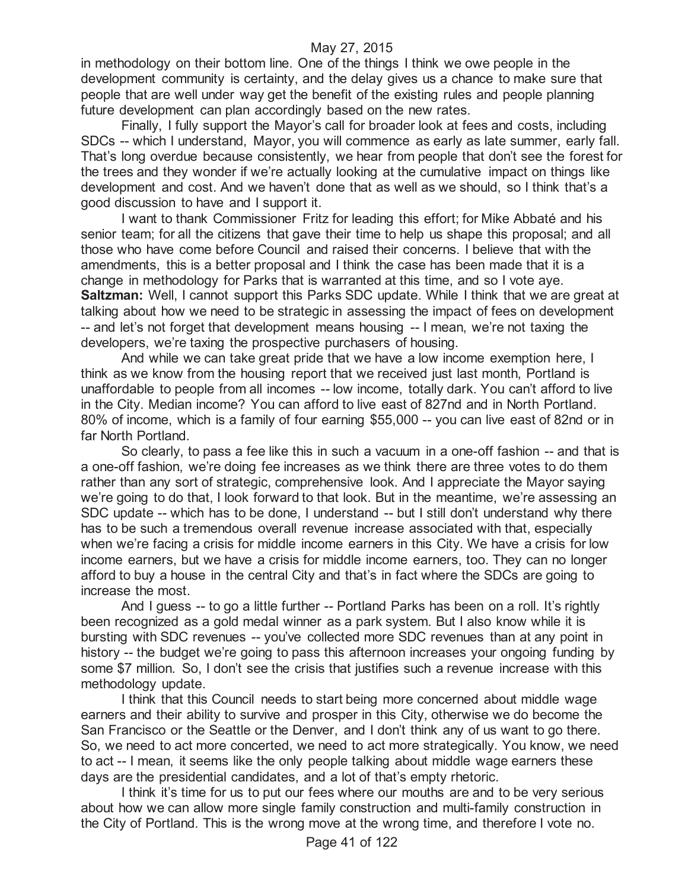in methodology on their bottom line. One of the things I think we owe people in the development community is certainty, and the delay gives us a chance to make sure that people that are well under way get the benefit of the existing rules and people planning future development can plan accordingly based on the new rates.

Finally, I fully support the Mayor's call for broader look at fees and costs, including SDCs -- which I understand, Mayor, you will commence as early as late summer, early fall. That's long overdue because consistently, we hear from people that don't see the forest for the trees and they wonder if we're actually looking at the cumulative impact on things like development and cost. And we haven't done that as well as we should, so I think that's a good discussion to have and I support it.

I want to thank Commissioner Fritz for leading this effort; for Mike Abbaté and his senior team; for all the citizens that gave their time to help us shape this proposal; and all those who have come before Council and raised their concerns. I believe that with the amendments, this is a better proposal and I think the case has been made that it is a change in methodology for Parks that is warranted at this time, and so I vote aye.

**Saltzman:** Well, I cannot support this Parks SDC update. While I think that we are great at talking about how we need to be strategic in assessing the impact of fees on development -- and let's not forget that development means housing -- I mean, we're not taxing the developers, we're taxing the prospective purchasers of housing.

And while we can take great pride that we have a low income exemption here, I think as we know from the housing report that we received just last month, Portland is unaffordable to people from all incomes -- low income, totally dark. You can't afford to live in the City. Median income? You can afford to live east of 827nd and in North Portland. 80% of income, which is a family of four earning $55,000 -- you can live east of 82nd or in far North Portland.

So clearly, to pass a fee like this in such a vacuum in a one-off fashion -- and that is a one-off fashion, we're doing fee increases as we think there are three votes to do them rather than any sort of strategic, comprehensive look. And I appreciate the Mayor saying we're going to do that, I look forward to that look. But in the meantime, we're assessing an SDC update -- which has to be done, I understand -- but I still don't understand why there has to be such a tremendous overall revenue increase associated with that, especially when we're facing a crisis for middle income earners in this City. We have a crisis for low income earners, but we have a crisis for middle income earners, too. They can no longer afford to buy a house in the central City and that's in fact where the SDCs are going to increase the most.

And I guess -- to go a little further -- Portland Parks has been on a roll. It's rightly been recognized as a gold medal winner as a park system. But I also know while it is bursting with SDC revenues -- you've collected more SDC revenues than at any point in history -- the budget we're going to pass this afternoon increases your ongoing funding by some $7 million. So, I don't see the crisis that justifies such a revenue increase with this methodology update.

I think that this Council needs to start being more concerned about middle wage earners and their ability to survive and prosper in this City, otherwise we do become the San Francisco or the Seattle or the Denver, and I don't think any of us want to go there. So, we need to act more concerted, we need to act more strategically. You know, we need to act -- I mean, it seems like the only people talking about middle wage earners these days are the presidential candidates, and a lot of that's empty rhetoric.

I think it's time for us to put our fees where our mouths are and to be very serious about how we can allow more single family construction and multi-family construction in the City of Portland. This is the wrong move at the wrong time, and therefore I vote no.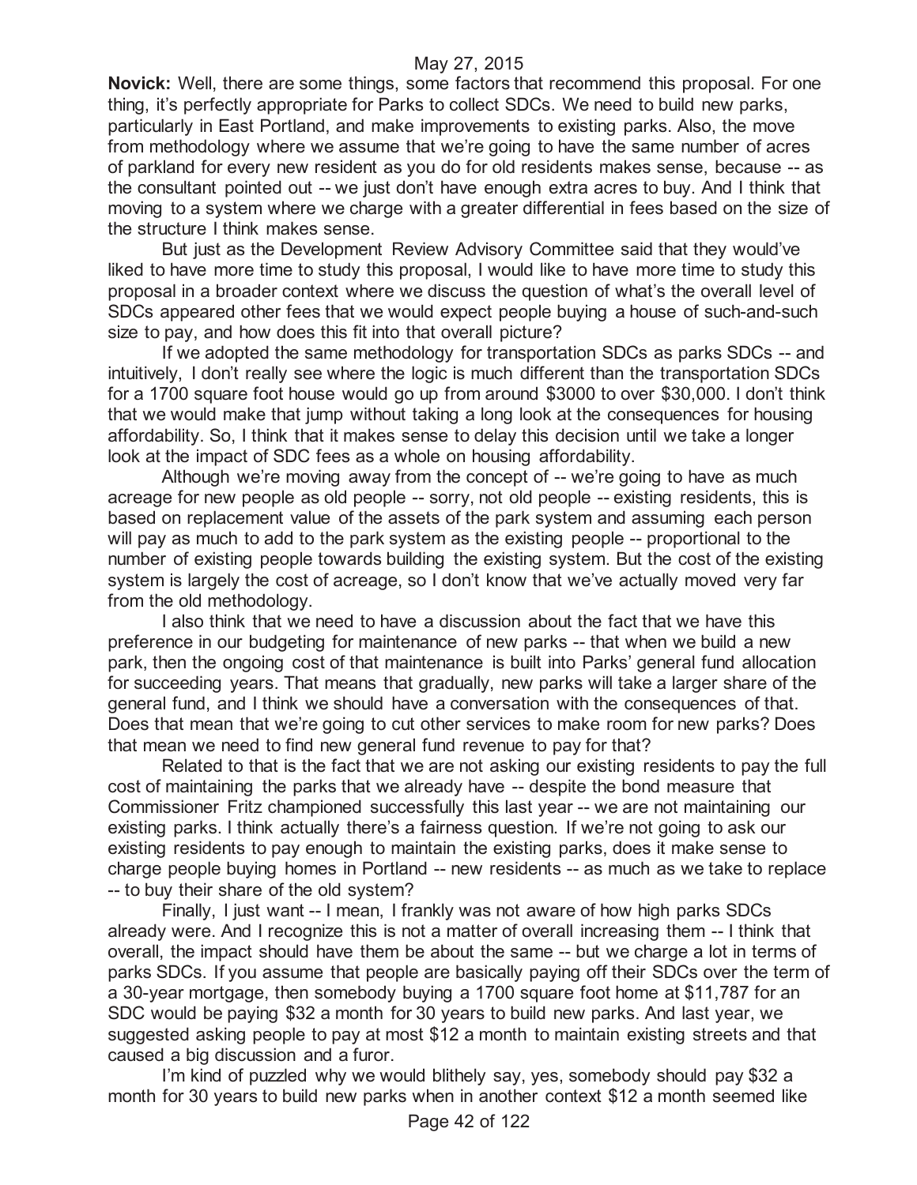**Novick:** Well, there are some things, some factors that recommend this proposal. For one thing, it's perfectly appropriate for Parks to collect SDCs. We need to build new parks, particularly in East Portland, and make improvements to existing parks. Also, the move from methodology where we assume that we're going to have the same number of acres of parkland for every new resident as you do for old residents makes sense, because -- as the consultant pointed out -- we just don't have enough extra acres to buy. And I think that moving to a system where we charge with a greater differential in fees based on the size of the structure I think makes sense.

But just as the Development Review Advisory Committee said that they would've liked to have more time to study this proposal, I would like to have more time to study this proposal in a broader context where we discuss the question of what's the overall level of SDCs appeared other fees that we would expect people buying a house of such-and-such size to pay, and how does this fit into that overall picture?

If we adopted the same methodology for transportation SDCs as parks SDCs -- and intuitively, I don't really see where the logic is much different than the transportation SDCs for a 1700 square foot house would go up from around $3000 to over $30,000. I don't think that we would make that jump without taking a long look at the consequences for housing affordability. So, I think that it makes sense to delay this decision until we take a longer look at the impact of SDC fees as a whole on housing affordability.

Although we're moving away from the concept of -- we're going to have as much acreage for new people as old people -- sorry, not old people -- existing residents, this is based on replacement value of the assets of the park system and assuming each person will pay as much to add to the park system as the existing people -- proportional to the number of existing people towards building the existing system. But the cost of the existing system is largely the cost of acreage, so I don't know that we've actually moved very far from the old methodology.

I also think that we need to have a discussion about the fact that we have this preference in our budgeting for maintenance of new parks -- that when we build a new park, then the ongoing cost of that maintenance is built into Parks' general fund allocation for succeeding years. That means that gradually, new parks will take a larger share of the general fund, and I think we should have a conversation with the consequences of that. Does that mean that we're going to cut other services to make room for new parks? Does that mean we need to find new general fund revenue to pay for that?

Related to that is the fact that we are not asking our existing residents to pay the full cost of maintaining the parks that we already have -- despite the bond measure that Commissioner Fritz championed successfully this last year -- we are not maintaining our existing parks. I think actually there's a fairness question. If we're not going to ask our existing residents to pay enough to maintain the existing parks, does it make sense to charge people buying homes in Portland -- new residents -- as much as we take to replace -- to buy their share of the old system?

Finally, I just want -- I mean, I frankly was not aware of how high parks SDCs already were. And I recognize this is not a matter of overall increasing them -- I think that overall, the impact should have them be about the same -- but we charge a lot in terms of parks SDCs. If you assume that people are basically paying off their SDCs over the term of a 30-year mortgage, then somebody buying a 1700 square foot home at $11,787 for an SDC would be paying $32 a month for 30 years to build new parks. And last year, we suggested asking people to pay at most $12 a month to maintain existing streets and that caused a big discussion and a furor.

I'm kind of puzzled why we would blithely say, yes, somebody should pay $32 a month for 30 years to build new parks when in another context $12 a month seemed like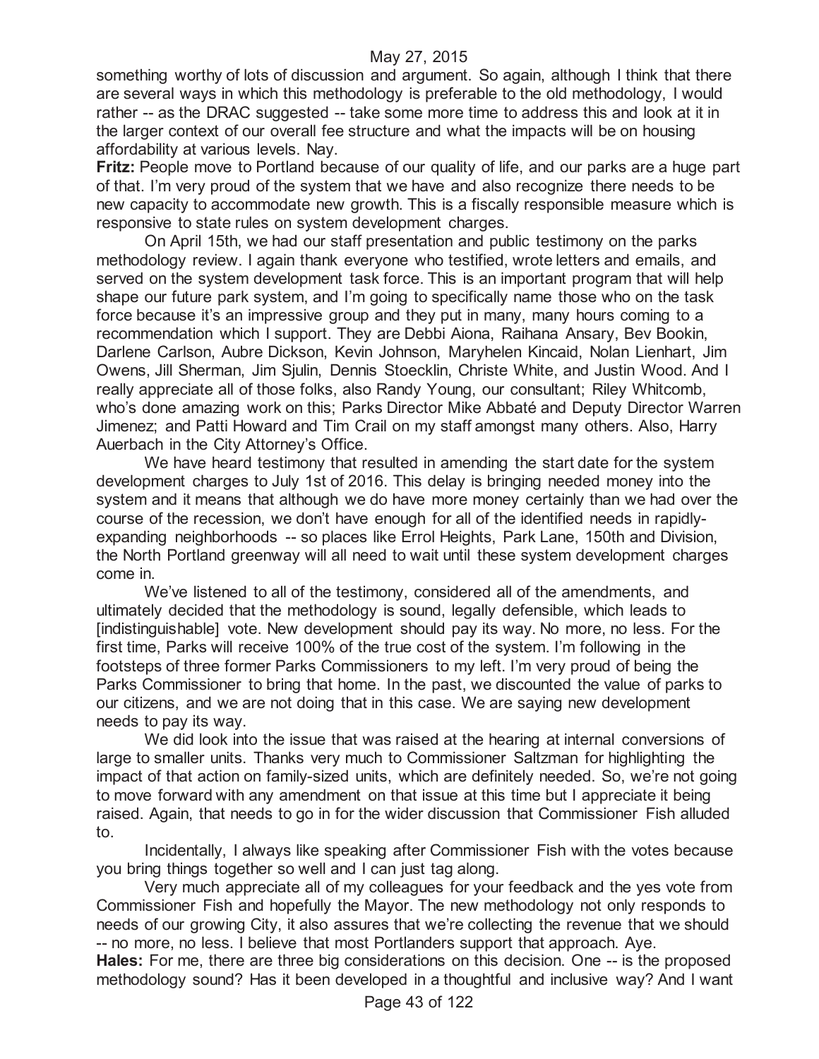something worthy of lots of discussion and argument. So again, although I think that there are several ways in which this methodology is preferable to the old methodology, I would rather -- as the DRAC suggested -- take some more time to address this and look at it in the larger context of our overall fee structure and what the impacts will be on housing affordability at various levels. Nay.

**Fritz:** People move to Portland because of our quality of life, and our parks are a huge part of that. I'm very proud of the system that we have and also recognize there needs to be new capacity to accommodate new growth. This is a fiscally responsible measure which is responsive to state rules on system development charges.

On April 15th, we had our staff presentation and public testimony on the parks methodology review. I again thank everyone who testified, wrote letters and emails, and served on the system development task force. This is an important program that will help shape our future park system, and I'm going to specifically name those who on the task force because it's an impressive group and they put in many, many hours coming to a recommendation which I support. They are Debbi Aiona, Raihana Ansary, Bev Bookin, Darlene Carlson, Aubre Dickson, Kevin Johnson, Maryhelen Kincaid, Nolan Lienhart, Jim Owens, Jill Sherman, Jim Sjulin, Dennis Stoecklin, Christe White, and Justin Wood. And I really appreciate all of those folks, also Randy Young, our consultant; Riley Whitcomb, who's done amazing work on this; Parks Director Mike Abbaté and Deputy Director Warren Jimenez; and Patti Howard and Tim Crail on my staff amongst many others. Also, Harry Auerbach in the City Attorney's Office.

We have heard testimony that resulted in amending the start date for the system development charges to July 1st of 2016. This delay is bringing needed money into the system and it means that although we do have more money certainly than we had over the course of the recession, we don't have enough for all of the identified needs in rapidly-expanding neighborhoods -- so places like Errol Heights, Park Lane, 150th and Division, the North Portland greenway will all need to wait until these system development charges come in.

We've listened to all of the testimony, considered all of the amendments, and ultimately decided that the methodology is sound, legally defensible, which leads to [indistinguishable] vote. New development should pay its way. No more, no less. For the first time, Parks will receive 100% of the true cost of the system. I'm following in the footsteps of three former Parks Commissioners to my left. I'm very proud of being the Parks Commissioner to bring that home. In the past, we discounted the value of parks to our citizens, and we are not doing that in this case. We are saying new development needs to pay its way.

We did look into the issue that was raised at the hearing at internal conversions of large to smaller units. Thanks very much to Commissioner Saltzman for highlighting the impact of that action on family-sized units, which are definitely needed. So, we're not going to move forward with any amendment on that issue at this time but I appreciate it being raised. Again, that needs to go in for the wider discussion that Commissioner Fish alluded to.

Incidentally, I always like speaking after Commissioner Fish with the votes because you bring things together so well and I can just tag along.

Very much appreciate all of my colleagues for your feedback and the yes vote from Commissioner Fish and hopefully the Mayor. The new methodology not only responds to needs of our growing City, it also assures that we're collecting the revenue that we should -- no more, no less. I believe that most Portlanders support that approach. Aye.

**Hales:** For me, there are three big considerations on this decision. One -- is the proposed methodology sound? Has it been developed in a thoughtful and inclusive way? And I want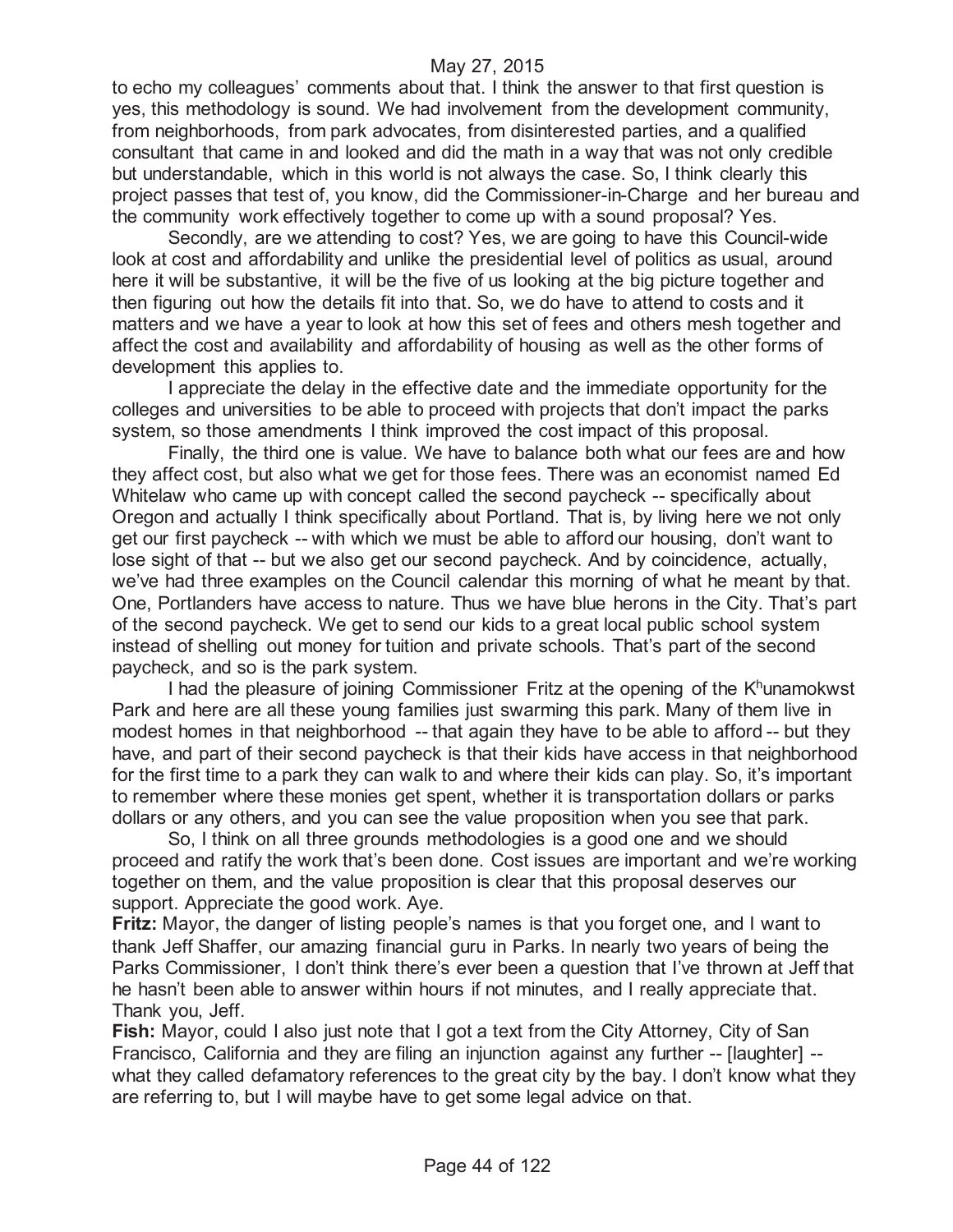to echo my colleagues' comments about that. I think the answer to that first question is yes, this methodology is sound. We had involvement from the development community, from neighborhoods, from park advocates, from disinterested parties, and a qualified consultant that came in and looked and did the math in a way that was not only credible but understandable, which in this world is not always the case. So, I think clearly this project passes that test of, you know, did the Commissioner-in-Charge and her bureau and the community work effectively together to come up with a sound proposal? Yes.

Secondly, are we attending to cost? Yes, we are going to have this Council-wide look at cost and affordability and unlike the presidential level of politics as usual, around here it will be substantive, it will be the five of us looking at the big picture together and then figuring out how the details fit into that. So, we do have to attend to costs and it matters and we have a year to look at how this set of fees and others mesh together and affect the cost and availability and affordability of housing as well as the other forms of development this applies to.

I appreciate the delay in the effective date and the immediate opportunity for the colleges and universities to be able to proceed with projects that don't impact the parks system, so those amendments I think improved the cost impact of this proposal.

Finally, the third one is value. We have to balance both what our fees are and how they affect cost, but also what we get for those fees. There was an economist named Ed Whitelaw who came up with concept called the second paycheck -- specifically about Oregon and actually I think specifically about Portland. That is, by living here we not only get our first paycheck -- with which we must be able to afford our housing, don't want to lose sight of that -- but we also get our second paycheck. And by coincidence, actually, we've had three examples on the Council calendar this morning of what he meant by that. One, Portlanders have access to nature. Thus we have blue herons in the City. That's part of the second paycheck. We get to send our kids to a great local public school system instead of shelling out money for tuition and private schools. That's part of the second paycheck, and so is the park system.

I had the pleasure of joining Commissioner Fritz at the opening of the K$^{h}$unamokwst Park and here are all these young families just swarming this park. Many of them live in modest homes in that neighborhood -- that again they have to be able to afford -- but they have, and part of their second paycheck is that their kids have access in that neighborhood for the first time to a park they can walk to and where their kids can play. So, it's important to remember where these monies get spent, whether it is transportation dollars or parks dollars or any others, and you can see the value proposition when you see that park.

So, I think on all three grounds methodologies is a good one and we should proceed and ratify the work that's been done. Cost issues are important and we're working together on them, and the value proposition is clear that this proposal deserves our support. Appreciate the good work. Aye.

**Fritz:** Mayor, the danger of listing people's names is that you forget one, and I want to thank Jeff Shaffer, our amazing financial guru in Parks. In nearly two years of being the Parks Commissioner, I don't think there's ever been a question that I've thrown at Jeff that he hasn't been able to answer within hours if not minutes, and I really appreciate that. Thank you, Jeff.

**Fish:** Mayor, could I also just note that I got a text from the City Attorney, City of San Francisco, California and they are filing an injunction against any further -- [laughter] -- what they called defamatory references to the great city by the bay. I don't know what they are referring to, but I will maybe have to get some legal advice on that.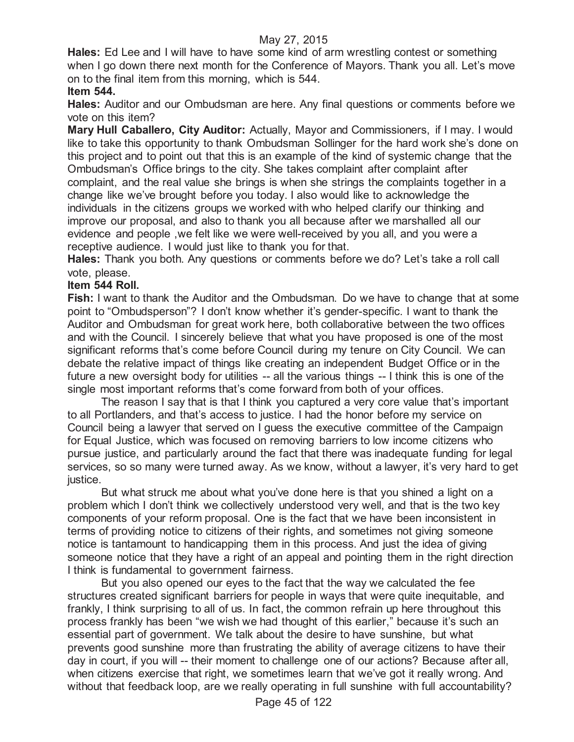**Hales:** Ed Lee and I will have to have some kind of arm wrestling contest or something when I go down there next month for the Conference of Mayors. Thank you all. Let's move on to the final item from this morning, which is 544.

**Item 544.**

**Hales:** Auditor and our Ombudsman are here. Any final questions or comments before we vote on this item?

**Mary Hull Caballero, City Auditor:** Actually, Mayor and Commissioners, if I may. I would like to take this opportunity to thank Ombudsman Sollinger for the hard work she's done on this project and to point out that this is an example of the kind of systemic change that the Ombudsman's Office brings to the city. She takes complaint after complaint after complaint, and the real value she brings is when she strings the complaints together in a change like we've brought before you today. I also would like to acknowledge the individuals in the citizens groups we worked with who helped clarify our thinking and improve our proposal, and also to thank you all because after we marshalled all our evidence and people ,we felt like we were well-received by you all, and you were a receptive audience. I would just like to thank you for that.

**Hales:** Thank you both. Any questions or comments before we do? Let's take a roll call vote, please.

**Item 544 Roll.**

**Fish:** I want to thank the Auditor and the Ombudsman. Do we have to change that at some point to "Ombudsperson"? I don't know whether it's gender-specific. I want to thank the Auditor and Ombudsman for great work here, both collaborative between the two offices and with the Council. I sincerely believe that what you have proposed is one of the most significant reforms that's come before Council during my tenure on City Council. We can debate the relative impact of things like creating an independent Budget Office or in the future a new oversight body for utilities -- all the various things -- I think this is one of the single most important reforms that's come forward from both of your offices.

The reason I say that is that I think you captured a very core value that's important to all Portlanders, and that's access to justice. I had the honor before my service on Council being a lawyer that served on I guess the executive committee of the Campaign for Equal Justice, which was focused on removing barriers to low income citizens who pursue justice, and particularly around the fact that there was inadequate funding for legal services, so so many were turned away. As we know, without a lawyer, it's very hard to get justice.

But what struck me about what you've done here is that you shined a light on a problem which I don't think we collectively understood very well, and that is the two key components of your reform proposal. One is the fact that we have been inconsistent in terms of providing notice to citizens of their rights, and sometimes not giving someone notice is tantamount to handicapping them in this process. And just the idea of giving someone notice that they have a right of an appeal and pointing them in the right direction I think is fundamental to government fairness.

But you also opened our eyes to the fact that the way we calculated the fee structures created significant barriers for people in ways that were quite inequitable, and frankly, I think surprising to all of us. In fact, the common refrain up here throughout this process frankly has been "we wish we had thought of this earlier," because it's such an essential part of government. We talk about the desire to have sunshine, but what prevents good sunshine more than frustrating the ability of average citizens to have their day in court, if you will -- their moment to challenge one of our actions? Because after all, when citizens exercise that right, we sometimes learn that we've got it really wrong. And without that feedback loop, are we really operating in full sunshine with full accountability?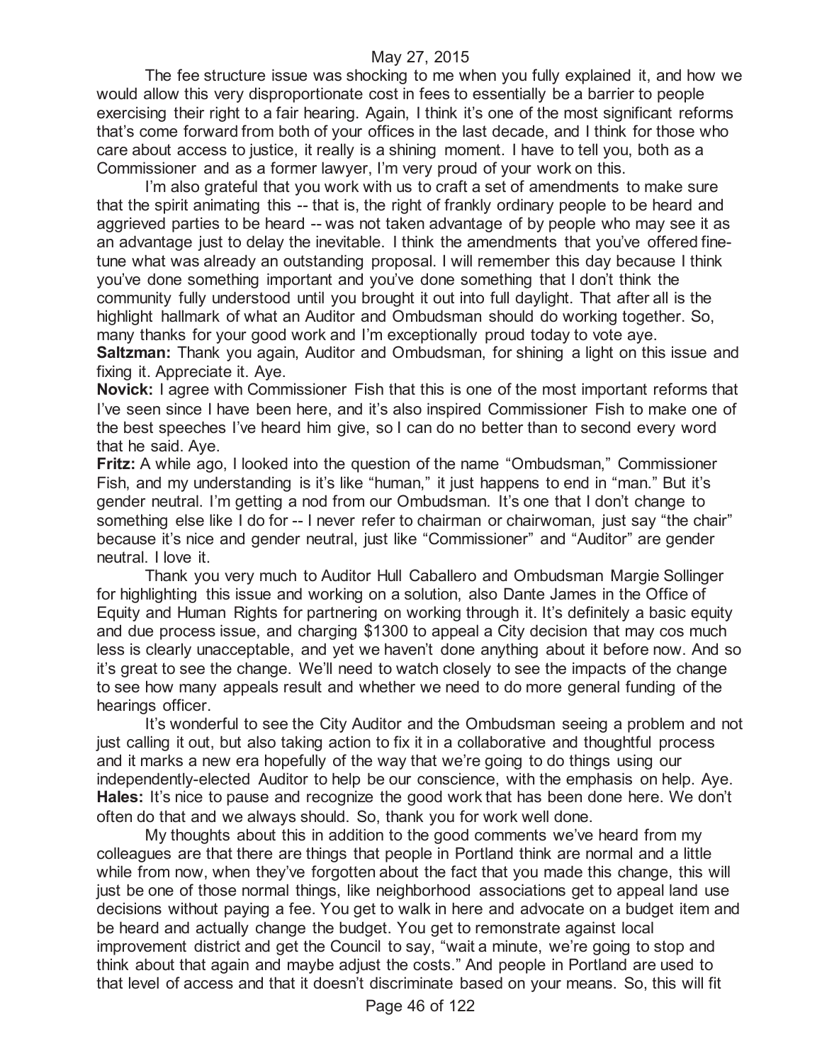The fee structure issue was shocking to me when you fully explained it, and how we would allow this very disproportionate cost in fees to essentially be a barrier to people exercising their right to a fair hearing. Again, I think it's one of the most significant reforms that's come forward from both of your offices in the last decade, and I think for those who care about access to justice, it really is a shining moment. I have to tell you, both as a Commissioner and as a former lawyer, I'm very proud of your work on this.

I'm also grateful that you work with us to craft a set of amendments to make sure that the spirit animating this -- that is, the right of frankly ordinary people to be heard and aggrieved parties to be heard -- was not taken advantage of by people who may see it as an advantage just to delay the inevitable. I think the amendments that you've offered fine-tune what was already an outstanding proposal. I will remember this day because I think you've done something important and you've done something that I don't think the community fully understood until you brought it out into full daylight. That after all is the highlight hallmark of what an Auditor and Ombudsman should do working together. So, many thanks for your good work and I'm exceptionally proud today to vote aye.

**Saltzman:** Thank you again, Auditor and Ombudsman, for shining a light on this issue and fixing it. Appreciate it. Aye.

**Novick:** I agree with Commissioner Fish that this is one of the most important reforms that I've seen since I have been here, and it's also inspired Commissioner Fish to make one of the best speeches I've heard him give, so I can do no better than to second every word that he said. Aye.

**Fritz:** A while ago, I looked into the question of the name "Ombudsman," Commissioner Fish, and my understanding is it's like "human," it just happens to end in "man." But it's gender neutral. I'm getting a nod from our Ombudsman. It's one that I don't change to something else like I do for -- I never refer to chairman or chairwoman, just say "the chair" because it's nice and gender neutral, just like "Commissioner" and "Auditor" are gender neutral. I love it.

Thank you very much to Auditor Hull Caballero and Ombudsman Margie Sollinger for highlighting this issue and working on a solution, also Dante James in the Office of Equity and Human Rights for partnering on working through it. It's definitely a basic equity and due process issue, and charging $1300 to appeal a City decision that may cos much less is clearly unacceptable, and yet we haven't done anything about it before now. And so it's great to see the change. We'll need to watch closely to see the impacts of the change to see how many appeals result and whether we need to do more general funding of the hearings officer.

It's wonderful to see the City Auditor and the Ombudsman seeing a problem and not just calling it out, but also taking action to fix it in a collaborative and thoughtful process and it marks a new era hopefully of the way that we're going to do things using our independently-elected Auditor to help be our conscience, with the emphasis on help. Aye.

**Hales:** It's nice to pause and recognize the good work that has been done here. We don't often do that and we always should. So, thank you for work well done.

My thoughts about this in addition to the good comments we've heard from my colleagues are that there are things that people in Portland think are normal and a little while from now, when they've forgotten about the fact that you made this change, this will just be one of those normal things, like neighborhood associations get to appeal land use decisions without paying a fee. You get to walk in here and advocate on a budget item and be heard and actually change the budget. You get to remonstrate against local improvement district and get the Council to say, "wait a minute, we're going to stop and think about that again and maybe adjust the costs." And people in Portland are used to that level of access and that it doesn't discriminate based on your means. So, this will fit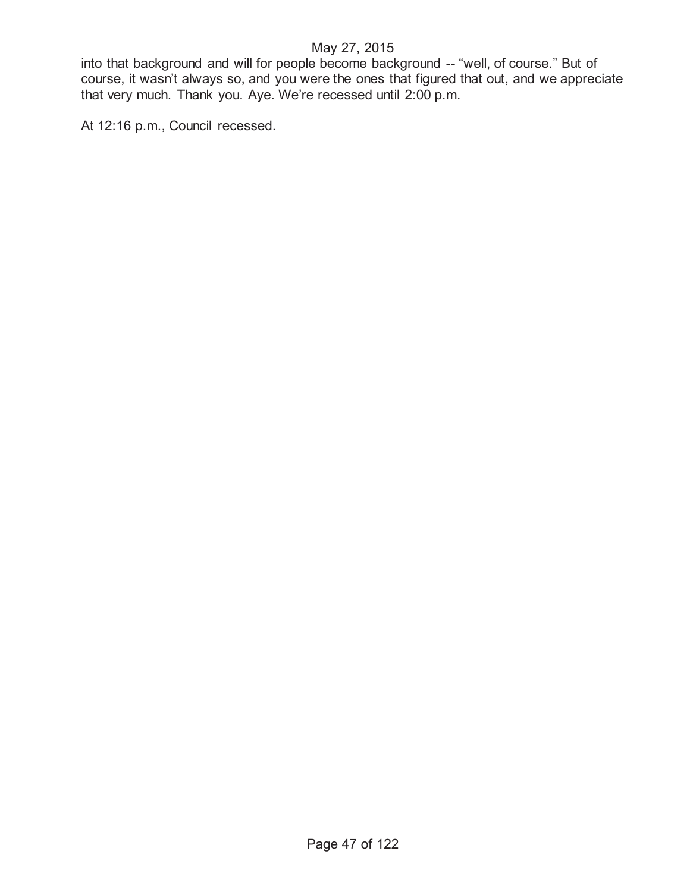into that background and will for people become background -- “well, of course.” But of course, it wasn’t always so, and you were the ones that figured that out, and we appreciate that very much. Thank you. Aye. We’re recessed until 2:00 p.m.

At 12:16 p.m., Council recessed.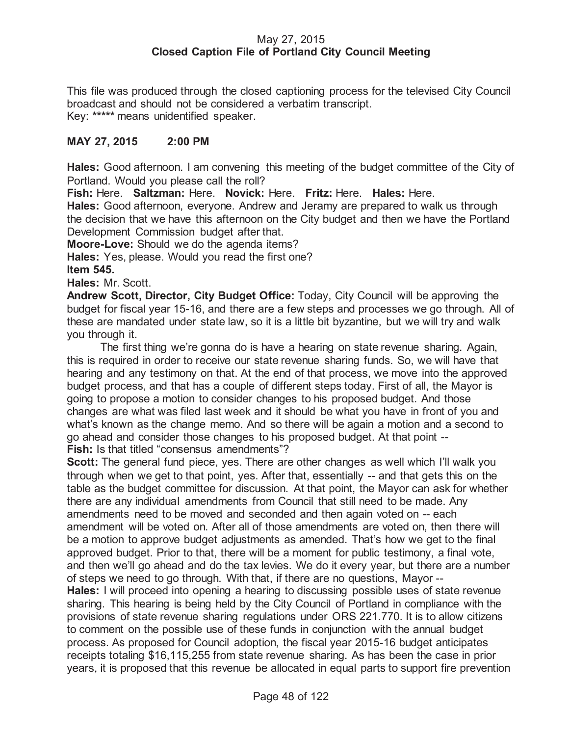May 27, 2015
**Closed Caption File of Portland City Council Meeting**

This file was produced through the closed captioning process for the televised City Council broadcast and should not be considered a verbatim transcript.
Key: ***** means unidentified speaker.

**MAY 27, 2015 2:00 PM**

**Hales:** Good afternoon. I am convening this meeting of the budget committee of the City of Portland. Would you please call the roll?
**Fish:** Here. **Saltzman:** Here. **Novick:** Here. **Fritz:** Here. **Hales:** Here.
**Hales:** Good afternoon, everyone. Andrew and Jeramy are prepared to walk us through the decision that we have this afternoon on the City budget and then we have the Portland Development Commission budget after that.
**Moore-Love:** Should we do the agenda items?
**Hales:** Yes, please. Would you read the first one?
**Item 545.**
**Hales:** Mr. Scott.
**Andrew Scott, Director, City Budget Office:** Today, City Council will be approving the budget for fiscal year 15-16, and there are a few steps and processes we go through. All of these are mandated under state law, so it is a little bit byzantine, but we will try and walk you through it.

The first thing we're gonna do is have a hearing on state revenue sharing. Again, this is required in order to receive our state revenue sharing funds. So, we will have that hearing and any testimony on that. At the end of that process, we move into the approved budget process, and that has a couple of different steps today. First of all, the Mayor is going to propose a motion to consider changes to his proposed budget. And those changes are what was filed last week and it should be what you have in front of you and what's known as the change memo. And so there will be again a motion and a second to go ahead and consider those changes to his proposed budget. At that point --
**Fish:** Is that titled "consensus amendments"?
**Scott:** The general fund piece, yes. There are other changes as well which I'll walk you through when we get to that point, yes. After that, essentially -- and that gets this on the table as the budget committee for discussion. At that point, the Mayor can ask for whether there are any individual amendments from Council that still need to be made. Any amendments need to be moved and seconded and then again voted on -- each amendment will be voted on. After all of those amendments are voted on, then there will be a motion to approve budget adjustments as amended. That's how we get to the final approved budget. Prior to that, there will be a moment for public testimony, a final vote, and then we'll go ahead and do the tax levies. We do it every year, but there are a number of steps we need to go through. With that, if there are no questions, Mayor --
**Hales:** I will proceed into opening a hearing to discussing possible uses of state revenue sharing. This hearing is being held by the City Council of Portland in compliance with the provisions of state revenue sharing regulations under ORS 221.770. It is to allow citizens to comment on the possible use of these funds in conjunction with the annual budget process. As proposed for Council adoption, the fiscal year 2015-16 budget anticipates receipts totaling $16,115,255 from state revenue sharing. As has been the case in prior years, it is proposed that this revenue be allocated in equal parts to support fire prevention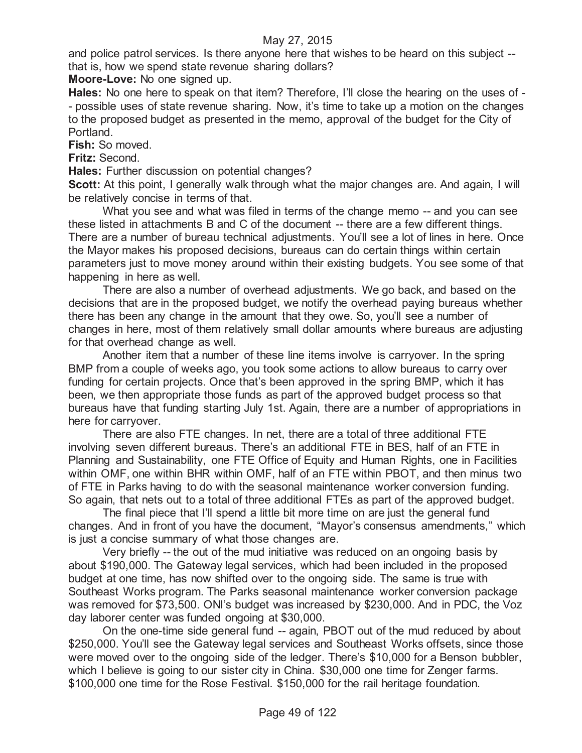and police patrol services. Is there anyone here that wishes to be heard on this subject -- that is, how we spend state revenue sharing dollars?

**Moore-Love:** No one signed up.

**Hales:** No one here to speak on that item? Therefore, I'll close the hearing on the uses of -- possible uses of state revenue sharing. Now, it's time to take up a motion on the changes to the proposed budget as presented in the memo, approval of the budget for the City of Portland.

**Fish:** So moved.

**Fritz:** Second.

**Hales:** Further discussion on potential changes?

**Scott:** At this point, I generally walk through what the major changes are. And again, I will be relatively concise in terms of that.

What you see and what was filed in terms of the change memo -- and you can see these listed in attachments B and C of the document -- there are a few different things. There are a number of bureau technical adjustments. You'll see a lot of lines in here. Once the Mayor makes his proposed decisions, bureaus can do certain things within certain parameters just to move money around within their existing budgets. You see some of that happening in here as well.

There are also a number of overhead adjustments. We go back, and based on the decisions that are in the proposed budget, we notify the overhead paying bureaus whether there has been any change in the amount that they owe. So, you'll see a number of changes in here, most of them relatively small dollar amounts where bureaus are adjusting for that overhead change as well.

Another item that a number of these line items involve is carryover. In the spring BMP from a couple of weeks ago, you took some actions to allow bureaus to carry over funding for certain projects. Once that's been approved in the spring BMP, which it has been, we then appropriate those funds as part of the approved budget process so that bureaus have that funding starting July 1st. Again, there are a number of appropriations in here for carryover.

There are also FTE changes. In net, there are a total of three additional FTE involving seven different bureaus. There's an additional FTE in BES, half of an FTE in Planning and Sustainability, one FTE Office of Equity and Human Rights, one in Facilities within OMF, one within BHR within OMF, half of an FTE within PBOT, and then minus two of FTE in Parks having to do with the seasonal maintenance worker conversion funding. So again, that nets out to a total of three additional FTEs as part of the approved budget.

The final piece that I'll spend a little bit more time on are just the general fund changes. And in front of you have the document, "Mayor's consensus amendments," which is just a concise summary of what those changes are.

Very briefly -- the out of the mud initiative was reduced on an ongoing basis by about $190,000. The Gateway legal services, which had been included in the proposed budget at one time, has now shifted over to the ongoing side. The same is true with Southeast Works program. The Parks seasonal maintenance worker conversion package was removed for $73,500. ONI's budget was increased by $230,000. And in PDC, the Voz day laborer center was funded ongoing at $30,000.

On the one-time side general fund -- again, PBOT out of the mud reduced by about $250,000. You'll see the Gateway legal services and Southeast Works offsets, since those were moved over to the ongoing side of the ledger. There's $10,000 for a Benson bubbler, which I believe is going to our sister city in China. $30,000 one time for Zenger farms. $100,000 one time for the Rose Festival. $150,000 for the rail heritage foundation.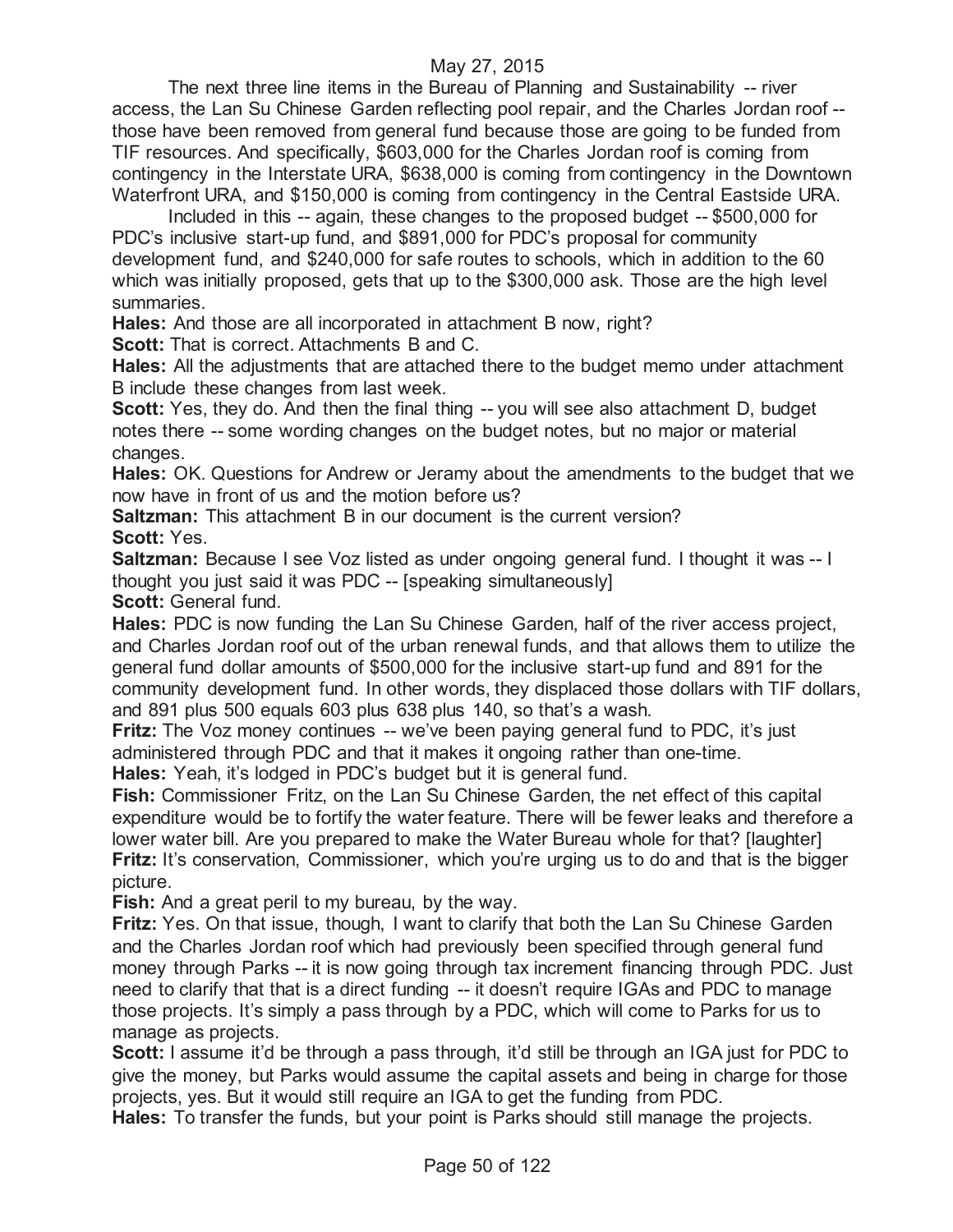May 27, 2015

The next three line items in the Bureau of Planning and Sustainability -- river access, the Lan Su Chinese Garden reflecting pool repair, and the Charles Jordan roof -- those have been removed from general fund because those are going to be funded from TIF resources. And specifically, $603,000 for the Charles Jordan roof is coming from contingency in the Interstate URA, $638,000 is coming from contingency in the Downtown Waterfront URA, and $150,000 is coming from contingency in the Central Eastside URA.

Included in this -- again, these changes to the proposed budget -- $500,000 for PDC's inclusive start-up fund, and $891,000 for PDC's proposal for community development fund, and $240,000 for safe routes to schools, which in addition to the 60 which was initially proposed, gets that up to the $300,000 ask. Those are the high level summaries.

**Hales:** And those are all incorporated in attachment B now, right?

**Scott:** That is correct. Attachments B and C.

**Hales:** All the adjustments that are attached there to the budget memo under attachment B include these changes from last week.

**Scott:** Yes, they do. And then the final thing -- you will see also attachment D, budget notes there -- some wording changes on the budget notes, but no major or material changes.

**Hales:** OK. Questions for Andrew or Jeramy about the amendments to the budget that we now have in front of us and the motion before us?

**Saltzman:** This attachment B in our document is the current version?

**Scott:** Yes.

**Saltzman:** Because I see Voz listed as under ongoing general fund. I thought it was -- I thought you just said it was PDC -- [speaking simultaneously]

**Scott:** General fund.

**Hales:** PDC is now funding the Lan Su Chinese Garden, half of the river access project, and Charles Jordan roof out of the urban renewal funds, and that allows them to utilize the general fund dollar amounts of $500,000 for the inclusive start-up fund and 891 for the community development fund. In other words, they displaced those dollars with TIF dollars, and 891 plus 500 equals 603 plus 638 plus 140, so that's a wash.

**Fritz:** The Voz money continues -- we've been paying general fund to PDC, it's just administered through PDC and that it makes it ongoing rather than one-time.

**Hales:** Yeah, it's lodged in PDC's budget but it is general fund.

**Fish:** Commissioner Fritz, on the Lan Su Chinese Garden, the net effect of this capital expenditure would be to fortify the water feature. There will be fewer leaks and therefore a lower water bill. Are you prepared to make the Water Bureau whole for that? [laughter]

**Fritz:** It's conservation, Commissioner, which you're urging us to do and that is the bigger picture.

**Fish:** And a great peril to my bureau, by the way.

**Fritz:** Yes. On that issue, though, I want to clarify that both the Lan Su Chinese Garden and the Charles Jordan roof which had previously been specified through general fund money through Parks -- it is now going through tax increment financing through PDC. Just need to clarify that that is a direct funding -- it doesn't require IGAs and PDC to manage those projects. It's simply a pass through by a PDC, which will come to Parks for us to manage as projects.

**Scott:** I assume it'd be through a pass through, it'd still be through an IGA just for PDC to give the money, but Parks would assume the capital assets and being in charge for those projects, yes. But it would still require an IGA to get the funding from PDC.

**Hales:** To transfer the funds, but your point is Parks should still manage the projects.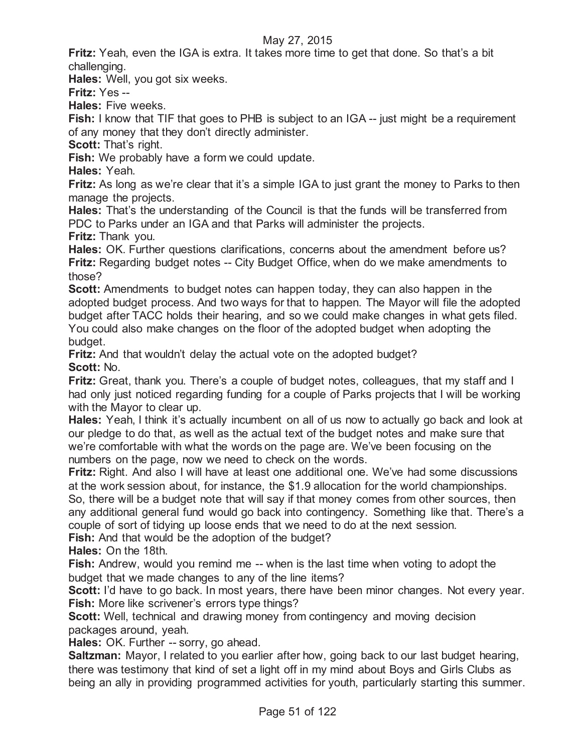**Fritz:** Yeah, even the IGA is extra. It takes more time to get that done. So that's a bit challenging.

**Hales:** Well, you got six weeks.

**Fritz:** Yes --

**Hales:** Five weeks.

**Fish:** I know that TIF that goes to PHB is subject to an IGA -- just might be a requirement of any money that they don't directly administer.

**Scott:** That's right.

**Fish:** We probably have a form we could update.

**Hales:** Yeah.

**Fritz:** As long as we're clear that it's a simple IGA to just grant the money to Parks to then manage the projects.

**Hales:** That's the understanding of the Council is that the funds will be transferred from PDC to Parks under an IGA and that Parks will administer the projects.

**Fritz:** Thank you.

**Hales:** OK. Further questions clarifications, concerns about the amendment before us?

**Fritz:** Regarding budget notes -- City Budget Office, when do we make amendments to those?

**Scott:** Amendments to budget notes can happen today, they can also happen in the adopted budget process. And two ways for that to happen. The Mayor will file the adopted budget after TACC holds their hearing, and so we could make changes in what gets filed. You could also make changes on the floor of the adopted budget when adopting the budget.

**Fritz:** And that wouldn't delay the actual vote on the adopted budget?

**Scott:** No.

**Fritz:** Great, thank you. There's a couple of budget notes, colleagues, that my staff and I had only just noticed regarding funding for a couple of Parks projects that I will be working with the Mayor to clear up.

**Hales:** Yeah, I think it's actually incumbent on all of us now to actually go back and look at our pledge to do that, as well as the actual text of the budget notes and make sure that we're comfortable with what the words on the page are. We've been focusing on the numbers on the page, now we need to check on the words.

**Fritz:** Right. And also I will have at least one additional one. We've had some discussions at the work session about, for instance, the $1.9 allocation for the world championships. So, there will be a budget note that will say if that money comes from other sources, then any additional general fund would go back into contingency. Something like that. There's a couple of sort of tidying up loose ends that we need to do at the next session.

**Fish:** And that would be the adoption of the budget?

**Hales:** On the 18th.

**Fish:** Andrew, would you remind me -- when is the last time when voting to adopt the budget that we made changes to any of the line items?

**Scott:** I'd have to go back. In most years, there have been minor changes. Not every year.

**Fish:** More like scrivener's errors type things?

**Scott:** Well, technical and drawing money from contingency and moving decision packages around, yeah.

**Hales:** OK. Further -- sorry, go ahead.

**Saltzman:** Mayor, I related to you earlier after how, going back to our last budget hearing, there was testimony that kind of set a light off in my mind about Boys and Girls Clubs as being an ally in providing programmed activities for youth, particularly starting this summer.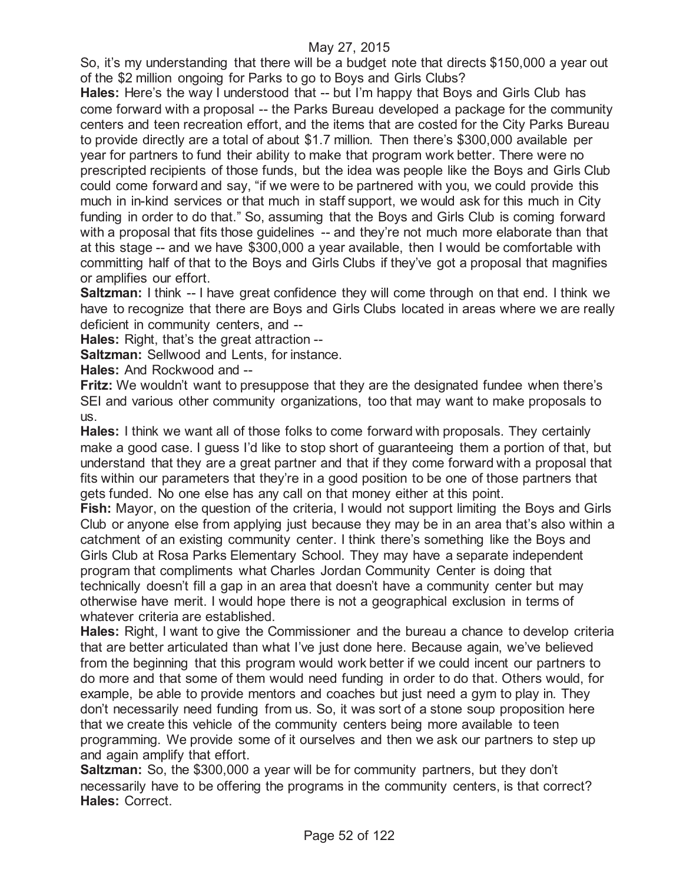So, it's my understanding that there will be a budget note that directs $150,000 a year out of the $2 million ongoing for Parks to go to Boys and Girls Clubs?

**Hales:** Here's the way I understood that -- but I'm happy that Boys and Girls Club has come forward with a proposal -- the Parks Bureau developed a package for the community centers and teen recreation effort, and the items that are costed for the City Parks Bureau to provide directly are a total of about $1.7 million. Then there's $300,000 available per year for partners to fund their ability to make that program work better. There were no prescripted recipients of those funds, but the idea was people like the Boys and Girls Club could come forward and say, "if we were to be partnered with you, we could provide this much in in-kind services or that much in staff support, we would ask for this much in City funding in order to do that." So, assuming that the Boys and Girls Club is coming forward with a proposal that fits those guidelines -- and they're not much more elaborate than that at this stage -- and we have $300,000 a year available, then I would be comfortable with committing half of that to the Boys and Girls Clubs if they've got a proposal that magnifies or amplifies our effort.

**Saltzman:** I think -- I have great confidence they will come through on that end. I think we have to recognize that there are Boys and Girls Clubs located in areas where we are really deficient in community centers, and --

**Hales:** Right, that's the great attraction --

**Saltzman:** Sellwood and Lents, for instance.

**Hales:** And Rockwood and --

**Fritz:** We wouldn't want to presuppose that they are the designated fundee when there's SEI and various other community organizations, too that may want to make proposals to us.

**Hales:** I think we want all of those folks to come forward with proposals. They certainly make a good case. I guess I'd like to stop short of guaranteeing them a portion of that, but understand that they are a great partner and that if they come forward with a proposal that fits within our parameters that they're in a good position to be one of those partners that gets funded. No one else has any call on that money either at this point.

**Fish:** Mayor, on the question of the criteria, I would not support limiting the Boys and Girls Club or anyone else from applying just because they may be in an area that's also within a catchment of an existing community center. I think there's something like the Boys and Girls Club at Rosa Parks Elementary School. They may have a separate independent program that compliments what Charles Jordan Community Center is doing that technically doesn't fill a gap in an area that doesn't have a community center but may otherwise have merit. I would hope there is not a geographical exclusion in terms of whatever criteria are established.

**Hales:** Right, I want to give the Commissioner and the bureau a chance to develop criteria that are better articulated than what I've just done here. Because again, we've believed from the beginning that this program would work better if we could incent our partners to do more and that some of them would need funding in order to do that. Others would, for example, be able to provide mentors and coaches but just need a gym to play in. They don't necessarily need funding from us. So, it was sort of a stone soup proposition here that we create this vehicle of the community centers being more available to teen programming. We provide some of it ourselves and then we ask our partners to step up and again amplify that effort.

**Saltzman:** So, the $300,000 a year will be for community partners, but they don't necessarily have to be offering the programs in the community centers, is that correct?

**Hales:** Correct.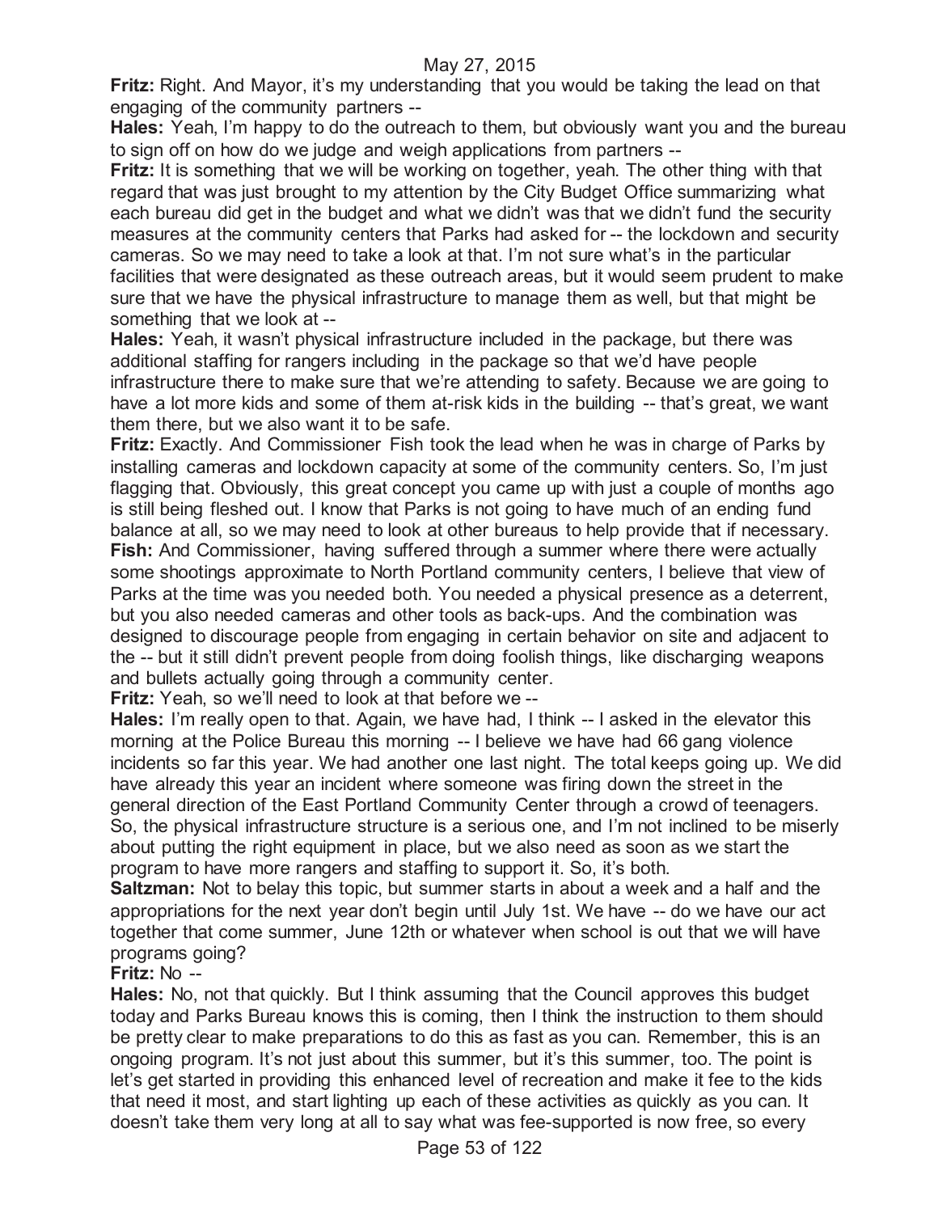**Fritz:** Right. And Mayor, it's my understanding that you would be taking the lead on that engaging of the community partners --

**Hales:** Yeah, I'm happy to do the outreach to them, but obviously want you and the bureau to sign off on how do we judge and weigh applications from partners --

**Fritz:** It is something that we will be working on together, yeah. The other thing with that regard that was just brought to my attention by the City Budget Office summarizing what each bureau did get in the budget and what we didn't was that we didn't fund the security measures at the community centers that Parks had asked for -- the lockdown and security cameras. So we may need to take a look at that. I'm not sure what's in the particular facilities that were designated as these outreach areas, but it would seem prudent to make sure that we have the physical infrastructure to manage them as well, but that might be something that we look at --

**Hales:** Yeah, it wasn't physical infrastructure included in the package, but there was additional staffing for rangers including in the package so that we'd have people infrastructure there to make sure that we're attending to safety. Because we are going to have a lot more kids and some of them at-risk kids in the building -- that's great, we want them there, but we also want it to be safe.

**Fritz:** Exactly. And Commissioner Fish took the lead when he was in charge of Parks by installing cameras and lockdown capacity at some of the community centers. So, I'm just flagging that. Obviously, this great concept you came up with just a couple of months ago is still being fleshed out. I know that Parks is not going to have much of an ending fund balance at all, so we may need to look at other bureaus to help provide that if necessary.

**Fish:** And Commissioner, having suffered through a summer where there were actually some shootings approximate to North Portland community centers, I believe that view of Parks at the time was you needed both. You needed a physical presence as a deterrent, but you also needed cameras and other tools as back-ups. And the combination was designed to discourage people from engaging in certain behavior on site and adjacent to the -- but it still didn't prevent people from doing foolish things, like discharging weapons and bullets actually going through a community center.

**Fritz:** Yeah, so we'll need to look at that before we --

**Hales:** I'm really open to that. Again, we have had, I think -- I asked in the elevator this morning at the Police Bureau this morning -- I believe we have had 66 gang violence incidents so far this year. We had another one last night. The total keeps going up. We did have already this year an incident where someone was firing down the street in the general direction of the East Portland Community Center through a crowd of teenagers. So, the physical infrastructure structure is a serious one, and I'm not inclined to be miserly about putting the right equipment in place, but we also need as soon as we start the program to have more rangers and staffing to support it. So, it's both.

**Saltzman:** Not to belay this topic, but summer starts in about a week and a half and the appropriations for the next year don't begin until July 1st. We have -- do we have our act together that come summer, June 12th or whatever when school is out that we will have programs going?

**Fritz:** No --

**Hales:** No, not that quickly. But I think assuming that the Council approves this budget today and Parks Bureau knows this is coming, then I think the instruction to them should be pretty clear to make preparations to do this as fast as you can. Remember, this is an ongoing program. It's not just about this summer, but it's this summer, too. The point is let's get started in providing this enhanced level of recreation and make it fee to the kids that need it most, and start lighting up each of these activities as quickly as you can. It doesn't take them very long at all to say what was fee-supported is now free, so every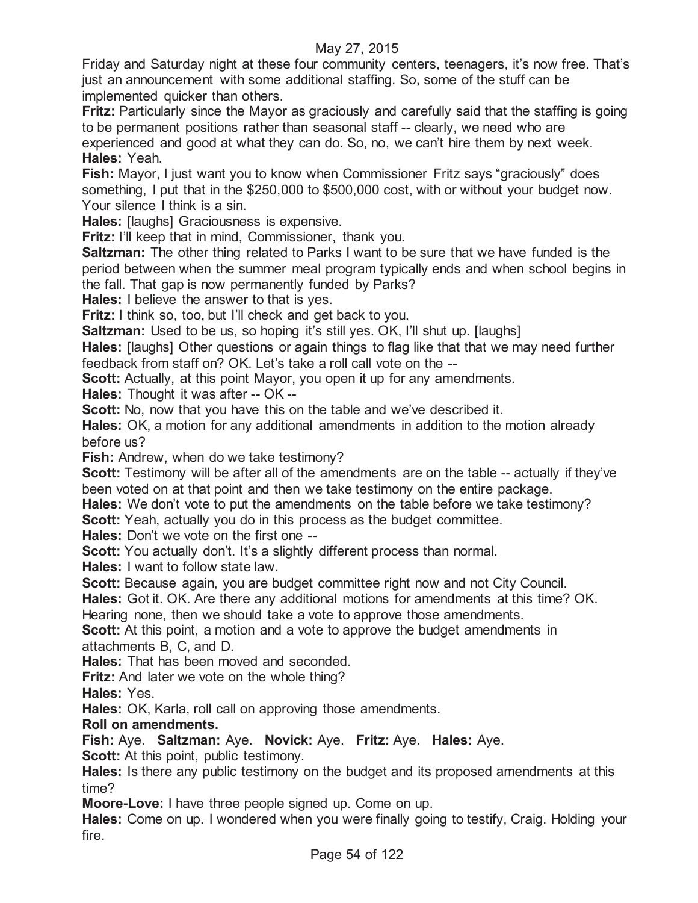Friday and Saturday night at these four community centers, teenagers, it's now free. That's just an announcement with some additional staffing. So, some of the stuff can be implemented quicker than others.

**Fritz:** Particularly since the Mayor as graciously and carefully said that the staffing is going to be permanent positions rather than seasonal staff -- clearly, we need who are experienced and good at what they can do. So, no, we can't hire them by next week.

**Hales:** Yeah.

**Fish:** Mayor, I just want you to know when Commissioner Fritz says "graciously" does something, I put that in the $250,000 to $500,000 cost, with or without your budget now. Your silence I think is a sin.

**Hales:** [laughs] Graciousness is expensive.

**Fritz:** I'll keep that in mind, Commissioner, thank you.

**Saltzman:** The other thing related to Parks I want to be sure that we have funded is the period between when the summer meal program typically ends and when school begins in the fall. That gap is now permanently funded by Parks?

**Hales:** I believe the answer to that is yes.

**Fritz:** I think so, too, but I'll check and get back to you.

**Saltzman:** Used to be us, so hoping it's still yes. OK, I'll shut up. [laughs]

**Hales:** [laughs] Other questions or again things to flag like that that we may need further feedback from staff on? OK. Let's take a roll call vote on the --

**Scott:** Actually, at this point Mayor, you open it up for any amendments.

**Hales:** Thought it was after -- OK --

**Scott:** No, now that you have this on the table and we've described it.

**Hales:** OK, a motion for any additional amendments in addition to the motion already before us?

**Fish:** Andrew, when do we take testimony?

**Scott:** Testimony will be after all of the amendments are on the table -- actually if they've been voted on at that point and then we take testimony on the entire package.

**Hales:** We don't vote to put the amendments on the table before we take testimony?

**Scott:** Yeah, actually you do in this process as the budget committee.

**Hales:** Don't we vote on the first one --

**Scott:** You actually don't. It's a slightly different process than normal.

**Hales:** I want to follow state law.

**Scott:** Because again, you are budget committee right now and not City Council.

**Hales:** Got it. OK. Are there any additional motions for amendments at this time? OK. Hearing none, then we should take a vote to approve those amendments.

**Scott:** At this point, a motion and a vote to approve the budget amendments in attachments B, C, and D.

**Hales:** That has been moved and seconded.

**Fritz:** And later we vote on the whole thing?

**Hales:** Yes.

**Hales:** OK, Karla, roll call on approving those amendments.

**Roll on amendments.**

**Fish:** Aye. **Saltzman:** Aye. **Novick:** Aye. **Fritz:** Aye. **Hales:** Aye.

**Scott:** At this point, public testimony.

**Hales:** Is there any public testimony on the budget and its proposed amendments at this time?

**Moore-Love:** I have three people signed up. Come on up.

**Hales:** Come on up. I wondered when you were finally going to testify, Craig. Holding your fire.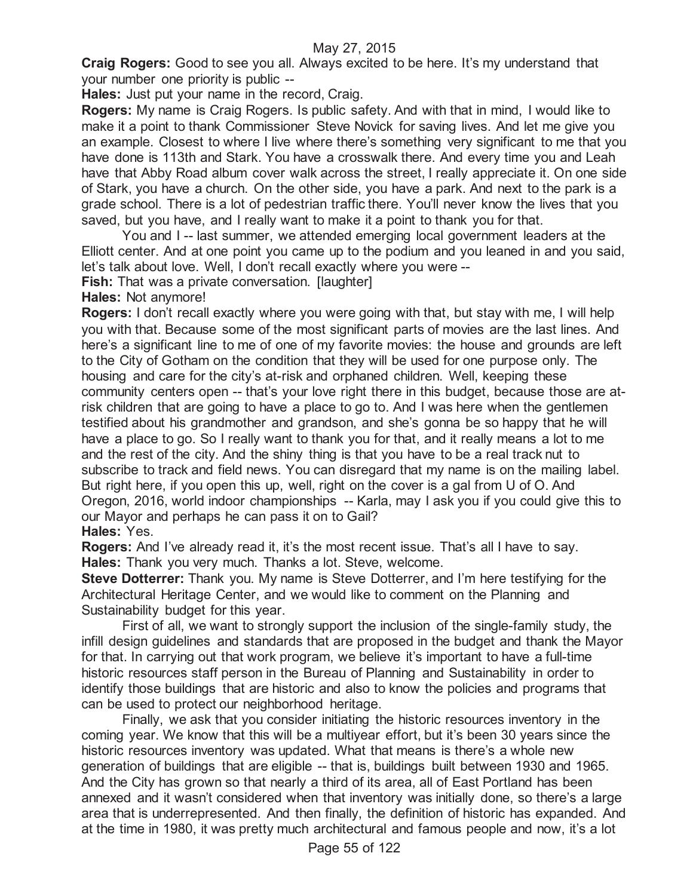**Craig Rogers:** Good to see you all. Always excited to be here. It's my understanding that your number one priority is public --

**Hales:** Just put your name in the record, Craig.

**Rogers:** My name is Craig Rogers. Is public safety. And with that in mind, I would like to make it a point to thank Commissioner Steve Novick for saving lives. And let me give you an example. Closest to where I live where there's something very significant to me that you have done is 113th and Stark. You have a crosswalk there. And every time you and Leah have that Abby Road album cover walk across the street, I really appreciate it. On one side of Stark, you have a church. On the other side, you have a park. And next to the park is a grade school. There is a lot of pedestrian traffic there. You'll never know the lives that you saved, but you have, and I really want to make it a point to thank you for that.

You and I -- last summer, we attended emerging local government leaders at the Elliott center. And at one point you came up to the podium and you leaned in and you said, let's talk about love. Well, I don't recall exactly where you were --

**Fish:** That was a private conversation. [laughter]

**Hales:** Not anymore!

**Rogers:** I don't recall exactly where you were going with that, but stay with me, I will help you with that. Because some of the most significant parts of movies are the last lines. And here's a significant line to me of one of my favorite movies: the house and grounds are left to the City of Gotham on the condition that they will be used for one purpose only. The housing and care for the city's at-risk and orphaned children. Well, keeping these community centers open -- that's your love right there in this budget, because those are at-risk children that are going to have a place to go to. And I was here when the gentlemen testified about his grandmother and grandson, and she's gonna be so happy that he will have a place to go. So I really want to thank you for that, and it really means a lot to me and the rest of the city. And the shiny thing is that you have to be a real track nut to subscribe to track and field news. You can disregard that my name is on the mailing label. But right here, if you open this up, well, right on the cover is a gal from U of O. And Oregon, 2016, world indoor championships -- Karla, may I ask you if you could give this to our Mayor and perhaps he can pass it on to Gail?

**Hales:** Yes.

**Rogers:** And I've already read it, it's the most recent issue. That's all I have to say.

**Hales:** Thank you very much. Thanks a lot. Steve, welcome.

**Steve Dotterrer:** Thank you. My name is Steve Dotterrer, and I'm here testifying for the Architectural Heritage Center, and we would like to comment on the Planning and Sustainability budget for this year.

First of all, we want to strongly support the inclusion of the single-family study, the infill design guidelines and standards that are proposed in the budget and thank the Mayor for that. In carrying out that work program, we believe it's important to have a full-time historic resources staff person in the Bureau of Planning and Sustainability in order to identify those buildings that are historic and also to know the policies and programs that can be used to protect our neighborhood heritage.

Finally, we ask that you consider initiating the historic resources inventory in the coming year. We know that this will be a multiyear effort, but it's been 30 years since the historic resources inventory was updated. What that means is there's a whole new generation of buildings that are eligible -- that is, buildings built between 1930 and 1965. And the City has grown so that nearly a third of its area, all of East Portland has been annexed and it wasn't considered when that inventory was initially done, so there's a large area that is underrepresented. And then finally, the definition of historic has expanded. And at the time in 1980, it was pretty much architectural and famous people and now, it's a lot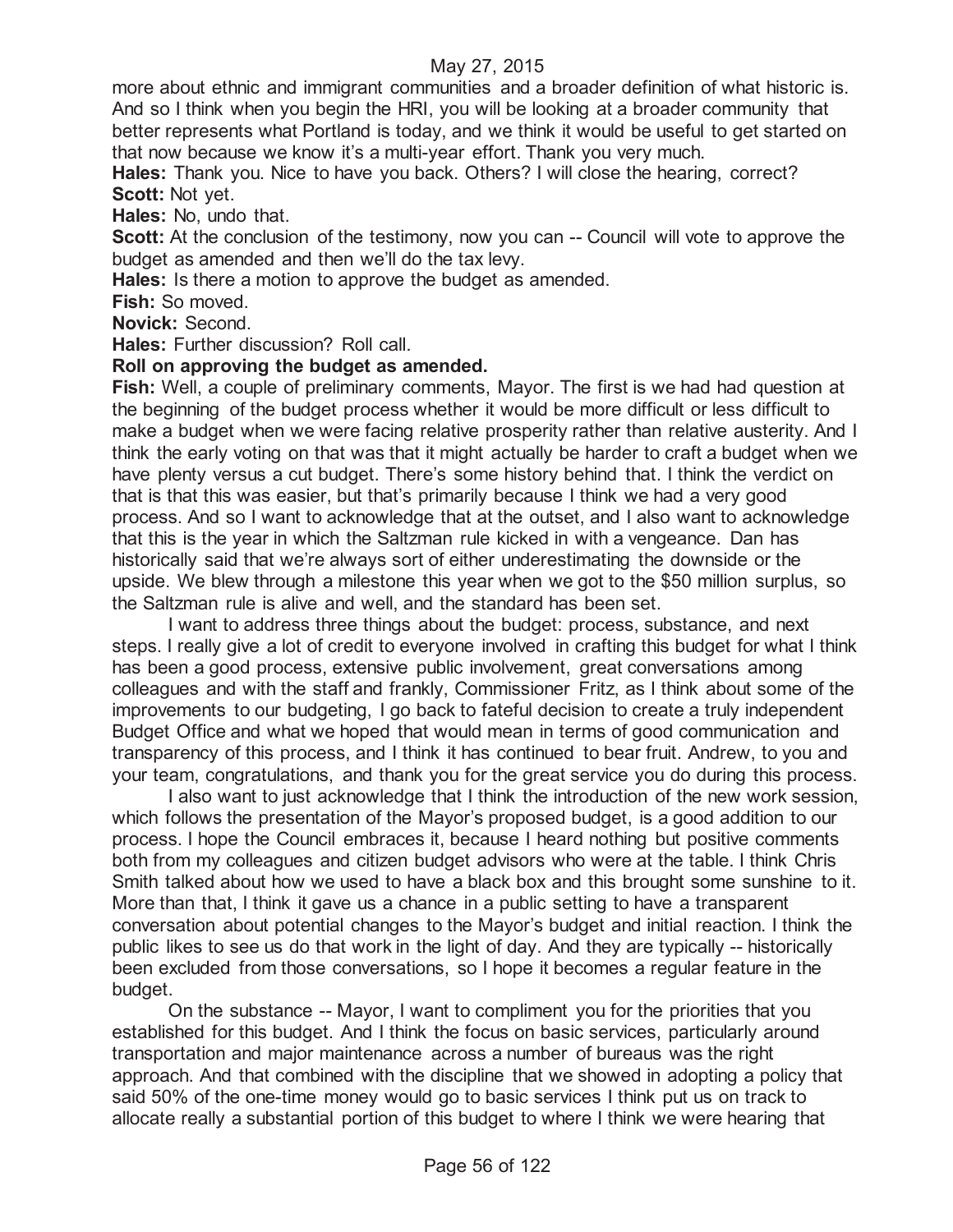more about ethnic and immigrant communities and a broader definition of what historic is. And so I think when you begin the HRI, you will be looking at a broader community that better represents what Portland is today, and we think it would be useful to get started on that now because we know it's a multi-year effort. Thank you very much.

**Hales:** Thank you. Nice to have you back. Others? I will close the hearing, correct?

**Scott:** Not yet.

**Hales:** No, undo that.

**Scott:** At the conclusion of the testimony, now you can -- Council will vote to approve the budget as amended and then we'll do the tax levy.

**Hales:** Is there a motion to approve the budget as amended.

**Fish:** So moved.

**Novick:** Second.

**Hales:** Further discussion? Roll call.

**Roll on approving the budget as amended.**

**Fish:** Well, a couple of preliminary comments, Mayor. The first is we had had question at the beginning of the budget process whether it would be more difficult or less difficult to make a budget when we were facing relative prosperity rather than relative austerity. And I think the early voting on that was that it might actually be harder to craft a budget when we have plenty versus a cut budget. There's some history behind that. I think the verdict on that is that this was easier, but that's primarily because I think we had a very good process. And so I want to acknowledge that at the outset, and I also want to acknowledge that this is the year in which the Saltzman rule kicked in with a vengeance. Dan has historically said that we're always sort of either underestimating the downside or the upside. We blew through a milestone this year when we got to the $50 million surplus, so the Saltzman rule is alive and well, and the standard has been set.

I want to address three things about the budget: process, substance, and next steps. I really give a lot of credit to everyone involved in crafting this budget for what I think has been a good process, extensive public involvement, great conversations among colleagues and with the staff and frankly, Commissioner Fritz, as I think about some of the improvements to our budgeting, I go back to fateful decision to create a truly independent Budget Office and what we hoped that would mean in terms of good communication and transparency of this process, and I think it has continued to bear fruit. Andrew, to you and your team, congratulations, and thank you for the great service you do during this process.

I also want to just acknowledge that I think the introduction of the new work session, which follows the presentation of the Mayor's proposed budget, is a good addition to our process. I hope the Council embraces it, because I heard nothing but positive comments both from my colleagues and citizen budget advisors who were at the table. I think Chris Smith talked about how we used to have a black box and this brought some sunshine to it. More than that, I think it gave us a chance in a public setting to have a transparent conversation about potential changes to the Mayor's budget and initial reaction. I think the public likes to see us do that work in the light of day. And they are typically -- historically been excluded from those conversations, so I hope it becomes a regular feature in the budget.

On the substance -- Mayor, I want to compliment you for the priorities that you established for this budget. And I think the focus on basic services, particularly around transportation and major maintenance across a number of bureaus was the right approach. And that combined with the discipline that we showed in adopting a policy that said 50% of the one-time money would go to basic services I think put us on track to allocate really a substantial portion of this budget to where I think we were hearing that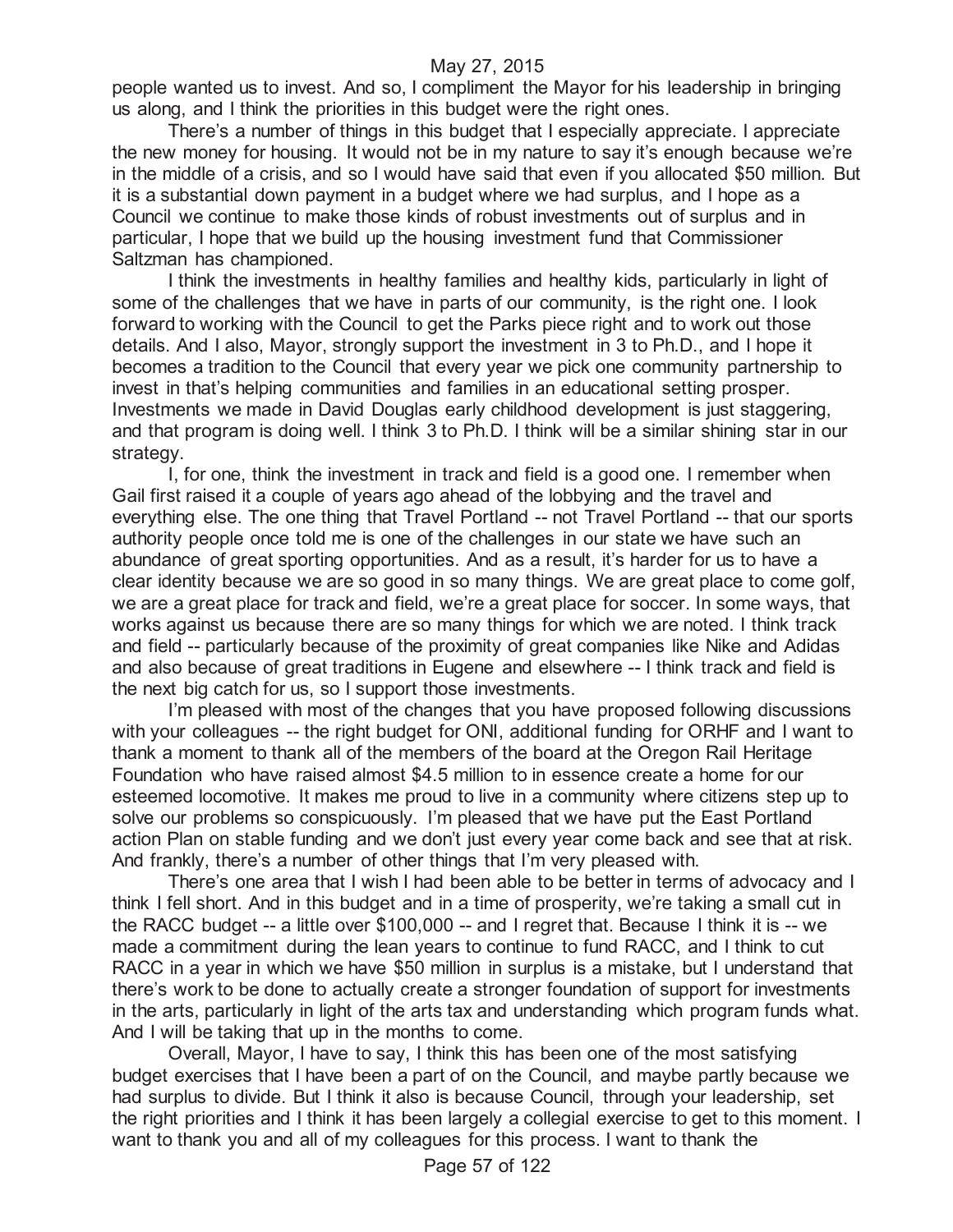people wanted us to invest. And so, I compliment the Mayor for his leadership in bringing us along, and I think the priorities in this budget were the right ones.

There's a number of things in this budget that I especially appreciate. I appreciate the new money for housing. It would not be in my nature to say it's enough because we're in the middle of a crisis, and so I would have said that even if you allocated $50 million. But it is a substantial down payment in a budget where we had surplus, and I hope as a Council we continue to make those kinds of robust investments out of surplus and in particular, I hope that we build up the housing investment fund that Commissioner Saltzman has championed.

I think the investments in healthy families and healthy kids, particularly in light of some of the challenges that we have in parts of our community, is the right one. I look forward to working with the Council to get the Parks piece right and to work out those details. And I also, Mayor, strongly support the investment in 3 to Ph.D., and I hope it becomes a tradition to the Council that every year we pick one community partnership to invest in that's helping communities and families in an educational setting prosper. Investments we made in David Douglas early childhood development is just staggering, and that program is doing well. I think 3 to Ph.D. I think will be a similar shining star in our strategy.

I, for one, think the investment in track and field is a good one. I remember when Gail first raised it a couple of years ago ahead of the lobbying and the travel and everything else. The one thing that Travel Portland -- not Travel Portland -- that our sports authority people once told me is one of the challenges in our state we have such an abundance of great sporting opportunities. And as a result, it's harder for us to have a clear identity because we are so good in so many things. We are great place to come golf, we are a great place for track and field, we're a great place for soccer. In some ways, that works against us because there are so many things for which we are noted. I think track and field -- particularly because of the proximity of great companies like Nike and Adidas and also because of great traditions in Eugene and elsewhere -- I think track and field is the next big catch for us, so I support those investments.

I'm pleased with most of the changes that you have proposed following discussions with your colleagues -- the right budget for ONI, additional funding for ORHF and I want to thank a moment to thank all of the members of the board at the Oregon Rail Heritage Foundation who have raised almost $4.5 million to in essence create a home for our esteemed locomotive. It makes me proud to live in a community where citizens step up to solve our problems so conspicuously. I'm pleased that we have put the East Portland action Plan on stable funding and we don't just every year come back and see that at risk. And frankly, there's a number of other things that I'm very pleased with.

There's one area that I wish I had been able to be better in terms of advocacy and I think I fell short. And in this budget and in a time of prosperity, we're taking a small cut in the RACC budget -- a little over $100,000 -- and I regret that. Because I think it is -- we made a commitment during the lean years to continue to fund RACC, and I think to cut RACC in a year in which we have $50 million in surplus is a mistake, but I understand that there's work to be done to actually create a stronger foundation of support for investments in the arts, particularly in light of the arts tax and understanding which program funds what. And I will be taking that up in the months to come.

Overall, Mayor, I have to say, I think this has been one of the most satisfying budget exercises that I have been a part of on the Council, and maybe partly because we had surplus to divide. But I think it also is because Council, through your leadership, set the right priorities and I think it has been largely a collegial exercise to get to this moment. I want to thank you and all of my colleagues for this process. I want to thank the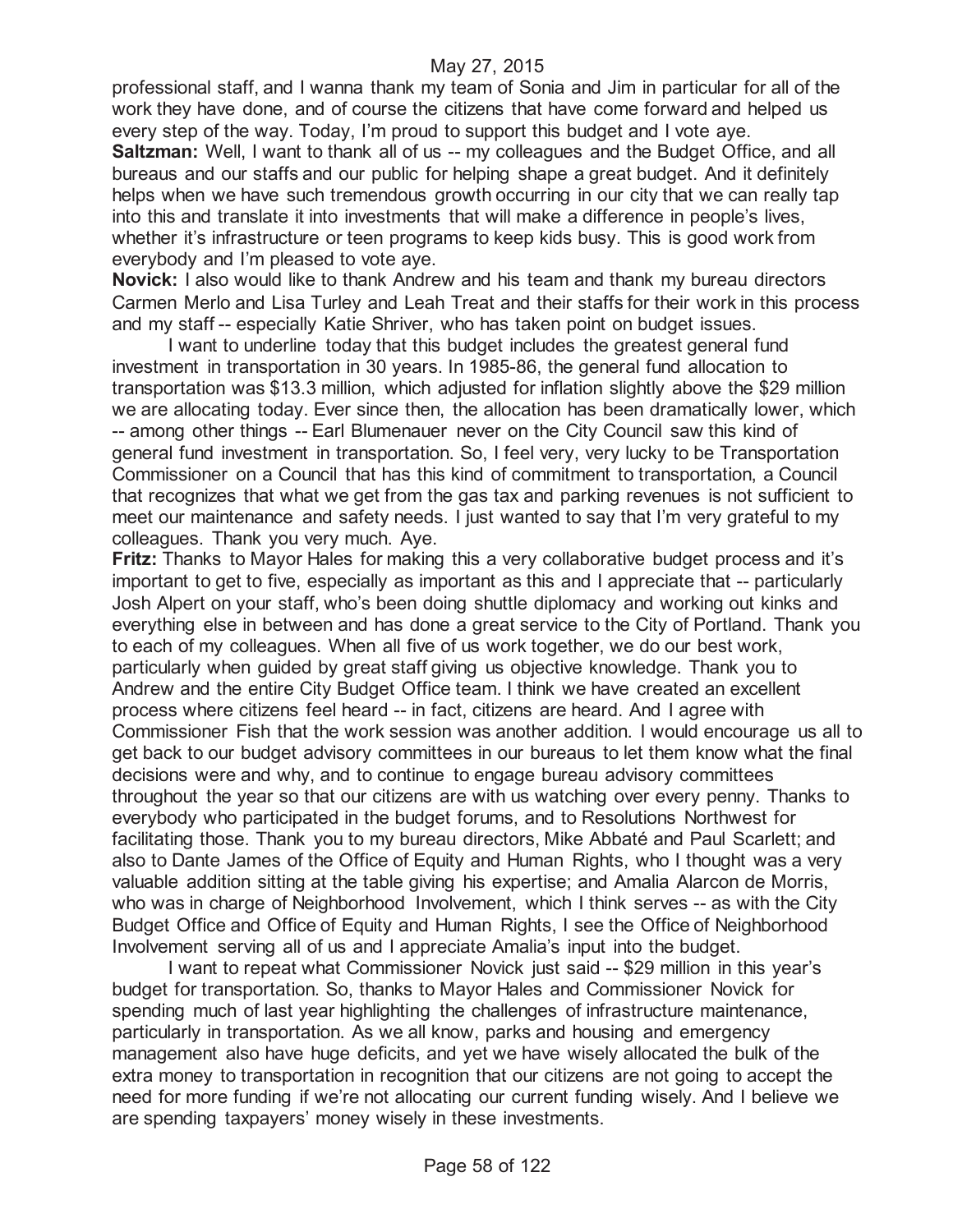professional staff, and I wanna thank my team of Sonia and Jim in particular for all of the work they have done, and of course the citizens that have come forward and helped us every step of the way. Today, I'm proud to support this budget and I vote aye.

**Saltzman:** Well, I want to thank all of us -- my colleagues and the Budget Office, and all bureaus and our staffs and our public for helping shape a great budget. And it definitely helps when we have such tremendous growth occurring in our city that we can really tap into this and translate it into investments that will make a difference in people's lives, whether it's infrastructure or teen programs to keep kids busy. This is good work from everybody and I'm pleased to vote aye.

**Novick:** I also would like to thank Andrew and his team and thank my bureau directors Carmen Merlo and Lisa Turley and Leah Treat and their staffs for their work in this process and my staff -- especially Katie Shriver, who has taken point on budget issues.

I want to underline today that this budget includes the greatest general fund investment in transportation in 30 years. In 1985-86, the general fund allocation to transportation was $13.3 million, which adjusted for inflation slightly above the $29 million we are allocating today. Ever since then, the allocation has been dramatically lower, which -- among other things -- Earl Blumenauer never on the City Council saw this kind of general fund investment in transportation. So, I feel very, very lucky to be Transportation Commissioner on a Council that has this kind of commitment to transportation, a Council that recognizes that what we get from the gas tax and parking revenues is not sufficient to meet our maintenance and safety needs. I just wanted to say that I'm very grateful to my colleagues. Thank you very much. Aye.

**Fritz:** Thanks to Mayor Hales for making this a very collaborative budget process and it's important to get to five, especially as important as this and I appreciate that -- particularly Josh Alpert on your staff, who's been doing shuttle diplomacy and working out kinks and everything else in between and has done a great service to the City of Portland. Thank you to each of my colleagues. When all five of us work together, we do our best work, particularly when guided by great staff giving us objective knowledge. Thank you to Andrew and the entire City Budget Office team. I think we have created an excellent process where citizens feel heard -- in fact, citizens are heard. And I agree with Commissioner Fish that the work session was another addition. I would encourage us all to get back to our budget advisory committees in our bureaus to let them know what the final decisions were and why, and to continue to engage bureau advisory committees throughout the year so that our citizens are with us watching over every penny. Thanks to everybody who participated in the budget forums, and to Resolutions Northwest for facilitating those. Thank you to my bureau directors, Mike Abbaté and Paul Scarlett; and also to Dante James of the Office of Equity and Human Rights, who I thought was a very valuable addition sitting at the table giving his expertise; and Amalia Alarcon de Morris, who was in charge of Neighborhood Involvement, which I think serves -- as with the City Budget Office and Office of Equity and Human Rights, I see the Office of Neighborhood Involvement serving all of us and I appreciate Amalia's input into the budget.

I want to repeat what Commissioner Novick just said -- $29 million in this year's budget for transportation. So, thanks to Mayor Hales and Commissioner Novick for spending much of last year highlighting the challenges of infrastructure maintenance, particularly in transportation. As we all know, parks and housing and emergency management also have huge deficits, and yet we have wisely allocated the bulk of the extra money to transportation in recognition that our citizens are not going to accept the need for more funding if we're not allocating our current funding wisely. And I believe we are spending taxpayers' money wisely in these investments.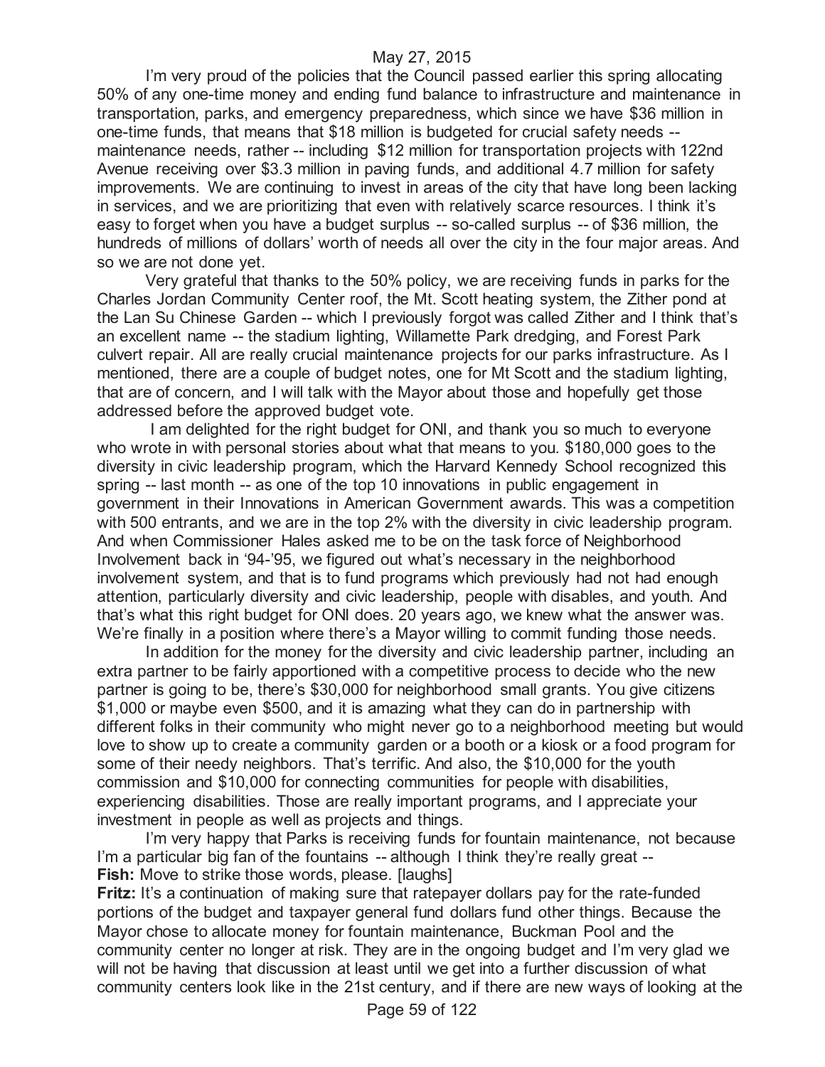I'm very proud of the policies that the Council passed earlier this spring allocating 50% of any one-time money and ending fund balance to infrastructure and maintenance in transportation, parks, and emergency preparedness, which since we have $36 million in one-time funds, that means that $18 million is budgeted for crucial safety needs -- maintenance needs, rather -- including $12 million for transportation projects with 122nd Avenue receiving over $3.3 million in paving funds, and additional 4.7 million for safety improvements. We are continuing to invest in areas of the city that have long been lacking in services, and we are prioritizing that even with relatively scarce resources. I think it's easy to forget when you have a budget surplus -- so-called surplus -- of $36 million, the hundreds of millions of dollars' worth of needs all over the city in the four major areas. And so we are not done yet.

Very grateful that thanks to the 50% policy, we are receiving funds in parks for the Charles Jordan Community Center roof, the Mt. Scott heating system, the Zither pond at the Lan Su Chinese Garden -- which I previously forgot was called Zither and I think that's an excellent name -- the stadium lighting, Willamette Park dredging, and Forest Park culvert repair. All are really crucial maintenance projects for our parks infrastructure. As I mentioned, there are a couple of budget notes, one for Mt Scott and the stadium lighting, that are of concern, and I will talk with the Mayor about those and hopefully get those addressed before the approved budget vote.

I am delighted for the right budget for ONI, and thank you so much to everyone who wrote in with personal stories about what that means to you. $180,000 goes to the diversity in civic leadership program, which the Harvard Kennedy School recognized this spring -- last month -- as one of the top 10 innovations in public engagement in government in their Innovations in American Government awards. This was a competition with 500 entrants, and we are in the top 2% with the diversity in civic leadership program. And when Commissioner Hales asked me to be on the task force of Neighborhood Involvement back in '94-'95, we figured out what's necessary in the neighborhood involvement system, and that is to fund programs which previously had not had enough attention, particularly diversity and civic leadership, people with disables, and youth. And that's what this right budget for ONI does. 20 years ago, we knew what the answer was. We're finally in a position where there's a Mayor willing to commit funding those needs.

In addition for the money for the diversity and civic leadership partner, including an extra partner to be fairly apportioned with a competitive process to decide who the new partner is going to be, there's $30,000 for neighborhood small grants. You give citizens $1,000 or maybe even $500, and it is amazing what they can do in partnership with different folks in their community who might never go to a neighborhood meeting but would love to show up to create a community garden or a booth or a kiosk or a food program for some of their needy neighbors. That's terrific. And also, the $10,000 for the youth commission and $10,000 for connecting communities for people with disabilities, experiencing disabilities. Those are really important programs, and I appreciate your investment in people as well as projects and things.

I'm very happy that Parks is receiving funds for fountain maintenance, not because I'm a particular big fan of the fountains -- although I think they're really great --

**Fish:** Move to strike those words, please. [laughs]

**Fritz:** It's a continuation of making sure that ratepayer dollars pay for the rate-funded portions of the budget and taxpayer general fund dollars fund other things. Because the Mayor chose to allocate money for fountain maintenance, Buckman Pool and the community center no longer at risk. They are in the ongoing budget and I'm very glad we will not be having that discussion at least until we get into a further discussion of what community centers look like in the 21st century, and if there are new ways of looking at the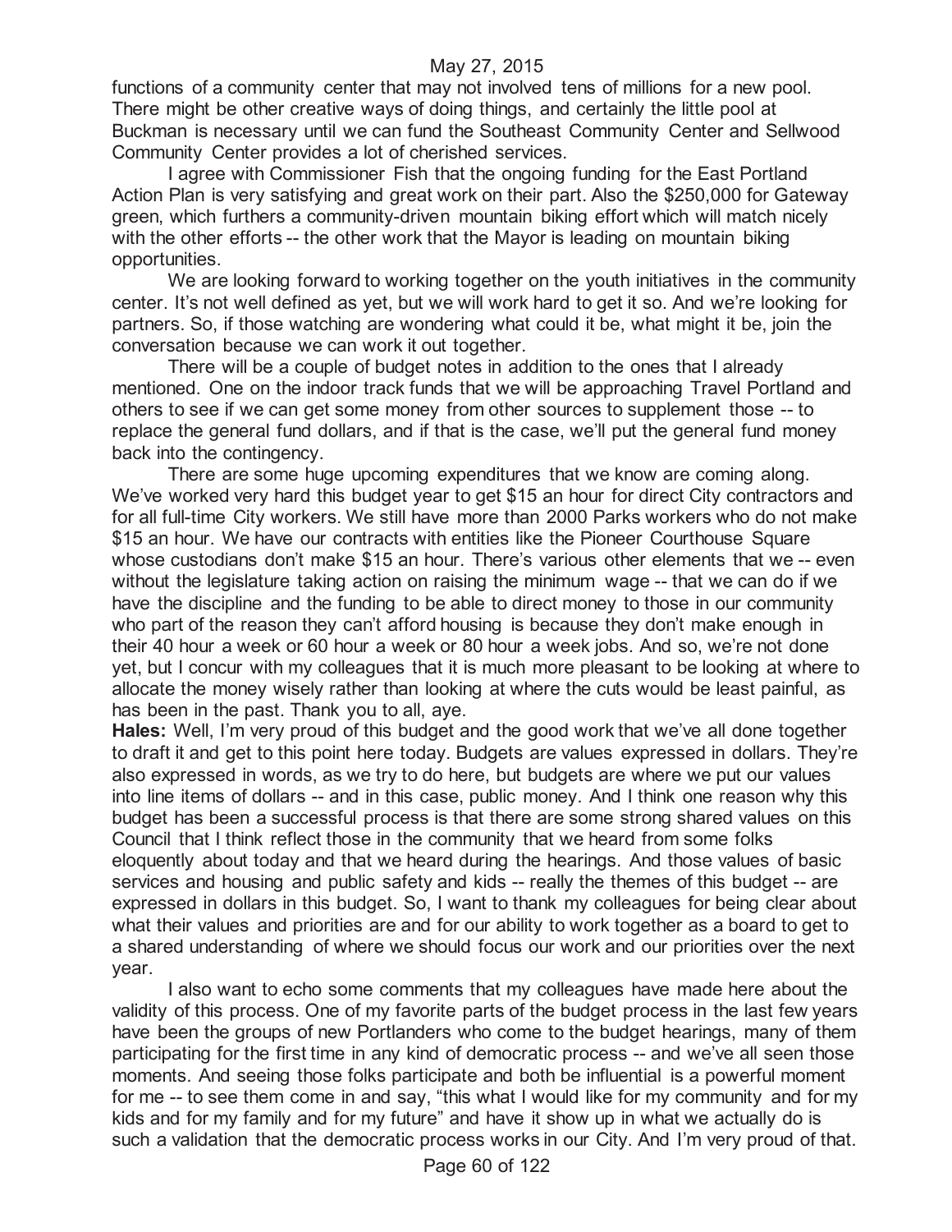functions of a community center that may not involved tens of millions for a new pool. There might be other creative ways of doing things, and certainly the little pool at Buckman is necessary until we can fund the Southeast Community Center and Sellwood Community Center provides a lot of cherished services.

I agree with Commissioner Fish that the ongoing funding for the East Portland Action Plan is very satisfying and great work on their part. Also the $250,000 for Gateway green, which furthers a community-driven mountain biking effort which will match nicely with the other efforts -- the other work that the Mayor is leading on mountain biking opportunities.

We are looking forward to working together on the youth initiatives in the community center. It's not well defined as yet, but we will work hard to get it so. And we're looking for partners. So, if those watching are wondering what could it be, what might it be, join the conversation because we can work it out together.

There will be a couple of budget notes in addition to the ones that I already mentioned. One on the indoor track funds that we will be approaching Travel Portland and others to see if we can get some money from other sources to supplement those -- to replace the general fund dollars, and if that is the case, we'll put the general fund money back into the contingency.

There are some huge upcoming expenditures that we know are coming along. We've worked very hard this budget year to get $15 an hour for direct City contractors and for all full-time City workers. We still have more than 2000 Parks workers who do not make $15 an hour. We have our contracts with entities like the Pioneer Courthouse Square whose custodians don't make $15 an hour. There's various other elements that we -- even without the legislature taking action on raising the minimum wage -- that we can do if we have the discipline and the funding to be able to direct money to those in our community who part of the reason they can't afford housing is because they don't make enough in their 40 hour a week or 60 hour a week or 80 hour a week jobs. And so, we're not done yet, but I concur with my colleagues that it is much more pleasant to be looking at where to allocate the money wisely rather than looking at where the cuts would be least painful, as has been in the past. Thank you to all, aye.

**Hales:** Well, I'm very proud of this budget and the good work that we've all done together to draft it and get to this point here today. Budgets are values expressed in dollars. They're also expressed in words, as we try to do here, but budgets are where we put our values into line items of dollars -- and in this case, public money. And I think one reason why this budget has been a successful process is that there are some strong shared values on this Council that I think reflect those in the community that we heard from some folks eloquently about today and that we heard during the hearings. And those values of basic services and housing and public safety and kids -- really the themes of this budget -- are expressed in dollars in this budget. So, I want to thank my colleagues for being clear about what their values and priorities are and for our ability to work together as a board to get to a shared understanding of where we should focus our work and our priorities over the next year.

I also want to echo some comments that my colleagues have made here about the validity of this process. One of my favorite parts of the budget process in the last few years have been the groups of new Portlanders who come to the budget hearings, many of them participating for the first time in any kind of democratic process -- and we've all seen those moments. And seeing those folks participate and both be influential is a powerful moment for me -- to see them come in and say, "this what I would like for my community and for my kids and for my family and for my future" and have it show up in what we actually do is such a validation that the democratic process works in our City. And I'm very proud of that.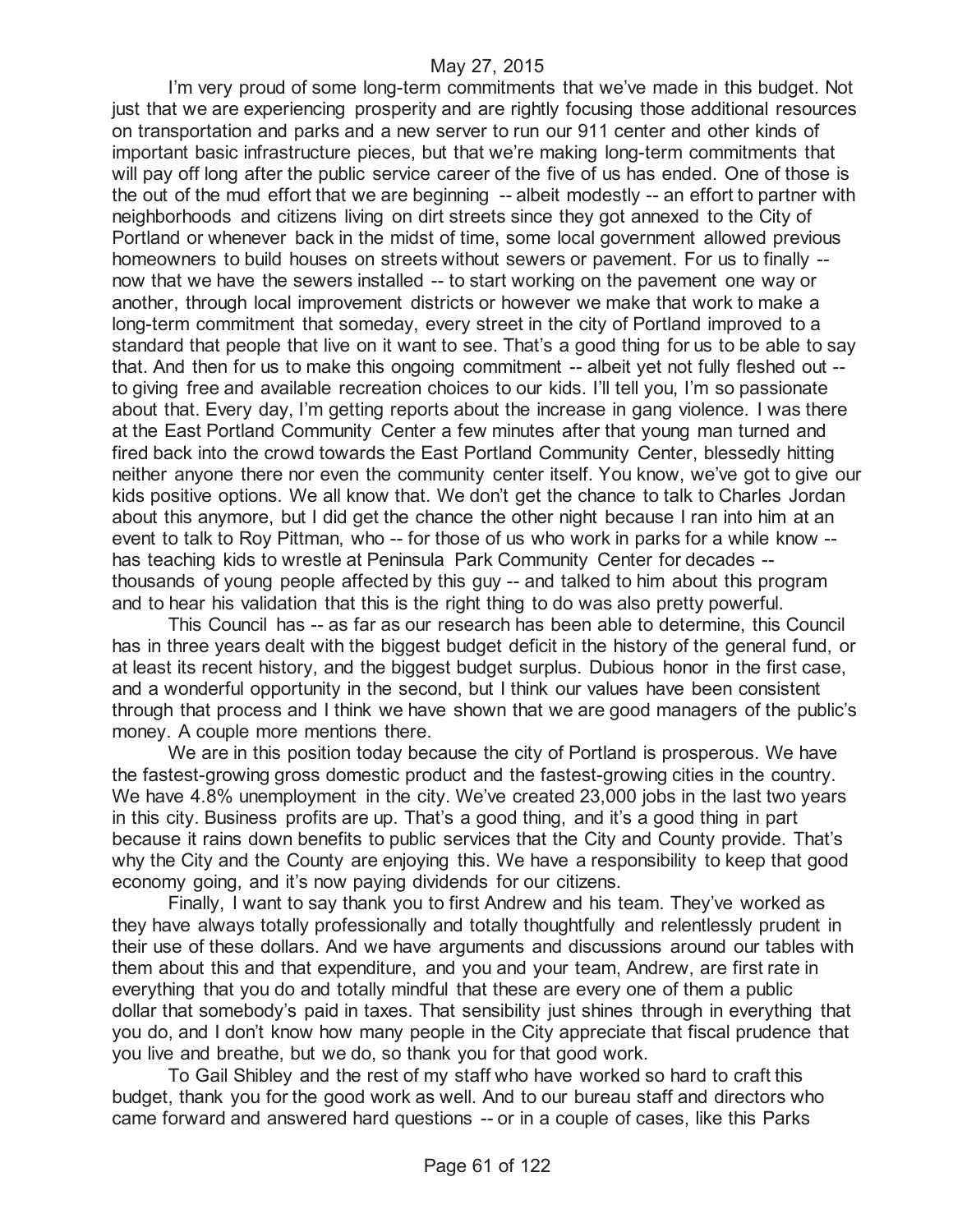I'm very proud of some long-term commitments that we've made in this budget. Not just that we are experiencing prosperity and are rightly focusing those additional resources on transportation and parks and a new server to run our 911 center and other kinds of important basic infrastructure pieces, but that we're making long-term commitments that will pay off long after the public service career of the five of us has ended. One of those is the out of the mud effort that we are beginning -- albeit modestly -- an effort to partner with neighborhoods and citizens living on dirt streets since they got annexed to the City of Portland or whenever back in the midst of time, some local government allowed previous homeowners to build houses on streets without sewers or pavement. For us to finally -- now that we have the sewers installed -- to start working on the pavement one way or another, through local improvement districts or however we make that work to make a long-term commitment that someday, every street in the city of Portland improved to a standard that people that live on it want to see. That's a good thing for us to be able to say that. And then for us to make this ongoing commitment -- albeit yet not fully fleshed out -- to giving free and available recreation choices to our kids. I'll tell you, I'm so passionate about that. Every day, I'm getting reports about the increase in gang violence. I was there at the East Portland Community Center a few minutes after that young man turned and fired back into the crowd towards the East Portland Community Center, blessedly hitting neither anyone there nor even the community center itself. You know, we've got to give our kids positive options. We all know that. We don't get the chance to talk to Charles Jordan about this anymore, but I did get the chance the other night because I ran into him at an event to talk to Roy Pittman, who -- for those of us who work in parks for a while know -- has teaching kids to wrestle at Peninsula Park Community Center for decades -- thousands of young people affected by this guy -- and talked to him about this program and to hear his validation that this is the right thing to do was also pretty powerful.

This Council has -- as far as our research has been able to determine, this Council has in three years dealt with the biggest budget deficit in the history of the general fund, or at least its recent history, and the biggest budget surplus. Dubious honor in the first case, and a wonderful opportunity in the second, but I think our values have been consistent through that process and I think we have shown that we are good managers of the public's money. A couple more mentions there.

We are in this position today because the city of Portland is prosperous. We have the fastest-growing gross domestic product and the fastest-growing cities in the country. We have 4.8% unemployment in the city. We've created 23,000 jobs in the last two years in this city. Business profits are up. That's a good thing, and it's a good thing in part because it rains down benefits to public services that the City and County provide. That's why the City and the County are enjoying this. We have a responsibility to keep that good economy going, and it's now paying dividends for our citizens.

Finally, I want to say thank you to first Andrew and his team. They've worked as they have always totally professionally and totally thoughtfully and relentlessly prudent in their use of these dollars. And we have arguments and discussions around our tables with them about this and that expenditure, and you and your team, Andrew, are first rate in everything that you do and totally mindful that these are every one of them a public dollar that somebody's paid in taxes. That sensibility just shines through in everything that you do, and I don't know how many people in the City appreciate that fiscal prudence that you live and breathe, but we do, so thank you for that good work.

To Gail Shibley and the rest of my staff who have worked so hard to craft this budget, thank you for the good work as well. And to our bureau staff and directors who came forward and answered hard questions -- or in a couple of cases, like this Parks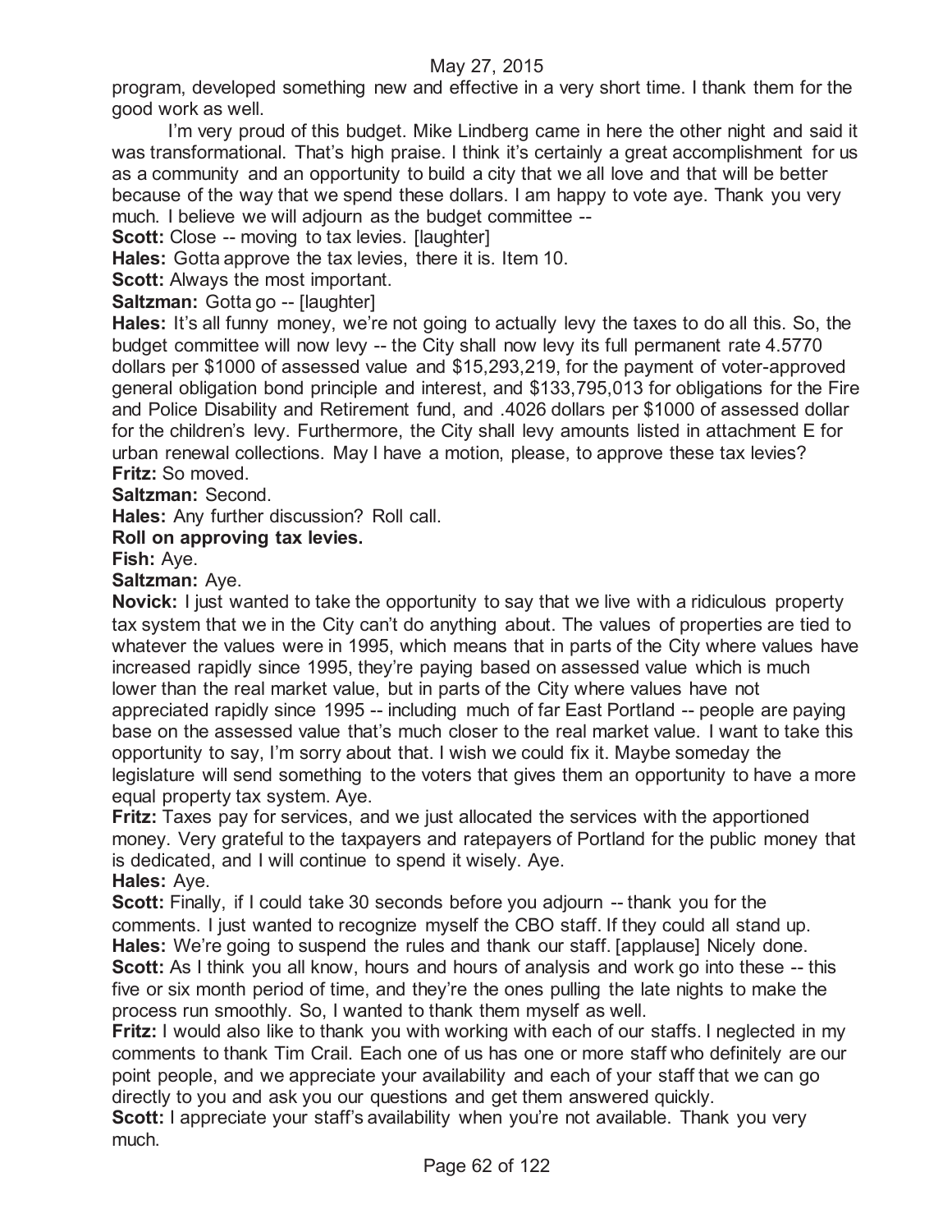program, developed something new and effective in a very short time. I thank them for the good work as well.

I'm very proud of this budget. Mike Lindberg came in here the other night and said it was transformational. That's high praise. I think it's certainly a great accomplishment for us as a community and an opportunity to build a city that we all love and that will be better because of the way that we spend these dollars. I am happy to vote aye. Thank you very much. I believe we will adjourn as the budget committee --

**Scott:** Close -- moving to tax levies. [laughter]

**Hales:** Gotta approve the tax levies, there it is. Item 10.

**Scott:** Always the most important.

**Saltzman:** Gotta go -- [laughter]

**Hales:** It's all funny money, we're not going to actually levy the taxes to do all this. So, the budget committee will now levy -- the City shall now levy its full permanent rate 4.5770 dollars per $1000 of assessed value and $15,293,219, for the payment of voter-approved general obligation bond principle and interest, and $133,795,013 for obligations for the Fire and Police Disability and Retirement fund, and .4026 dollars per $1000 of assessed dollar for the children's levy. Furthermore, the City shall levy amounts listed in attachment E for urban renewal collections. May I have a motion, please, to approve these tax levies?

**Fritz:** So moved.

**Saltzman:** Second.

**Hales:** Any further discussion? Roll call.

**Roll on approving tax levies.**

**Fish:** Aye.

**Saltzman:** Aye.

**Novick:** I just wanted to take the opportunity to say that we live with a ridiculous property tax system that we in the City can't do anything about. The values of properties are tied to whatever the values were in 1995, which means that in parts of the City where values have increased rapidly since 1995, they're paying based on assessed value which is much lower than the real market value, but in parts of the City where values have not appreciated rapidly since 1995 -- including much of far East Portland -- people are paying base on the assessed value that's much closer to the real market value. I want to take this opportunity to say, I'm sorry about that. I wish we could fix it. Maybe someday the legislature will send something to the voters that gives them an opportunity to have a more equal property tax system. Aye.

**Fritz:** Taxes pay for services, and we just allocated the services with the apportioned money. Very grateful to the taxpayers and ratepayers of Portland for the public money that is dedicated, and I will continue to spend it wisely. Aye.

**Hales:** Aye.

**Scott:** Finally, if I could take 30 seconds before you adjourn -- thank you for the comments. I just wanted to recognize myself the CBO staff. If they could all stand up.

**Hales:** We're going to suspend the rules and thank our staff. [applause] Nicely done.

**Scott:** As I think you all know, hours and hours of analysis and work go into these -- this five or six month period of time, and they're the ones pulling the late nights to make the process run smoothly. So, I wanted to thank them myself as well.

**Fritz:** I would also like to thank you with working with each of our staffs. I neglected in my comments to thank Tim Crail. Each one of us has one or more staff who definitely are our point people, and we appreciate your availability and each of your staff that we can go directly to you and ask you our questions and get them answered quickly.

**Scott:** I appreciate your staff's availability when you're not available. Thank you very much.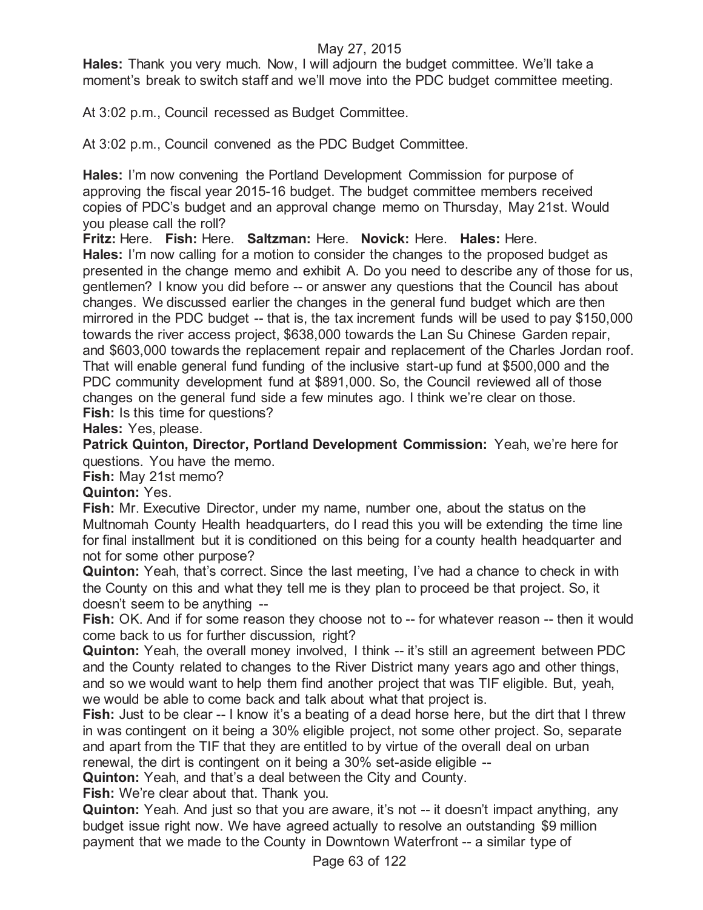**Hales:** Thank you very much. Now, I will adjourn the budget committee. We'll take a moment's break to switch staff and we'll move into the PDC budget committee meeting.

At 3:02 p.m., Council recessed as Budget Committee.

At 3:02 p.m., Council convened as the PDC Budget Committee.

**Hales:** I'm now convening the Portland Development Commission for purpose of approving the fiscal year 2015-16 budget. The budget committee members received copies of PDC's budget and an approval change memo on Thursday, May 21st. Would you please call the roll?

**Fritz:** Here. **Fish:** Here. **Saltzman:** Here. **Novick:** Here. **Hales:** Here.

**Hales:** I'm now calling for a motion to consider the changes to the proposed budget as presented in the change memo and exhibit A. Do you need to describe any of those for us, gentlemen? I know you did before -- or answer any questions that the Council has about changes. We discussed earlier the changes in the general fund budget which are then mirrored in the PDC budget -- that is, the tax increment funds will be used to pay $150,000 towards the river access project, $638,000 towards the Lan Su Chinese Garden repair, and $603,000 towards the replacement repair and replacement of the Charles Jordan roof. That will enable general fund funding of the inclusive start-up fund at $500,000 and the PDC community development fund at $891,000. So, the Council reviewed all of those changes on the general fund side a few minutes ago. I think we're clear on those.

**Fish:** Is this time for questions?

**Hales:** Yes, please.

**Patrick Quinton, Director, Portland Development Commission:** Yeah, we're here for questions. You have the memo.

**Fish:** May 21st memo?

**Quinton:** Yes.

**Fish:** Mr. Executive Director, under my name, number one, about the status on the Multnomah County Health headquarters, do I read this you will be extending the time line for final installment but it is conditioned on this being for a county health headquarter and not for some other purpose?

**Quinton:** Yeah, that's correct. Since the last meeting, I've had a chance to check in with the County on this and what they tell me is they plan to proceed be that project. So, it doesn't seem to be anything --

**Fish:** OK. And if for some reason they choose not to -- for whatever reason -- then it would come back to us for further discussion, right?

**Quinton:** Yeah, the overall money involved, I think -- it's still an agreement between PDC and the County related to changes to the River District many years ago and other things, and so we would want to help them find another project that was TIF eligible. But, yeah, we would be able to come back and talk about what that project is.

**Fish:** Just to be clear -- I know it's a beating of a dead horse here, but the dirt that I threw in was contingent on it being a 30% eligible project, not some other project. So, separate and apart from the TIF that they are entitled to by virtue of the overall deal on urban renewal, the dirt is contingent on it being a 30% set-aside eligible --

**Quinton:** Yeah, and that's a deal between the City and County.

**Fish:** We're clear about that. Thank you.

**Quinton:** Yeah. And just so that you are aware, it's not -- it doesn't impact anything, any budget issue right now. We have agreed actually to resolve an outstanding $9 million payment that we made to the County in Downtown Waterfront -- a similar type of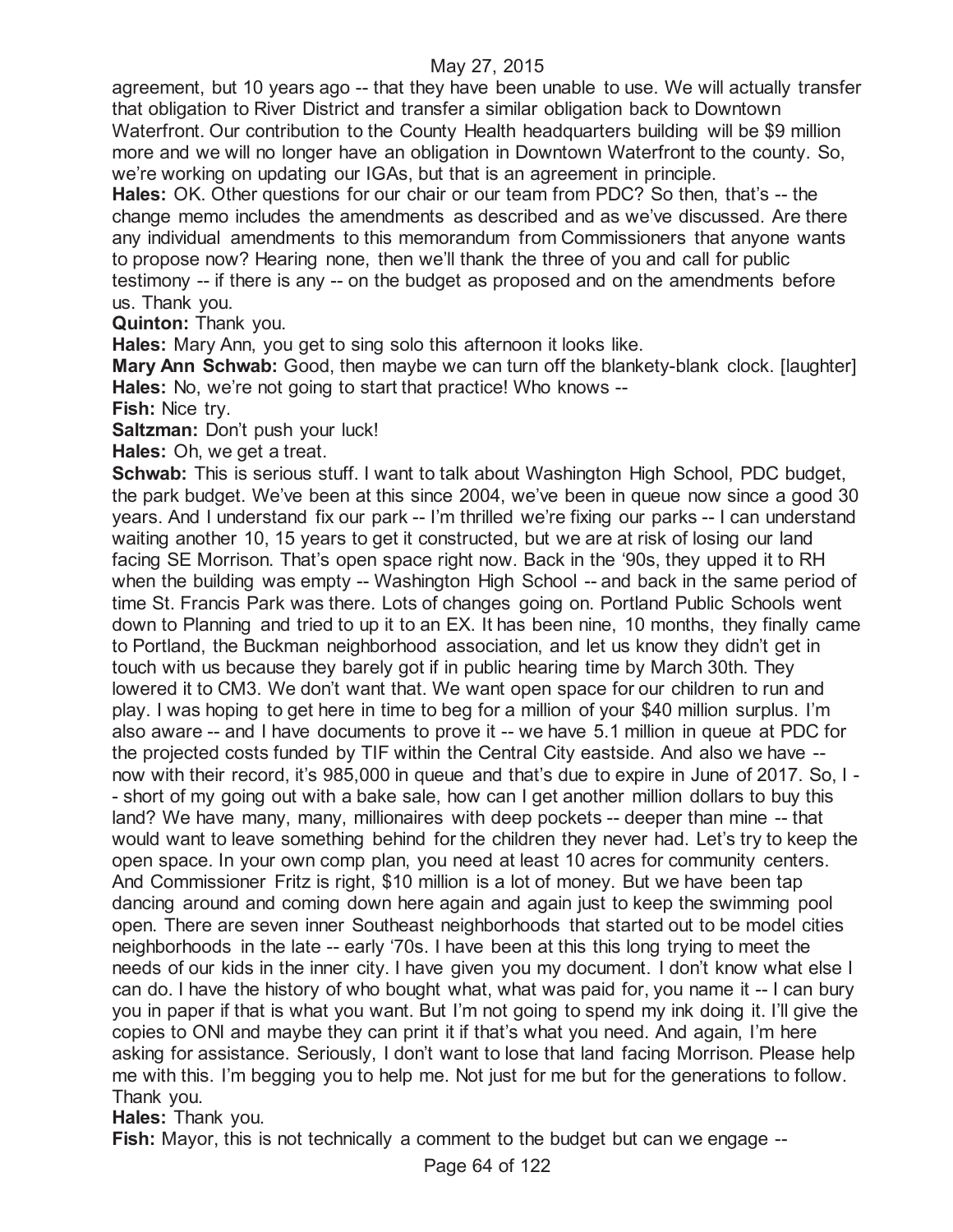agreement, but 10 years ago -- that they have been unable to use. We will actually transfer that obligation to River District and transfer a similar obligation back to Downtown Waterfront. Our contribution to the County Health headquarters building will be $9 million more and we will no longer have an obligation in Downtown Waterfront to the county. So, we're working on updating our IGAs, but that is an agreement in principle.

**Hales:** OK. Other questions for our chair or our team from PDC? So then, that's -- the change memo includes the amendments as described and as we've discussed. Are there any individual amendments to this memorandum from Commissioners that anyone wants to propose now? Hearing none, then we'll thank the three of you and call for public testimony -- if there is any -- on the budget as proposed and on the amendments before us. Thank you.

**Quinton:** Thank you.

**Hales:** Mary Ann, you get to sing solo this afternoon it looks like.

**Mary Ann Schwab:** Good, then maybe we can turn off the blankety-blank clock. [laughter]

**Hales:** No, we're not going to start that practice! Who knows --

**Fish:** Nice try.

**Saltzman:** Don't push your luck!

**Hales:** Oh, we get a treat.

**Schwab:** This is serious stuff. I want to talk about Washington High School, PDC budget, the park budget. We've been at this since 2004, we've been in queue now since a good 30 years. And I understand fix our park -- I'm thrilled we're fixing our parks -- I can understand waiting another 10, 15 years to get it constructed, but we are at risk of losing our land facing SE Morrison. That's open space right now. Back in the '90s, they upped it to RH when the building was empty -- Washington High School -- and back in the same period of time St. Francis Park was there. Lots of changes going on. Portland Public Schools went down to Planning and tried to up it to an EX. It has been nine, 10 months, they finally came to Portland, the Buckman neighborhood association, and let us know they didn't get in touch with us because they barely got if in public hearing time by March 30th. They lowered it to CM3. We don't want that. We want open space for our children to run and play. I was hoping to get here in time to beg for a million of your $40 million surplus. I'm also aware -- and I have documents to prove it -- we have 5.1 million in queue at PDC for the projected costs funded by TIF within the Central City eastside. And also we have -- now with their record, it's 985,000 in queue and that's due to expire in June of 2017. So, I -- short of my going out with a bake sale, how can I get another million dollars to buy this land? We have many, many, millionaires with deep pockets -- deeper than mine -- that would want to leave something behind for the children they never had. Let's try to keep the open space. In your own comp plan, you need at least 10 acres for community centers. And Commissioner Fritz is right, $10 million is a lot of money. But we have been tap dancing around and coming down here again and again just to keep the swimming pool open. There are seven inner Southeast neighborhoods that started out to be model cities neighborhoods in the late -- early '70s. I have been at this this long trying to meet the needs of our kids in the inner city. I have given you my document. I don't know what else I can do. I have the history of who bought what, what was paid for, you name it -- I can bury you in paper if that is what you want. But I'm not going to spend my ink doing it. I'll give the copies to ONI and maybe they can print it if that's what you need. And again, I'm here asking for assistance. Seriously, I don't want to lose that land facing Morrison. Please help me with this. I'm begging you to help me. Not just for me but for the generations to follow. Thank you.

**Hales:** Thank you.

**Fish:** Mayor, this is not technically a comment to the budget but can we engage --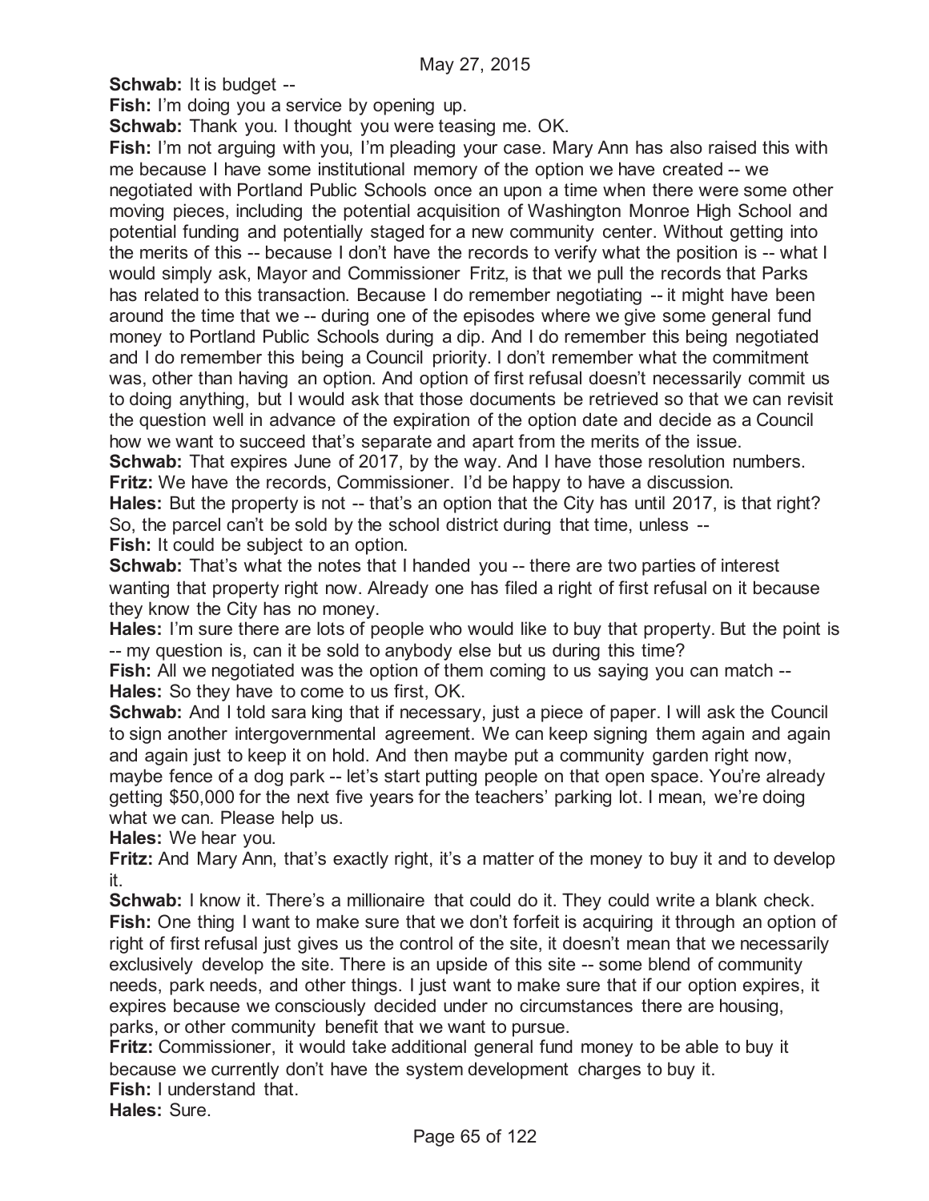**Schwab:** It is budget --

**Fish:** I'm doing you a service by opening up.

**Schwab:** Thank you. I thought you were teasing me. OK.

**Fish:** I'm not arguing with you, I'm pleading your case. Mary Ann has also raised this with me because I have some institutional memory of the option we have created -- we negotiated with Portland Public Schools once an upon a time when there were some other moving pieces, including the potential acquisition of Washington Monroe High School and potential funding and potentially staged for a new community center. Without getting into the merits of this -- because I don't have the records to verify what the position is -- what I would simply ask, Mayor and Commissioner Fritz, is that we pull the records that Parks has related to this transaction. Because I do remember negotiating -- it might have been around the time that we -- during one of the episodes where we give some general fund money to Portland Public Schools during a dip. And I do remember this being negotiated and I do remember this being a Council priority. I don't remember what the commitment was, other than having an option. And option of first refusal doesn't necessarily commit us to doing anything, but I would ask that those documents be retrieved so that we can revisit the question well in advance of the expiration of the option date and decide as a Council how we want to succeed that's separate and apart from the merits of the issue.

**Schwab:** That expires June of 2017, by the way. And I have those resolution numbers.

**Fritz:** We have the records, Commissioner. I'd be happy to have a discussion.

**Hales:** But the property is not -- that's an option that the City has until 2017, is that right? So, the parcel can't be sold by the school district during that time, unless --

**Fish:** It could be subject to an option.

**Schwab:** That's what the notes that I handed you -- there are two parties of interest wanting that property right now. Already one has filed a right of first refusal on it because they know the City has no money.

**Hales:** I'm sure there are lots of people who would like to buy that property. But the point is -- my question is, can it be sold to anybody else but us during this time?

**Fish:** All we negotiated was the option of them coming to us saying you can match --

**Hales:** So they have to come to us first, OK.

**Schwab:** And I told sara king that if necessary, just a piece of paper. I will ask the Council to sign another intergovernmental agreement. We can keep signing them again and again and again just to keep it on hold. And then maybe put a community garden right now, maybe fence of a dog park -- let's start putting people on that open space. You're already getting $50,000 for the next five years for the teachers' parking lot. I mean, we're doing what we can. Please help us.

**Hales:** We hear you.

**Fritz:** And Mary Ann, that's exactly right, it's a matter of the money to buy it and to develop it.

**Schwab:** I know it. There's a millionaire that could do it. They could write a blank check.

**Fish:** One thing I want to make sure that we don't forfeit is acquiring it through an option of right of first refusal just gives us the control of the site, it doesn't mean that we necessarily exclusively develop the site. There is an upside of this site -- some blend of community needs, park needs, and other things. I just want to make sure that if our option expires, it expires because we consciously decided under no circumstances there are housing, parks, or other community benefit that we want to pursue.

**Fritz:** Commissioner, it would take additional general fund money to be able to buy it because we currently don't have the system development charges to buy it.

**Fish:** I understand that.

**Hales:** Sure.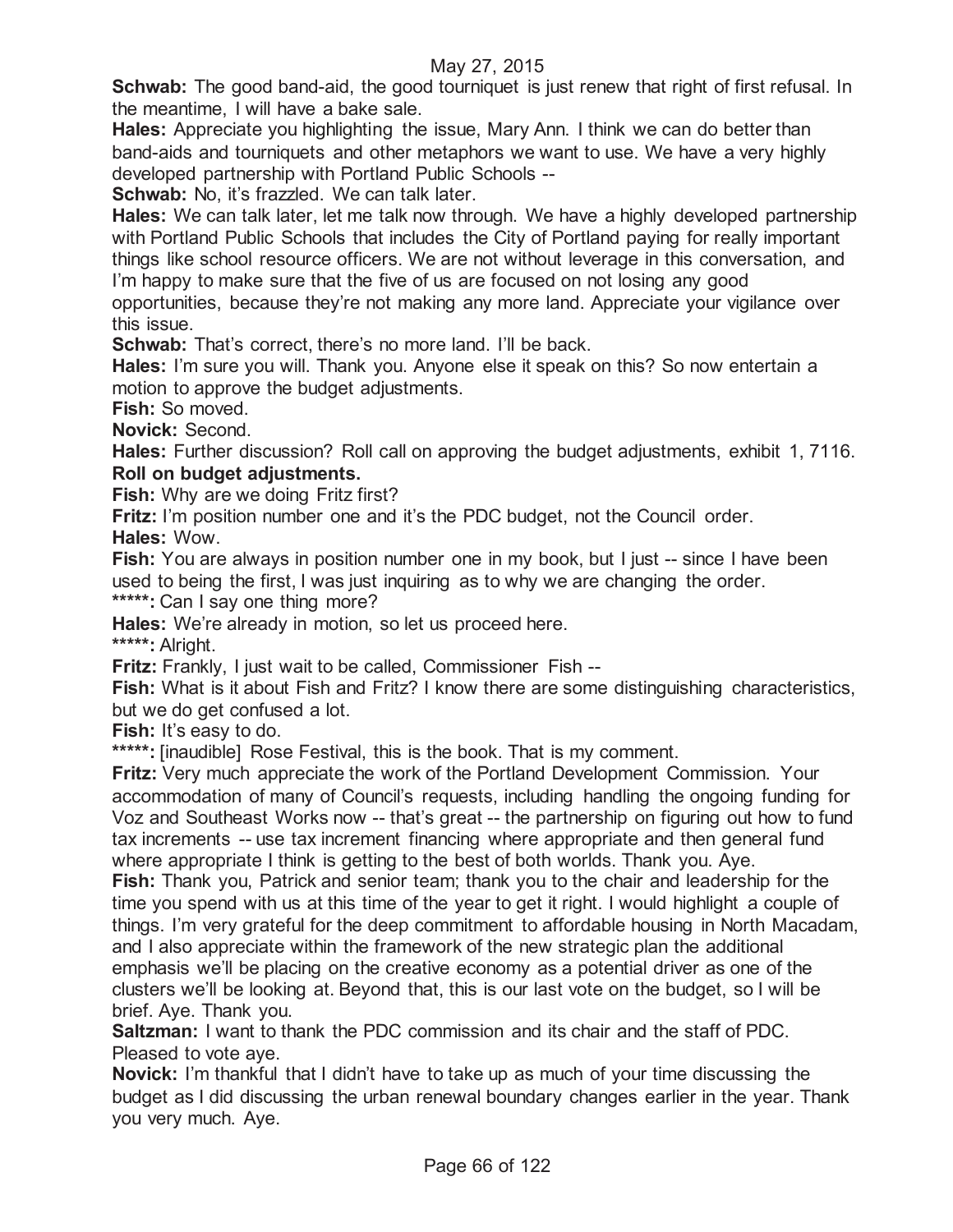**Schwab:** The good band-aid, the good tourniquet is just renew that right of first refusal. In the meantime, I will have a bake sale.

**Hales:** Appreciate you highlighting the issue, Mary Ann. I think we can do better than band-aids and tourniquets and other metaphors we want to use. We have a very highly developed partnership with Portland Public Schools --

**Schwab:** No, it's frazzled. We can talk later.

**Hales:** We can talk later, let me talk now through. We have a highly developed partnership with Portland Public Schools that includes the City of Portland paying for really important things like school resource officers. We are not without leverage in this conversation, and I'm happy to make sure that the five of us are focused on not losing any good opportunities, because they're not making any more land. Appreciate your vigilance over this issue.

**Schwab:** That's correct, there's no more land. I'll be back.

**Hales:** I'm sure you will. Thank you. Anyone else it speak on this? So now entertain a motion to approve the budget adjustments.

**Fish:** So moved.

**Novick:** Second.

**Hales:** Further discussion? Roll call on approving the budget adjustments, exhibit 1, 7116.

**Roll on budget adjustments.**

**Fish:** Why are we doing Fritz first?

**Fritz:** I'm position number one and it's the PDC budget, not the Council order.

**Hales:** Wow.

**Fish:** You are always in position number one in my book, but I just -- since I have been used to being the first, I was just inquiring as to why we are changing the order.

*****: Can I say one thing more?

**Hales:** We're already in motion, so let us proceed here.

*****: Alright.

**Fritz:** Frankly, I just wait to be called, Commissioner Fish --

**Fish:** What is it about Fish and Fritz? I know there are some distinguishing characteristics, but we do get confused a lot.

**Fish:** It's easy to do.

*****: [inaudible] Rose Festival, this is the book. That is my comment.

**Fritz:** Very much appreciate the work of the Portland Development Commission. Your accommodation of many of Council's requests, including handling the ongoing funding for Voz and Southeast Works now -- that's great -- the partnership on figuring out how to fund tax increments -- use tax increment financing where appropriate and then general fund where appropriate I think is getting to the best of both worlds. Thank you. Aye.

**Fish:** Thank you, Patrick and senior team; thank you to the chair and leadership for the time you spend with us at this time of the year to get it right. I would highlight a couple of things. I'm very grateful for the deep commitment to affordable housing in North Macadam, and I also appreciate within the framework of the new strategic plan the additional emphasis we'll be placing on the creative economy as a potential driver as one of the clusters we'll be looking at. Beyond that, this is our last vote on the budget, so I will be brief. Aye. Thank you.

**Saltzman:** I want to thank the PDC commission and its chair and the staff of PDC. Pleased to vote aye.

**Novick:** I'm thankful that I didn't have to take up as much of your time discussing the budget as I did discussing the urban renewal boundary changes earlier in the year. Thank you very much. Aye.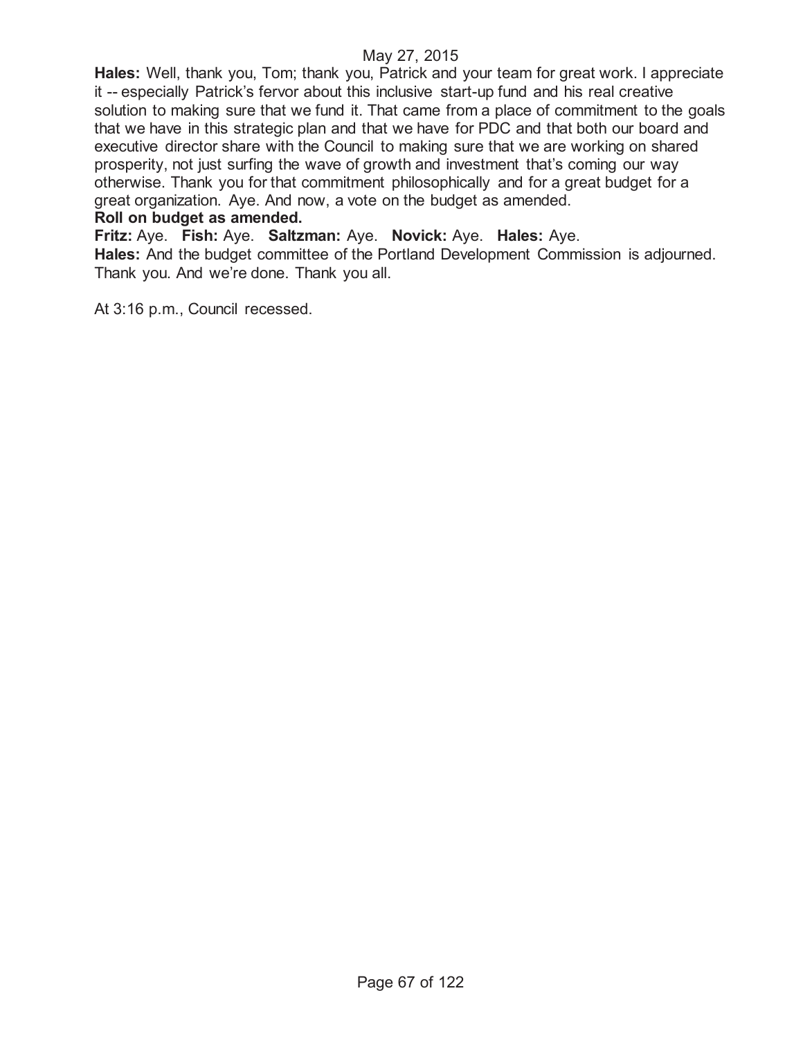**Hales:** Well, thank you, Tom; thank you, Patrick and your team for great work. I appreciate it -- especially Patrick's fervor about this inclusive start-up fund and his real creative solution to making sure that we fund it. That came from a place of commitment to the goals that we have in this strategic plan and that we have for PDC and that both our board and executive director share with the Council to making sure that we are working on shared prosperity, not just surfing the wave of growth and investment that's coming our way otherwise. Thank you for that commitment philosophically and for a great budget for a great organization. Aye. And now, a vote on the budget as amended.

**Roll on budget as amended.**

**Fritz:** Aye. **Fish:** Aye. **Saltzman:** Aye. **Novick:** Aye. **Hales:** Aye.

**Hales:** And the budget committee of the Portland Development Commission is adjourned. Thank you. And we're done. Thank you all.

At 3:16 p.m., Council recessed.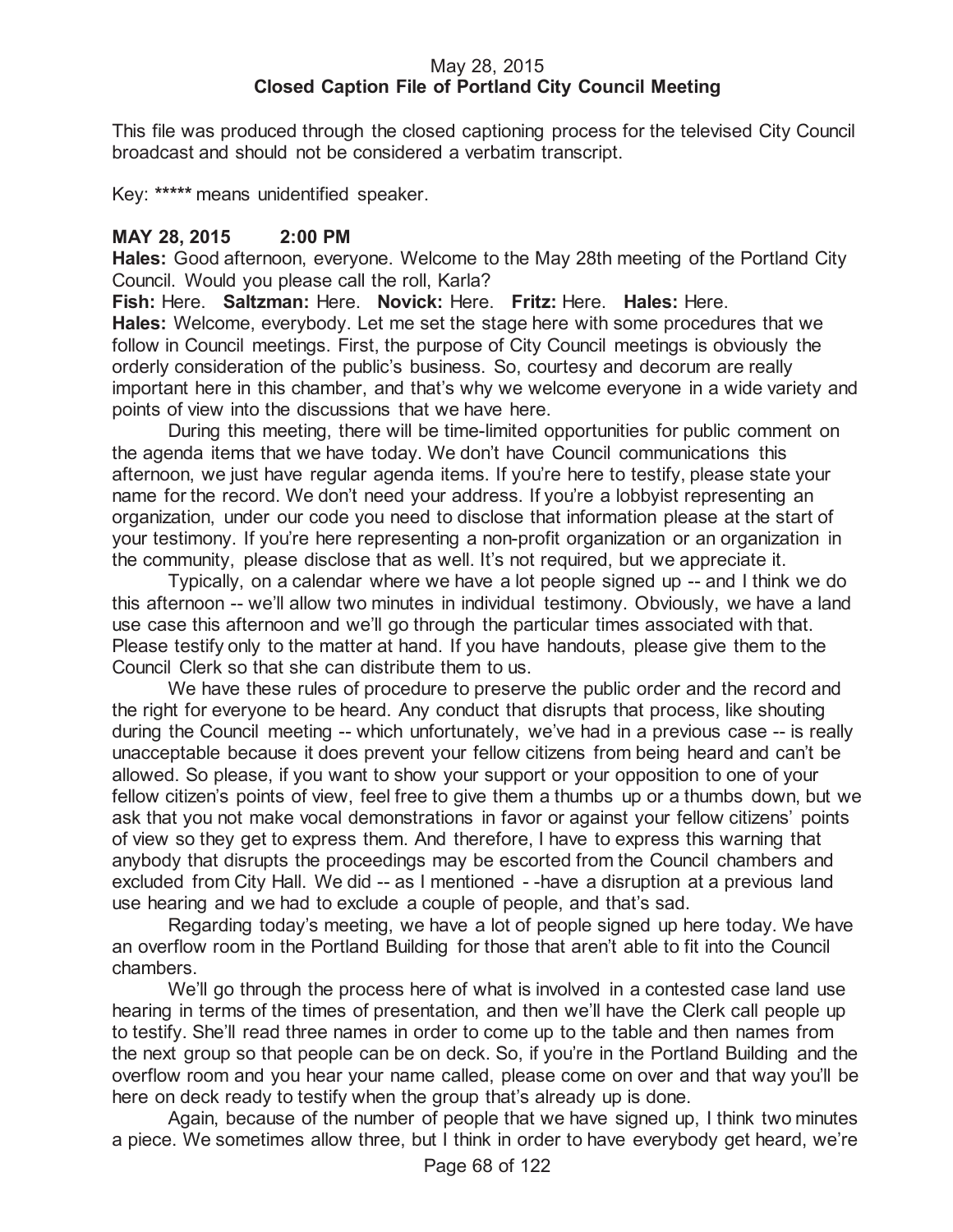May 28, 2015
**Closed Caption File of Portland City Council Meeting**

This file was produced through the closed captioning process for the televised City Council broadcast and should not be considered a verbatim transcript.

Key: ***** means unidentified speaker.

**MAY 28, 2015 2:00 PM**

**Hales:** Good afternoon, everyone. Welcome to the May 28th meeting of the Portland City Council. Would you please call the roll, Karla?

**Fish:** Here. **Saltzman:** Here. **Novick:** Here. **Fritz:** Here. **Hales:** Here.

**Hales:** Welcome, everybody. Let me set the stage here with some procedures that we follow in Council meetings. First, the purpose of City Council meetings is obviously the orderly consideration of the public's business. So, courtesy and decorum are really important here in this chamber, and that's why we welcome everyone in a wide variety and points of view into the discussions that we have here.

During this meeting, there will be time-limited opportunities for public comment on the agenda items that we have today. We don't have Council communications this afternoon, we just have regular agenda items. If you're here to testify, please state your name for the record. We don't need your address. If you're a lobbyist representing an organization, under our code you need to disclose that information please at the start of your testimony. If you're here representing a non-profit organization or an organization in the community, please disclose that as well. It's not required, but we appreciate it.

Typically, on a calendar where we have a lot people signed up -- and I think we do this afternoon -- we'll allow two minutes in individual testimony. Obviously, we have a land use case this afternoon and we'll go through the particular times associated with that. Please testify only to the matter at hand. If you have handouts, please give them to the Council Clerk so that she can distribute them to us.

We have these rules of procedure to preserve the public order and the record and the right for everyone to be heard. Any conduct that disrupts that process, like shouting during the Council meeting -- which unfortunately, we've had in a previous case -- is really unacceptable because it does prevent your fellow citizens from being heard and can't be allowed. So please, if you want to show your support or your opposition to one of your fellow citizen's points of view, feel free to give them a thumbs up or a thumbs down, but we ask that you not make vocal demonstrations in favor or against your fellow citizens' points of view so they get to express them. And therefore, I have to express this warning that anybody that disrupts the proceedings may be escorted from the Council chambers and excluded from City Hall. We did -- as I mentioned - -have a disruption at a previous land use hearing and we had to exclude a couple of people, and that's sad.

Regarding today's meeting, we have a lot of people signed up here today. We have an overflow room in the Portland Building for those that aren't able to fit into the Council chambers.

We'll go through the process here of what is involved in a contested case land use hearing in terms of the times of presentation, and then we'll have the Clerk call people up to testify. She'll read three names in order to come up to the table and then names from the next group so that people can be on deck. So, if you're in the Portland Building and the overflow room and you hear your name called, please come on over and that way you'll be here on deck ready to testify when the group that's already up is done.

Again, because of the number of people that we have signed up, I think two minutes a piece. We sometimes allow three, but I think in order to have everybody get heard, we're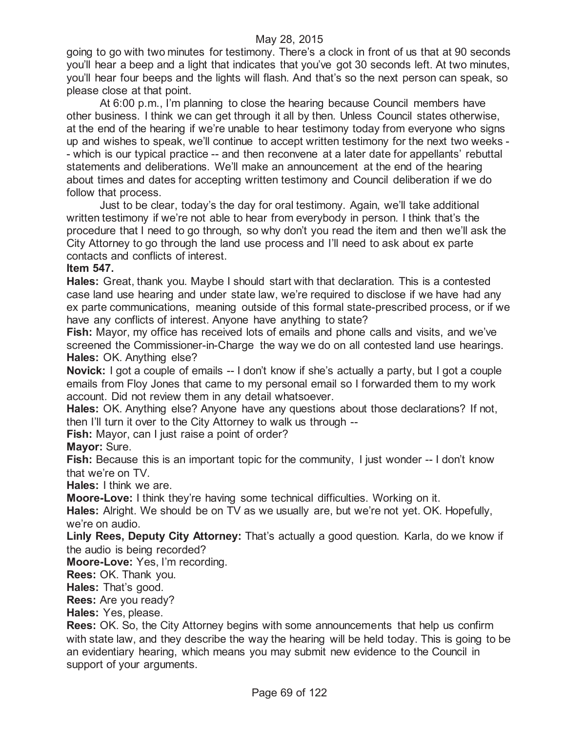going to go with two minutes for testimony. There's a clock in front of us that at 90 seconds you'll hear a beep and a light that indicates that you've got 30 seconds left. At two minutes, you'll hear four beeps and the lights will flash. And that's so the next person can speak, so please close at that point.

At 6:00 p.m., I'm planning to close the hearing because Council members have other business. I think we can get through it all by then. Unless Council states otherwise, at the end of the hearing if we're unable to hear testimony today from everyone who signs up and wishes to speak, we'll continue to accept written testimony for the next two weeks -- which is our typical practice -- and then reconvene at a later date for appellants' rebuttal statements and deliberations. We'll make an announcement at the end of the hearing about times and dates for accepting written testimony and Council deliberation if we do follow that process.

Just to be clear, today's the day for oral testimony. Again, we'll take additional written testimony if we're not able to hear from everybody in person. I think that's the procedure that I need to go through, so why don't you read the item and then we'll ask the City Attorney to go through the land use process and I'll need to ask about ex parte contacts and conflicts of interest.

**Item 547.**

**Hales:** Great, thank you. Maybe I should start with that declaration. This is a contested case land use hearing and under state law, we're required to disclose if we have had any ex parte communications, meaning outside of this formal state-prescribed process, or if we have any conflicts of interest. Anyone have anything to state?

**Fish:** Mayor, my office has received lots of emails and phone calls and visits, and we've screened the Commissioner-in-Charge the way we do on all contested land use hearings.

**Hales:** OK. Anything else?

**Novick:** I got a couple of emails -- I don't know if she's actually a party, but I got a couple emails from Floy Jones that came to my personal email so I forwarded them to my work account. Did not review them in any detail whatsoever.

**Hales:** OK. Anything else? Anyone have any questions about those declarations? If not, then I'll turn it over to the City Attorney to walk us through --

**Fish:** Mayor, can I just raise a point of order?

**Mayor:** Sure.

**Fish:** Because this is an important topic for the community, I just wonder -- I don't know that we're on TV.

**Hales:** I think we are.

**Moore-Love:** I think they're having some technical difficulties. Working on it.

**Hales:** Alright. We should be on TV as we usually are, but we're not yet. OK. Hopefully, we're on audio.

**Linly Rees, Deputy City Attorney:** That's actually a good question. Karla, do we know if the audio is being recorded?

**Moore-Love:** Yes, I'm recording.

**Rees:** OK. Thank you.

**Hales:** That's good.

**Rees:** Are you ready?

**Hales:** Yes, please.

**Rees:** OK. So, the City Attorney begins with some announcements that help us confirm with state law, and they describe the way the hearing will be held today. This is going to be an evidentiary hearing, which means you may submit new evidence to the Council in support of your arguments.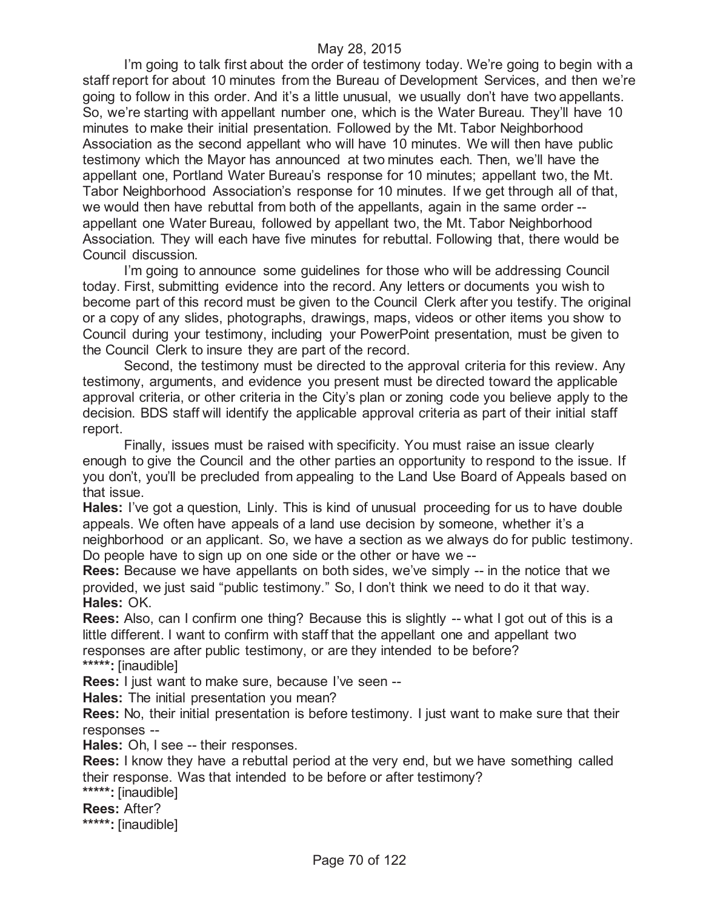I'm going to talk first about the order of testimony today. We're going to begin with a staff report for about 10 minutes from the Bureau of Development Services, and then we're going to follow in this order. And it's a little unusual, we usually don't have two appellants. So, we're starting with appellant number one, which is the Water Bureau. They'll have 10 minutes to make their initial presentation. Followed by the Mt. Tabor Neighborhood Association as the second appellant who will have 10 minutes. We will then have public testimony which the Mayor has announced at two minutes each. Then, we'll have the appellant one, Portland Water Bureau's response for 10 minutes; appellant two, the Mt. Tabor Neighborhood Association's response for 10 minutes. If we get through all of that, we would then have rebuttal from both of the appellants, again in the same order -- appellant one Water Bureau, followed by appellant two, the Mt. Tabor Neighborhood Association. They will each have five minutes for rebuttal. Following that, there would be Council discussion.

I'm going to announce some guidelines for those who will be addressing Council today. First, submitting evidence into the record. Any letters or documents you wish to become part of this record must be given to the Council Clerk after you testify. The original or a copy of any slides, photographs, drawings, maps, videos or other items you show to Council during your testimony, including your PowerPoint presentation, must be given to the Council Clerk to insure they are part of the record.

Second, the testimony must be directed to the approval criteria for this review. Any testimony, arguments, and evidence you present must be directed toward the applicable approval criteria, or other criteria in the City's plan or zoning code you believe apply to the decision. BDS staff will identify the applicable approval criteria as part of their initial staff report.

Finally, issues must be raised with specificity. You must raise an issue clearly enough to give the Council and the other parties an opportunity to respond to the issue. If you don't, you'll be precluded from appealing to the Land Use Board of Appeals based on that issue.

**Hales:** I've got a question, Linly. This is kind of unusual proceeding for us to have double appeals. We often have appeals of a land use decision by someone, whether it's a neighborhood or an applicant. So, we have a section as we always do for public testimony. Do people have to sign up on one side or the other or have we --

**Rees:** Because we have appellants on both sides, we've simply -- in the notice that we provided, we just said "public testimony." So, I don't think we need to do it that way.

**Hales:** OK.

**Rees:** Also, can I confirm one thing? Because this is slightly -- what I got out of this is a little different. I want to confirm with staff that the appellant one and appellant two responses are after public testimony, or are they intended to be before?

*****: [inaudible]

**Rees:** I just want to make sure, because I've seen --

**Hales:** The initial presentation you mean?

**Rees:** No, their initial presentation is before testimony. I just want to make sure that their responses --

**Hales:** Oh, I see -- their responses.

**Rees:** I know they have a rebuttal period at the very end, but we have something called their response. Was that intended to be before or after testimony?

*****: [inaudible]

**Rees:** After?

*****: [inaudible]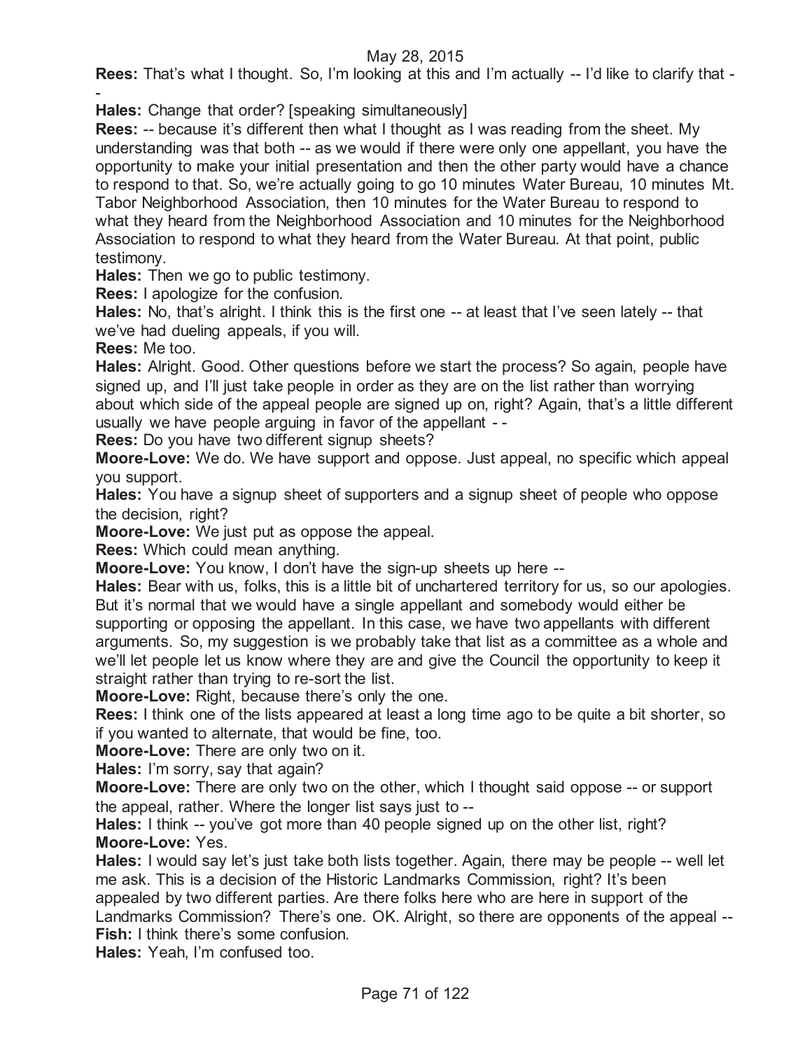**Rees:** That's what I thought. So, I'm looking at this and I'm actually -- I'd like to clarify that --

**Hales:** Change that order? [speaking simultaneously]

**Rees:** -- because it's different then what I thought as I was reading from the sheet. My understanding was that both -- as we would if there were only one appellant, you have the opportunity to make your initial presentation and then the other party would have a chance to respond to that. So, we're actually going to go 10 minutes Water Bureau, 10 minutes Mt. Tabor Neighborhood Association, then 10 minutes for the Water Bureau to respond to what they heard from the Neighborhood Association and 10 minutes for the Neighborhood Association to respond to what they heard from the Water Bureau. At that point, public testimony.

**Hales:** Then we go to public testimony.

**Rees:** I apologize for the confusion.

**Hales:** No, that's alright. I think this is the first one -- at least that I've seen lately -- that we've had dueling appeals, if you will.

**Rees:** Me too.

**Hales:** Alright. Good. Other questions before we start the process? So again, people have signed up, and I'll just take people in order as they are on the list rather than worrying about which side of the appeal people are signed up on, right? Again, that's a little different usually we have people arguing in favor of the appellant - -

**Rees:** Do you have two different signup sheets?

**Moore-Love:** We do. We have support and oppose. Just appeal, no specific which appeal you support.

**Hales:** You have a signup sheet of supporters and a signup sheet of people who oppose the decision, right?

**Moore-Love:** We just put as oppose the appeal.

**Rees:** Which could mean anything.

**Moore-Love:** You know, I don't have the sign-up sheets up here --

**Hales:** Bear with us, folks, this is a little bit of unchartered territory for us, so our apologies. But it's normal that we would have a single appellant and somebody would either be supporting or opposing the appellant. In this case, we have two appellants with different arguments. So, my suggestion is we probably take that list as a committee as a whole and we'll let people let us know where they are and give the Council the opportunity to keep it straight rather than trying to re-sort the list.

**Moore-Love:** Right, because there's only the one.

**Rees:** I think one of the lists appeared at least a long time ago to be quite a bit shorter, so if you wanted to alternate, that would be fine, too.

**Moore-Love:** There are only two on it.

**Hales:** I'm sorry, say that again?

**Moore-Love:** There are only two on the other, which I thought said oppose -- or support the appeal, rather. Where the longer list says just to --

**Hales:** I think -- you've got more than 40 people signed up on the other list, right?

**Moore-Love:** Yes.

**Hales:** I would say let's just take both lists together. Again, there may be people -- well let me ask. This is a decision of the Historic Landmarks Commission, right? It's been appealed by two different parties. Are there folks here who are here in support of the Landmarks Commission? There's one. OK. Alright, so there are opponents of the appeal --

**Fish:** I think there's some confusion.

**Hales:** Yeah, I'm confused too.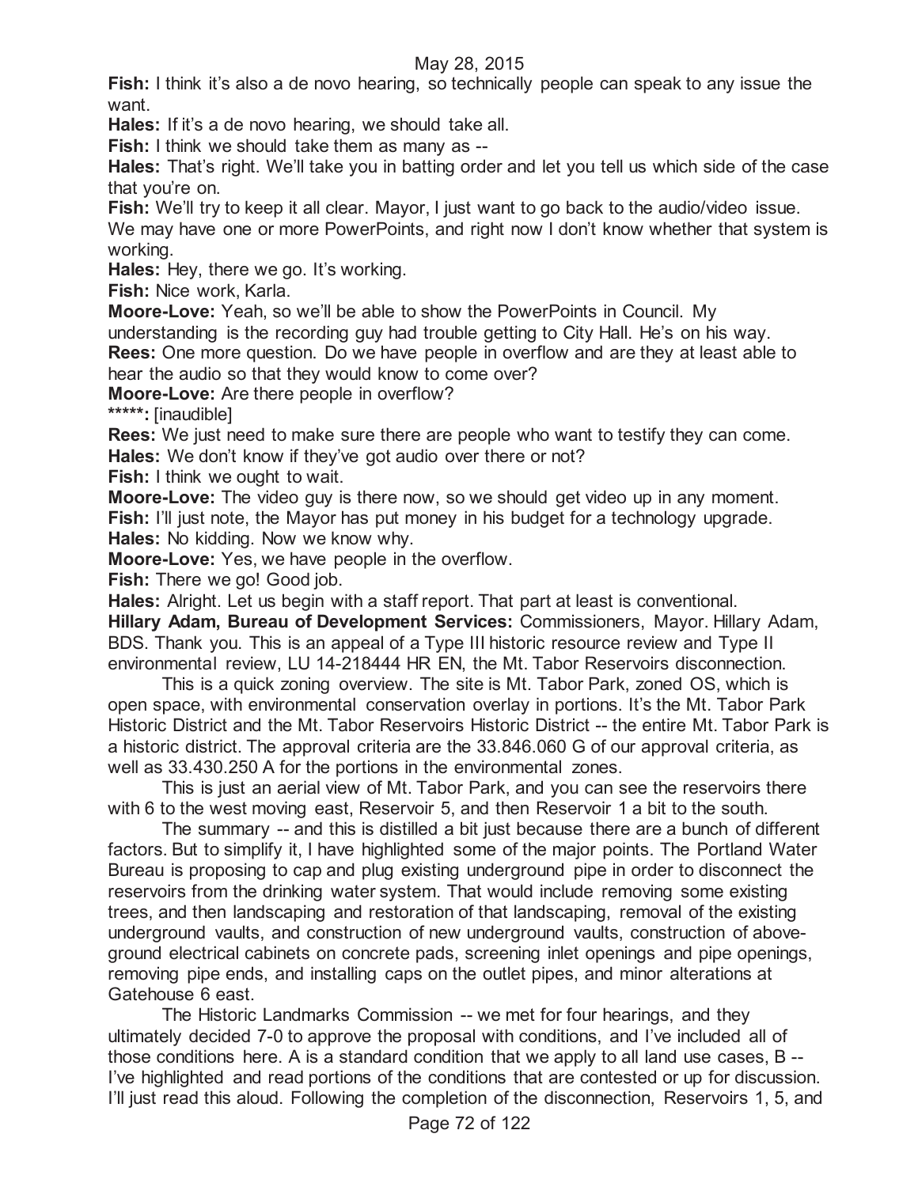**Fish:** I think it's also a de novo hearing, so technically people can speak to any issue the want.

**Hales:** If it's a de novo hearing, we should take all.

**Fish:** I think we should take them as many as --

**Hales:** That's right. We'll take you in batting order and let you tell us which side of the case that you're on.

**Fish:** We'll try to keep it all clear. Mayor, I just want to go back to the audio/video issue. We may have one or more PowerPoints, and right now I don't know whether that system is working.

**Hales:** Hey, there we go. It's working.

**Fish:** Nice work, Karla.

**Moore-Love:** Yeah, so we'll be able to show the PowerPoints in Council. My understanding is the recording guy had trouble getting to City Hall. He's on his way.

**Rees:** One more question. Do we have people in overflow and are they at least able to hear the audio so that they would know to come over?

**Moore-Love:** Are there people in overflow?

*****: [inaudible]

**Rees:** We just need to make sure there are people who want to testify they can come.

**Hales:** We don't know if they've got audio over there or not?

**Fish:** I think we ought to wait.

**Moore-Love:** The video guy is there now, so we should get video up in any moment.

**Fish:** I'll just note, the Mayor has put money in his budget for a technology upgrade.

**Hales:** No kidding. Now we know why.

**Moore-Love:** Yes, we have people in the overflow.

**Fish:** There we go! Good job.

**Hales:** Alright. Let us begin with a staff report. That part at least is conventional.

**Hillary Adam, Bureau of Development Services:** Commissioners, Mayor. Hillary Adam, BDS. Thank you. This is an appeal of a Type III historic resource review and Type II environmental review, LU 14-218444 HR EN, the Mt. Tabor Reservoirs disconnection.

This is a quick zoning overview. The site is Mt. Tabor Park, zoned OS, which is open space, with environmental conservation overlay in portions. It's the Mt. Tabor Park Historic District and the Mt. Tabor Reservoirs Historic District -- the entire Mt. Tabor Park is a historic district. The approval criteria are the 33.846.060 G of our approval criteria, as well as 33.430.250 A for the portions in the environmental zones.

This is just an aerial view of Mt. Tabor Park, and you can see the reservoirs there with 6 to the west moving east, Reservoir 5, and then Reservoir 1 a bit to the south.

The summary -- and this is distilled a bit just because there are a bunch of different factors. But to simplify it, I have highlighted some of the major points. The Portland Water Bureau is proposing to cap and plug existing underground pipe in order to disconnect the reservoirs from the drinking water system. That would include removing some existing trees, and then landscaping and restoration of that landscaping, removal of the existing underground vaults, and construction of new underground vaults, construction of above-ground electrical cabinets on concrete pads, screening inlet openings and pipe openings, removing pipe ends, and installing caps on the outlet pipes, and minor alterations at Gatehouse 6 east.

The Historic Landmarks Commission -- we met for four hearings, and they ultimately decided 7-0 to approve the proposal with conditions, and I've included all of those conditions here. A is a standard condition that we apply to all land use cases, B -- I've highlighted and read portions of the conditions that are contested or up for discussion. I'll just read this aloud. Following the completion of the disconnection, Reservoirs 1, 5, and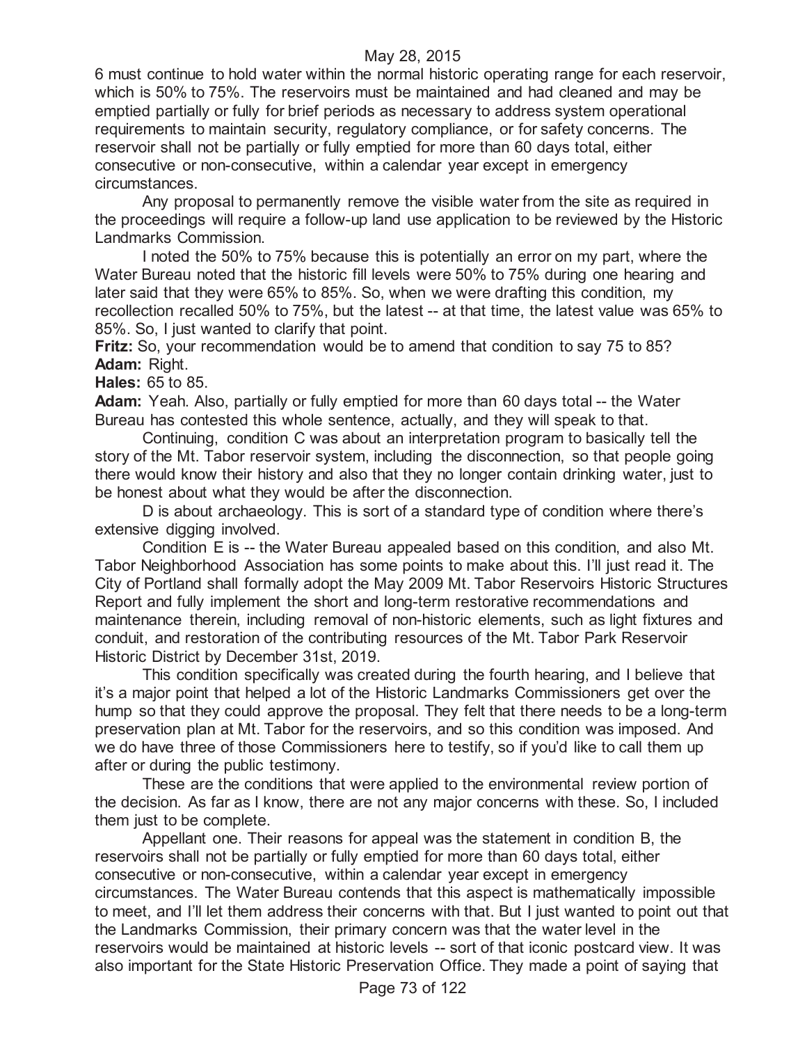6 must continue to hold water within the normal historic operating range for each reservoir, which is 50% to 75%. The reservoirs must be maintained and had cleaned and may be emptied partially or fully for brief periods as necessary to address system operational requirements to maintain security, regulatory compliance, or for safety concerns. The reservoir shall not be partially or fully emptied for more than 60 days total, either consecutive or non-consecutive, within a calendar year except in emergency circumstances.

Any proposal to permanently remove the visible water from the site as required in the proceedings will require a follow-up land use application to be reviewed by the Historic Landmarks Commission.

I noted the 50% to 75% because this is potentially an error on my part, where the Water Bureau noted that the historic fill levels were 50% to 75% during one hearing and later said that they were 65% to 85%. So, when we were drafting this condition, my recollection recalled 50% to 75%, but the latest -- at that time, the latest value was 65% to 85%. So, I just wanted to clarify that point.

**Fritz:** So, your recommendation would be to amend that condition to say 75 to 85?

**Adam:** Right.

**Hales:** 65 to 85.

**Adam:** Yeah. Also, partially or fully emptied for more than 60 days total -- the Water Bureau has contested this whole sentence, actually, and they will speak to that.

Continuing, condition C was about an interpretation program to basically tell the story of the Mt. Tabor reservoir system, including the disconnection, so that people going there would know their history and also that they no longer contain drinking water, just to be honest about what they would be after the disconnection.

D is about archaeology. This is sort of a standard type of condition where there's extensive digging involved.

Condition E is -- the Water Bureau appealed based on this condition, and also Mt. Tabor Neighborhood Association has some points to make about this. I'll just read it. The City of Portland shall formally adopt the May 2009 Mt. Tabor Reservoirs Historic Structures Report and fully implement the short and long-term restorative recommendations and maintenance therein, including removal of non-historic elements, such as light fixtures and conduit, and restoration of the contributing resources of the Mt. Tabor Park Reservoir Historic District by December 31st, 2019.

This condition specifically was created during the fourth hearing, and I believe that it's a major point that helped a lot of the Historic Landmarks Commissioners get over the hump so that they could approve the proposal. They felt that there needs to be a long-term preservation plan at Mt. Tabor for the reservoirs, and so this condition was imposed. And we do have three of those Commissioners here to testify, so if you'd like to call them up after or during the public testimony.

These are the conditions that were applied to the environmental review portion of the decision. As far as I know, there are not any major concerns with these. So, I included them just to be complete.

Appellant one. Their reasons for appeal was the statement in condition B, the reservoirs shall not be partially or fully emptied for more than 60 days total, either consecutive or non-consecutive, within a calendar year except in emergency circumstances. The Water Bureau contends that this aspect is mathematically impossible to meet, and I'll let them address their concerns with that. But I just wanted to point out that the Landmarks Commission, their primary concern was that the water level in the reservoirs would be maintained at historic levels -- sort of that iconic postcard view. It was also important for the State Historic Preservation Office. They made a point of saying that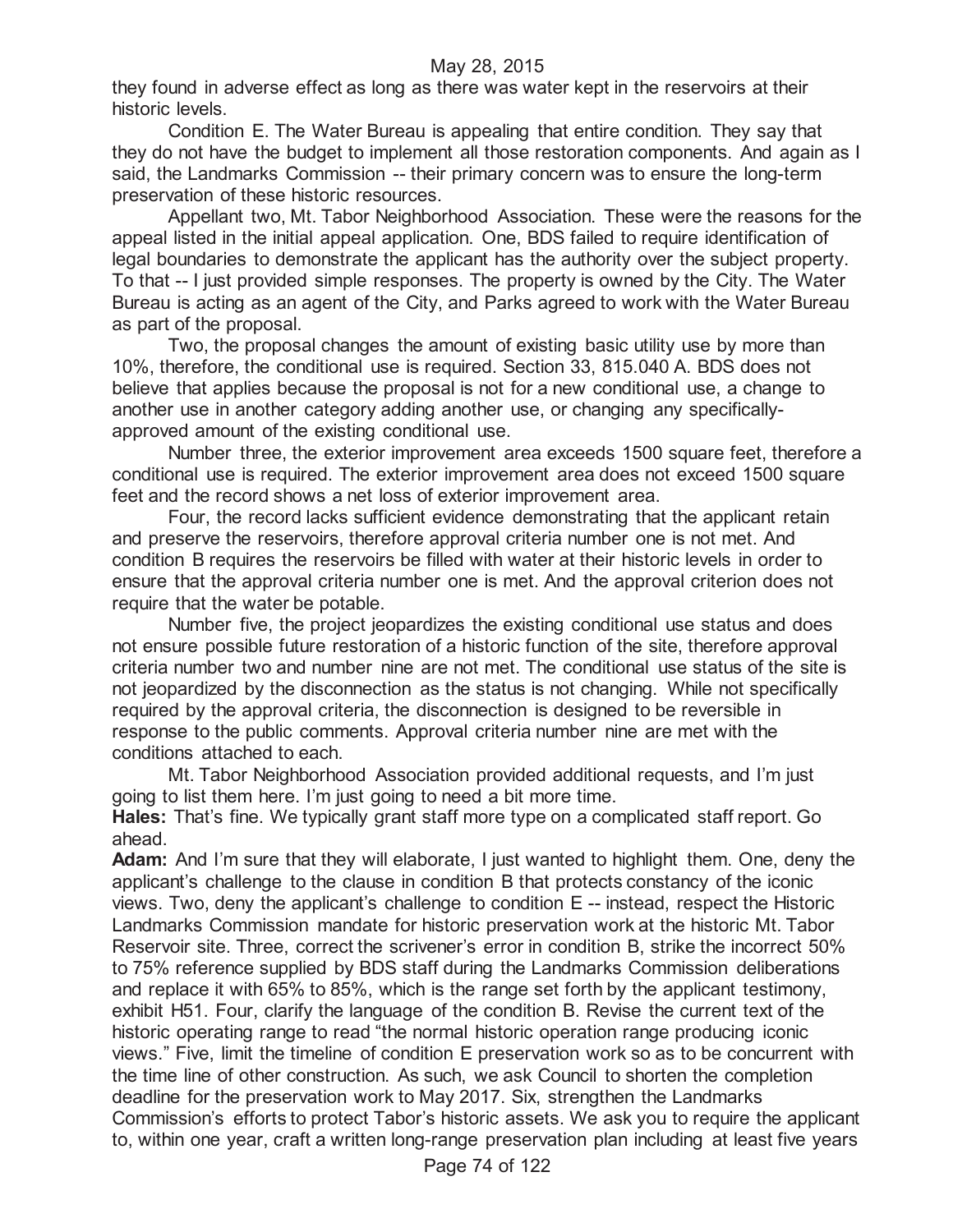they found in adverse effect as long as there was water kept in the reservoirs at their historic levels.

Condition E. The Water Bureau is appealing that entire condition. They say that they do not have the budget to implement all those restoration components. And again as I said, the Landmarks Commission -- their primary concern was to ensure the long-term preservation of these historic resources.

Appellant two, Mt. Tabor Neighborhood Association. These were the reasons for the appeal listed in the initial appeal application. One, BDS failed to require identification of legal boundaries to demonstrate the applicant has the authority over the subject property. To that -- I just provided simple responses. The property is owned by the City. The Water Bureau is acting as an agent of the City, and Parks agreed to work with the Water Bureau as part of the proposal.

Two, the proposal changes the amount of existing basic utility use by more than 10%, therefore, the conditional use is required. Section 33, 815.040 A. BDS does not believe that applies because the proposal is not for a new conditional use, a change to another use in another category adding another use, or changing any specifically-approved amount of the existing conditional use.

Number three, the exterior improvement area exceeds 1500 square feet, therefore a conditional use is required. The exterior improvement area does not exceed 1500 square feet and the record shows a net loss of exterior improvement area.

Four, the record lacks sufficient evidence demonstrating that the applicant retain and preserve the reservoirs, therefore approval criteria number one is not met. And condition B requires the reservoirs be filled with water at their historic levels in order to ensure that the approval criteria number one is met. And the approval criterion does not require that the water be potable.

Number five, the project jeopardizes the existing conditional use status and does not ensure possible future restoration of a historic function of the site, therefore approval criteria number two and number nine are not met. The conditional use status of the site is not jeopardized by the disconnection as the status is not changing. While not specifically required by the approval criteria, the disconnection is designed to be reversible in response to the public comments. Approval criteria number nine are met with the conditions attached to each.

Mt. Tabor Neighborhood Association provided additional requests, and I'm just going to list them here. I'm just going to need a bit more time.

**Hales:** That's fine. We typically grant staff more type on a complicated staff report. Go ahead.

**Adam:** And I'm sure that they will elaborate, I just wanted to highlight them. One, deny the applicant's challenge to the clause in condition B that protects constancy of the iconic views. Two, deny the applicant's challenge to condition E -- instead, respect the Historic Landmarks Commission mandate for historic preservation work at the historic Mt. Tabor Reservoir site. Three, correct the scrivener's error in condition B, strike the incorrect 50% to 75% reference supplied by BDS staff during the Landmarks Commission deliberations and replace it with 65% to 85%, which is the range set forth by the applicant testimony, exhibit H51. Four, clarify the language of the condition B. Revise the current text of the historic operating range to read "the normal historic operation range producing iconic views." Five, limit the timeline of condition E preservation work so as to be concurrent with the time line of other construction. As such, we ask Council to shorten the completion deadline for the preservation work to May 2017. Six, strengthen the Landmarks Commission's efforts to protect Tabor's historic assets. We ask you to require the applicant to, within one year, craft a written long-range preservation plan including at least five years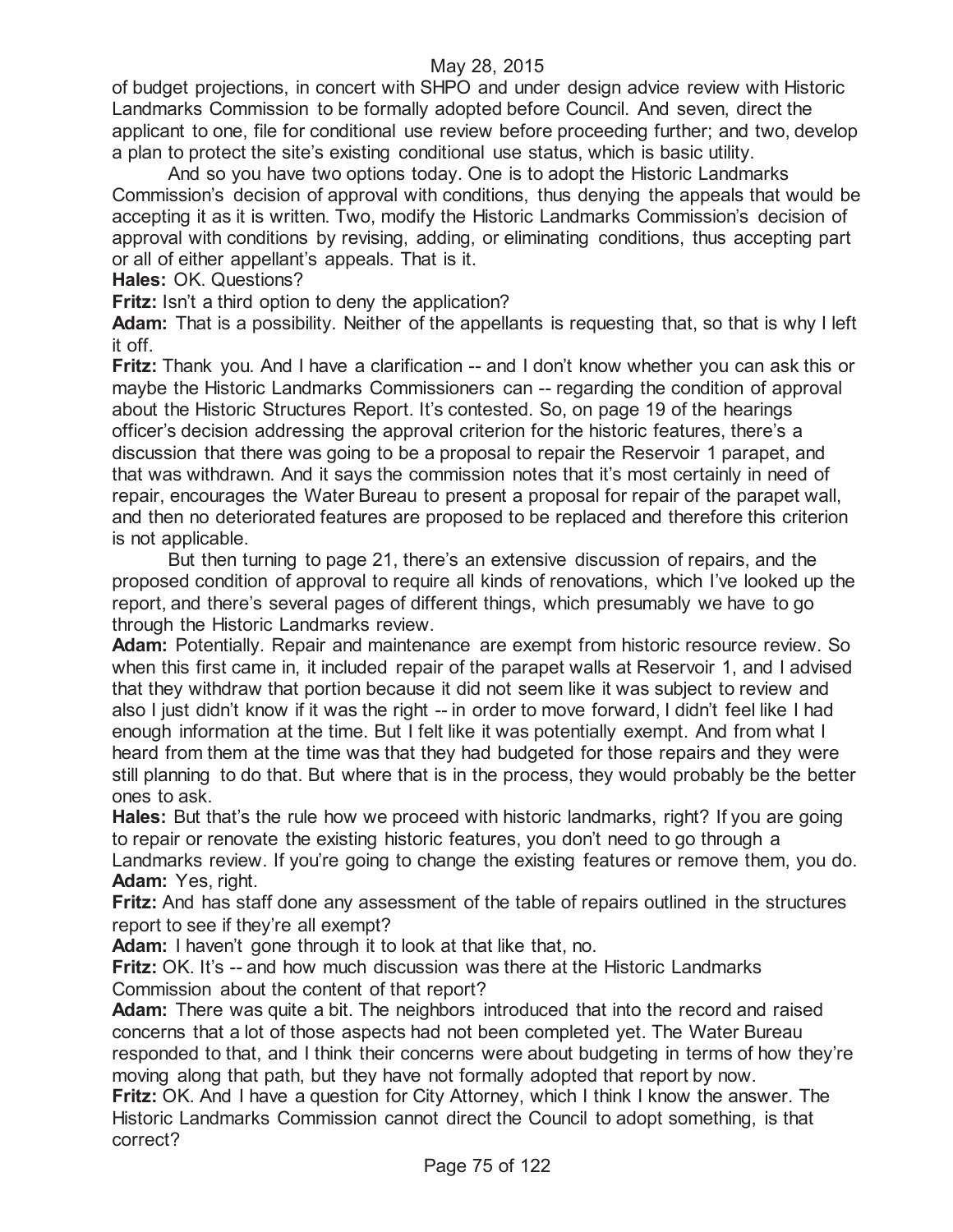of budget projections, in concert with SHPO and under design advice review with Historic Landmarks Commission to be formally adopted before Council. And seven, direct the applicant to one, file for conditional use review before proceeding further; and two, develop a plan to protect the site's existing conditional use status, which is basic utility.

And so you have two options today. One is to adopt the Historic Landmarks Commission's decision of approval with conditions, thus denying the appeals that would be accepting it as it is written. Two, modify the Historic Landmarks Commission's decision of approval with conditions by revising, adding, or eliminating conditions, thus accepting part or all of either appellant's appeals. That is it.

**Hales:** OK. Questions?

**Fritz:** Isn't a third option to deny the application?

**Adam:** That is a possibility. Neither of the appellants is requesting that, so that is why I left it off.

**Fritz:** Thank you. And I have a clarification -- and I don't know whether you can ask this or maybe the Historic Landmarks Commissioners can -- regarding the condition of approval about the Historic Structures Report. It's contested. So, on page 19 of the hearings officer's decision addressing the approval criterion for the historic features, there's a discussion that there was going to be a proposal to repair the Reservoir 1 parapet, and that was withdrawn. And it says the commission notes that it's most certainly in need of repair, encourages the Water Bureau to present a proposal for repair of the parapet wall, and then no deteriorated features are proposed to be replaced and therefore this criterion is not applicable.

But then turning to page 21, there's an extensive discussion of repairs, and the proposed condition of approval to require all kinds of renovations, which I've looked up the report, and there's several pages of different things, which presumably we have to go through the Historic Landmarks review.

**Adam:** Potentially. Repair and maintenance are exempt from historic resource review. So when this first came in, it included repair of the parapet walls at Reservoir 1, and I advised that they withdraw that portion because it did not seem like it was subject to review and also I just didn't know if it was the right -- in order to move forward, I didn't feel like I had enough information at the time. But I felt like it was potentially exempt. And from what I heard from them at the time was that they had budgeted for those repairs and they were still planning to do that. But where that is in the process, they would probably be the better ones to ask.

**Hales:** But that's the rule how we proceed with historic landmarks, right? If you are going to repair or renovate the existing historic features, you don't need to go through a Landmarks review. If you're going to change the existing features or remove them, you do.

**Adam:** Yes, right.

**Fritz:** And has staff done any assessment of the table of repairs outlined in the structures report to see if they're all exempt?

**Adam:** I haven't gone through it to look at that like that, no.

**Fritz:** OK. It's -- and how much discussion was there at the Historic Landmarks Commission about the content of that report?

**Adam:** There was quite a bit. The neighbors introduced that into the record and raised concerns that a lot of those aspects had not been completed yet. The Water Bureau responded to that, and I think their concerns were about budgeting in terms of how they're moving along that path, but they have not formally adopted that report by now.

**Fritz:** OK. And I have a question for City Attorney, which I think I know the answer. The Historic Landmarks Commission cannot direct the Council to adopt something, is that correct?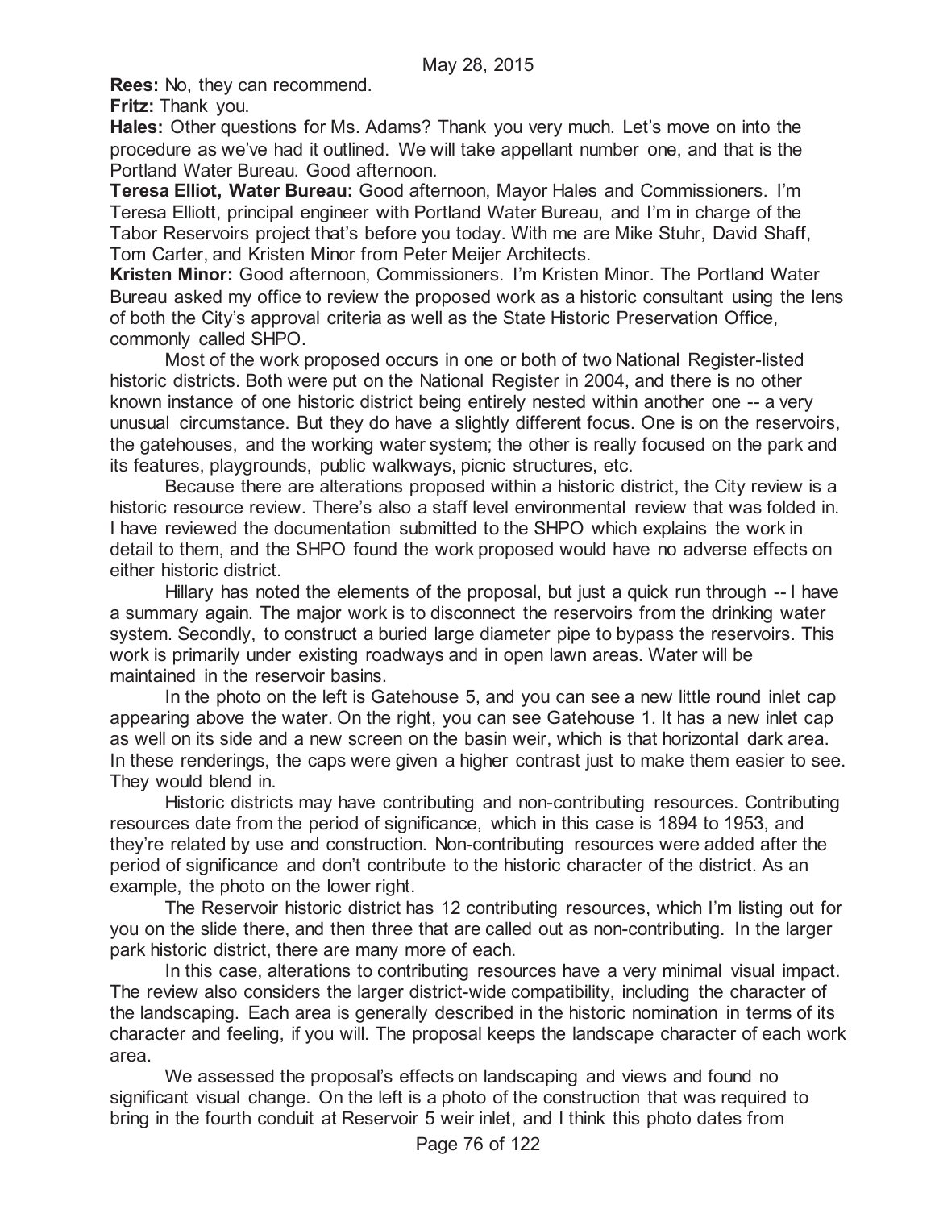**Rees:** No, they can recommend.

**Fritz:** Thank you.

**Hales:** Other questions for Ms. Adams? Thank you very much. Let's move on into the procedure as we've had it outlined. We will take appellant number one, and that is the Portland Water Bureau. Good afternoon.

**Teresa Elliot, Water Bureau:** Good afternoon, Mayor Hales and Commissioners. I'm Teresa Elliott, principal engineer with Portland Water Bureau, and I'm in charge of the Tabor Reservoirs project that's before you today. With me are Mike Stuhr, David Shaff, Tom Carter, and Kristen Minor from Peter Meijer Architects.

**Kristen Minor:** Good afternoon, Commissioners. I'm Kristen Minor. The Portland Water Bureau asked my office to review the proposed work as a historic consultant using the lens of both the City's approval criteria as well as the State Historic Preservation Office, commonly called SHPO.

Most of the work proposed occurs in one or both of two National Register-listed historic districts. Both were put on the National Register in 2004, and there is no other known instance of one historic district being entirely nested within another one -- a very unusual circumstance. But they do have a slightly different focus. One is on the reservoirs, the gatehouses, and the working water system; the other is really focused on the park and its features, playgrounds, public walkways, picnic structures, etc.

Because there are alterations proposed within a historic district, the City review is a historic resource review. There's also a staff level environmental review that was folded in. I have reviewed the documentation submitted to the SHPO which explains the work in detail to them, and the SHPO found the work proposed would have no adverse effects on either historic district.

Hillary has noted the elements of the proposal, but just a quick run through -- I have a summary again. The major work is to disconnect the reservoirs from the drinking water system. Secondly, to construct a buried large diameter pipe to bypass the reservoirs. This work is primarily under existing roadways and in open lawn areas. Water will be maintained in the reservoir basins.

In the photo on the left is Gatehouse 5, and you can see a new little round inlet cap appearing above the water. On the right, you can see Gatehouse 1. It has a new inlet cap as well on its side and a new screen on the basin weir, which is that horizontal dark area. In these renderings, the caps were given a higher contrast just to make them easier to see. They would blend in.

Historic districts may have contributing and non-contributing resources. Contributing resources date from the period of significance, which in this case is 1894 to 1953, and they're related by use and construction. Non-contributing resources were added after the period of significance and don't contribute to the historic character of the district. As an example, the photo on the lower right.

The Reservoir historic district has 12 contributing resources, which I'm listing out for you on the slide there, and then three that are called out as non-contributing. In the larger park historic district, there are many more of each.

In this case, alterations to contributing resources have a very minimal visual impact. The review also considers the larger district-wide compatibility, including the character of the landscaping. Each area is generally described in the historic nomination in terms of its character and feeling, if you will. The proposal keeps the landscape character of each work area.

We assessed the proposal's effects on landscaping and views and found no significant visual change. On the left is a photo of the construction that was required to bring in the fourth conduit at Reservoir 5 weir inlet, and I think this photo dates from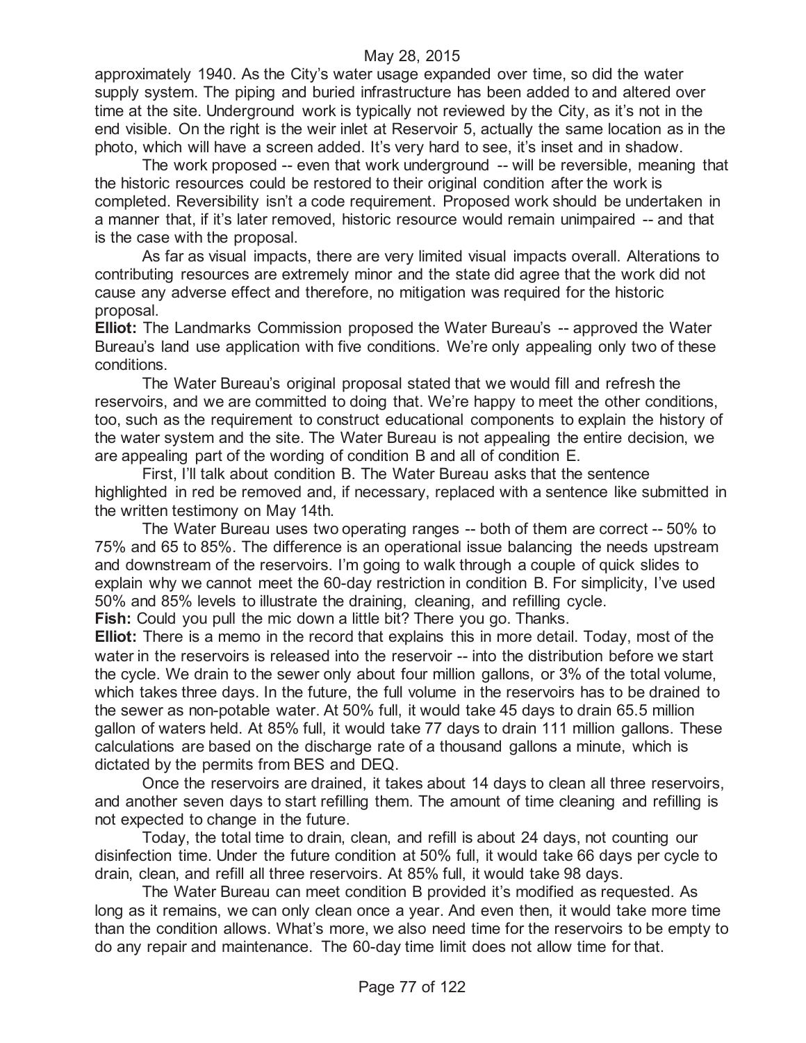approximately 1940. As the City's water usage expanded over time, so did the water supply system. The piping and buried infrastructure has been added to and altered over time at the site. Underground work is typically not reviewed by the City, as it's not in the end visible. On the right is the weir inlet at Reservoir 5, actually the same location as in the photo, which will have a screen added. It's very hard to see, it's inset and in shadow.

The work proposed -- even that work underground -- will be reversible, meaning that the historic resources could be restored to their original condition after the work is completed. Reversibility isn't a code requirement. Proposed work should be undertaken in a manner that, if it's later removed, historic resource would remain unimpaired -- and that is the case with the proposal.

As far as visual impacts, there are very limited visual impacts overall. Alterations to contributing resources are extremely minor and the state did agree that the work did not cause any adverse effect and therefore, no mitigation was required for the historic proposal.

**Elliot:** The Landmarks Commission proposed the Water Bureau's -- approved the Water Bureau's land use application with five conditions. We're only appealing only two of these conditions.

The Water Bureau's original proposal stated that we would fill and refresh the reservoirs, and we are committed to doing that. We're happy to meet the other conditions, too, such as the requirement to construct educational components to explain the history of the water system and the site. The Water Bureau is not appealing the entire decision, we are appealing part of the wording of condition B and all of condition E.

First, I'll talk about condition B. The Water Bureau asks that the sentence highlighted in red be removed and, if necessary, replaced with a sentence like submitted in the written testimony on May 14th.

The Water Bureau uses two operating ranges -- both of them are correct -- 50% to 75% and 65 to 85%. The difference is an operational issue balancing the needs upstream and downstream of the reservoirs. I'm going to walk through a couple of quick slides to explain why we cannot meet the 60-day restriction in condition B. For simplicity, I've used 50% and 85% levels to illustrate the draining, cleaning, and refilling cycle.

**Fish:** Could you pull the mic down a little bit? There you go. Thanks.

**Elliot:** There is a memo in the record that explains this in more detail. Today, most of the water in the reservoirs is released into the reservoir -- into the distribution before we start the cycle. We drain to the sewer only about four million gallons, or 3% of the total volume, which takes three days. In the future, the full volume in the reservoirs has to be drained to the sewer as non-potable water. At 50% full, it would take 45 days to drain 65.5 million gallon of waters held. At 85% full, it would take 77 days to drain 111 million gallons. These calculations are based on the discharge rate of a thousand gallons a minute, which is dictated by the permits from BES and DEQ.

Once the reservoirs are drained, it takes about 14 days to clean all three reservoirs, and another seven days to start refilling them. The amount of time cleaning and refilling is not expected to change in the future.

Today, the total time to drain, clean, and refill is about 24 days, not counting our disinfection time. Under the future condition at 50% full, it would take 66 days per cycle to drain, clean, and refill all three reservoirs. At 85% full, it would take 98 days.

The Water Bureau can meet condition B provided it's modified as requested. As long as it remains, we can only clean once a year. And even then, it would take more time than the condition allows. What's more, we also need time for the reservoirs to be empty to do any repair and maintenance. The 60-day time limit does not allow time for that.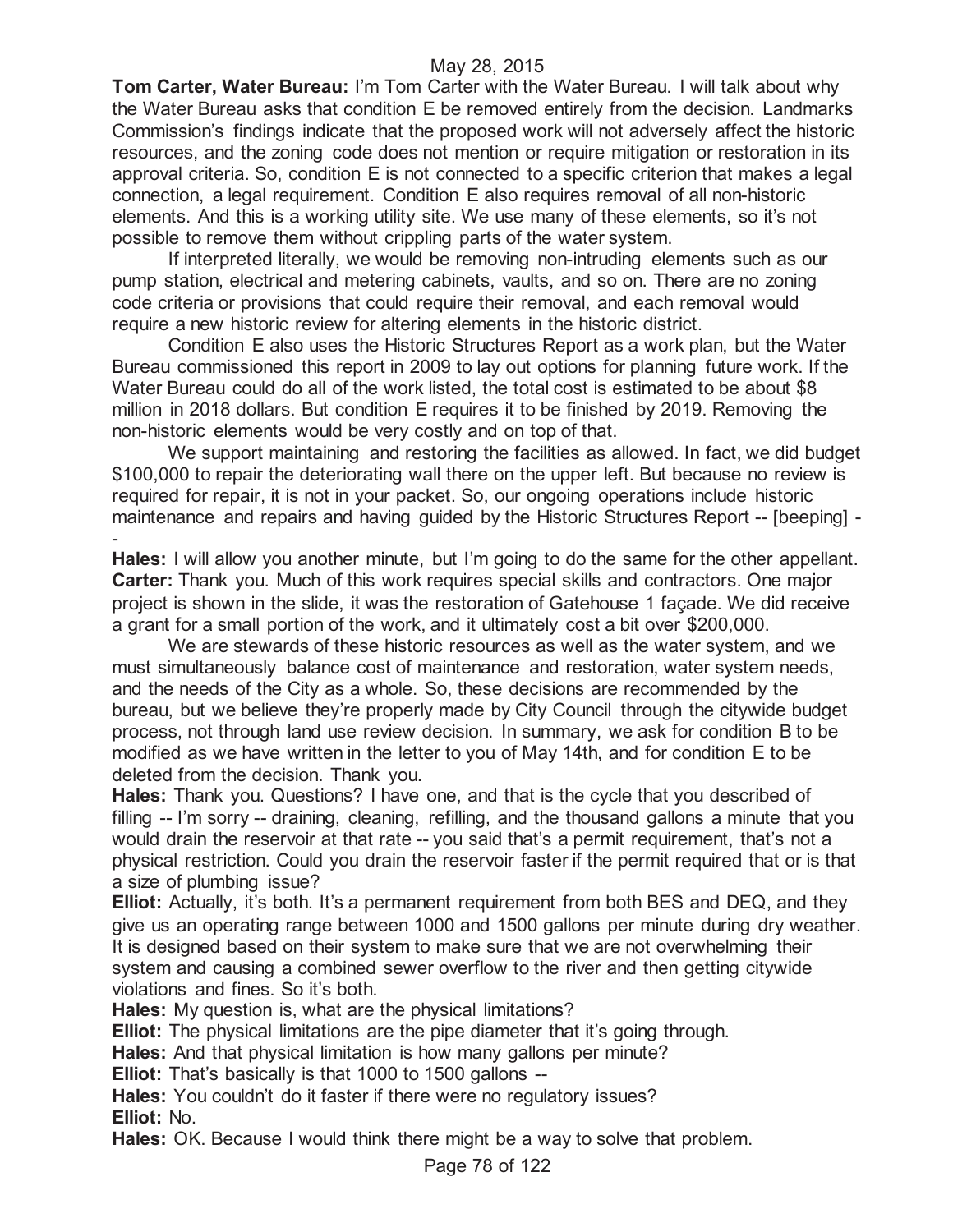**Tom Carter, Water Bureau:** I'm Tom Carter with the Water Bureau. I will talk about why the Water Bureau asks that condition E be removed entirely from the decision. Landmarks Commission's findings indicate that the proposed work will not adversely affect the historic resources, and the zoning code does not mention or require mitigation or restoration in its approval criteria. So, condition E is not connected to a specific criterion that makes a legal connection, a legal requirement. Condition E also requires removal of all non-historic elements. And this is a working utility site. We use many of these elements, so it's not possible to remove them without crippling parts of the water system.

If interpreted literally, we would be removing non-intruding elements such as our pump station, electrical and metering cabinets, vaults, and so on. There are no zoning code criteria or provisions that could require their removal, and each removal would require a new historic review for altering elements in the historic district.

Condition E also uses the Historic Structures Report as a work plan, but the Water Bureau commissioned this report in 2009 to lay out options for planning future work. If the Water Bureau could do all of the work listed, the total cost is estimated to be about $8 million in 2018 dollars. But condition E requires it to be finished by 2019. Removing the non-historic elements would be very costly and on top of that.

We support maintaining and restoring the facilities as allowed. In fact, we did budget $100,000 to repair the deteriorating wall there on the upper left. But because no review is required for repair, it is not in your packet. So, our ongoing operations include historic maintenance and repairs and having guided by the Historic Structures Report -- [beeping] --

**Hales:** I will allow you another minute, but I'm going to do the same for the other appellant.

**Carter:** Thank you. Much of this work requires special skills and contractors. One major project is shown in the slide, it was the restoration of Gatehouse 1 façade. We did receive a grant for a small portion of the work, and it ultimately cost a bit over $200,000.

We are stewards of these historic resources as well as the water system, and we must simultaneously balance cost of maintenance and restoration, water system needs, and the needs of the City as a whole. So, these decisions are recommended by the bureau, but we believe they're properly made by City Council through the citywide budget process, not through land use review decision. In summary, we ask for condition B to be modified as we have written in the letter to you of May 14th, and for condition E to be deleted from the decision. Thank you.

**Hales:** Thank you. Questions? I have one, and that is the cycle that you described of filling -- I'm sorry -- draining, cleaning, refilling, and the thousand gallons a minute that you would drain the reservoir at that rate -- you said that's a permit requirement, that's not a physical restriction. Could you drain the reservoir faster if the permit required that or is that a size of plumbing issue?

**Elliot:** Actually, it's both. It's a permanent requirement from both BES and DEQ, and they give us an operating range between 1000 and 1500 gallons per minute during dry weather. It is designed based on their system to make sure that we are not overwhelming their system and causing a combined sewer overflow to the river and then getting citywide violations and fines. So it's both.

**Hales:** My question is, what are the physical limitations?

**Elliot:** The physical limitations are the pipe diameter that it's going through.

**Hales:** And that physical limitation is how many gallons per minute?

**Elliot:** That's basically is that 1000 to 1500 gallons --

**Hales:** You couldn't do it faster if there were no regulatory issues?

**Elliot:** No.

**Hales:** OK. Because I would think there might be a way to solve that problem.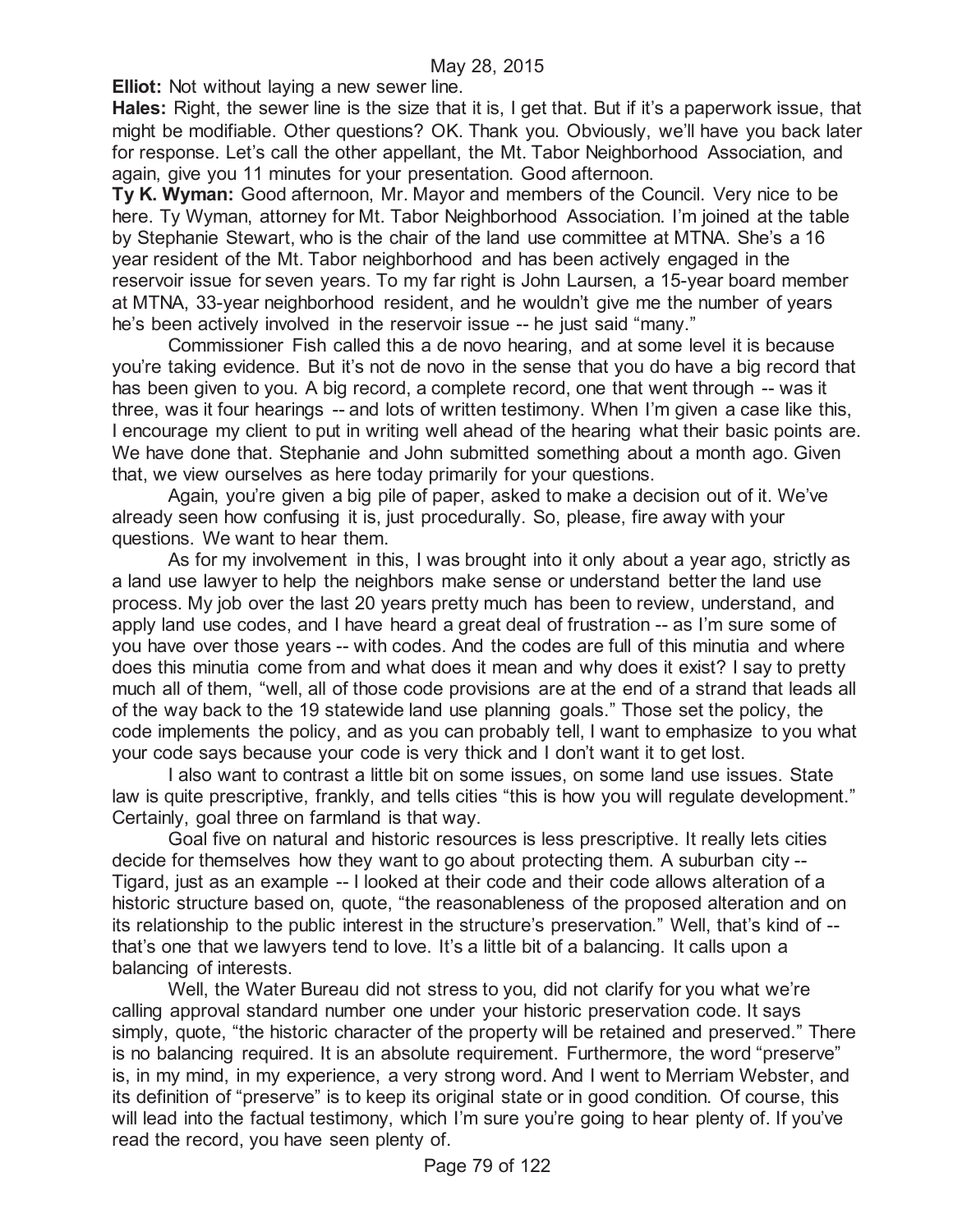**Elliot:** Not without laying a new sewer line.

**Hales:** Right, the sewer line is the size that it is, I get that. But if it's a paperwork issue, that might be modifiable. Other questions? OK. Thank you. Obviously, we'll have you back later for response. Let's call the other appellant, the Mt. Tabor Neighborhood Association, and again, give you 11 minutes for your presentation. Good afternoon.

**Ty K. Wyman:** Good afternoon, Mr. Mayor and members of the Council. Very nice to be here. Ty Wyman, attorney for Mt. Tabor Neighborhood Association. I'm joined at the table by Stephanie Stewart, who is the chair of the land use committee at MTNA. She's a 16 year resident of the Mt. Tabor neighborhood and has been actively engaged in the reservoir issue for seven years. To my far right is John Laursen, a 15-year board member at MTNA, 33-year neighborhood resident, and he wouldn't give me the number of years he's been actively involved in the reservoir issue -- he just said "many."

Commissioner Fish called this a de novo hearing, and at some level it is because you're taking evidence. But it's not de novo in the sense that you do have a big record that has been given to you. A big record, a complete record, one that went through -- was it three, was it four hearings -- and lots of written testimony. When I'm given a case like this, I encourage my client to put in writing well ahead of the hearing what their basic points are. We have done that. Stephanie and John submitted something about a month ago. Given that, we view ourselves as here today primarily for your questions.

Again, you're given a big pile of paper, asked to make a decision out of it. We've already seen how confusing it is, just procedurally. So, please, fire away with your questions. We want to hear them.

As for my involvement in this, I was brought into it only about a year ago, strictly as a land use lawyer to help the neighbors make sense or understand better the land use process. My job over the last 20 years pretty much has been to review, understand, and apply land use codes, and I have heard a great deal of frustration -- as I'm sure some of you have over those years -- with codes. And the codes are full of this minutia and where does this minutia come from and what does it mean and why does it exist? I say to pretty much all of them, "well, all of those code provisions are at the end of a strand that leads all of the way back to the 19 statewide land use planning goals." Those set the policy, the code implements the policy, and as you can probably tell, I want to emphasize to you what your code says because your code is very thick and I don't want it to get lost.

I also want to contrast a little bit on some issues, on some land use issues. State law is quite prescriptive, frankly, and tells cities "this is how you will regulate development." Certainly, goal three on farmland is that way.

Goal five on natural and historic resources is less prescriptive. It really lets cities decide for themselves how they want to go about protecting them. A suburban city -- Tigard, just as an example -- I looked at their code and their code allows alteration of a historic structure based on, quote, "the reasonableness of the proposed alteration and on its relationship to the public interest in the structure's preservation." Well, that's kind of -- that's one that we lawyers tend to love. It's a little bit of a balancing. It calls upon a balancing of interests.

Well, the Water Bureau did not stress to you, did not clarify for you what we're calling approval standard number one under your historic preservation code. It says simply, quote, "the historic character of the property will be retained and preserved." There is no balancing required. It is an absolute requirement. Furthermore, the word "preserve" is, in my mind, in my experience, a very strong word. And I went to Merriam Webster, and its definition of "preserve" is to keep its original state or in good condition. Of course, this will lead into the factual testimony, which I'm sure you're going to hear plenty of. If you've read the record, you have seen plenty of.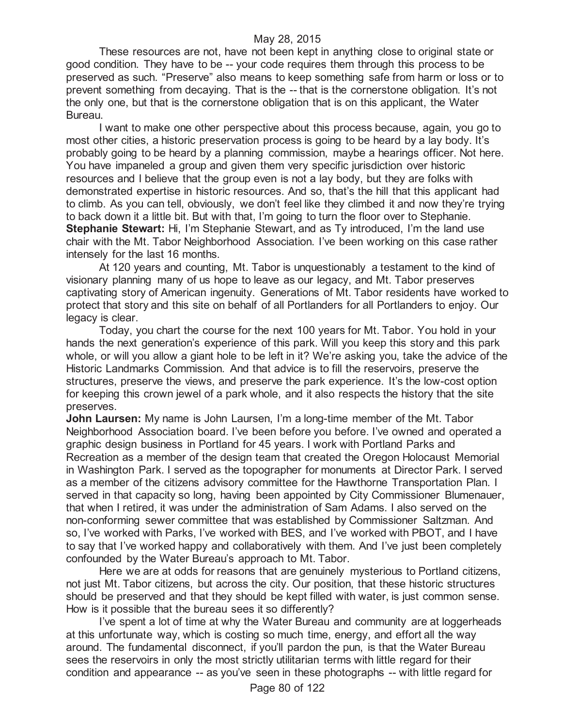These resources are not, have not been kept in anything close to original state or good condition. They have to be -- your code requires them through this process to be preserved as such. "Preserve" also means to keep something safe from harm or loss or to prevent something from decaying. That is the -- that is the cornerstone obligation. It's not the only one, but that is the cornerstone obligation that is on this applicant, the Water Bureau.

I want to make one other perspective about this process because, again, you go to most other cities, a historic preservation process is going to be heard by a lay body. It's probably going to be heard by a planning commission, maybe a hearings officer. Not here. You have impaneled a group and given them very specific jurisdiction over historic resources and I believe that the group even is not a lay body, but they are folks with demonstrated expertise in historic resources. And so, that's the hill that this applicant had to climb. As you can tell, obviously, we don't feel like they climbed it and now they're trying to back down it a little bit. But with that, I'm going to turn the floor over to Stephanie.

**Stephanie Stewart:** Hi, I'm Stephanie Stewart, and as Ty introduced, I'm the land use chair with the Mt. Tabor Neighborhood Association. I've been working on this case rather intensely for the last 16 months.

At 120 years and counting, Mt. Tabor is unquestionably a testament to the kind of visionary planning many of us hope to leave as our legacy, and Mt. Tabor preserves captivating story of American ingenuity. Generations of Mt. Tabor residents have worked to protect that story and this site on behalf of all Portlanders for all Portlanders to enjoy. Our legacy is clear.

Today, you chart the course for the next 100 years for Mt. Tabor. You hold in your hands the next generation's experience of this park. Will you keep this story and this park whole, or will you allow a giant hole to be left in it? We're asking you, take the advice of the Historic Landmarks Commission. And that advice is to fill the reservoirs, preserve the structures, preserve the views, and preserve the park experience. It's the low-cost option for keeping this crown jewel of a park whole, and it also respects the history that the site preserves.

**John Laursen:** My name is John Laursen, I'm a long-time member of the Mt. Tabor Neighborhood Association board. I've been before you before. I've owned and operated a graphic design business in Portland for 45 years. I work with Portland Parks and Recreation as a member of the design team that created the Oregon Holocaust Memorial in Washington Park. I served as the topographer for monuments at Director Park. I served as a member of the citizens advisory committee for the Hawthorne Transportation Plan. I served in that capacity so long, having been appointed by City Commissioner Blumenauer, that when I retired, it was under the administration of Sam Adams. I also served on the non-conforming sewer committee that was established by Commissioner Saltzman. And so, I've worked with Parks, I've worked with BES, and I've worked with PBOT, and I have to say that I've worked happy and collaboratively with them. And I've just been completely confounded by the Water Bureau's approach to Mt. Tabor.

Here we are at odds for reasons that are genuinely mysterious to Portland citizens, not just Mt. Tabor citizens, but across the city. Our position, that these historic structures should be preserved and that they should be kept filled with water, is just common sense. How is it possible that the bureau sees it so differently?

I've spent a lot of time at why the Water Bureau and community are at loggerheads at this unfortunate way, which is costing so much time, energy, and effort all the way around. The fundamental disconnect, if you'll pardon the pun, is that the Water Bureau sees the reservoirs in only the most strictly utilitarian terms with little regard for their condition and appearance -- as you've seen in these photographs -- with little regard for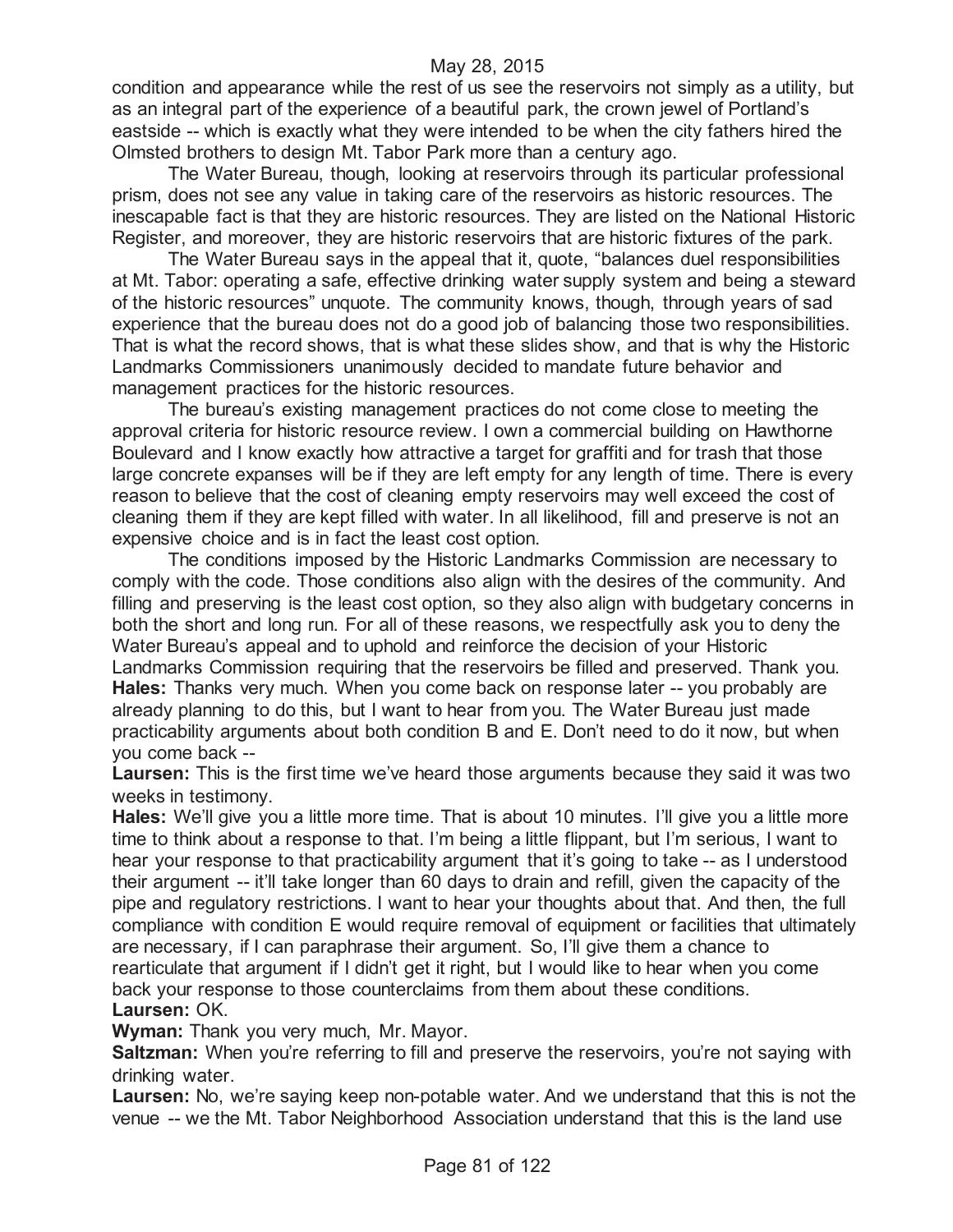condition and appearance while the rest of us see the reservoirs not simply as a utility, but as an integral part of the experience of a beautiful park, the crown jewel of Portland's eastside -- which is exactly what they were intended to be when the city fathers hired the Olmsted brothers to design Mt. Tabor Park more than a century ago.

The Water Bureau, though, looking at reservoirs through its particular professional prism, does not see any value in taking care of the reservoirs as historic resources. The inescapable fact is that they are historic resources. They are listed on the National Historic Register, and moreover, they are historic reservoirs that are historic fixtures of the park.

The Water Bureau says in the appeal that it, quote, "balances duel responsibilities at Mt. Tabor: operating a safe, effective drinking water supply system and being a steward of the historic resources" unquote. The community knows, though, through years of sad experience that the bureau does not do a good job of balancing those two responsibilities. That is what the record shows, that is what these slides show, and that is why the Historic Landmarks Commissioners unanimously decided to mandate future behavior and management practices for the historic resources.

The bureau's existing management practices do not come close to meeting the approval criteria for historic resource review. I own a commercial building on Hawthorne Boulevard and I know exactly how attractive a target for graffiti and for trash that those large concrete expanses will be if they are left empty for any length of time. There is every reason to believe that the cost of cleaning empty reservoirs may well exceed the cost of cleaning them if they are kept filled with water. In all likelihood, fill and preserve is not an expensive choice and is in fact the least cost option.

The conditions imposed by the Historic Landmarks Commission are necessary to comply with the code. Those conditions also align with the desires of the community. And filling and preserving is the least cost option, so they also align with budgetary concerns in both the short and long run. For all of these reasons, we respectfully ask you to deny the Water Bureau's appeal and to uphold and reinforce the decision of your Historic Landmarks Commission requiring that the reservoirs be filled and preserved. Thank you.

**Hales:** Thanks very much. When you come back on response later -- you probably are already planning to do this, but I want to hear from you. The Water Bureau just made practicability arguments about both condition B and E. Don't need to do it now, but when you come back --

**Laursen:** This is the first time we've heard those arguments because they said it was two weeks in testimony.

**Hales:** We'll give you a little more time. That is about 10 minutes. I'll give you a little more time to think about a response to that. I'm being a little flippant, but I'm serious, I want to hear your response to that practicability argument that it's going to take -- as I understood their argument -- it'll take longer than 60 days to drain and refill, given the capacity of the pipe and regulatory restrictions. I want to hear your thoughts about that. And then, the full compliance with condition E would require removal of equipment or facilities that ultimately are necessary, if I can paraphrase their argument. So, I'll give them a chance to rearticulate that argument if I didn't get it right, but I would like to hear when you come back your response to those counterclaims from them about these conditions.

**Laursen:** OK.

**Wyman:** Thank you very much, Mr. Mayor.

**Saltzman:** When you're referring to fill and preserve the reservoirs, you're not saying with drinking water.

**Laursen:** No, we're saying keep non-potable water. And we understand that this is not the venue -- we the Mt. Tabor Neighborhood Association understand that this is the land use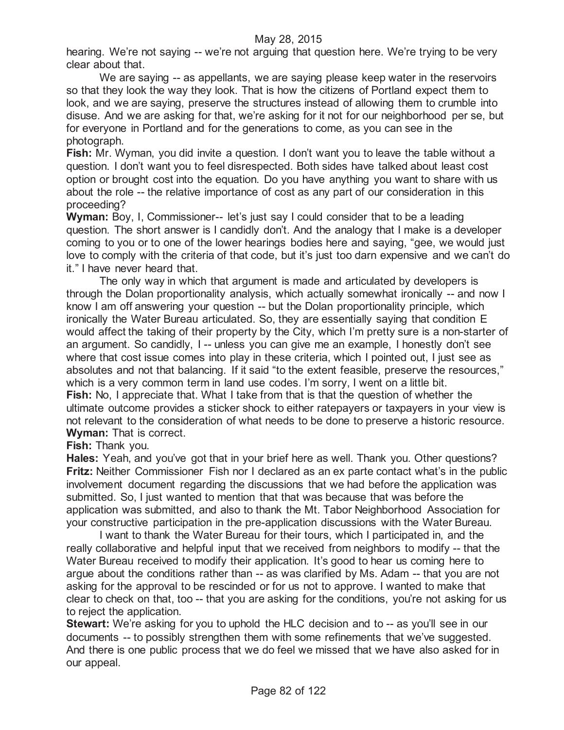hearing. We're not saying -- we're not arguing that question here. We're trying to be very clear about that.

We are saying -- as appellants, we are saying please keep water in the reservoirs so that they look the way they look. That is how the citizens of Portland expect them to look, and we are saying, preserve the structures instead of allowing them to crumble into disuse. And we are asking for that, we're asking for it not for our neighborhood per se, but for everyone in Portland and for the generations to come, as you can see in the photograph.

**Fish:** Mr. Wyman, you did invite a question. I don't want you to leave the table without a question. I don't want you to feel disrespected. Both sides have talked about least cost option or brought cost into the equation. Do you have anything you want to share with us about the role -- the relative importance of cost as any part of our consideration in this proceeding?

**Wyman:** Boy, I, Commissioner-- let's just say I could consider that to be a leading question. The short answer is I candidly don't. And the analogy that I make is a developer coming to you or to one of the lower hearings bodies here and saying, "gee, we would just love to comply with the criteria of that code, but it's just too darn expensive and we can't do it." I have never heard that.

The only way in which that argument is made and articulated by developers is through the Dolan proportionality analysis, which actually somewhat ironically -- and now I know I am off answering your question -- but the Dolan proportionality principle, which ironically the Water Bureau articulated. So, they are essentially saying that condition E would affect the taking of their property by the City, which I'm pretty sure is a non-starter of an argument. So candidly, I -- unless you can give me an example, I honestly don't see where that cost issue comes into play in these criteria, which I pointed out, I just see as absolutes and not that balancing. If it said "to the extent feasible, preserve the resources," which is a very common term in land use codes. I'm sorry, I went on a little bit.

**Fish:** No, I appreciate that. What I take from that is that the question of whether the ultimate outcome provides a sticker shock to either ratepayers or taxpayers in your view is not relevant to the consideration of what needs to be done to preserve a historic resource.

**Wyman:** That is correct.

**Fish:** Thank you.

**Hales:** Yeah, and you've got that in your brief here as well. Thank you. Other questions?

**Fritz:** Neither Commissioner Fish nor I declared as an ex parte contact what's in the public involvement document regarding the discussions that we had before the application was submitted. So, I just wanted to mention that that was because that was before the application was submitted, and also to thank the Mt. Tabor Neighborhood Association for your constructive participation in the pre-application discussions with the Water Bureau.

I want to thank the Water Bureau for their tours, which I participated in, and the really collaborative and helpful input that we received from neighbors to modify -- that the Water Bureau received to modify their application. It's good to hear us coming here to argue about the conditions rather than -- as was clarified by Ms. Adam -- that you are not asking for the approval to be rescinded or for us not to approve. I wanted to make that clear to check on that, too -- that you are asking for the conditions, you're not asking for us to reject the application.

**Stewart:** We're asking for you to uphold the HLC decision and to -- as you'll see in our documents -- to possibly strengthen them with some refinements that we've suggested. And there is one public process that we do feel we missed that we have also asked for in our appeal.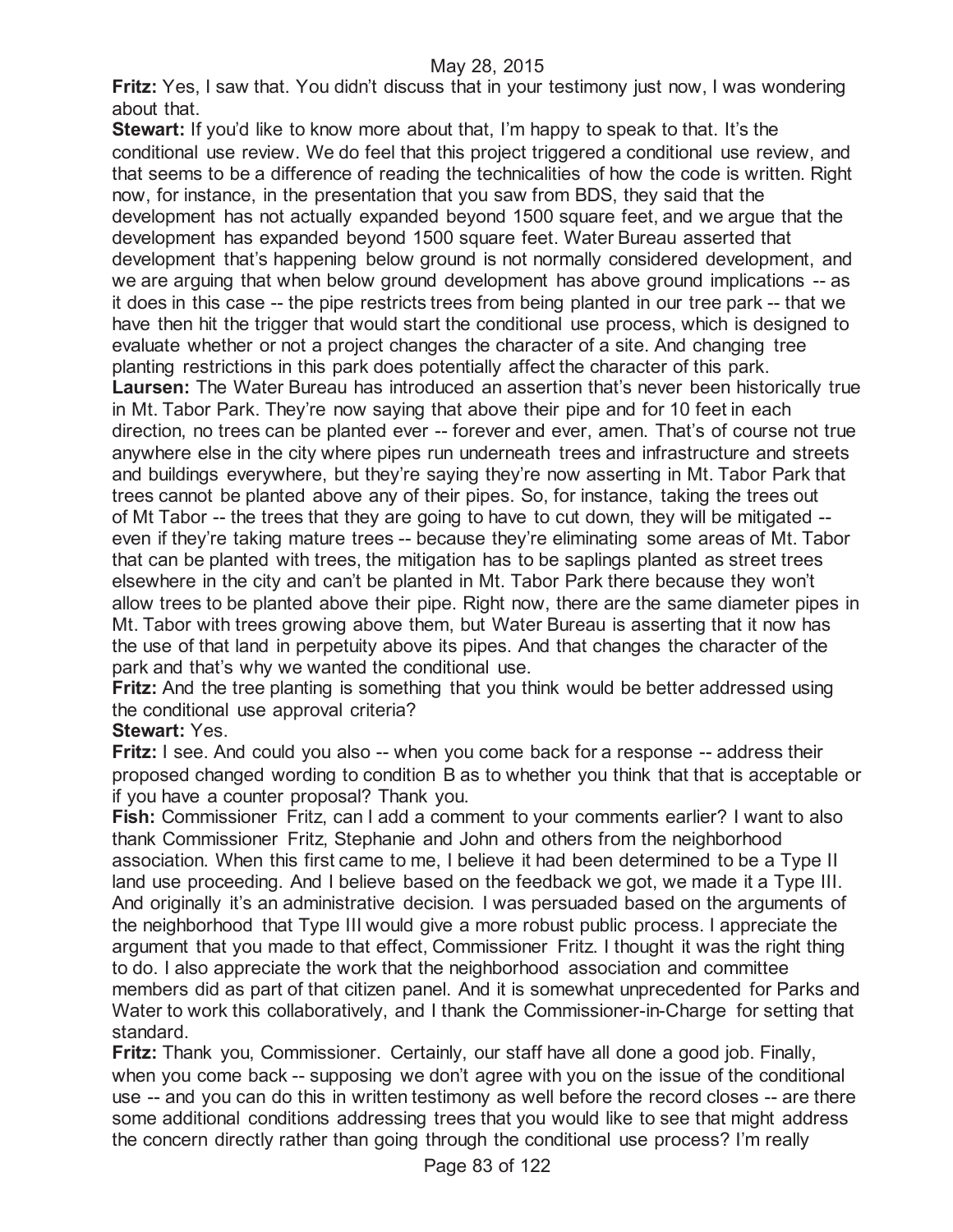**Fritz:** Yes, I saw that. You didn't discuss that in your testimony just now, I was wondering about that.

**Stewart:** If you'd like to know more about that, I'm happy to speak to that. It's the conditional use review. We do feel that this project triggered a conditional use review, and that seems to be a difference of reading the technicalities of how the code is written. Right now, for instance, in the presentation that you saw from BDS, they said that the development has not actually expanded beyond 1500 square feet, and we argue that the development has expanded beyond 1500 square feet. Water Bureau asserted that development that's happening below ground is not normally considered development, and we are arguing that when below ground development has above ground implications -- as it does in this case -- the pipe restricts trees from being planted in our tree park -- that we have then hit the trigger that would start the conditional use process, which is designed to evaluate whether or not a project changes the character of a site. And changing tree planting restrictions in this park does potentially affect the character of this park.

**Laursen:** The Water Bureau has introduced an assertion that's never been historically true in Mt. Tabor Park. They're now saying that above their pipe and for 10 feet in each direction, no trees can be planted ever -- forever and ever, amen. That's of course not true anywhere else in the city where pipes run underneath trees and infrastructure and streets and buildings everywhere, but they're saying they're now asserting in Mt. Tabor Park that trees cannot be planted above any of their pipes. So, for instance, taking the trees out of Mt Tabor -- the trees that they are going to have to cut down, they will be mitigated -- even if they're taking mature trees -- because they're eliminating some areas of Mt. Tabor that can be planted with trees, the mitigation has to be saplings planted as street trees elsewhere in the city and can't be planted in Mt. Tabor Park there because they won't allow trees to be planted above their pipe. Right now, there are the same diameter pipes in Mt. Tabor with trees growing above them, but Water Bureau is asserting that it now has the use of that land in perpetuity above its pipes. And that changes the character of the park and that's why we wanted the conditional use.

**Fritz:** And the tree planting is something that you think would be better addressed using the conditional use approval criteria?

**Stewart:** Yes.

**Fritz:** I see. And could you also -- when you come back for a response -- address their proposed changed wording to condition B as to whether you think that that is acceptable or if you have a counter proposal? Thank you.

**Fish:** Commissioner Fritz, can I add a comment to your comments earlier? I want to also thank Commissioner Fritz, Stephanie and John and others from the neighborhood association. When this first came to me, I believe it had been determined to be a Type II land use proceeding. And I believe based on the feedback we got, we made it a Type III. And originally it's an administrative decision. I was persuaded based on the arguments of the neighborhood that Type III would give a more robust public process. I appreciate the argument that you made to that effect, Commissioner Fritz. I thought it was the right thing to do. I also appreciate the work that the neighborhood association and committee members did as part of that citizen panel. And it is somewhat unprecedented for Parks and Water to work this collaboratively, and I thank the Commissioner-in-Charge for setting that standard.

**Fritz:** Thank you, Commissioner. Certainly, our staff have all done a good job. Finally, when you come back -- supposing we don't agree with you on the issue of the conditional use -- and you can do this in written testimony as well before the record closes -- are there some additional conditions addressing trees that you would like to see that might address the concern directly rather than going through the conditional use process? I'm really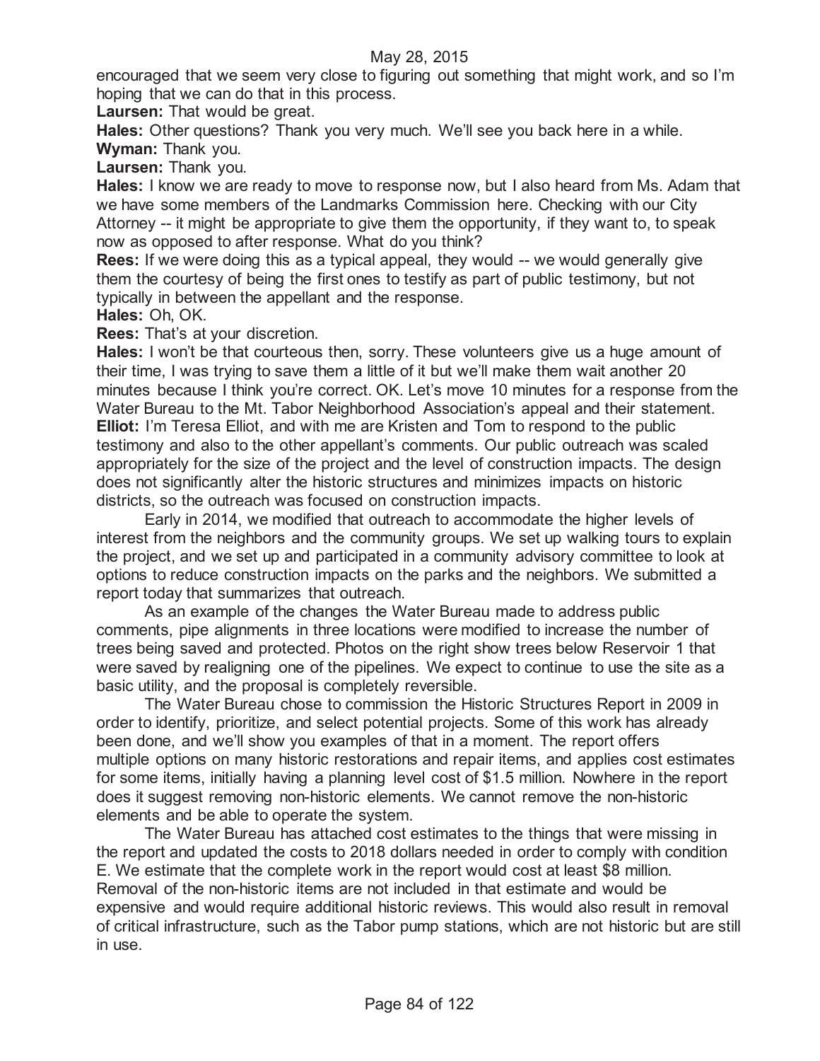encouraged that we seem very close to figuring out something that might work, and so I'm hoping that we can do that in this process.

**Laursen:** That would be great.

**Hales:** Other questions? Thank you very much. We'll see you back here in a while.

**Wyman:** Thank you.

**Laursen:** Thank you.

**Hales:** I know we are ready to move to response now, but I also heard from Ms. Adam that we have some members of the Landmarks Commission here. Checking with our City Attorney -- it might be appropriate to give them the opportunity, if they want to, to speak now as opposed to after response. What do you think?

**Rees:** If we were doing this as a typical appeal, they would -- we would generally give them the courtesy of being the first ones to testify as part of public testimony, but not typically in between the appellant and the response.

**Hales:** Oh, OK.

**Rees:** That's at your discretion.

**Hales:** I won't be that courteous then, sorry. These volunteers give us a huge amount of their time, I was trying to save them a little of it but we'll make them wait another 20 minutes because I think you're correct. OK. Let's move 10 minutes for a response from the Water Bureau to the Mt. Tabor Neighborhood Association's appeal and their statement.

**Elliot:** I'm Teresa Elliot, and with me are Kristen and Tom to respond to the public testimony and also to the other appellant's comments. Our public outreach was scaled appropriately for the size of the project and the level of construction impacts. The design does not significantly alter the historic structures and minimizes impacts on historic districts, so the outreach was focused on construction impacts.

Early in 2014, we modified that outreach to accommodate the higher levels of interest from the neighbors and the community groups. We set up walking tours to explain the project, and we set up and participated in a community advisory committee to look at options to reduce construction impacts on the parks and the neighbors. We submitted a report today that summarizes that outreach.

As an example of the changes the Water Bureau made to address public comments, pipe alignments in three locations were modified to increase the number of trees being saved and protected. Photos on the right show trees below Reservoir 1 that were saved by realigning one of the pipelines. We expect to continue to use the site as a basic utility, and the proposal is completely reversible.

The Water Bureau chose to commission the Historic Structures Report in 2009 in order to identify, prioritize, and select potential projects. Some of this work has already been done, and we'll show you examples of that in a moment. The report offers multiple options on many historic restorations and repair items, and applies cost estimates for some items, initially having a planning level cost of $1.5 million. Nowhere in the report does it suggest removing non-historic elements. We cannot remove the non-historic elements and be able to operate the system.

The Water Bureau has attached cost estimates to the things that were missing in the report and updated the costs to 2018 dollars needed in order to comply with condition E. We estimate that the complete work in the report would cost at least $8 million. Removal of the non-historic items are not included in that estimate and would be expensive and would require additional historic reviews. This would also result in removal of critical infrastructure, such as the Tabor pump stations, which are not historic but are still in use.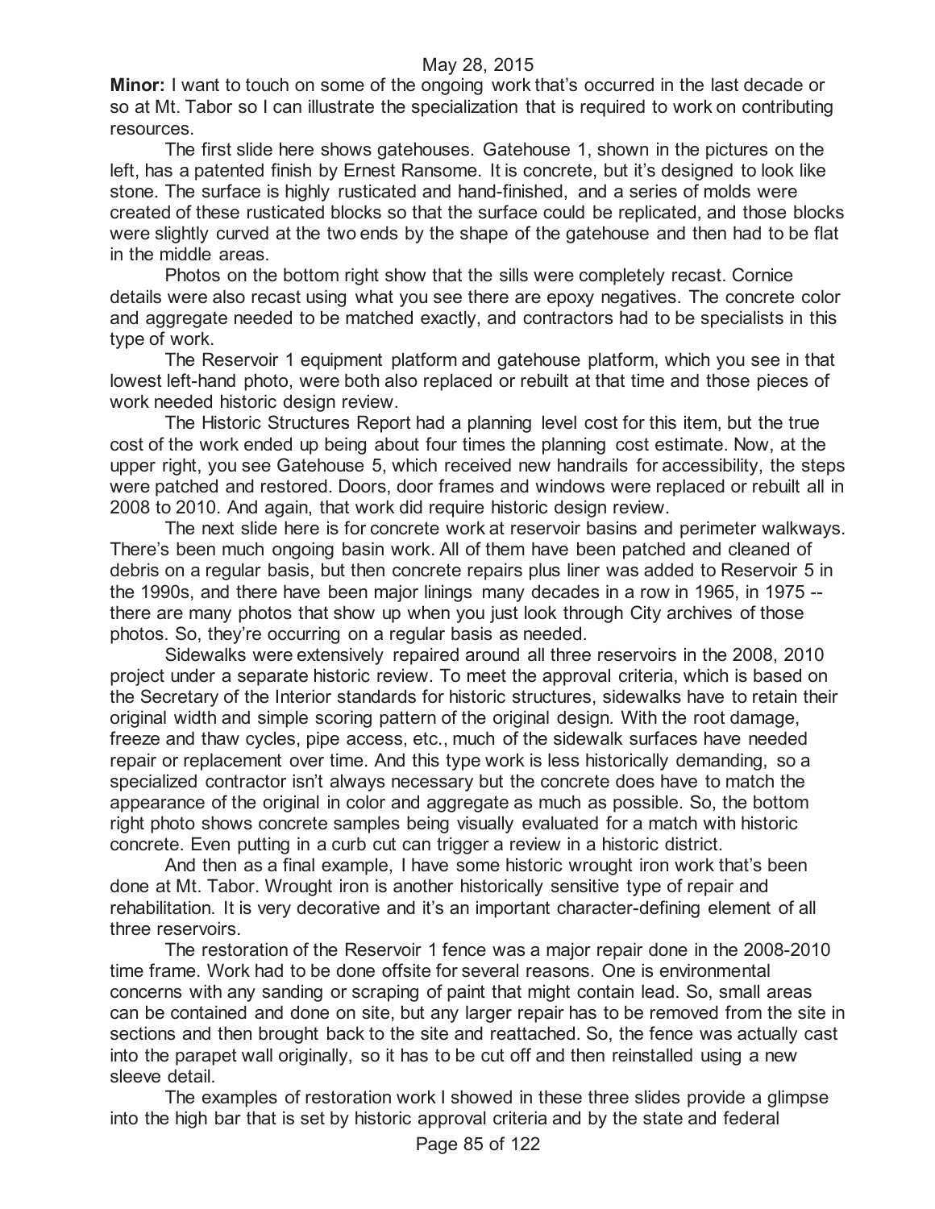**Minor:** I want to touch on some of the ongoing work that's occurred in the last decade or so at Mt. Tabor so I can illustrate the specialization that is required to work on contributing resources.

The first slide here shows gatehouses. Gatehouse 1, shown in the pictures on the left, has a patented finish by Ernest Ransome. It is concrete, but it's designed to look like stone. The surface is highly rusticated and hand-finished, and a series of molds were created of these rusticated blocks so that the surface could be replicated, and those blocks were slightly curved at the two ends by the shape of the gatehouse and then had to be flat in the middle areas.

Photos on the bottom right show that the sills were completely recast. Cornice details were also recast using what you see there are epoxy negatives. The concrete color and aggregate needed to be matched exactly, and contractors had to be specialists in this type of work.

The Reservoir 1 equipment platform and gatehouse platform, which you see in that lowest left-hand photo, were both also replaced or rebuilt at that time and those pieces of work needed historic design review.

The Historic Structures Report had a planning level cost for this item, but the true cost of the work ended up being about four times the planning cost estimate. Now, at the upper right, you see Gatehouse 5, which received new handrails for accessibility, the steps were patched and restored. Doors, door frames and windows were replaced or rebuilt all in 2008 to 2010. And again, that work did require historic design review.

The next slide here is for concrete work at reservoir basins and perimeter walkways. There's been much ongoing basin work. All of them have been patched and cleaned of debris on a regular basis, but then concrete repairs plus liner was added to Reservoir 5 in the 1990s, and there have been major linings many decades in a row in 1965, in 1975 -- there are many photos that show up when you just look through City archives of those photos. So, they're occurring on a regular basis as needed.

Sidewalks were extensively repaired around all three reservoirs in the 2008, 2010 project under a separate historic review. To meet the approval criteria, which is based on the Secretary of the Interior standards for historic structures, sidewalks have to retain their original width and simple scoring pattern of the original design. With the root damage, freeze and thaw cycles, pipe access, etc., much of the sidewalk surfaces have needed repair or replacement over time. And this type work is less historically demanding, so a specialized contractor isn't always necessary but the concrete does have to match the appearance of the original in color and aggregate as much as possible. So, the bottom right photo shows concrete samples being visually evaluated for a match with historic concrete. Even putting in a curb cut can trigger a review in a historic district.

And then as a final example, I have some historic wrought iron work that's been done at Mt. Tabor. Wrought iron is another historically sensitive type of repair and rehabilitation. It is very decorative and it's an important character-defining element of all three reservoirs.

The restoration of the Reservoir 1 fence was a major repair done in the 2008-2010 time frame. Work had to be done offsite for several reasons. One is environmental concerns with any sanding or scraping of paint that might contain lead. So, small areas can be contained and done on site, but any larger repair has to be removed from the site in sections and then brought back to the site and reattached. So, the fence was actually cast into the parapet wall originally, so it has to be cut off and then reinstalled using a new sleeve detail.

The examples of restoration work I showed in these three slides provide a glimpse into the high bar that is set by historic approval criteria and by the state and federal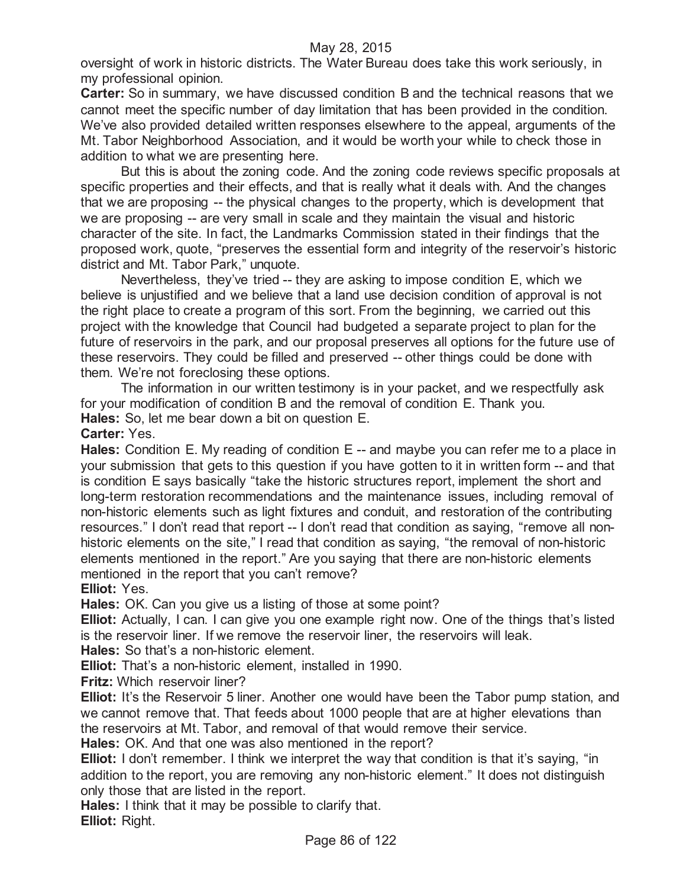oversight of work in historic districts. The Water Bureau does take this work seriously, in my professional opinion.

**Carter:** So in summary, we have discussed condition B and the technical reasons that we cannot meet the specific number of day limitation that has been provided in the condition. We've also provided detailed written responses elsewhere to the appeal, arguments of the Mt. Tabor Neighborhood Association, and it would be worth your while to check those in addition to what we are presenting here.

But this is about the zoning code. And the zoning code reviews specific proposals at specific properties and their effects, and that is really what it deals with. And the changes that we are proposing -- the physical changes to the property, which is development that we are proposing -- are very small in scale and they maintain the visual and historic character of the site. In fact, the Landmarks Commission stated in their findings that the proposed work, quote, "preserves the essential form and integrity of the reservoir's historic district and Mt. Tabor Park," unquote.

Nevertheless, they've tried -- they are asking to impose condition E, which we believe is unjustified and we believe that a land use decision condition of approval is not the right place to create a program of this sort. From the beginning, we carried out this project with the knowledge that Council had budgeted a separate project to plan for the future of reservoirs in the park, and our proposal preserves all options for the future use of these reservoirs. They could be filled and preserved -- other things could be done with them. We're not foreclosing these options.

The information in our written testimony is in your packet, and we respectfully ask for your modification of condition B and the removal of condition E. Thank you.

**Hales:** So, let me bear down a bit on question E.

**Carter:** Yes.

**Hales:** Condition E. My reading of condition E -- and maybe you can refer me to a place in your submission that gets to this question if you have gotten to it in written form -- and that is condition E says basically "take the historic structures report, implement the short and long-term restoration recommendations and the maintenance issues, including removal of non-historic elements such as light fixtures and conduit, and restoration of the contributing resources." I don't read that report -- I don't read that condition as saying, "remove all non-historic elements on the site," I read that condition as saying, "the removal of non-historic elements mentioned in the report." Are you saying that there are non-historic elements mentioned in the report that you can't remove?

**Elliot:** Yes.

**Hales:** OK. Can you give us a listing of those at some point?

**Elliot:** Actually, I can. I can give you one example right now. One of the things that's listed is the reservoir liner. If we remove the reservoir liner, the reservoirs will leak.

**Hales:** So that's a non-historic element.

**Elliot:** That's a non-historic element, installed in 1990.

**Fritz:** Which reservoir liner?

**Elliot:** It's the Reservoir 5 liner. Another one would have been the Tabor pump station, and we cannot remove that. That feeds about 1000 people that are at higher elevations than the reservoirs at Mt. Tabor, and removal of that would remove their service.

**Hales:** OK. And that one was also mentioned in the report?

**Elliot:** I don't remember. I think we interpret the way that condition is that it's saying, "in addition to the report, you are removing any non-historic element." It does not distinguish only those that are listed in the report.

**Hales:** I think that it may be possible to clarify that.

**Elliot:** Right.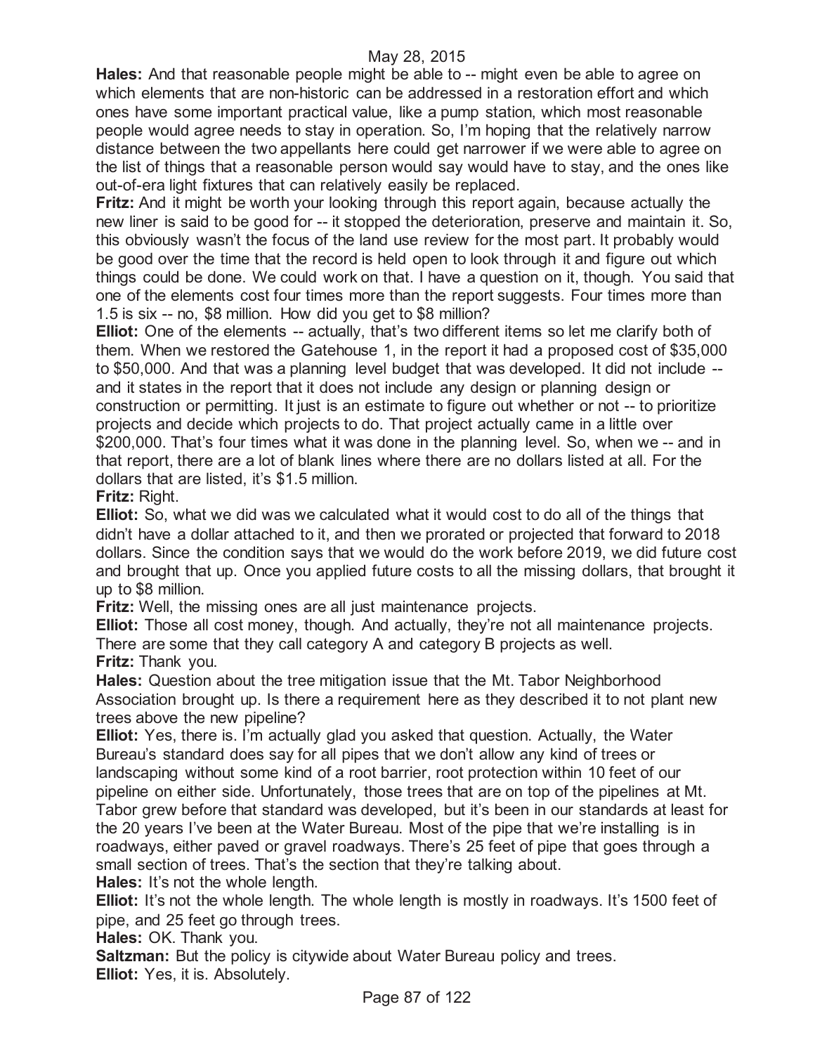**Hales:** And that reasonable people might be able to -- might even be able to agree on which elements that are non-historic can be addressed in a restoration effort and which ones have some important practical value, like a pump station, which most reasonable people would agree needs to stay in operation. So, I'm hoping that the relatively narrow distance between the two appellants here could get narrower if we were able to agree on the list of things that a reasonable person would say would have to stay, and the ones like out-of-era light fixtures that can relatively easily be replaced.

**Fritz:** And it might be worth your looking through this report again, because actually the new liner is said to be good for -- it stopped the deterioration, preserve and maintain it. So, this obviously wasn't the focus of the land use review for the most part. It probably would be good over the time that the record is held open to look through it and figure out which things could be done. We could work on that. I have a question on it, though. You said that one of the elements cost four times more than the report suggests. Four times more than 1.5 is six -- no, $8 million. How did you get to $8 million?

**Elliot:** One of the elements -- actually, that's two different items so let me clarify both of them. When we restored the Gatehouse 1, in the report it had a proposed cost of $35,000 to $50,000. And that was a planning level budget that was developed. It did not include -- and it states in the report that it does not include any design or planning design or construction or permitting. It just is an estimate to figure out whether or not -- to prioritize projects and decide which projects to do. That project actually came in a little over $200,000. That's four times what it was done in the planning level. So, when we -- and in that report, there are a lot of blank lines where there are no dollars listed at all. For the dollars that are listed, it's $1.5 million.

**Fritz:** Right.

**Elliot:** So, what we did was we calculated what it would cost to do all of the things that didn't have a dollar attached to it, and then we prorated or projected that forward to 2018 dollars. Since the condition says that we would do the work before 2019, we did future cost and brought that up. Once you applied future costs to all the missing dollars, that brought it up to $8 million.

**Fritz:** Well, the missing ones are all just maintenance projects.

**Elliot:** Those all cost money, though. And actually, they're not all maintenance projects. There are some that they call category A and category B projects as well.

**Fritz:** Thank you.

**Hales:** Question about the tree mitigation issue that the Mt. Tabor Neighborhood Association brought up. Is there a requirement here as they described it to not plant new trees above the new pipeline?

**Elliot:** Yes, there is. I'm actually glad you asked that question. Actually, the Water Bureau's standard does say for all pipes that we don't allow any kind of trees or landscaping without some kind of a root barrier, root protection within 10 feet of our pipeline on either side. Unfortunately, those trees that are on top of the pipelines at Mt. Tabor grew before that standard was developed, but it's been in our standards at least for the 20 years I've been at the Water Bureau. Most of the pipe that we're installing is in roadways, either paved or gravel roadways. There's 25 feet of pipe that goes through a small section of trees. That's the section that they're talking about.

**Hales:** It's not the whole length.

**Elliot:** It's not the whole length. The whole length is mostly in roadways. It's 1500 feet of pipe, and 25 feet go through trees.

**Hales:** OK. Thank you.

**Saltzman:** But the policy is citywide about Water Bureau policy and trees.

**Elliot:** Yes, it is. Absolutely.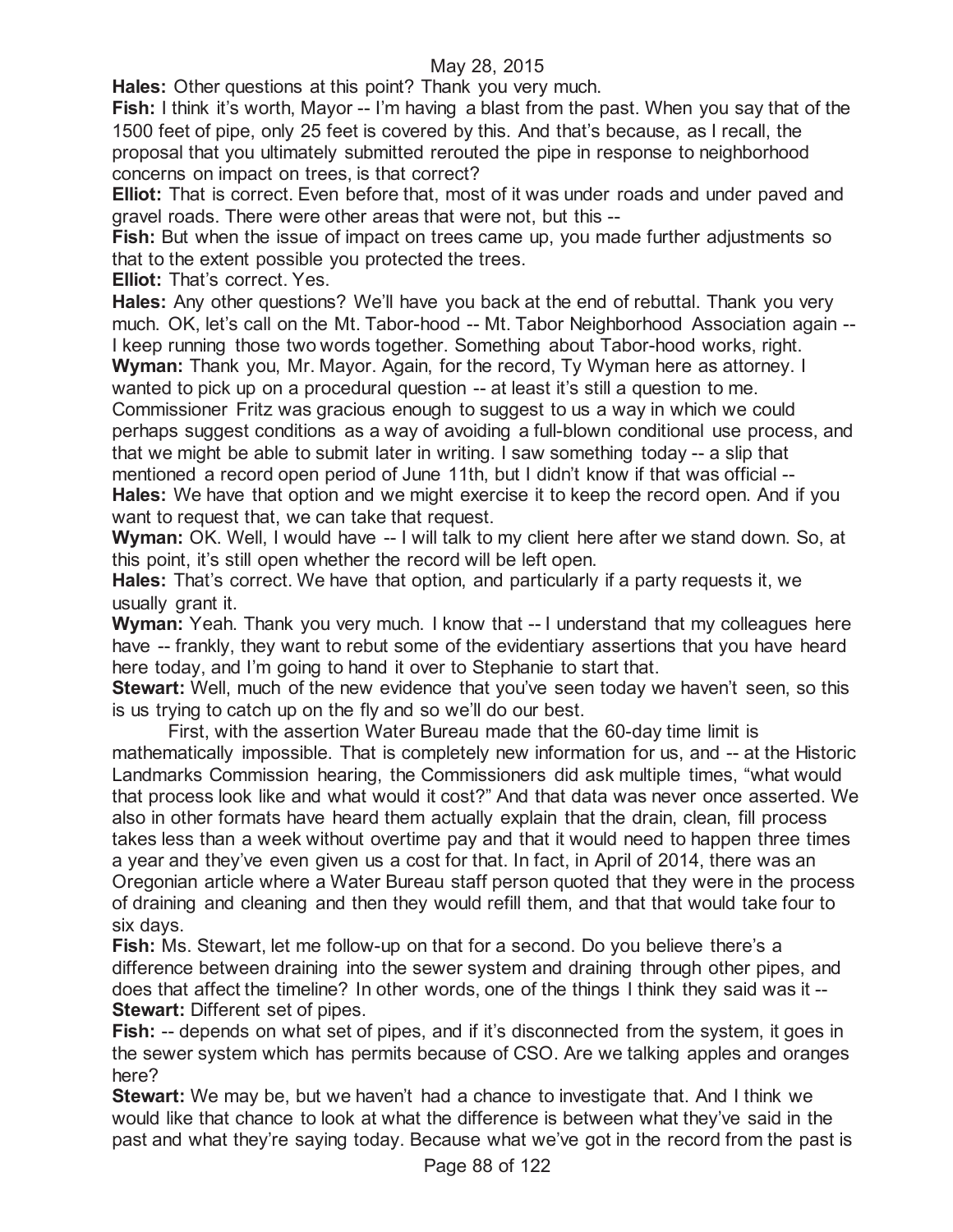**Hales:** Other questions at this point? Thank you very much.

**Fish:** I think it's worth, Mayor -- I'm having a blast from the past. When you say that of the 1500 feet of pipe, only 25 feet is covered by this. And that's because, as I recall, the proposal that you ultimately submitted rerouted the pipe in response to neighborhood concerns on impact on trees, is that correct?

**Elliot:** That is correct. Even before that, most of it was under roads and under paved and gravel roads. There were other areas that were not, but this --

**Fish:** But when the issue of impact on trees came up, you made further adjustments so that to the extent possible you protected the trees.

**Elliot:** That's correct. Yes.

**Hales:** Any other questions? We'll have you back at the end of rebuttal. Thank you very much. OK, let's call on the Mt. Tabor-hood -- Mt. Tabor Neighborhood Association again -- I keep running those two words together. Something about Tabor-hood works, right.

**Wyman:** Thank you, Mr. Mayor. Again, for the record, Ty Wyman here as attorney. I wanted to pick up on a procedural question -- at least it's still a question to me. Commissioner Fritz was gracious enough to suggest to us a way in which we could perhaps suggest conditions as a way of avoiding a full-blown conditional use process, and that we might be able to submit later in writing. I saw something today -- a slip that mentioned a record open period of June 11th, but I didn't know if that was official --

**Hales:** We have that option and we might exercise it to keep the record open. And if you want to request that, we can take that request.

**Wyman:** OK. Well, I would have -- I will talk to my client here after we stand down. So, at this point, it's still open whether the record will be left open.

**Hales:** That's correct. We have that option, and particularly if a party requests it, we usually grant it.

**Wyman:** Yeah. Thank you very much. I know that -- I understand that my colleagues here have -- frankly, they want to rebut some of the evidentiary assertions that you have heard here today, and I'm going to hand it over to Stephanie to start that.

**Stewart:** Well, much of the new evidence that you've seen today we haven't seen, so this is us trying to catch up on the fly and so we'll do our best.

First, with the assertion Water Bureau made that the 60-day time limit is mathematically impossible. That is completely new information for us, and -- at the Historic Landmarks Commission hearing, the Commissioners did ask multiple times, "what would that process look like and what would it cost?" And that data was never once asserted. We also in other formats have heard them actually explain that the drain, clean, fill process takes less than a week without overtime pay and that it would need to happen three times a year and they've even given us a cost for that. In fact, in April of 2014, there was an Oregonian article where a Water Bureau staff person quoted that they were in the process of draining and cleaning and then they would refill them, and that that would take four to six days.

**Fish:** Ms. Stewart, let me follow-up on that for a second. Do you believe there's a difference between draining into the sewer system and draining through other pipes, and does that affect the timeline? In other words, one of the things I think they said was it --

**Stewart:** Different set of pipes.

**Fish:** -- depends on what set of pipes, and if it's disconnected from the system, it goes in the sewer system which has permits because of CSO. Are we talking apples and oranges here?

**Stewart:** We may be, but we haven't had a chance to investigate that. And I think we would like that chance to look at what the difference is between what they've said in the past and what they're saying today. Because what we've got in the record from the past is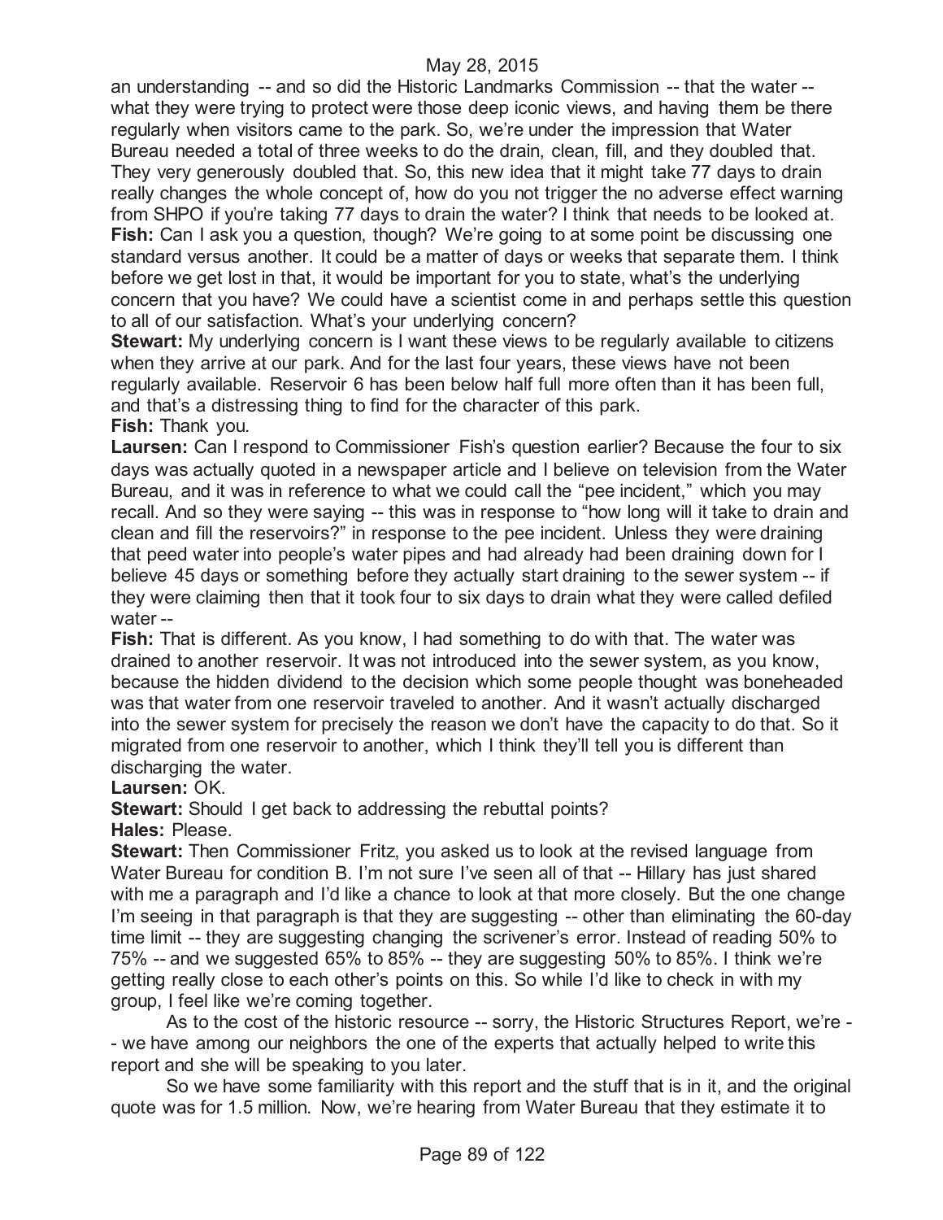an understanding -- and so did the Historic Landmarks Commission -- that the water -- what they were trying to protect were those deep iconic views, and having them be there regularly when visitors came to the park. So, we're under the impression that Water Bureau needed a total of three weeks to do the drain, clean, fill, and they doubled that. They very generously doubled that. So, this new idea that it might take 77 days to drain really changes the whole concept of, how do you not trigger the no adverse effect warning from SHPO if you're taking 77 days to drain the water? I think that needs to be looked at.

**Fish:** Can I ask you a question, though? We're going to at some point be discussing one standard versus another. It could be a matter of days or weeks that separate them. I think before we get lost in that, it would be important for you to state, what's the underlying concern that you have? We could have a scientist come in and perhaps settle this question to all of our satisfaction. What's your underlying concern?

**Stewart:** My underlying concern is I want these views to be regularly available to citizens when they arrive at our park. And for the last four years, these views have not been regularly available. Reservoir 6 has been below half full more often than it has been full, and that's a distressing thing to find for the character of this park.

**Fish:** Thank you.

**Laursen:** Can I respond to Commissioner Fish's question earlier? Because the four to six days was actually quoted in a newspaper article and I believe on television from the Water Bureau, and it was in reference to what we could call the "pee incident," which you may recall. And so they were saying -- this was in response to "how long will it take to drain and clean and fill the reservoirs?" in response to the pee incident. Unless they were draining that peed water into people's water pipes and had already had been draining down for I believe 45 days or something before they actually start draining to the sewer system -- if they were claiming then that it took four to six days to drain what they were called defiled water --

**Fish:** That is different. As you know, I had something to do with that. The water was drained to another reservoir. It was not introduced into the sewer system, as you know, because the hidden dividend to the decision which some people thought was boneheaded was that water from one reservoir traveled to another. And it wasn't actually discharged into the sewer system for precisely the reason we don't have the capacity to do that. So it migrated from one reservoir to another, which I think they'll tell you is different than discharging the water.

**Laursen:** OK.

**Stewart:** Should I get back to addressing the rebuttal points?

**Hales:** Please.

**Stewart:** Then Commissioner Fritz, you asked us to look at the revised language from Water Bureau for condition B. I'm not sure I've seen all of that -- Hillary has just shared with me a paragraph and I'd like a chance to look at that more closely. But the one change I'm seeing in that paragraph is that they are suggesting -- other than eliminating the 60-day time limit -- they are suggesting changing the scrivener's error. Instead of reading 50% to 75% -- and we suggested 65% to 85% -- they are suggesting 50% to 85%. I think we're getting really close to each other's points on this. So while I'd like to check in with my group, I feel like we're coming together.

As to the cost of the historic resource -- sorry, the Historic Structures Report, we're -- we have among our neighbors the one of the experts that actually helped to write this report and she will be speaking to you later.

So we have some familiarity with this report and the stuff that is in it, and the original quote was for 1.5 million. Now, we're hearing from Water Bureau that they estimate it to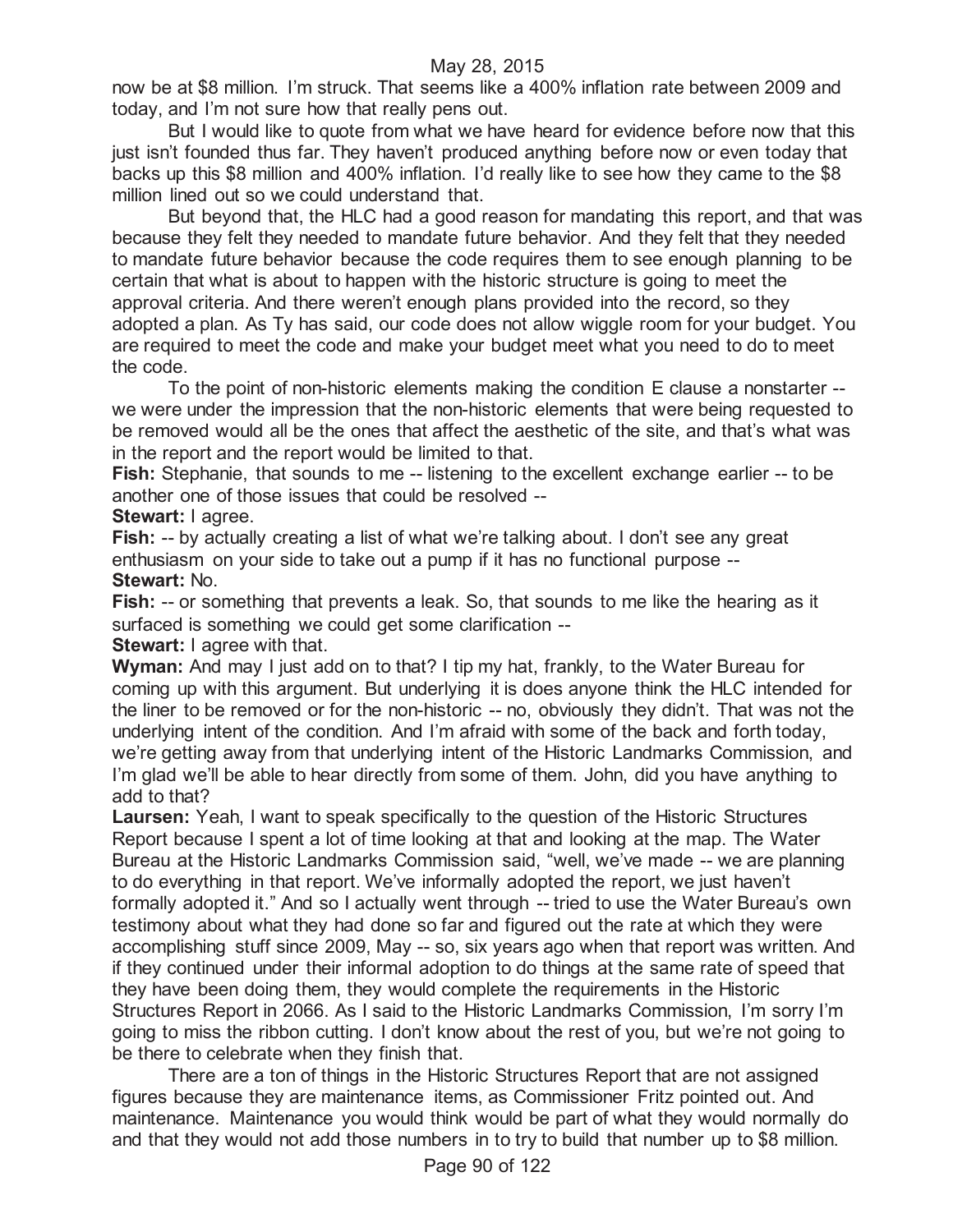now be at $8 million. I'm struck. That seems like a 400% inflation rate between 2009 and today, and I'm not sure how that really pens out.

But I would like to quote from what we have heard for evidence before now that this just isn't founded thus far. They haven't produced anything before now or even today that backs up this $8 million and 400% inflation. I'd really like to see how they came to the $8 million lined out so we could understand that.

But beyond that, the HLC had a good reason for mandating this report, and that was because they felt they needed to mandate future behavior. And they felt that they needed to mandate future behavior because the code requires them to see enough planning to be certain that what is about to happen with the historic structure is going to meet the approval criteria. And there weren't enough plans provided into the record, so they adopted a plan. As Ty has said, our code does not allow wiggle room for your budget. You are required to meet the code and make your budget meet what you need to do to meet the code.

To the point of non-historic elements making the condition E clause a nonstarter -- we were under the impression that the non-historic elements that were being requested to be removed would all be the ones that affect the aesthetic of the site, and that's what was in the report and the report would be limited to that.

**Fish:** Stephanie, that sounds to me -- listening to the excellent exchange earlier -- to be another one of those issues that could be resolved --

**Stewart:** I agree.

**Fish:** -- by actually creating a list of what we're talking about. I don't see any great enthusiasm on your side to take out a pump if it has no functional purpose --

**Stewart:** No.

**Fish:** -- or something that prevents a leak. So, that sounds to me like the hearing as it surfaced is something we could get some clarification --

**Stewart:** I agree with that.

**Wyman:** And may I just add on to that? I tip my hat, frankly, to the Water Bureau for coming up with this argument. But underlying it is does anyone think the HLC intended for the liner to be removed or for the non-historic -- no, obviously they didn't. That was not the underlying intent of the condition. And I'm afraid with some of the back and forth today, we're getting away from that underlying intent of the Historic Landmarks Commission, and I'm glad we'll be able to hear directly from some of them. John, did you have anything to add to that?

**Laursen:** Yeah, I want to speak specifically to the question of the Historic Structures Report because I spent a lot of time looking at that and looking at the map. The Water Bureau at the Historic Landmarks Commission said, "well, we've made -- we are planning to do everything in that report. We've informally adopted the report, we just haven't formally adopted it." And so I actually went through -- tried to use the Water Bureau's own testimony about what they had done so far and figured out the rate at which they were accomplishing stuff since 2009, May -- so, six years ago when that report was written. And if they continued under their informal adoption to do things at the same rate of speed that they have been doing them, they would complete the requirements in the Historic Structures Report in 2066. As I said to the Historic Landmarks Commission, I'm sorry I'm going to miss the ribbon cutting. I don't know about the rest of you, but we're not going to be there to celebrate when they finish that.

There are a ton of things in the Historic Structures Report that are not assigned figures because they are maintenance items, as Commissioner Fritz pointed out. And maintenance. Maintenance you would think would be part of what they would normally do and that they would not add those numbers in to try to build that number up to $8 million.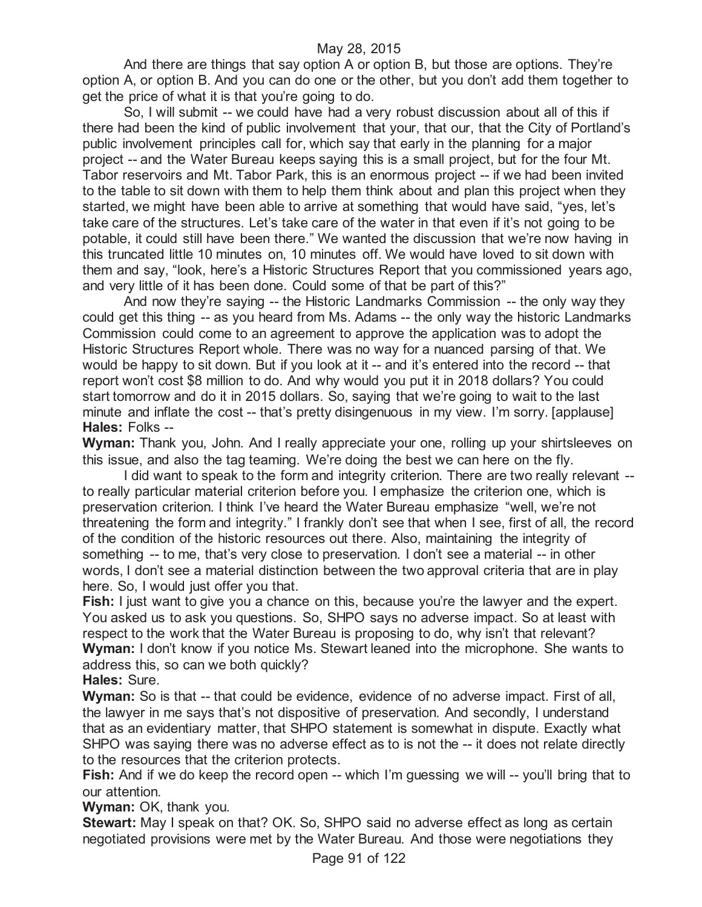And there are things that say option A or option B, but those are options. They're option A, or option B. And you can do one or the other, but you don't add them together to get the price of what it is that you're going to do.

So, I will submit -- we could have had a very robust discussion about all of this if there had been the kind of public involvement that your, that our, that the City of Portland's public involvement principles call for, which say that early in the planning for a major project -- and the Water Bureau keeps saying this is a small project, but for the four Mt. Tabor reservoirs and Mt. Tabor Park, this is an enormous project -- if we had been invited to the table to sit down with them to help them think about and plan this project when they started, we might have been able to arrive at something that would have said, "yes, let's take care of the structures. Let's take care of the water in that even if it's not going to be potable, it could still have been there." We wanted the discussion that we're now having in this truncated little 10 minutes on, 10 minutes off. We would have loved to sit down with them and say, "look, here's a Historic Structures Report that you commissioned years ago, and very little of it has been done. Could some of that be part of this?"

And now they're saying -- the Historic Landmarks Commission -- the only way they could get this thing -- as you heard from Ms. Adams -- the only way the historic Landmarks Commission could come to an agreement to approve the application was to adopt the Historic Structures Report whole. There was no way for a nuanced parsing of that. We would be happy to sit down. But if you look at it -- and it's entered into the record -- that report won't cost $8 million to do. And why would you put it in 2018 dollars? You could start tomorrow and do it in 2015 dollars. So, saying that we're going to wait to the last minute and inflate the cost -- that's pretty disingenuous in my view. I'm sorry. [applause]

**Hales:** Folks --

**Wyman:** Thank you, John. And I really appreciate your one, rolling up your shirtsleeves on this issue, and also the tag teaming. We're doing the best we can here on the fly.

I did want to speak to the form and integrity criterion. There are two really relevant -- to really particular material criterion before you. I emphasize the criterion one, which is preservation criterion. I think I've heard the Water Bureau emphasize "well, we're not threatening the form and integrity." I frankly don't see that when I see, first of all, the record of the condition of the historic resources out there. Also, maintaining the integrity of something -- to me, that's very close to preservation. I don't see a material -- in other words, I don't see a material distinction between the two approval criteria that are in play here. So, I would just offer you that.

**Fish:** I just want to give you a chance on this, because you're the lawyer and the expert. You asked us to ask you questions. So, SHPO says no adverse impact. So at least with respect to the work that the Water Bureau is proposing to do, why isn't that relevant?

**Wyman:** I don't know if you notice Ms. Stewart leaned into the microphone. She wants to address this, so can we both quickly?

**Hales:** Sure.

**Wyman:** So is that -- that could be evidence, evidence of no adverse impact. First of all, the lawyer in me says that's not dispositive of preservation. And secondly, I understand that as an evidentiary matter, that SHPO statement is somewhat in dispute. Exactly what SHPO was saying there was no adverse effect as to is not the -- it does not relate directly to the resources that the criterion protects.

**Fish:** And if we do keep the record open -- which I'm guessing we will -- you'll bring that to our attention.

**Wyman:** OK, thank you.

**Stewart:** May I speak on that? OK. So, SHPO said no adverse effect as long as certain negotiated provisions were met by the Water Bureau. And those were negotiations they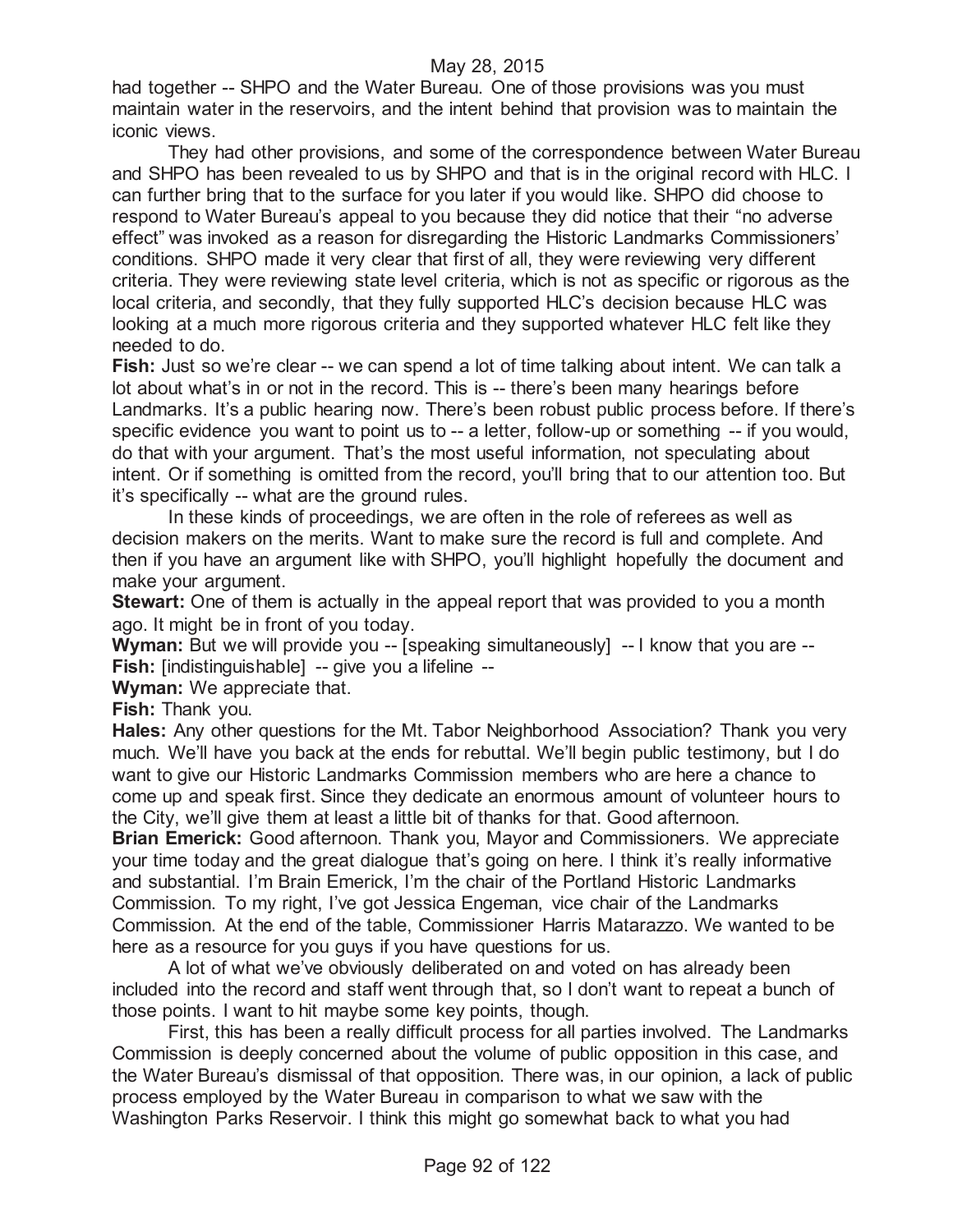had together -- SHPO and the Water Bureau. One of those provisions was you must maintain water in the reservoirs, and the intent behind that provision was to maintain the iconic views.

They had other provisions, and some of the correspondence between Water Bureau and SHPO has been revealed to us by SHPO and that is in the original record with HLC. I can further bring that to the surface for you later if you would like. SHPO did choose to respond to Water Bureau's appeal to you because they did notice that their "no adverse effect" was invoked as a reason for disregarding the Historic Landmarks Commissioners' conditions. SHPO made it very clear that first of all, they were reviewing very different criteria. They were reviewing state level criteria, which is not as specific or rigorous as the local criteria, and secondly, that they fully supported HLC's decision because HLC was looking at a much more rigorous criteria and they supported whatever HLC felt like they needed to do.

**Fish:** Just so we're clear -- we can spend a lot of time talking about intent. We can talk a lot about what's in or not in the record. This is -- there's been many hearings before Landmarks. It's a public hearing now. There's been robust public process before. If there's specific evidence you want to point us to -- a letter, follow-up or something -- if you would, do that with your argument. That's the most useful information, not speculating about intent. Or if something is omitted from the record, you'll bring that to our attention too. But it's specifically -- what are the ground rules.

In these kinds of proceedings, we are often in the role of referees as well as decision makers on the merits. Want to make sure the record is full and complete. And then if you have an argument like with SHPO, you'll highlight hopefully the document and make your argument.

**Stewart:** One of them is actually in the appeal report that was provided to you a month ago. It might be in front of you today.

**Wyman:** But we will provide you -- [speaking simultaneously] -- I know that you are --

**Fish:** [indistinguishable] -- give you a lifeline --

**Wyman:** We appreciate that.

**Fish:** Thank you.

**Hales:** Any other questions for the Mt. Tabor Neighborhood Association? Thank you very much. We'll have you back at the ends for rebuttal. We'll begin public testimony, but I do want to give our Historic Landmarks Commission members who are here a chance to come up and speak first. Since they dedicate an enormous amount of volunteer hours to the City, we'll give them at least a little bit of thanks for that. Good afternoon.

**Brian Emerick:** Good afternoon. Thank you, Mayor and Commissioners. We appreciate your time today and the great dialogue that's going on here. I think it's really informative and substantial. I'm Brain Emerick, I'm the chair of the Portland Historic Landmarks Commission. To my right, I've got Jessica Engeman, vice chair of the Landmarks Commission. At the end of the table, Commissioner Harris Matarazzo. We wanted to be here as a resource for you guys if you have questions for us.

A lot of what we've obviously deliberated on and voted on has already been included into the record and staff went through that, so I don't want to repeat a bunch of those points. I want to hit maybe some key points, though.

First, this has been a really difficult process for all parties involved. The Landmarks Commission is deeply concerned about the volume of public opposition in this case, and the Water Bureau's dismissal of that opposition. There was, in our opinion, a lack of public process employed by the Water Bureau in comparison to what we saw with the Washington Parks Reservoir. I think this might go somewhat back to what you had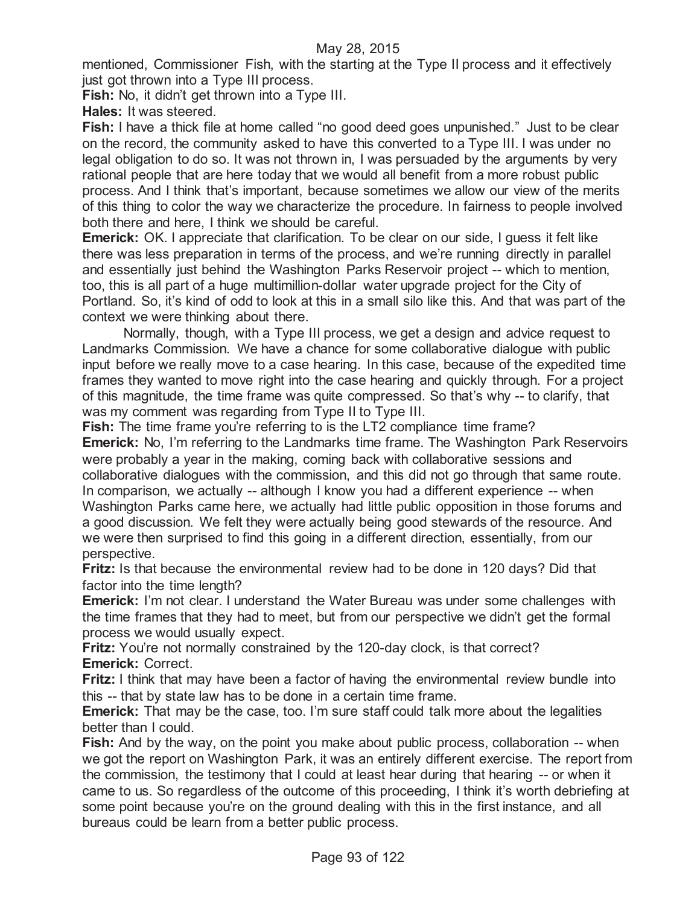mentioned, Commissioner Fish, with the starting at the Type II process and it effectively just got thrown into a Type III process.

**Fish:** No, it didn't get thrown into a Type III.

**Hales:** It was steered.

**Fish:** I have a thick file at home called "no good deed goes unpunished." Just to be clear on the record, the community asked to have this converted to a Type III. I was under no legal obligation to do so. It was not thrown in, I was persuaded by the arguments by very rational people that are here today that we would all benefit from a more robust public process. And I think that's important, because sometimes we allow our view of the merits of this thing to color the way we characterize the procedure. In fairness to people involved both there and here, I think we should be careful.

**Emerick:** OK. I appreciate that clarification. To be clear on our side, I guess it felt like there was less preparation in terms of the process, and we're running directly in parallel and essentially just behind the Washington Parks Reservoir project -- which to mention, too, this is all part of a huge multimillion-dollar water upgrade project for the City of Portland. So, it's kind of odd to look at this in a small silo like this. And that was part of the context we were thinking about there.

Normally, though, with a Type III process, we get a design and advice request to Landmarks Commission. We have a chance for some collaborative dialogue with public input before we really move to a case hearing. In this case, because of the expedited time frames they wanted to move right into the case hearing and quickly through. For a project of this magnitude, the time frame was quite compressed. So that's why -- to clarify, that was my comment was regarding from Type II to Type III.

**Fish:** The time frame you're referring to is the LT2 compliance time frame?

**Emerick:** No, I'm referring to the Landmarks time frame. The Washington Park Reservoirs were probably a year in the making, coming back with collaborative sessions and collaborative dialogues with the commission, and this did not go through that same route. In comparison, we actually -- although I know you had a different experience -- when Washington Parks came here, we actually had little public opposition in those forums and a good discussion. We felt they were actually being good stewards of the resource. And we were then surprised to find this going in a different direction, essentially, from our perspective.

**Fritz:** Is that because the environmental review had to be done in 120 days? Did that factor into the time length?

**Emerick:** I'm not clear. I understand the Water Bureau was under some challenges with the time frames that they had to meet, but from our perspective we didn't get the formal process we would usually expect.

**Fritz:** You're not normally constrained by the 120-day clock, is that correct?

**Emerick:** Correct.

**Fritz:** I think that may have been a factor of having the environmental review bundle into this -- that by state law has to be done in a certain time frame.

**Emerick:** That may be the case, too. I'm sure staff could talk more about the legalities better than I could.

**Fish:** And by the way, on the point you make about public process, collaboration -- when we got the report on Washington Park, it was an entirely different exercise. The report from the commission, the testimony that I could at least hear during that hearing -- or when it came to us. So regardless of the outcome of this proceeding, I think it's worth debriefing at some point because you're on the ground dealing with this in the first instance, and all bureaus could be learn from a better public process.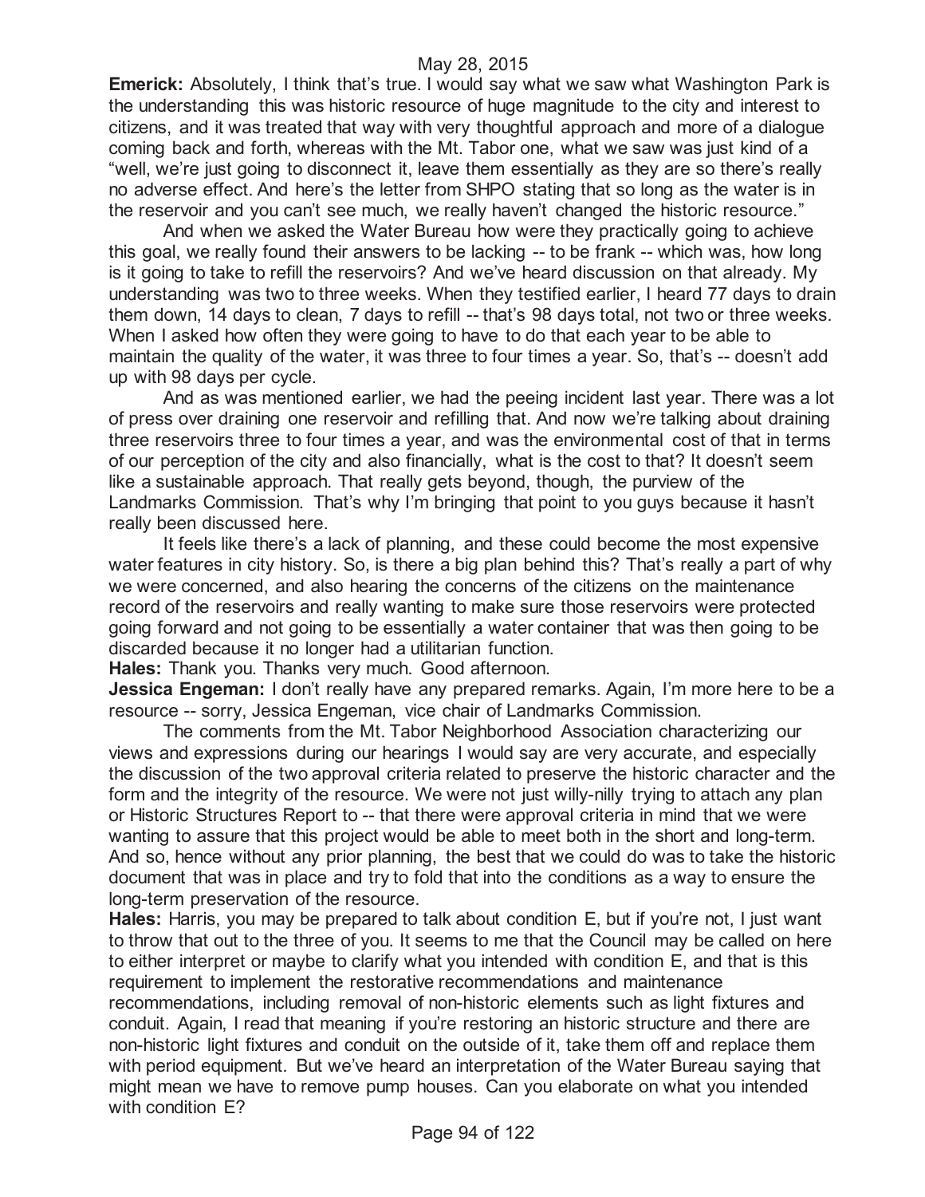**Emerick:** Absolutely, I think that's true. I would say what we saw what Washington Park is the understanding this was historic resource of huge magnitude to the city and interest to citizens, and it was treated that way with very thoughtful approach and more of a dialogue coming back and forth, whereas with the Mt. Tabor one, what we saw was just kind of a "well, we're just going to disconnect it, leave them essentially as they are so there's really no adverse effect. And here's the letter from SHPO stating that so long as the water is in the reservoir and you can't see much, we really haven't changed the historic resource."

And when we asked the Water Bureau how were they practically going to achieve this goal, we really found their answers to be lacking -- to be frank -- which was, how long is it going to take to refill the reservoirs? And we've heard discussion on that already. My understanding was two to three weeks. When they testified earlier, I heard 77 days to drain them down, 14 days to clean, 7 days to refill -- that's 98 days total, not two or three weeks. When I asked how often they were going to have to do that each year to be able to maintain the quality of the water, it was three to four times a year. So, that's -- doesn't add up with 98 days per cycle.

And as was mentioned earlier, we had the peeing incident last year. There was a lot of press over draining one reservoir and refilling that. And now we're talking about draining three reservoirs three to four times a year, and was the environmental cost of that in terms of our perception of the city and also financially, what is the cost to that? It doesn't seem like a sustainable approach. That really gets beyond, though, the purview of the Landmarks Commission. That's why I'm bringing that point to you guys because it hasn't really been discussed here.

It feels like there's a lack of planning, and these could become the most expensive water features in city history. So, is there a big plan behind this? That's really a part of why we were concerned, and also hearing the concerns of the citizens on the maintenance record of the reservoirs and really wanting to make sure those reservoirs were protected going forward and not going to be essentially a water container that was then going to be discarded because it no longer had a utilitarian function.

**Hales:** Thank you. Thanks very much. Good afternoon.

**Jessica Engeman:** I don't really have any prepared remarks. Again, I'm more here to be a resource -- sorry, Jessica Engeman, vice chair of Landmarks Commission.

The comments from the Mt. Tabor Neighborhood Association characterizing our views and expressions during our hearings I would say are very accurate, and especially the discussion of the two approval criteria related to preserve the historic character and the form and the integrity of the resource. We were not just willy-nilly trying to attach any plan or Historic Structures Report to -- that there were approval criteria in mind that we were wanting to assure that this project would be able to meet both in the short and long-term. And so, hence without any prior planning, the best that we could do was to take the historic document that was in place and try to fold that into the conditions as a way to ensure the long-term preservation of the resource.

**Hales:** Harris, you may be prepared to talk about condition E, but if you're not, I just want to throw that out to the three of you. It seems to me that the Council may be called on here to either interpret or maybe to clarify what you intended with condition E, and that is this requirement to implement the restorative recommendations and maintenance recommendations, including removal of non-historic elements such as light fixtures and conduit. Again, I read that meaning if you're restoring an historic structure and there are non-historic light fixtures and conduit on the outside of it, take them off and replace them with period equipment. But we've heard an interpretation of the Water Bureau saying that might mean we have to remove pump houses. Can you elaborate on what you intended with condition E?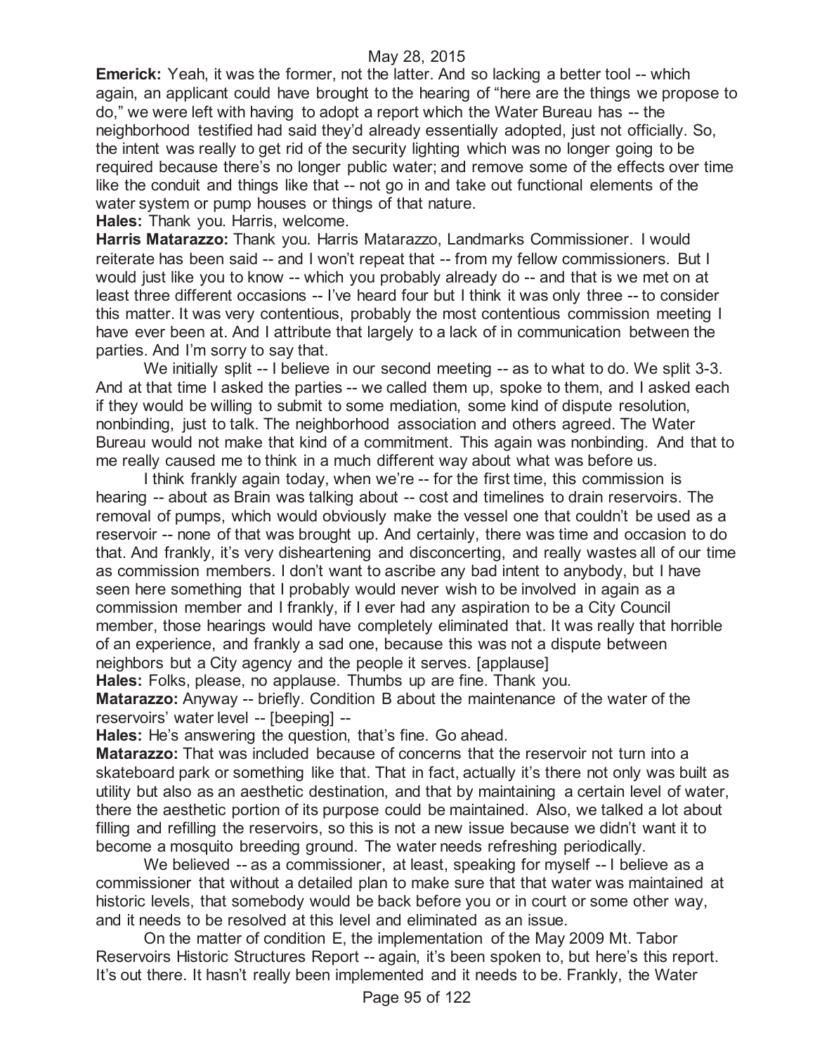**Emerick:** Yeah, it was the former, not the latter. And so lacking a better tool -- which again, an applicant could have brought to the hearing of "here are the things we propose to do," we were left with having to adopt a report which the Water Bureau has -- the neighborhood testified had said they'd already essentially adopted, just not officially. So, the intent was really to get rid of the security lighting which was no longer going to be required because there's no longer public water; and remove some of the effects over time like the conduit and things like that -- not go in and take out functional elements of the water system or pump houses or things of that nature.

**Hales:** Thank you. Harris, welcome.

**Harris Matarazzo:** Thank you. Harris Matarazzo, Landmarks Commissioner. I would reiterate has been said -- and I won't repeat that -- from my fellow commissioners. But I would just like you to know -- which you probably already do -- and that is we met on at least three different occasions -- I've heard four but I think it was only three -- to consider this matter. It was very contentious, probably the most contentious commission meeting I have ever been at. And I attribute that largely to a lack of in communication between the parties. And I'm sorry to say that.

We initially split -- I believe in our second meeting -- as to what to do. We split 3-3. And at that time I asked the parties -- we called them up, spoke to them, and I asked each if they would be willing to submit to some mediation, some kind of dispute resolution, nonbinding, just to talk. The neighborhood association and others agreed. The Water Bureau would not make that kind of a commitment. This again was nonbinding. And that to me really caused me to think in a much different way about what was before us.

I think frankly again today, when we're -- for the first time, this commission is hearing -- about as Brain was talking about -- cost and timelines to drain reservoirs. The removal of pumps, which would obviously make the vessel one that couldn't be used as a reservoir -- none of that was brought up. And certainly, there was time and occasion to do that. And frankly, it's very disheartening and disconcerting, and really wastes all of our time as commission members. I don't want to ascribe any bad intent to anybody, but I have seen here something that I probably would never wish to be involved in again as a commission member and I frankly, if I ever had any aspiration to be a City Council member, those hearings would have completely eliminated that. It was really that horrible of an experience, and frankly a sad one, because this was not a dispute between neighbors but a City agency and the people it serves. [applause]

**Hales:** Folks, please, no applause. Thumbs up are fine. Thank you.

**Matarazzo:** Anyway -- briefly. Condition B about the maintenance of the water of the reservoirs' water level -- [beeping] --

**Hales:** He's answering the question, that's fine. Go ahead.

**Matarazzo:** That was included because of concerns that the reservoir not turn into a skateboard park or something like that. That in fact, actually it's there not only was built as utility but also as an aesthetic destination, and that by maintaining a certain level of water, there the aesthetic portion of its purpose could be maintained. Also, we talked a lot about filling and refilling the reservoirs, so this is not a new issue because we didn't want it to become a mosquito breeding ground. The water needs refreshing periodically.

We believed -- as a commissioner, at least, speaking for myself -- I believe as a commissioner that without a detailed plan to make sure that that water was maintained at historic levels, that somebody would be back before you or in court or some other way, and it needs to be resolved at this level and eliminated as an issue.

On the matter of condition E, the implementation of the May 2009 Mt. Tabor Reservoirs Historic Structures Report -- again, it's been spoken to, but here's this report. It's out there. It hasn't really been implemented and it needs to be. Frankly, the Water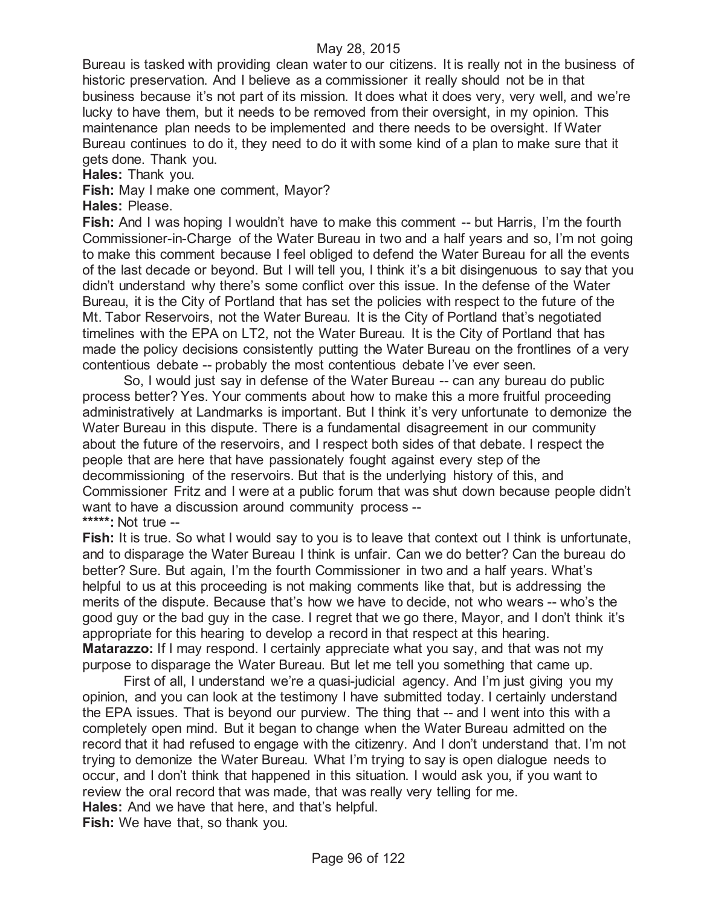Bureau is tasked with providing clean water to our citizens. It is really not in the business of historic preservation. And I believe as a commissioner it really should not be in that business because it's not part of its mission. It does what it does very, very well, and we're lucky to have them, but it needs to be removed from their oversight, in my opinion. This maintenance plan needs to be implemented and there needs to be oversight. If Water Bureau continues to do it, they need to do it with some kind of a plan to make sure that it gets done. Thank you.

**Hales:** Thank you.

**Fish:** May I make one comment, Mayor?

**Hales:** Please.

**Fish:** And I was hoping I wouldn't have to make this comment -- but Harris, I'm the fourth Commissioner-in-Charge of the Water Bureau in two and a half years and so, I'm not going to make this comment because I feel obliged to defend the Water Bureau for all the events of the last decade or beyond. But I will tell you, I think it's a bit disingenuous to say that you didn't understand why there's some conflict over this issue. In the defense of the Water Bureau, it is the City of Portland that has set the policies with respect to the future of the Mt. Tabor Reservoirs, not the Water Bureau. It is the City of Portland that's negotiated timelines with the EPA on LT2, not the Water Bureau. It is the City of Portland that has made the policy decisions consistently putting the Water Bureau on the frontlines of a very contentious debate -- probably the most contentious debate I've ever seen.

So, I would just say in defense of the Water Bureau -- can any bureau do public process better? Yes. Your comments about how to make this a more fruitful proceeding administratively at Landmarks is important. But I think it's very unfortunate to demonize the Water Bureau in this dispute. There is a fundamental disagreement in our community about the future of the reservoirs, and I respect both sides of that debate. I respect the people that are here that have passionately fought against every step of the decommissioning of the reservoirs. But that is the underlying history of this, and Commissioner Fritz and I were at a public forum that was shut down because people didn't want to have a discussion around community process --

**\*\*\*\*\*:** Not true --

**Fish:** It is true. So what I would say to you is to leave that context out I think is unfortunate, and to disparage the Water Bureau I think is unfair. Can we do better? Can the bureau do better? Sure. But again, I'm the fourth Commissioner in two and a half years. What's helpful to us at this proceeding is not making comments like that, but is addressing the merits of the dispute. Because that's how we have to decide, not who wears -- who's the good guy or the bad guy in the case. I regret that we go there, Mayor, and I don't think it's appropriate for this hearing to develop a record in that respect at this hearing.

**Matarazzo:** If I may respond. I certainly appreciate what you say, and that was not my purpose to disparage the Water Bureau. But let me tell you something that came up.

First of all, I understand we're a quasi-judicial agency. And I'm just giving you my opinion, and you can look at the testimony I have submitted today. I certainly understand the EPA issues. That is beyond our purview. The thing that -- and I went into this with a completely open mind. But it began to change when the Water Bureau admitted on the record that it had refused to engage with the citizenry. And I don't understand that. I'm not trying to demonize the Water Bureau. What I'm trying to say is open dialogue needs to occur, and I don't think that happened in this situation. I would ask you, if you want to review the oral record that was made, that was really very telling for me.

**Hales:** And we have that here, and that's helpful.

**Fish:** We have that, so thank you.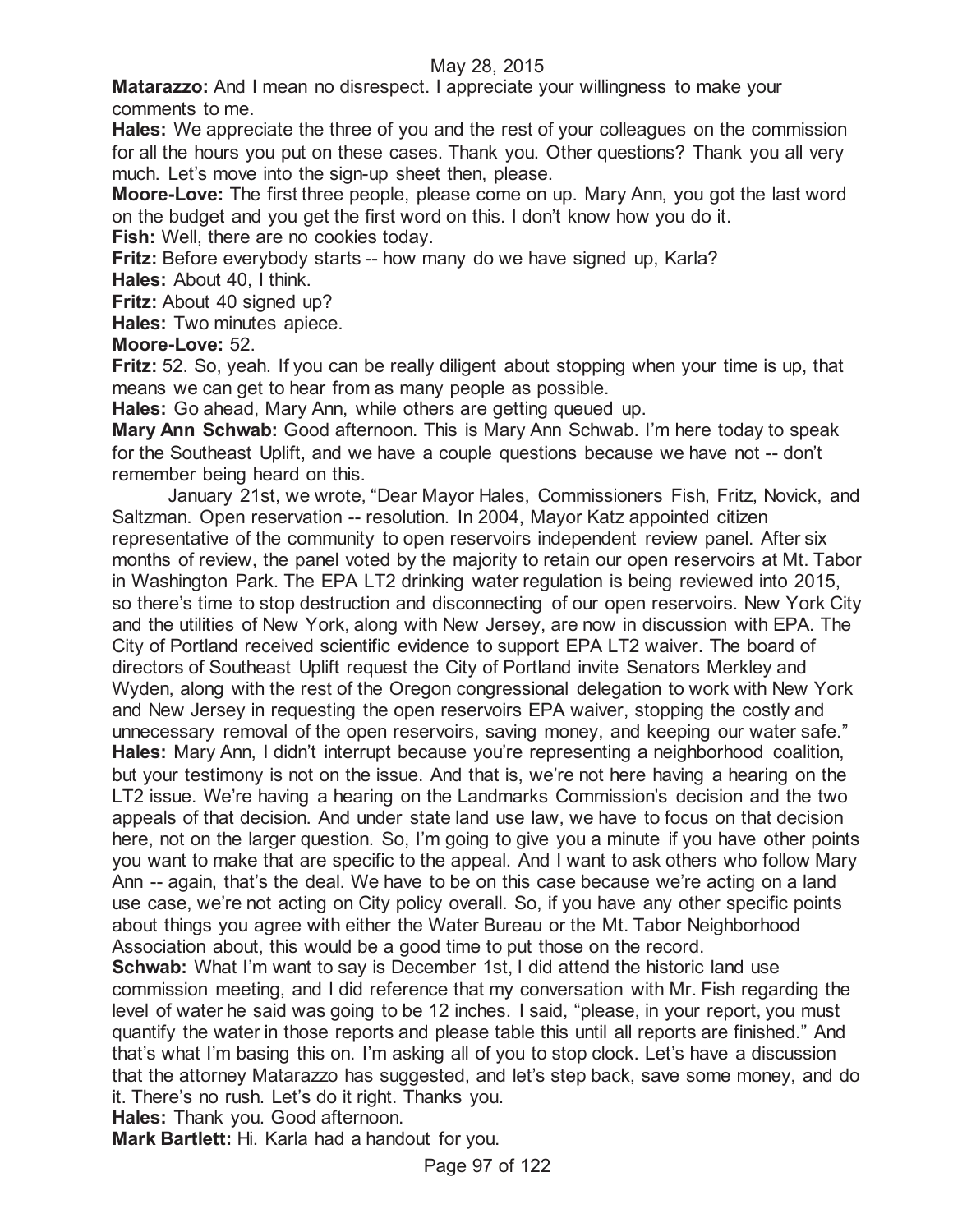**Matarazzo:** And I mean no disrespect. I appreciate your willingness to make your comments to me.

**Hales:** We appreciate the three of you and the rest of your colleagues on the commission for all the hours you put on these cases. Thank you. Other questions? Thank you all very much. Let's move into the sign-up sheet then, please.

**Moore-Love:** The first three people, please come on up. Mary Ann, you got the last word on the budget and you get the first word on this. I don't know how you do it.

**Fish:** Well, there are no cookies today.

**Fritz:** Before everybody starts -- how many do we have signed up, Karla?

**Hales:** About 40, I think.

**Fritz:** About 40 signed up?

**Hales:** Two minutes apiece.

**Moore-Love:** 52.

**Fritz:** 52. So, yeah. If you can be really diligent about stopping when your time is up, that means we can get to hear from as many people as possible.

**Hales:** Go ahead, Mary Ann, while others are getting queued up.

**Mary Ann Schwab:** Good afternoon. This is Mary Ann Schwab. I'm here today to speak for the Southeast Uplift, and we have a couple questions because we have not -- don't remember being heard on this.

January 21st, we wrote, "Dear Mayor Hales, Commissioners Fish, Fritz, Novick, and Saltzman. Open reservation -- resolution. In 2004, Mayor Katz appointed citizen representative of the community to open reservoirs independent review panel. After six months of review, the panel voted by the majority to retain our open reservoirs at Mt. Tabor in Washington Park. The EPA LT2 drinking water regulation is being reviewed into 2015, so there's time to stop destruction and disconnecting of our open reservoirs. New York City and the utilities of New York, along with New Jersey, are now in discussion with EPA. The City of Portland received scientific evidence to support EPA LT2 waiver. The board of directors of Southeast Uplift request the City of Portland invite Senators Merkley and Wyden, along with the rest of the Oregon congressional delegation to work with New York and New Jersey in requesting the open reservoirs EPA waiver, stopping the costly and unnecessary removal of the open reservoirs, saving money, and keeping our water safe."

**Hales:** Mary Ann, I didn't interrupt because you're representing a neighborhood coalition, but your testimony is not on the issue. And that is, we're not here having a hearing on the LT2 issue. We're having a hearing on the Landmarks Commission's decision and the two appeals of that decision. And under state land use law, we have to focus on that decision here, not on the larger question. So, I'm going to give you a minute if you have other points you want to make that are specific to the appeal. And I want to ask others who follow Mary Ann -- again, that's the deal. We have to be on this case because we're acting on a land use case, we're not acting on City policy overall. So, if you have any other specific points about things you agree with either the Water Bureau or the Mt. Tabor Neighborhood Association about, this would be a good time to put those on the record.

**Schwab:** What I'm want to say is December 1st, I did attend the historic land use commission meeting, and I did reference that my conversation with Mr. Fish regarding the level of water he said was going to be 12 inches. I said, "please, in your report, you must quantify the water in those reports and please table this until all reports are finished." And that's what I'm basing this on. I'm asking all of you to stop clock. Let's have a discussion that the attorney Matarazzo has suggested, and let's step back, save some money, and do it. There's no rush. Let's do it right. Thanks you.

**Hales:** Thank you. Good afternoon.

**Mark Bartlett:** Hi. Karla had a handout for you.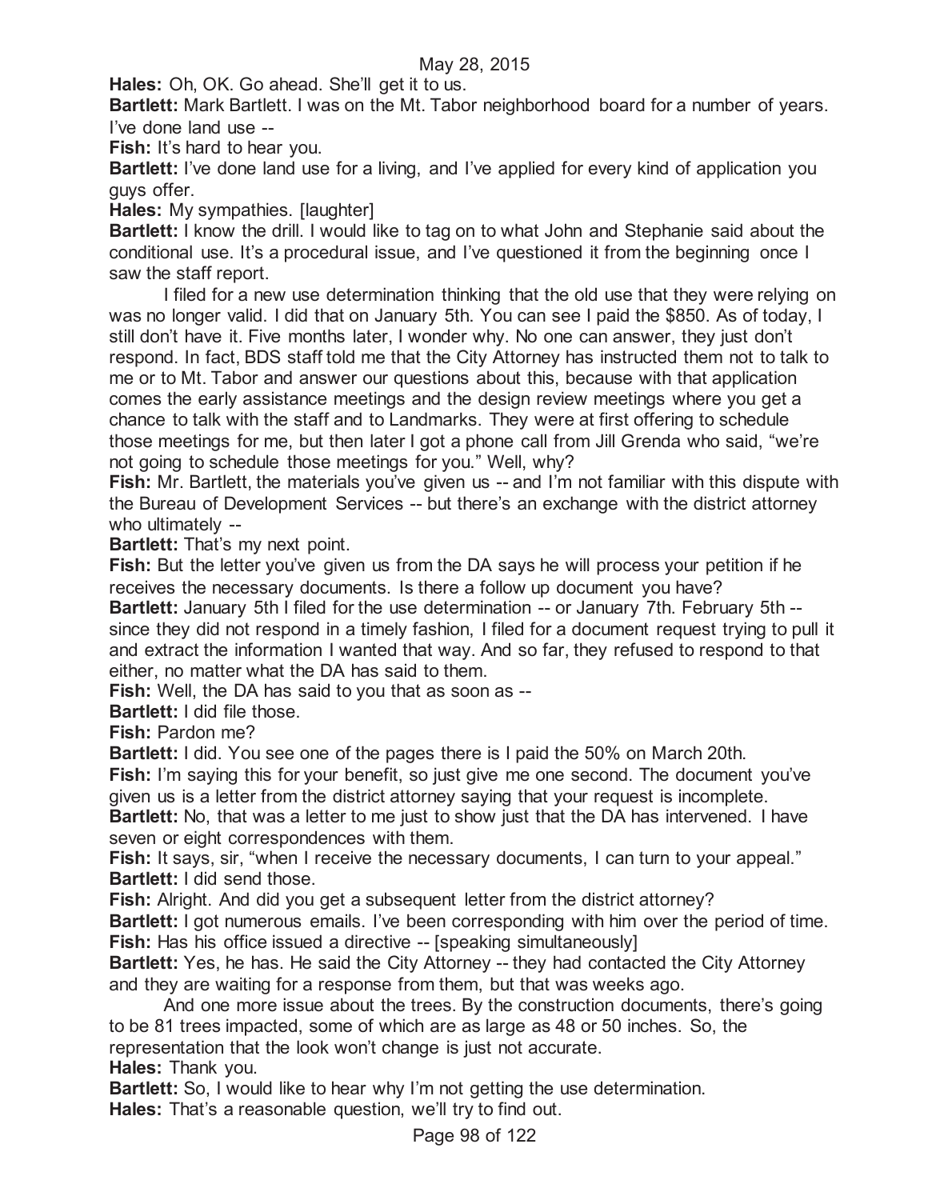**Hales:** Oh, OK. Go ahead. She'll get it to us.

**Bartlett:** Mark Bartlett. I was on the Mt. Tabor neighborhood board for a number of years. I've done land use --

**Fish:** It's hard to hear you.

**Bartlett:** I've done land use for a living, and I've applied for every kind of application you guys offer.

**Hales:** My sympathies. [laughter]

**Bartlett:** I know the drill. I would like to tag on to what John and Stephanie said about the conditional use. It's a procedural issue, and I've questioned it from the beginning once I saw the staff report.

I filed for a new use determination thinking that the old use that they were relying on was no longer valid. I did that on January 5th. You can see I paid the $850. As of today, I still don't have it. Five months later, I wonder why. No one can answer, they just don't respond. In fact, BDS staff told me that the City Attorney has instructed them not to talk to me or to Mt. Tabor and answer our questions about this, because with that application comes the early assistance meetings and the design review meetings where you get a chance to talk with the staff and to Landmarks. They were at first offering to schedule those meetings for me, but then later I got a phone call from Jill Grenda who said, "we're not going to schedule those meetings for you." Well, why?

**Fish:** Mr. Bartlett, the materials you've given us -- and I'm not familiar with this dispute with the Bureau of Development Services -- but there's an exchange with the district attorney who ultimately --

**Bartlett:** That's my next point.

**Fish:** But the letter you've given us from the DA says he will process your petition if he receives the necessary documents. Is there a follow up document you have?

**Bartlett:** January 5th I filed for the use determination -- or January 7th. February 5th -- since they did not respond in a timely fashion, I filed for a document request trying to pull it and extract the information I wanted that way. And so far, they refused to respond to that either, no matter what the DA has said to them.

**Fish:** Well, the DA has said to you that as soon as --

**Bartlett:** I did file those.

**Fish:** Pardon me?

**Bartlett:** I did. You see one of the pages there is I paid the 50% on March 20th.

**Fish:** I'm saying this for your benefit, so just give me one second. The document you've given us is a letter from the district attorney saying that your request is incomplete.

**Bartlett:** No, that was a letter to me just to show just that the DA has intervened. I have seven or eight correspondences with them.

**Fish:** It says, sir, "when I receive the necessary documents, I can turn to your appeal."

**Bartlett:** I did send those.

**Fish:** Alright. And did you get a subsequent letter from the district attorney?

**Bartlett:** I got numerous emails. I've been corresponding with him over the period of time.

**Fish:** Has his office issued a directive -- [speaking simultaneously]

**Bartlett:** Yes, he has. He said the City Attorney -- they had contacted the City Attorney and they are waiting for a response from them, but that was weeks ago.

And one more issue about the trees. By the construction documents, there's going to be 81 trees impacted, some of which are as large as 48 or 50 inches. So, the representation that the look won't change is just not accurate.

**Hales:** Thank you.

**Bartlett:** So, I would like to hear why I'm not getting the use determination.

**Hales:** That's a reasonable question, we'll try to find out.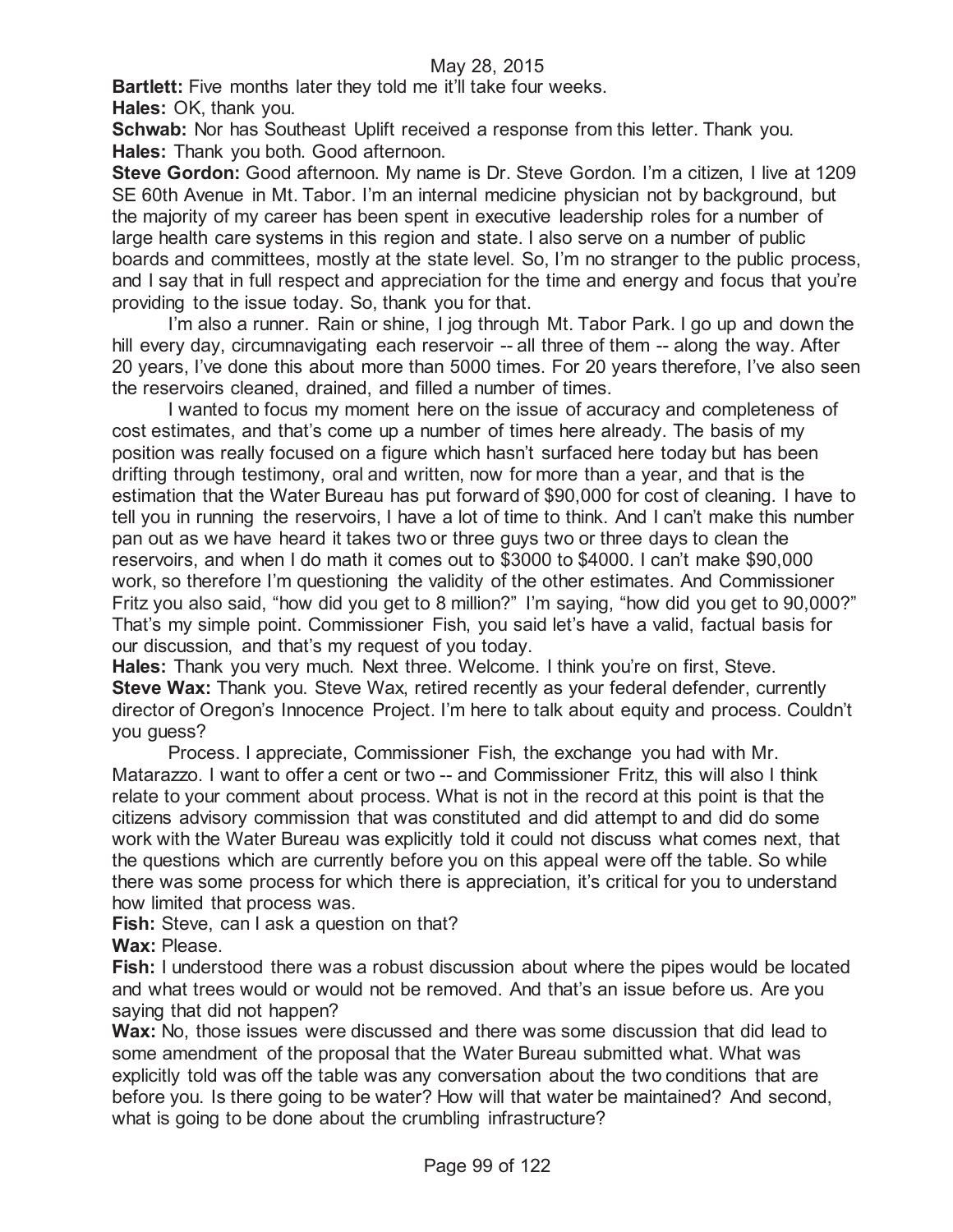**Bartlett:** Five months later they told me it'll take four weeks.

**Hales:** OK, thank you.

**Schwab:** Nor has Southeast Uplift received a response from this letter. Thank you.

**Hales:** Thank you both. Good afternoon.

**Steve Gordon:** Good afternoon. My name is Dr. Steve Gordon. I'm a citizen, I live at 1209 SE 60th Avenue in Mt. Tabor. I'm an internal medicine physician not by background, but the majority of my career has been spent in executive leadership roles for a number of large health care systems in this region and state. I also serve on a number of public boards and committees, mostly at the state level. So, I'm no stranger to the public process, and I say that in full respect and appreciation for the time and energy and focus that you're providing to the issue today. So, thank you for that.

I'm also a runner. Rain or shine, I jog through Mt. Tabor Park. I go up and down the hill every day, circumnavigating each reservoir -- all three of them -- along the way. After 20 years, I've done this about more than 5000 times. For 20 years therefore, I've also seen the reservoirs cleaned, drained, and filled a number of times.

I wanted to focus my moment here on the issue of accuracy and completeness of cost estimates, and that's come up a number of times here already. The basis of my position was really focused on a figure which hasn't surfaced here today but has been drifting through testimony, oral and written, now for more than a year, and that is the estimation that the Water Bureau has put forward of $90,000 for cost of cleaning. I have to tell you in running the reservoirs, I have a lot of time to think. And I can't make this number pan out as we have heard it takes two or three guys two or three days to clean the reservoirs, and when I do math it comes out to $3000 to $4000. I can't make $90,000 work, so therefore I'm questioning the validity of the other estimates. And Commissioner Fritz you also said, "how did you get to 8 million?" I'm saying, "how did you get to 90,000?" That's my simple point. Commissioner Fish, you said let's have a valid, factual basis for our discussion, and that's my request of you today.

**Hales:** Thank you very much. Next three. Welcome. I think you're on first, Steve.

**Steve Wax:** Thank you. Steve Wax, retired recently as your federal defender, currently director of Oregon's Innocence Project. I'm here to talk about equity and process. Couldn't you guess?

Process. I appreciate, Commissioner Fish, the exchange you had with Mr. Matarazzo. I want to offer a cent or two -- and Commissioner Fritz, this will also I think relate to your comment about process. What is not in the record at this point is that the citizens advisory commission that was constituted and did attempt to and did do some work with the Water Bureau was explicitly told it could not discuss what comes next, that the questions which are currently before you on this appeal were off the table. So while there was some process for which there is appreciation, it's critical for you to understand how limited that process was.

**Fish:** Steve, can I ask a question on that?

**Wax:** Please.

**Fish:** I understood there was a robust discussion about where the pipes would be located and what trees would or would not be removed. And that's an issue before us. Are you saying that did not happen?

**Wax:** No, those issues were discussed and there was some discussion that did lead to some amendment of the proposal that the Water Bureau submitted what. What was explicitly told was off the table was any conversation about the two conditions that are before you. Is there going to be water? How will that water be maintained? And second, what is going to be done about the crumbling infrastructure?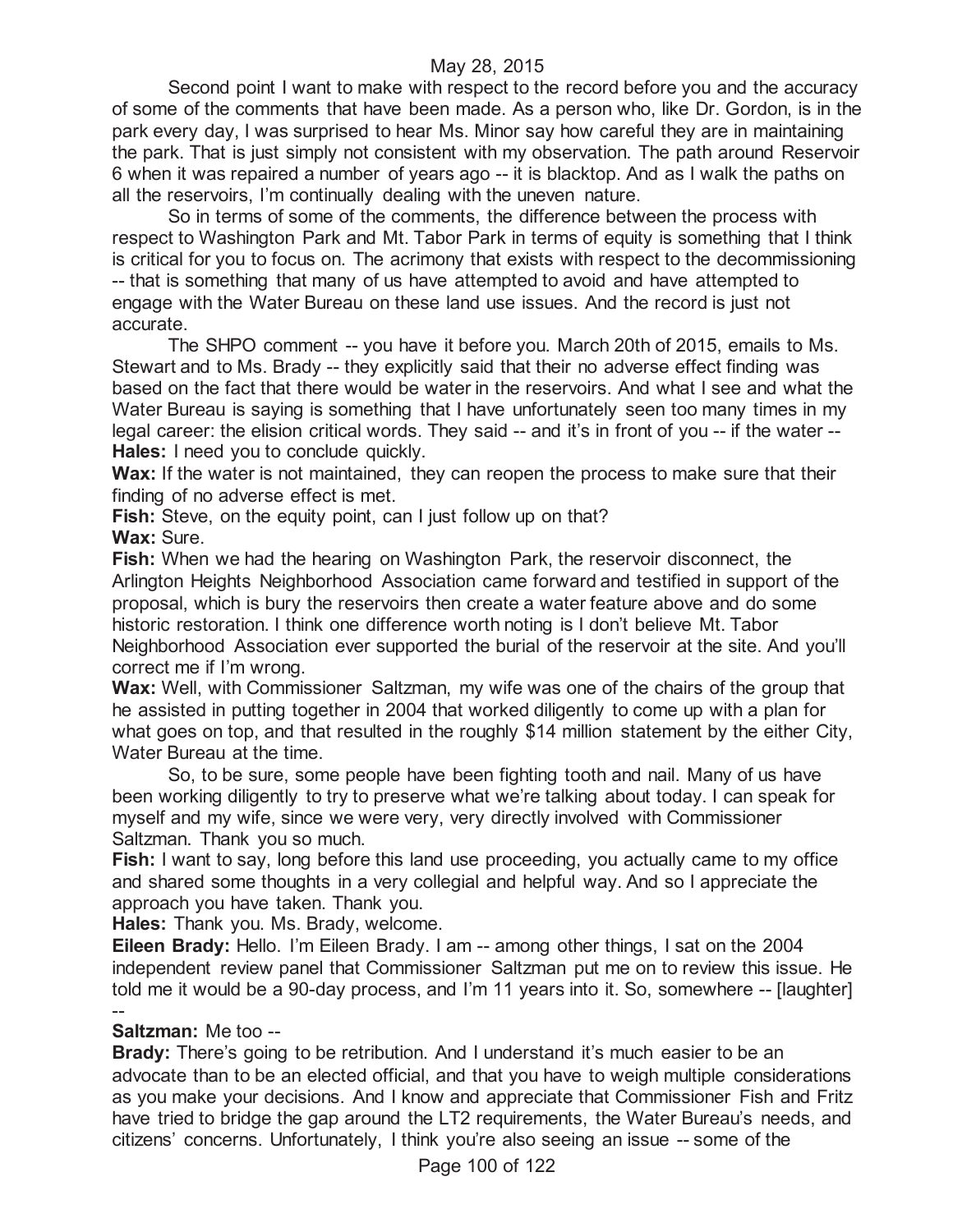Second point I want to make with respect to the record before you and the accuracy of some of the comments that have been made. As a person who, like Dr. Gordon, is in the park every day, I was surprised to hear Ms. Minor say how careful they are in maintaining the park. That is just simply not consistent with my observation. The path around Reservoir 6 when it was repaired a number of years ago -- it is blacktop. And as I walk the paths on all the reservoirs, I'm continually dealing with the uneven nature.

So in terms of some of the comments, the difference between the process with respect to Washington Park and Mt. Tabor Park in terms of equity is something that I think is critical for you to focus on. The acrimony that exists with respect to the decommissioning -- that is something that many of us have attempted to avoid and have attempted to engage with the Water Bureau on these land use issues. And the record is just not accurate.

The SHPO comment -- you have it before you. March 20th of 2015, emails to Ms. Stewart and to Ms. Brady -- they explicitly said that their no adverse effect finding was based on the fact that there would be water in the reservoirs. And what I see and what the Water Bureau is saying is something that I have unfortunately seen too many times in my legal career: the elision critical words. They said -- and it's in front of you -- if the water --

**Hales:** I need you to conclude quickly.

**Wax:** If the water is not maintained, they can reopen the process to make sure that their finding of no adverse effect is met.

**Fish:** Steve, on the equity point, can I just follow up on that?

**Wax:** Sure.

**Fish:** When we had the hearing on Washington Park, the reservoir disconnect, the Arlington Heights Neighborhood Association came forward and testified in support of the proposal, which is bury the reservoirs then create a water feature above and do some historic restoration. I think one difference worth noting is I don't believe Mt. Tabor Neighborhood Association ever supported the burial of the reservoir at the site. And you'll correct me if I'm wrong.

**Wax:** Well, with Commissioner Saltzman, my wife was one of the chairs of the group that he assisted in putting together in 2004 that worked diligently to come up with a plan for what goes on top, and that resulted in the roughly $14 million statement by the either City, Water Bureau at the time.

So, to be sure, some people have been fighting tooth and nail. Many of us have been working diligently to try to preserve what we're talking about today. I can speak for myself and my wife, since we were very, very directly involved with Commissioner Saltzman. Thank you so much.

**Fish:** I want to say, long before this land use proceeding, you actually came to my office and shared some thoughts in a very collegial and helpful way. And so I appreciate the approach you have taken. Thank you.

**Hales:** Thank you. Ms. Brady, welcome.

**Eileen Brady:** Hello. I'm Eileen Brady. I am -- among other things, I sat on the 2004 independent review panel that Commissioner Saltzman put me on to review this issue. He told me it would be a 90-day process, and I'm 11 years into it. So, somewhere -- [laughter] --

**Saltzman:** Me too --

**Brady:** There's going to be retribution. And I understand it's much easier to be an advocate than to be an elected official, and that you have to weigh multiple considerations as you make your decisions. And I know and appreciate that Commissioner Fish and Fritz have tried to bridge the gap around the LT2 requirements, the Water Bureau's needs, and citizens' concerns. Unfortunately, I think you're also seeing an issue -- some of the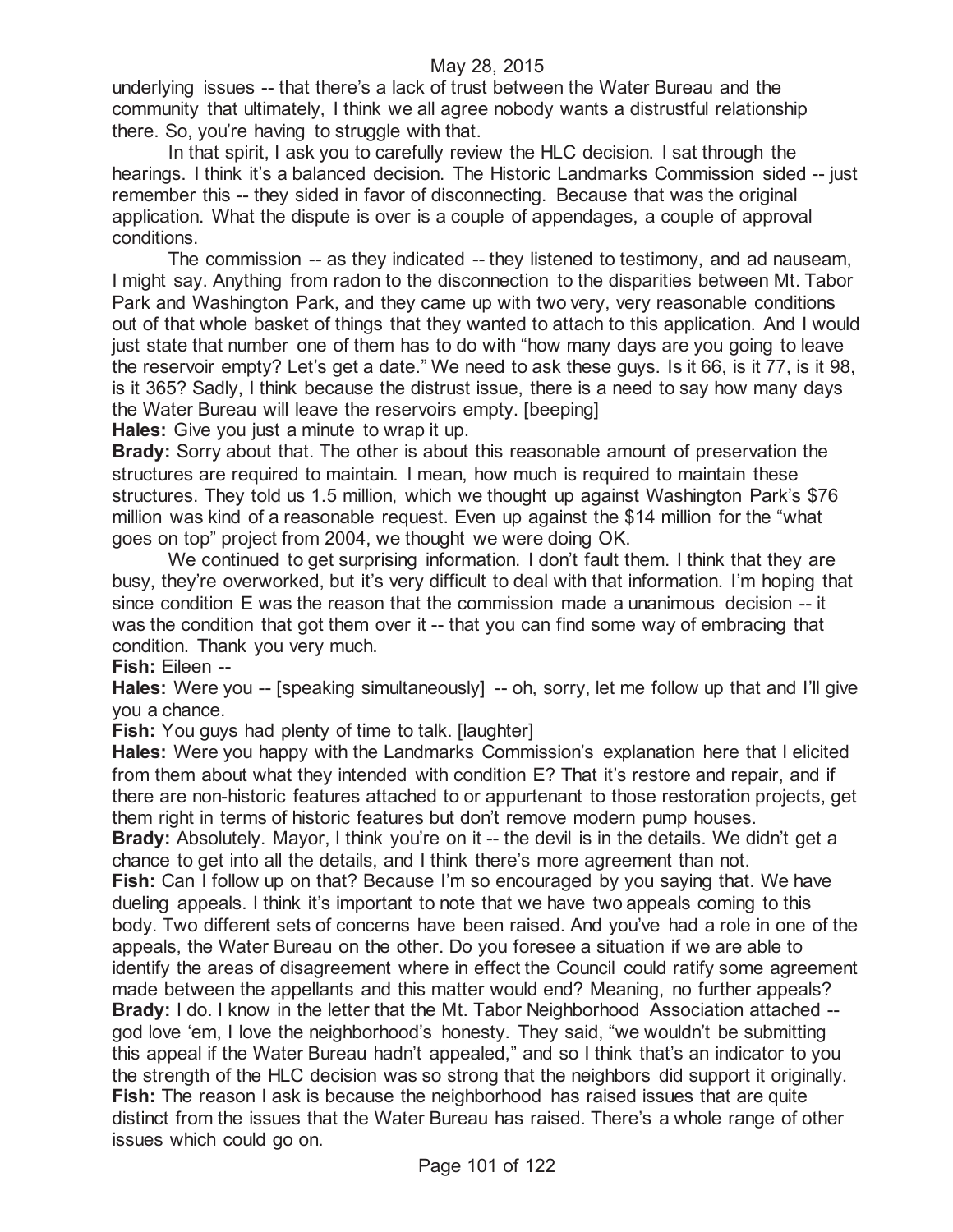underlying issues -- that there's a lack of trust between the Water Bureau and the community that ultimately, I think we all agree nobody wants a distrustful relationship there. So, you're having to struggle with that.

In that spirit, I ask you to carefully review the HLC decision. I sat through the hearings. I think it's a balanced decision. The Historic Landmarks Commission sided -- just remember this -- they sided in favor of disconnecting. Because that was the original application. What the dispute is over is a couple of appendages, a couple of approval conditions.

The commission -- as they indicated -- they listened to testimony, and ad nauseam, I might say. Anything from radon to the disconnection to the disparities between Mt. Tabor Park and Washington Park, and they came up with two very, very reasonable conditions out of that whole basket of things that they wanted to attach to this application. And I would just state that number one of them has to do with "how many days are you going to leave the reservoir empty? Let's get a date." We need to ask these guys. Is it 66, is it 77, is it 98, is it 365? Sadly, I think because the distrust issue, there is a need to say how many days the Water Bureau will leave the reservoirs empty. [beeping]

**Hales:** Give you just a minute to wrap it up.

**Brady:** Sorry about that. The other is about this reasonable amount of preservation the structures are required to maintain. I mean, how much is required to maintain these structures. They told us 1.5 million, which we thought up against Washington Park's $76 million was kind of a reasonable request. Even up against the $14 million for the "what goes on top" project from 2004, we thought we were doing OK.

We continued to get surprising information. I don't fault them. I think that they are busy, they're overworked, but it's very difficult to deal with that information. I'm hoping that since condition E was the reason that the commission made a unanimous decision -- it was the condition that got them over it -- that you can find some way of embracing that condition. Thank you very much.

**Fish:** Eileen --

**Hales:** Were you -- [speaking simultaneously] -- oh, sorry, let me follow up that and I'll give you a chance.

**Fish:** You guys had plenty of time to talk. [laughter]

**Hales:** Were you happy with the Landmarks Commission's explanation here that I elicited from them about what they intended with condition E? That it's restore and repair, and if there are non-historic features attached to or appurtenant to those restoration projects, get them right in terms of historic features but don't remove modern pump houses.

**Brady:** Absolutely. Mayor, I think you're on it -- the devil is in the details. We didn't get a chance to get into all the details, and I think there's more agreement than not.

**Fish:** Can I follow up on that? Because I'm so encouraged by you saying that. We have dueling appeals. I think it's important to note that we have two appeals coming to this body. Two different sets of concerns have been raised. And you've had a role in one of the appeals, the Water Bureau on the other. Do you foresee a situation if we are able to identify the areas of disagreement where in effect the Council could ratify some agreement made between the appellants and this matter would end? Meaning, no further appeals?

**Brady:** I do. I know in the letter that the Mt. Tabor Neighborhood Association attached -- god love 'em, I love the neighborhood's honesty. They said, "we wouldn't be submitting this appeal if the Water Bureau hadn't appealed," and so I think that's an indicator to you the strength of the HLC decision was so strong that the neighbors did support it originally.

**Fish:** The reason I ask is because the neighborhood has raised issues that are quite distinct from the issues that the Water Bureau has raised. There's a whole range of other issues which could go on.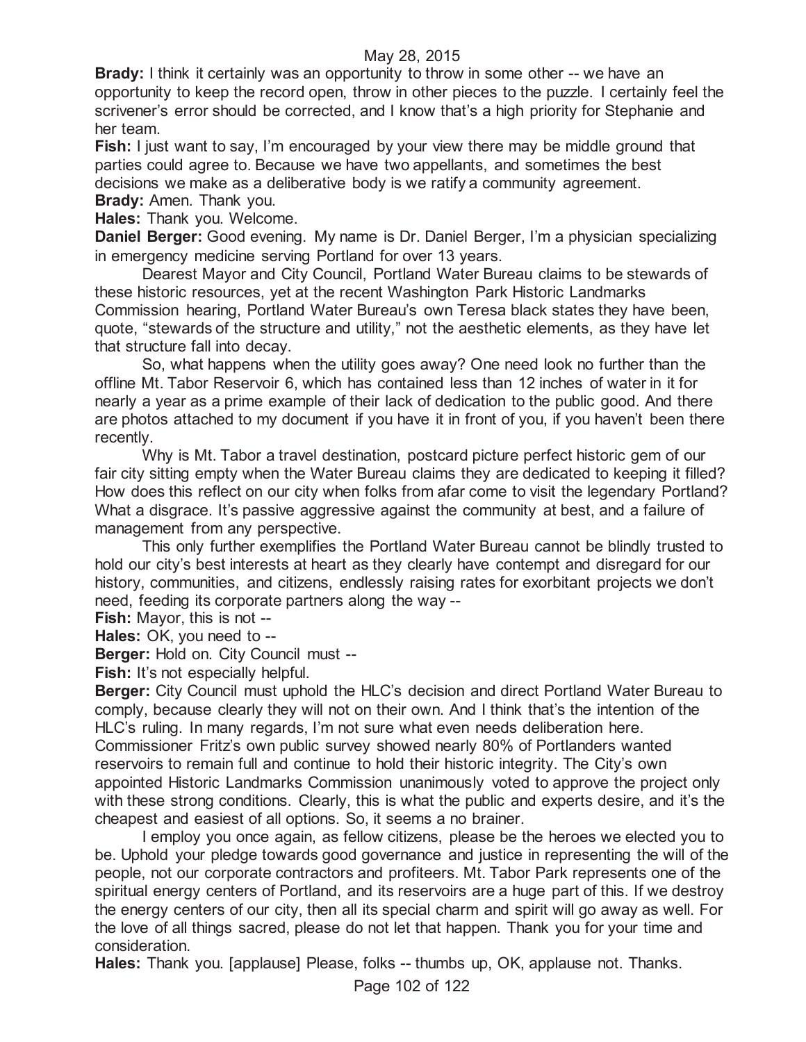**Brady:** I think it certainly was an opportunity to throw in some other -- we have an opportunity to keep the record open, throw in other pieces to the puzzle. I certainly feel the scrivener's error should be corrected, and I know that's a high priority for Stephanie and her team.

**Fish:** I just want to say, I'm encouraged by your view there may be middle ground that parties could agree to. Because we have two appellants, and sometimes the best decisions we make as a deliberative body is we ratify a community agreement.

**Brady:** Amen. Thank you.

**Hales:** Thank you. Welcome.

**Daniel Berger:** Good evening. My name is Dr. Daniel Berger, I'm a physician specializing in emergency medicine serving Portland for over 13 years.

Dearest Mayor and City Council, Portland Water Bureau claims to be stewards of these historic resources, yet at the recent Washington Park Historic Landmarks Commission hearing, Portland Water Bureau's own Teresa black states they have been, quote, "stewards of the structure and utility," not the aesthetic elements, as they have let that structure fall into decay.

So, what happens when the utility goes away? One need look no further than the offline Mt. Tabor Reservoir 6, which has contained less than 12 inches of water in it for nearly a year as a prime example of their lack of dedication to the public good. And there are photos attached to my document if you have it in front of you, if you haven't been there recently.

Why is Mt. Tabor a travel destination, postcard picture perfect historic gem of our fair city sitting empty when the Water Bureau claims they are dedicated to keeping it filled? How does this reflect on our city when folks from afar come to visit the legendary Portland? What a disgrace. It's passive aggressive against the community at best, and a failure of management from any perspective.

This only further exemplifies the Portland Water Bureau cannot be blindly trusted to hold our city's best interests at heart as they clearly have contempt and disregard for our history, communities, and citizens, endlessly raising rates for exorbitant projects we don't need, feeding its corporate partners along the way --

**Fish:** Mayor, this is not --

**Hales:** OK, you need to --

**Berger:** Hold on. City Council must --

**Fish:** It's not especially helpful.

**Berger:** City Council must uphold the HLC's decision and direct Portland Water Bureau to comply, because clearly they will not on their own. And I think that's the intention of the HLC's ruling. In many regards, I'm not sure what even needs deliberation here. Commissioner Fritz's own public survey showed nearly 80% of Portlanders wanted reservoirs to remain full and continue to hold their historic integrity. The City's own appointed Historic Landmarks Commission unanimously voted to approve the project only with these strong conditions. Clearly, this is what the public and experts desire, and it's the cheapest and easiest of all options. So, it seems a no brainer.

I employ you once again, as fellow citizens, please be the heroes we elected you to be. Uphold your pledge towards good governance and justice in representing the will of the people, not our corporate contractors and profiteers. Mt. Tabor Park represents one of the spiritual energy centers of Portland, and its reservoirs are a huge part of this. If we destroy the energy centers of our city, then all its special charm and spirit will go away as well. For the love of all things sacred, please do not let that happen. Thank you for your time and consideration.

**Hales:** Thank you. [applause] Please, folks -- thumbs up, OK, applause not. Thanks.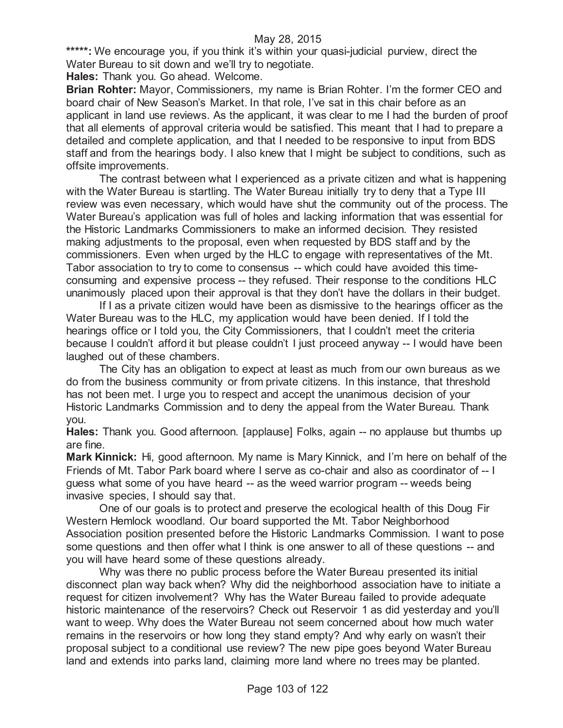May 28, 2015

**\*\*\*\*\*:** We encourage you, if you think it's within your quasi-judicial purview, direct the Water Bureau to sit down and we'll try to negotiate.

**Hales:** Thank you. Go ahead. Welcome.

**Brian Rohter:** Mayor, Commissioners, my name is Brian Rohter. I'm the former CEO and board chair of New Season's Market. In that role, I've sat in this chair before as an applicant in land use reviews. As the applicant, it was clear to me I had the burden of proof that all elements of approval criteria would be satisfied. This meant that I had to prepare a detailed and complete application, and that I needed to be responsive to input from BDS staff and from the hearings body. I also knew that I might be subject to conditions, such as offsite improvements.

The contrast between what I experienced as a private citizen and what is happening with the Water Bureau is startling. The Water Bureau initially try to deny that a Type III review was even necessary, which would have shut the community out of the process. The Water Bureau's application was full of holes and lacking information that was essential for the Historic Landmarks Commissioners to make an informed decision. They resisted making adjustments to the proposal, even when requested by BDS staff and by the commissioners. Even when urged by the HLC to engage with representatives of the Mt. Tabor association to try to come to consensus -- which could have avoided this time-consuming and expensive process -- they refused. Their response to the conditions HLC unanimously placed upon their approval is that they don't have the dollars in their budget.

If I as a private citizen would have been as dismissive to the hearings officer as the Water Bureau was to the HLC, my application would have been denied. If I told the hearings office or I told you, the City Commissioners, that I couldn't meet the criteria because I couldn't afford it but please couldn't I just proceed anyway -- I would have been laughed out of these chambers.

The City has an obligation to expect at least as much from our own bureaus as we do from the business community or from private citizens. In this instance, that threshold has not been met. I urge you to respect and accept the unanimous decision of your Historic Landmarks Commission and to deny the appeal from the Water Bureau. Thank you.

**Hales:** Thank you. Good afternoon. [applause] Folks, again -- no applause but thumbs up are fine.

**Mark Kinnick:** Hi, good afternoon. My name is Mary Kinnick, and I'm here on behalf of the Friends of Mt. Tabor Park board where I serve as co-chair and also as coordinator of -- I guess what some of you have heard -- as the weed warrior program -- weeds being invasive species, I should say that.

One of our goals is to protect and preserve the ecological health of this Doug Fir Western Hemlock woodland. Our board supported the Mt. Tabor Neighborhood Association position presented before the Historic Landmarks Commission. I want to pose some questions and then offer what I think is one answer to all of these questions -- and you will have heard some of these questions already.

Why was there no public process before the Water Bureau presented its initial disconnect plan way back when? Why did the neighborhood association have to initiate a request for citizen involvement? Why has the Water Bureau failed to provide adequate historic maintenance of the reservoirs? Check out Reservoir 1 as did yesterday and you'll want to weep. Why does the Water Bureau not seem concerned about how much water remains in the reservoirs or how long they stand empty? And why early on wasn't their proposal subject to a conditional use review? The new pipe goes beyond Water Bureau land and extends into parks land, claiming more land where no trees may be planted.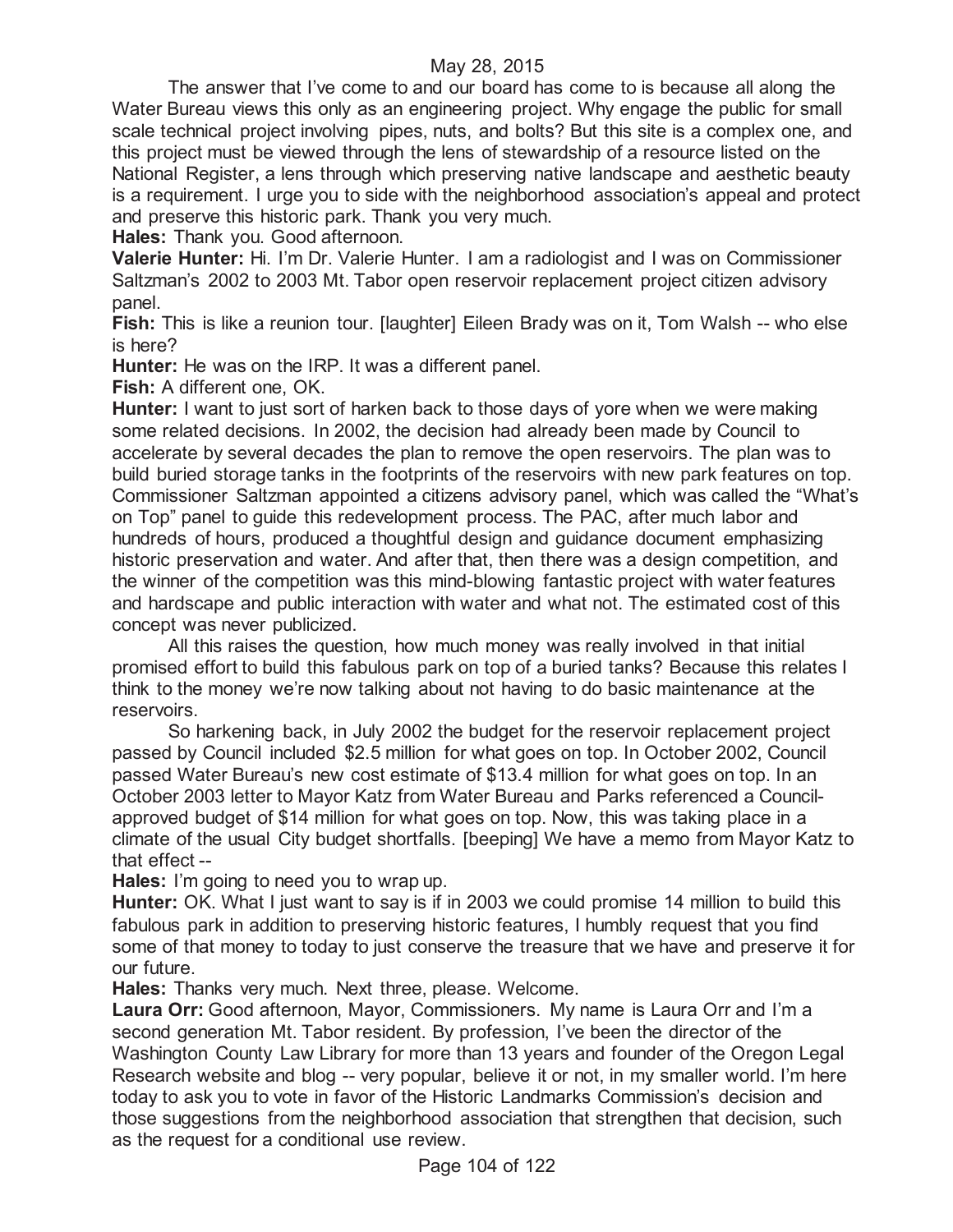The answer that I've come to and our board has come to is because all along the Water Bureau views this only as an engineering project. Why engage the public for small scale technical project involving pipes, nuts, and bolts? But this site is a complex one, and this project must be viewed through the lens of stewardship of a resource listed on the National Register, a lens through which preserving native landscape and aesthetic beauty is a requirement. I urge you to side with the neighborhood association's appeal and protect and preserve this historic park. Thank you very much.

**Hales:** Thank you. Good afternoon.

**Valerie Hunter:** Hi. I'm Dr. Valerie Hunter. I am a radiologist and I was on Commissioner Saltzman's 2002 to 2003 Mt. Tabor open reservoir replacement project citizen advisory panel.

**Fish:** This is like a reunion tour. [laughter] Eileen Brady was on it, Tom Walsh -- who else is here?

**Hunter:** He was on the IRP. It was a different panel.

**Fish:** A different one, OK.

**Hunter:** I want to just sort of harken back to those days of yore when we were making some related decisions. In 2002, the decision had already been made by Council to accelerate by several decades the plan to remove the open reservoirs. The plan was to build buried storage tanks in the footprints of the reservoirs with new park features on top. Commissioner Saltzman appointed a citizens advisory panel, which was called the "What's on Top" panel to guide this redevelopment process. The PAC, after much labor and hundreds of hours, produced a thoughtful design and guidance document emphasizing historic preservation and water. And after that, then there was a design competition, and the winner of the competition was this mind-blowing fantastic project with water features and hardscape and public interaction with water and what not. The estimated cost of this concept was never publicized.

All this raises the question, how much money was really involved in that initial promised effort to build this fabulous park on top of a buried tanks? Because this relates I think to the money we're now talking about not having to do basic maintenance at the reservoirs.

So harkening back, in July 2002 the budget for the reservoir replacement project passed by Council included $2.5 million for what goes on top. In October 2002, Council passed Water Bureau's new cost estimate of $13.4 million for what goes on top. In an October 2003 letter to Mayor Katz from Water Bureau and Parks referenced a Council-approved budget of $14 million for what goes on top. Now, this was taking place in a climate of the usual City budget shortfalls. [beeping] We have a memo from Mayor Katz to that effect --

**Hales:** I'm going to need you to wrap up.

**Hunter:** OK. What I just want to say is if in 2003 we could promise 14 million to build this fabulous park in addition to preserving historic features, I humbly request that you find some of that money to today to just conserve the treasure that we have and preserve it for our future.

**Hales:** Thanks very much. Next three, please. Welcome.

**Laura Orr:** Good afternoon, Mayor, Commissioners. My name is Laura Orr and I'm a second generation Mt. Tabor resident. By profession, I've been the director of the Washington County Law Library for more than 13 years and founder of the Oregon Legal Research website and blog -- very popular, believe it or not, in my smaller world. I'm here today to ask you to vote in favor of the Historic Landmarks Commission's decision and those suggestions from the neighborhood association that strengthen that decision, such as the request for a conditional use review.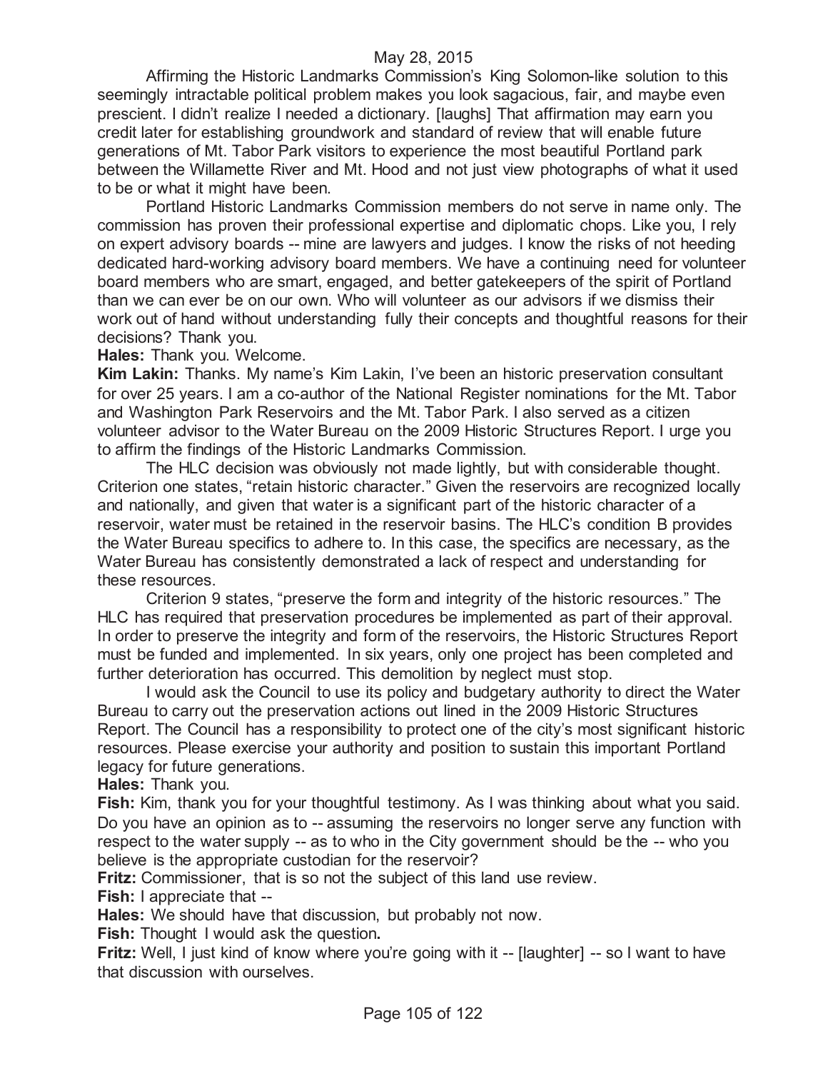Affirming the Historic Landmarks Commission's King Solomon-like solution to this seemingly intractable political problem makes you look sagacious, fair, and maybe even prescient. I didn't realize I needed a dictionary. [laughs] That affirmation may earn you credit later for establishing groundwork and standard of review that will enable future generations of Mt. Tabor Park visitors to experience the most beautiful Portland park between the Willamette River and Mt. Hood and not just view photographs of what it used to be or what it might have been.

Portland Historic Landmarks Commission members do not serve in name only. The commission has proven their professional expertise and diplomatic chops. Like you, I rely on expert advisory boards -- mine are lawyers and judges. I know the risks of not heeding dedicated hard-working advisory board members. We have a continuing need for volunteer board members who are smart, engaged, and better gatekeepers of the spirit of Portland than we can ever be on our own. Who will volunteer as our advisors if we dismiss their work out of hand without understanding fully their concepts and thoughtful reasons for their decisions? Thank you.

**Hales:** Thank you. Welcome.

**Kim Lakin:** Thanks. My name's Kim Lakin, I've been an historic preservation consultant for over 25 years. I am a co-author of the National Register nominations for the Mt. Tabor and Washington Park Reservoirs and the Mt. Tabor Park. I also served as a citizen volunteer advisor to the Water Bureau on the 2009 Historic Structures Report. I urge you to affirm the findings of the Historic Landmarks Commission.

The HLC decision was obviously not made lightly, but with considerable thought. Criterion one states, "retain historic character." Given the reservoirs are recognized locally and nationally, and given that water is a significant part of the historic character of a reservoir, water must be retained in the reservoir basins. The HLC's condition B provides the Water Bureau specifics to adhere to. In this case, the specifics are necessary, as the Water Bureau has consistently demonstrated a lack of respect and understanding for these resources.

Criterion 9 states, "preserve the form and integrity of the historic resources." The HLC has required that preservation procedures be implemented as part of their approval. In order to preserve the integrity and form of the reservoirs, the Historic Structures Report must be funded and implemented. In six years, only one project has been completed and further deterioration has occurred. This demolition by neglect must stop.

I would ask the Council to use its policy and budgetary authority to direct the Water Bureau to carry out the preservation actions out lined in the 2009 Historic Structures Report. The Council has a responsibility to protect one of the city's most significant historic resources. Please exercise your authority and position to sustain this important Portland legacy for future generations.

**Hales:** Thank you.

**Fish:** Kim, thank you for your thoughtful testimony. As I was thinking about what you said. Do you have an opinion as to -- assuming the reservoirs no longer serve any function with respect to the water supply -- as to who in the City government should be the -- who you believe is the appropriate custodian for the reservoir?

**Fritz:** Commissioner, that is so not the subject of this land use review.

**Fish:** I appreciate that --

**Hales:** We should have that discussion, but probably not now.

**Fish:** Thought I would ask the question.

**Fritz:** Well, I just kind of know where you're going with it -- [laughter] -- so I want to have that discussion with ourselves.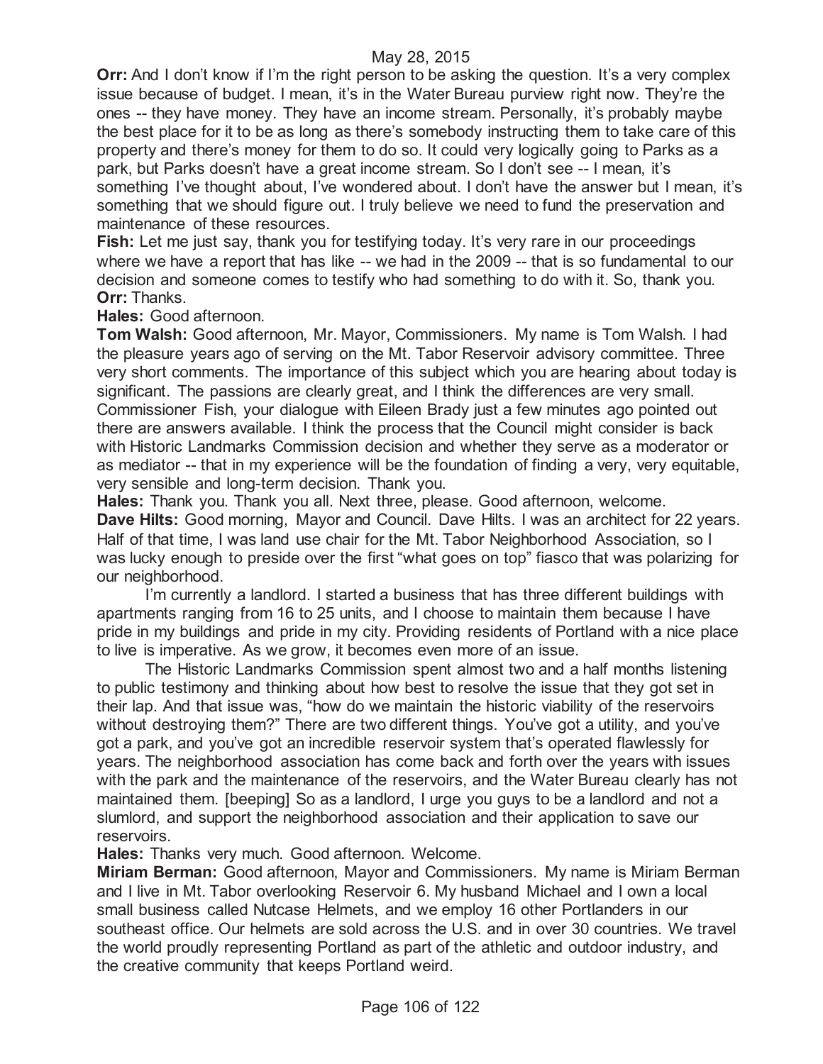**Orr:** And I don't know if I'm the right person to be asking the question. It's a very complex issue because of budget. I mean, it's in the Water Bureau purview right now. They're the ones -- they have money. They have an income stream. Personally, it's probably maybe the best place for it to be as long as there's somebody instructing them to take care of this property and there's money for them to do so. It could very logically going to Parks as a park, but Parks doesn't have a great income stream. So I don't see -- I mean, it's something I've thought about, I've wondered about. I don't have the answer but I mean, it's something that we should figure out. I truly believe we need to fund the preservation and maintenance of these resources.

**Fish:** Let me just say, thank you for testifying today. It's very rare in our proceedings where we have a report that has like -- we had in the 2009 -- that is so fundamental to our decision and someone comes to testify who had something to do with it. So, thank you.

**Orr:** Thanks.

**Hales:** Good afternoon.

**Tom Walsh:** Good afternoon, Mr. Mayor, Commissioners. My name is Tom Walsh. I had the pleasure years ago of serving on the Mt. Tabor Reservoir advisory committee. Three very short comments. The importance of this subject which you are hearing about today is significant. The passions are clearly great, and I think the differences are very small. Commissioner Fish, your dialogue with Eileen Brady just a few minutes ago pointed out there are answers available. I think the process that the Council might consider is back with Historic Landmarks Commission decision and whether they serve as a moderator or as mediator -- that in my experience will be the foundation of finding a very, very equitable, very sensible and long-term decision. Thank you.

**Hales:** Thank you. Thank you all. Next three, please. Good afternoon, welcome.

**Dave Hilts:** Good morning, Mayor and Council. Dave Hilts. I was an architect for 22 years. Half of that time, I was land use chair for the Mt. Tabor Neighborhood Association, so I was lucky enough to preside over the first "what goes on top" fiasco that was polarizing for our neighborhood.

I'm currently a landlord. I started a business that has three different buildings with apartments ranging from 16 to 25 units, and I choose to maintain them because I have pride in my buildings and pride in my city. Providing residents of Portland with a nice place to live is imperative. As we grow, it becomes even more of an issue.

The Historic Landmarks Commission spent almost two and a half months listening to public testimony and thinking about how best to resolve the issue that they got set in their lap. And that issue was, "how do we maintain the historic viability of the reservoirs without destroying them?" There are two different things. You've got a utility, and you've got a park, and you've got an incredible reservoir system that's operated flawlessly for years. The neighborhood association has come back and forth over the years with issues with the park and the maintenance of the reservoirs, and the Water Bureau clearly has not maintained them. [beeping] So as a landlord, I urge you guys to be a landlord and not a slumlord, and support the neighborhood association and their application to save our reservoirs.

**Hales:** Thanks very much. Good afternoon. Welcome.

**Miriam Berman:** Good afternoon, Mayor and Commissioners. My name is Miriam Berman and I live in Mt. Tabor overlooking Reservoir 6. My husband Michael and I own a local small business called Nutcase Helmets, and we employ 16 other Portlanders in our southeast office. Our helmets are sold across the U.S. and in over 30 countries. We travel the world proudly representing Portland as part of the athletic and outdoor industry, and the creative community that keeps Portland weird.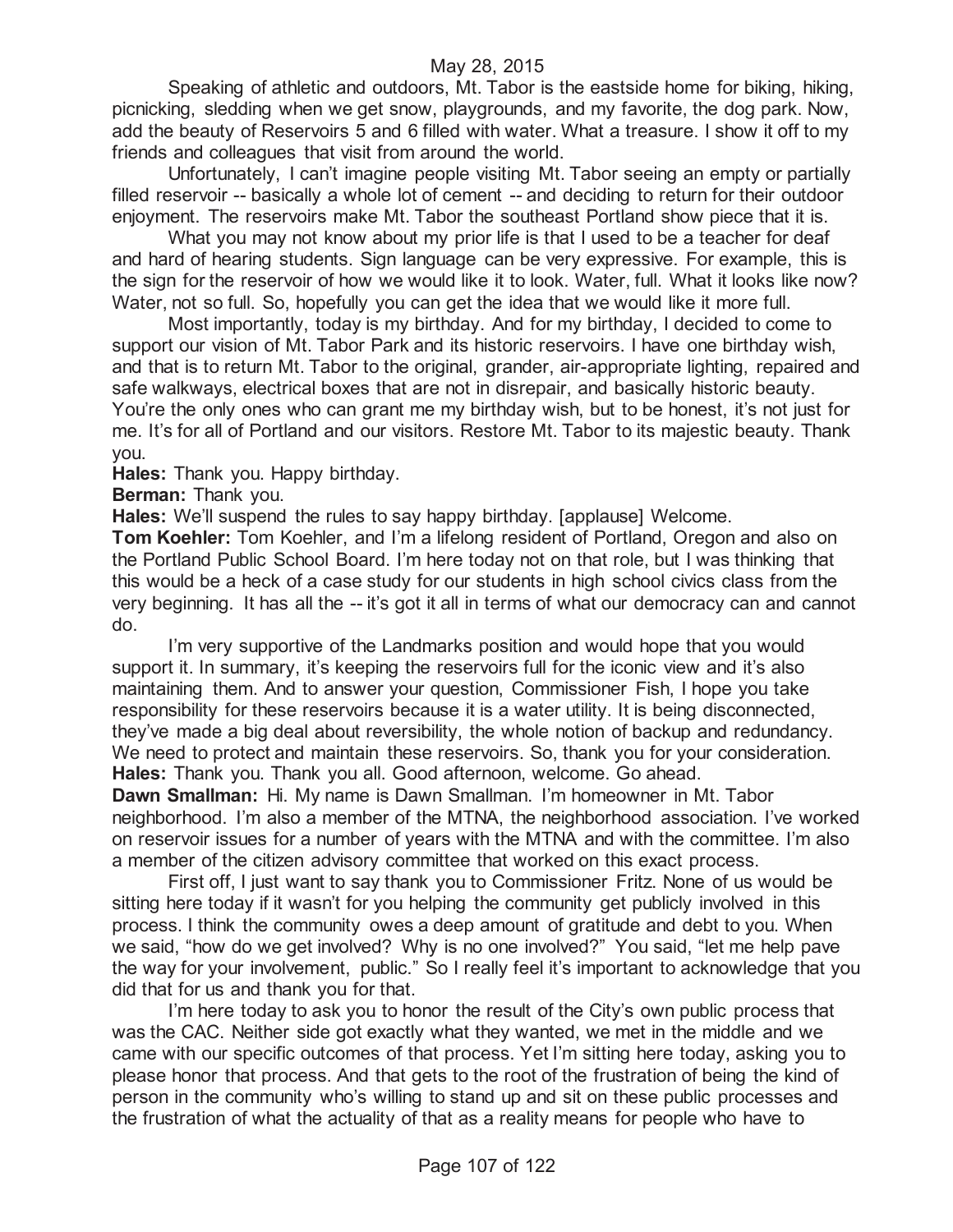May 28, 2015

Speaking of athletic and outdoors, Mt. Tabor is the eastside home for biking, hiking, picnicking, sledding when we get snow, playgrounds, and my favorite, the dog park. Now, add the beauty of Reservoirs 5 and 6 filled with water. What a treasure. I show it off to my friends and colleagues that visit from around the world.

Unfortunately, I can't imagine people visiting Mt. Tabor seeing an empty or partially filled reservoir -- basically a whole lot of cement -- and deciding to return for their outdoor enjoyment. The reservoirs make Mt. Tabor the southeast Portland show piece that it is.

What you may not know about my prior life is that I used to be a teacher for deaf and hard of hearing students. Sign language can be very expressive. For example, this is the sign for the reservoir of how we would like it to look. Water, full. What it looks like now? Water, not so full. So, hopefully you can get the idea that we would like it more full.

Most importantly, today is my birthday. And for my birthday, I decided to come to support our vision of Mt. Tabor Park and its historic reservoirs. I have one birthday wish, and that is to return Mt. Tabor to the original, grander, air-appropriate lighting, repaired and safe walkways, electrical boxes that are not in disrepair, and basically historic beauty. You're the only ones who can grant me my birthday wish, but to be honest, it's not just for me. It's for all of Portland and our visitors. Restore Mt. Tabor to its majestic beauty. Thank you.

**Hales:** Thank you. Happy birthday.

**Berman:** Thank you.

**Hales:** We'll suspend the rules to say happy birthday. [applause] Welcome.

**Tom Koehler:** Tom Koehler, and I'm a lifelong resident of Portland, Oregon and also on the Portland Public School Board. I'm here today not on that role, but I was thinking that this would be a heck of a case study for our students in high school civics class from the very beginning. It has all the -- it's got it all in terms of what our democracy can and cannot do.

I'm very supportive of the Landmarks position and would hope that you would support it. In summary, it's keeping the reservoirs full for the iconic view and it's also maintaining them. And to answer your question, Commissioner Fish, I hope you take responsibility for these reservoirs because it is a water utility. It is being disconnected, they've made a big deal about reversibility, the whole notion of backup and redundancy. We need to protect and maintain these reservoirs. So, thank you for your consideration.

**Hales:** Thank you. Thank you all. Good afternoon, welcome. Go ahead.

**Dawn Smallman:** Hi. My name is Dawn Smallman. I'm homeowner in Mt. Tabor neighborhood. I'm also a member of the MTNA, the neighborhood association. I've worked on reservoir issues for a number of years with the MTNA and with the committee. I'm also a member of the citizen advisory committee that worked on this exact process.

First off, I just want to say thank you to Commissioner Fritz. None of us would be sitting here today if it wasn't for you helping the community get publicly involved in this process. I think the community owes a deep amount of gratitude and debt to you. When we said, "how do we get involved? Why is no one involved?" You said, "let me help pave the way for your involvement, public." So I really feel it's important to acknowledge that you did that for us and thank you for that.

I'm here today to ask you to honor the result of the City's own public process that was the CAC. Neither side got exactly what they wanted, we met in the middle and we came with our specific outcomes of that process. Yet I'm sitting here today, asking you to please honor that process. And that gets to the root of the frustration of being the kind of person in the community who's willing to stand up and sit on these public processes and the frustration of what the actuality of that as a reality means for people who have to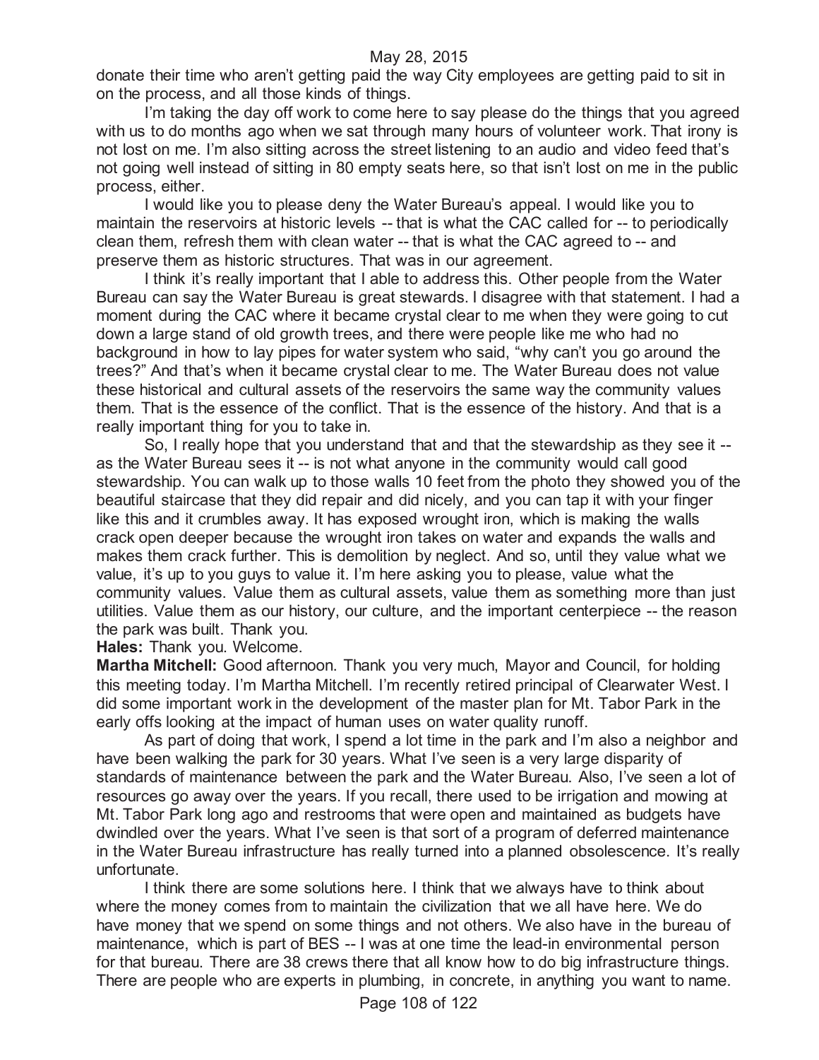donate their time who aren't getting paid the way City employees are getting paid to sit in on the process, and all those kinds of things.

I'm taking the day off work to come here to say please do the things that you agreed with us to do months ago when we sat through many hours of volunteer work. That irony is not lost on me. I'm also sitting across the street listening to an audio and video feed that's not going well instead of sitting in 80 empty seats here, so that isn't lost on me in the public process, either.

I would like you to please deny the Water Bureau's appeal. I would like you to maintain the reservoirs at historic levels -- that is what the CAC called for -- to periodically clean them, refresh them with clean water -- that is what the CAC agreed to -- and preserve them as historic structures. That was in our agreement.

I think it's really important that I able to address this. Other people from the Water Bureau can say the Water Bureau is great stewards. I disagree with that statement. I had a moment during the CAC where it became crystal clear to me when they were going to cut down a large stand of old growth trees, and there were people like me who had no background in how to lay pipes for water system who said, "why can't you go around the trees?" And that's when it became crystal clear to me. The Water Bureau does not value these historical and cultural assets of the reservoirs the same way the community values them. That is the essence of the conflict. That is the essence of the history. And that is a really important thing for you to take in.

So, I really hope that you understand that and that the stewardship as they see it -- as the Water Bureau sees it -- is not what anyone in the community would call good stewardship. You can walk up to those walls 10 feet from the photo they showed you of the beautiful staircase that they did repair and did nicely, and you can tap it with your finger like this and it crumbles away. It has exposed wrought iron, which is making the walls crack open deeper because the wrought iron takes on water and expands the walls and makes them crack further. This is demolition by neglect. And so, until they value what we value, it's up to you guys to value it. I'm here asking you to please, value what the community values. Value them as cultural assets, value them as something more than just utilities. Value them as our history, our culture, and the important centerpiece -- the reason the park was built. Thank you.

**Hales:** Thank you. Welcome.

**Martha Mitchell:** Good afternoon. Thank you very much, Mayor and Council, for holding this meeting today. I'm Martha Mitchell. I'm recently retired principal of Clearwater West. I did some important work in the development of the master plan for Mt. Tabor Park in the early offs looking at the impact of human uses on water quality runoff.

As part of doing that work, I spend a lot time in the park and I'm also a neighbor and have been walking the park for 30 years. What I've seen is a very large disparity of standards of maintenance between the park and the Water Bureau. Also, I've seen a lot of resources go away over the years. If you recall, there used to be irrigation and mowing at Mt. Tabor Park long ago and restrooms that were open and maintained as budgets have dwindled over the years. What I've seen is that sort of a program of deferred maintenance in the Water Bureau infrastructure has really turned into a planned obsolescence. It's really unfortunate.

I think there are some solutions here. I think that we always have to think about where the money comes from to maintain the civilization that we all have here. We do have money that we spend on some things and not others. We also have in the bureau of maintenance, which is part of BES -- I was at one time the lead-in environmental person for that bureau. There are 38 crews there that all know how to do big infrastructure things. There are people who are experts in plumbing, in concrete, in anything you want to name.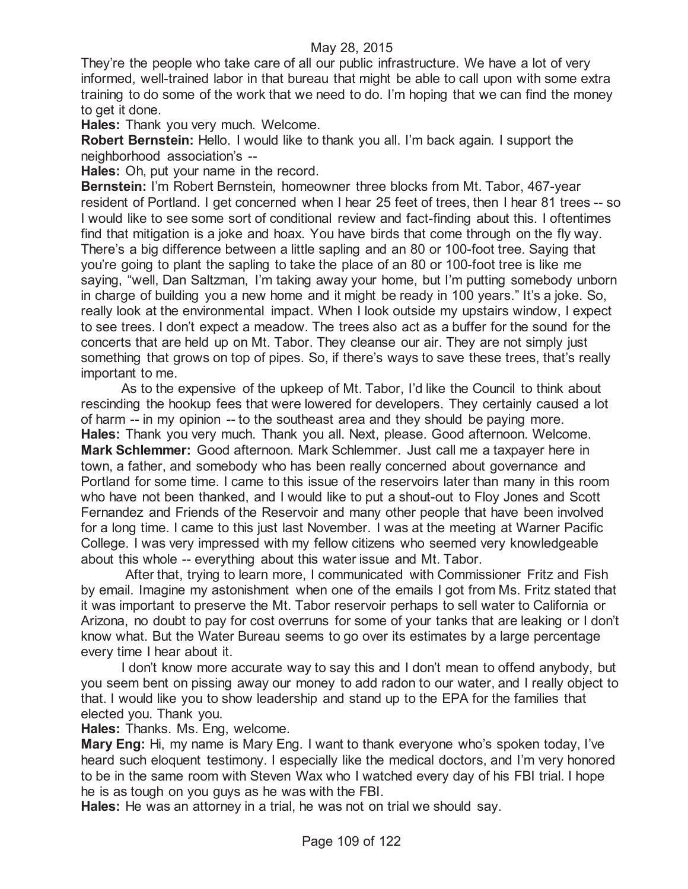They're the people who take care of all our public infrastructure. We have a lot of very informed, well-trained labor in that bureau that might be able to call upon with some extra training to do some of the work that we need to do. I'm hoping that we can find the money to get it done.

**Hales:** Thank you very much. Welcome.

**Robert Bernstein:** Hello. I would like to thank you all. I'm back again. I support the neighborhood association's --

**Hales:** Oh, put your name in the record.

**Bernstein:** I'm Robert Bernstein, homeowner three blocks from Mt. Tabor, 467-year resident of Portland. I get concerned when I hear 25 feet of trees, then I hear 81 trees -- so I would like to see some sort of conditional review and fact-finding about this. I oftentimes find that mitigation is a joke and hoax. You have birds that come through on the fly way. There's a big difference between a little sapling and an 80 or 100-foot tree. Saying that you're going to plant the sapling to take the place of an 80 or 100-foot tree is like me saying, "well, Dan Saltzman, I'm taking away your home, but I'm putting somebody unborn in charge of building you a new home and it might be ready in 100 years." It's a joke. So, really look at the environmental impact. When I look outside my upstairs window, I expect to see trees. I don't expect a meadow. The trees also act as a buffer for the sound for the concerts that are held up on Mt. Tabor. They cleanse our air. They are not simply just something that grows on top of pipes. So, if there's ways to save these trees, that's really important to me.

As to the expensive of the upkeep of Mt. Tabor, I'd like the Council to think about rescinding the hookup fees that were lowered for developers. They certainly caused a lot of harm -- in my opinion -- to the southeast area and they should be paying more.

**Hales:** Thank you very much. Thank you all. Next, please. Good afternoon. Welcome.

**Mark Schlemmer:** Good afternoon. Mark Schlemmer. Just call me a taxpayer here in town, a father, and somebody who has been really concerned about governance and Portland for some time. I came to this issue of the reservoirs later than many in this room who have not been thanked, and I would like to put a shout-out to Floy Jones and Scott Fernandez and Friends of the Reservoir and many other people that have been involved for a long time. I came to this just last November. I was at the meeting at Warner Pacific College. I was very impressed with my fellow citizens who seemed very knowledgeable about this whole -- everything about this water issue and Mt. Tabor.

After that, trying to learn more, I communicated with Commissioner Fritz and Fish by email. Imagine my astonishment when one of the emails I got from Ms. Fritz stated that it was important to preserve the Mt. Tabor reservoir perhaps to sell water to California or Arizona, no doubt to pay for cost overruns for some of your tanks that are leaking or I don't know what. But the Water Bureau seems to go over its estimates by a large percentage every time I hear about it.

I don't know more accurate way to say this and I don't mean to offend anybody, but you seem bent on pissing away our money to add radon to our water, and I really object to that. I would like you to show leadership and stand up to the EPA for the families that elected you. Thank you.

**Hales:** Thanks. Ms. Eng, welcome.

**Mary Eng:** Hi, my name is Mary Eng. I want to thank everyone who's spoken today, I've heard such eloquent testimony. I especially like the medical doctors, and I'm very honored to be in the same room with Steven Wax who I watched every day of his FBI trial. I hope he is as tough on you guys as he was with the FBI.

**Hales:** He was an attorney in a trial, he was not on trial we should say.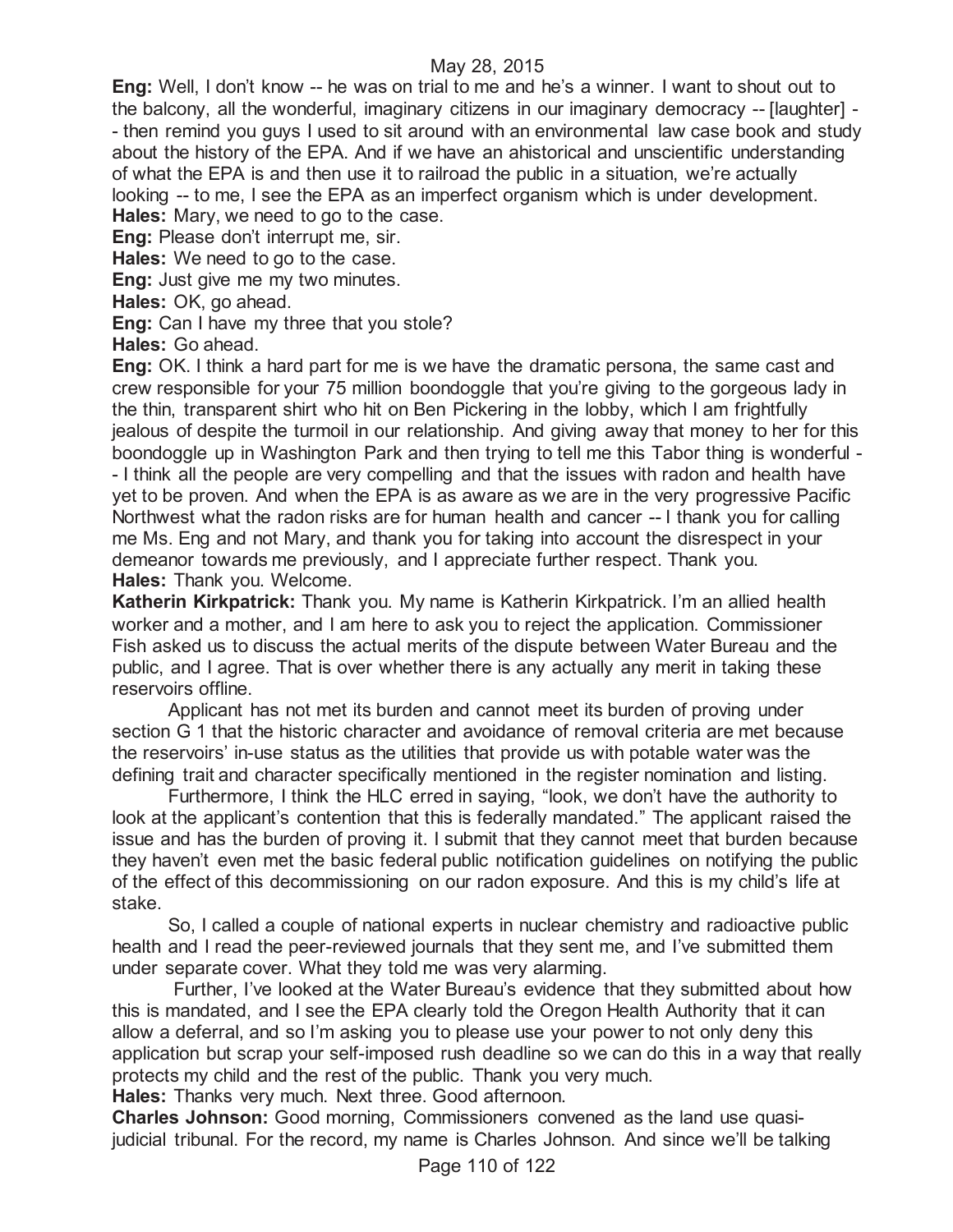**Eng:** Well, I don't know -- he was on trial to me and he's a winner. I want to shout out to the balcony, all the wonderful, imaginary citizens in our imaginary democracy -- [laughter] -- then remind you guys I used to sit around with an environmental law case book and study about the history of the EPA. And if we have an ahistorical and unscientific understanding of what the EPA is and then use it to railroad the public in a situation, we're actually looking -- to me, I see the EPA as an imperfect organism which is under development.
**Hales:** Mary, we need to go to the case.
**Eng:** Please don't interrupt me, sir.
**Hales:** We need to go to the case.
**Eng:** Just give me my two minutes.
**Hales:** OK, go ahead.
**Eng:** Can I have my three that you stole?
**Hales:** Go ahead.
**Eng:** OK. I think a hard part for me is we have the dramatic persona, the same cast and crew responsible for your 75 million boondoggle that you're giving to the gorgeous lady in the thin, transparent shirt who hit on Ben Pickering in the lobby, which I am frightfully jealous of despite the turmoil in our relationship. And giving away that money to her for this boondoggle up in Washington Park and then trying to tell me this Tabor thing is wonderful -- I think all the people are very compelling and that the issues with radon and health have yet to be proven. And when the EPA is as aware as we are in the very progressive Pacific Northwest what the radon risks are for human health and cancer -- I thank you for calling me Ms. Eng and not Mary, and thank you for taking into account the disrespect in your demeanor towards me previously, and I appreciate further respect. Thank you.
**Hales:** Thank you. Welcome.
**Katherin Kirkpatrick:** Thank you. My name is Katherin Kirkpatrick. I'm an allied health worker and a mother, and I am here to ask you to reject the application. Commissioner Fish asked us to discuss the actual merits of the dispute between Water Bureau and the public, and I agree. That is over whether there is any actually any merit in taking these reservoirs offline.

Applicant has not met its burden and cannot meet its burden of proving under section G 1 that the historic character and avoidance of removal criteria are met because the reservoirs' in-use status as the utilities that provide us with potable water was the defining trait and character specifically mentioned in the register nomination and listing.

Furthermore, I think the HLC erred in saying, "look, we don't have the authority to look at the applicant's contention that this is federally mandated." The applicant raised the issue and has the burden of proving it. I submit that they cannot meet that burden because they haven't even met the basic federal public notification guidelines on notifying the public of the effect of this decommissioning on our radon exposure. And this is my child's life at stake.

So, I called a couple of national experts in nuclear chemistry and radioactive public health and I read the peer-reviewed journals that they sent me, and I've submitted them under separate cover. What they told me was very alarming.

Further, I've looked at the Water Bureau's evidence that they submitted about how this is mandated, and I see the EPA clearly told the Oregon Health Authority that it can allow a deferral, and so I'm asking you to please use your power to not only deny this application but scrap your self-imposed rush deadline so we can do this in a way that really protects my child and the rest of the public. Thank you very much.
**Hales:** Thanks very much. Next three. Good afternoon.
**Charles Johnson:** Good morning, Commissioners convened as the land use quasi-judicial tribunal. For the record, my name is Charles Johnson. And since we'll be talking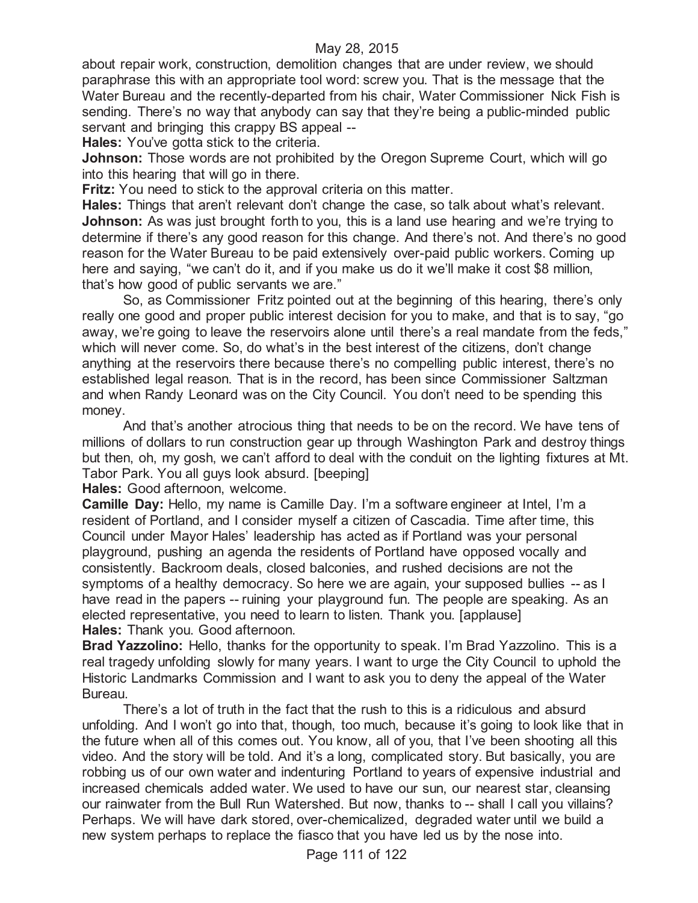about repair work, construction, demolition changes that are under review, we should paraphrase this with an appropriate tool word: screw you. That is the message that the Water Bureau and the recently-departed from his chair, Water Commissioner Nick Fish is sending. There's no way that anybody can say that they're being a public-minded public servant and bringing this crappy BS appeal --

**Hales:** You've gotta stick to the criteria.

**Johnson:** Those words are not prohibited by the Oregon Supreme Court, which will go into this hearing that will go in there.

**Fritz:** You need to stick to the approval criteria on this matter.

**Hales:** Things that aren't relevant don't change the case, so talk about what's relevant.

**Johnson:** As was just brought forth to you, this is a land use hearing and we're trying to determine if there's any good reason for this change. And there's not. And there's no good reason for the Water Bureau to be paid extensively over-paid public workers. Coming up here and saying, "we can't do it, and if you make us do it we'll make it cost $8 million, that's how good of public servants we are."

So, as Commissioner Fritz pointed out at the beginning of this hearing, there's only really one good and proper public interest decision for you to make, and that is to say, "go away, we're going to leave the reservoirs alone until there's a real mandate from the feds," which will never come. So, do what's in the best interest of the citizens, don't change anything at the reservoirs there because there's no compelling public interest, there's no established legal reason. That is in the record, has been since Commissioner Saltzman and when Randy Leonard was on the City Council. You don't need to be spending this money.

And that's another atrocious thing that needs to be on the record. We have tens of millions of dollars to run construction gear up through Washington Park and destroy things but then, oh, my gosh, we can't afford to deal with the conduit on the lighting fixtures at Mt. Tabor Park. You all guys look absurd. [beeping]

**Hales:** Good afternoon, welcome.

**Camille Day:** Hello, my name is Camille Day. I'm a software engineer at Intel, I'm a resident of Portland, and I consider myself a citizen of Cascadia. Time after time, this Council under Mayor Hales' leadership has acted as if Portland was your personal playground, pushing an agenda the residents of Portland have opposed vocally and consistently. Backroom deals, closed balconies, and rushed decisions are not the symptoms of a healthy democracy. So here we are again, your supposed bullies -- as I have read in the papers -- ruining your playground fun. The people are speaking. As an elected representative, you need to learn to listen. Thank you. [applause]

**Hales:** Thank you. Good afternoon.

**Brad Yazzolino:** Hello, thanks for the opportunity to speak. I'm Brad Yazzolino. This is a real tragedy unfolding slowly for many years. I want to urge the City Council to uphold the Historic Landmarks Commission and I want to ask you to deny the appeal of the Water Bureau.

There's a lot of truth in the fact that the rush to this is a ridiculous and absurd unfolding. And I won't go into that, though, too much, because it's going to look like that in the future when all of this comes out. You know, all of you, that I've been shooting all this video. And the story will be told. And it's a long, complicated story. But basically, you are robbing us of our own water and indenturing Portland to years of expensive industrial and increased chemicals added water. We used to have our sun, our nearest star, cleansing our rainwater from the Bull Run Watershed. But now, thanks to -- shall I call you villains? Perhaps. We will have dark stored, over-chemicalized, degraded water until we build a new system perhaps to replace the fiasco that you have led us by the nose into.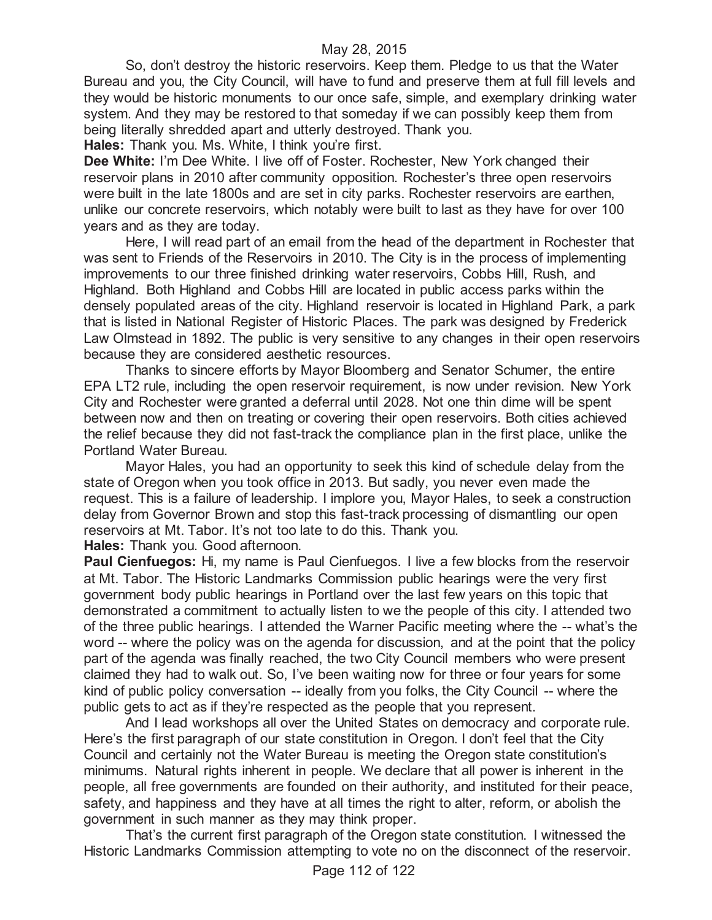So, don't destroy the historic reservoirs. Keep them. Pledge to us that the Water Bureau and you, the City Council, will have to fund and preserve them at full fill levels and they would be historic monuments to our once safe, simple, and exemplary drinking water system. And they may be restored to that someday if we can possibly keep them from being literally shredded apart and utterly destroyed. Thank you.

**Hales:** Thank you. Ms. White, I think you're first.

**Dee White:** I'm Dee White. I live off of Foster. Rochester, New York changed their reservoir plans in 2010 after community opposition. Rochester's three open reservoirs were built in the late 1800s and are set in city parks. Rochester reservoirs are earthen, unlike our concrete reservoirs, which notably were built to last as they have for over 100 years and as they are today.

Here, I will read part of an email from the head of the department in Rochester that was sent to Friends of the Reservoirs in 2010. The City is in the process of implementing improvements to our three finished drinking water reservoirs, Cobbs Hill, Rush, and Highland. Both Highland and Cobbs Hill are located in public access parks within the densely populated areas of the city. Highland reservoir is located in Highland Park, a park that is listed in National Register of Historic Places. The park was designed by Frederick Law Olmstead in 1892. The public is very sensitive to any changes in their open reservoirs because they are considered aesthetic resources.

Thanks to sincere efforts by Mayor Bloomberg and Senator Schumer, the entire EPA LT2 rule, including the open reservoir requirement, is now under revision. New York City and Rochester were granted a deferral until 2028. Not one thin dime will be spent between now and then on treating or covering their open reservoirs. Both cities achieved the relief because they did not fast-track the compliance plan in the first place, unlike the Portland Water Bureau.

Mayor Hales, you had an opportunity to seek this kind of schedule delay from the state of Oregon when you took office in 2013. But sadly, you never even made the request. This is a failure of leadership. I implore you, Mayor Hales, to seek a construction delay from Governor Brown and stop this fast-track processing of dismantling our open reservoirs at Mt. Tabor. It's not too late to do this. Thank you.

**Hales:** Thank you. Good afternoon.

**Paul Cienfuegos:** Hi, my name is Paul Cienfuegos. I live a few blocks from the reservoir at Mt. Tabor. The Historic Landmarks Commission public hearings were the very first government body public hearings in Portland over the last few years on this topic that demonstrated a commitment to actually listen to we the people of this city. I attended two of the three public hearings. I attended the Warner Pacific meeting where the -- what's the word -- where the policy was on the agenda for discussion, and at the point that the policy part of the agenda was finally reached, the two City Council members who were present claimed they had to walk out. So, I've been waiting now for three or four years for some kind of public policy conversation -- ideally from you folks, the City Council -- where the public gets to act as if they're respected as the people that you represent.

And I lead workshops all over the United States on democracy and corporate rule. Here's the first paragraph of our state constitution in Oregon. I don't feel that the City Council and certainly not the Water Bureau is meeting the Oregon state constitution's minimums. Natural rights inherent in people. We declare that all power is inherent in the people, all free governments are founded on their authority, and instituted for their peace, safety, and happiness and they have at all times the right to alter, reform, or abolish the government in such manner as they may think proper.

That's the current first paragraph of the Oregon state constitution. I witnessed the Historic Landmarks Commission attempting to vote no on the disconnect of the reservoir.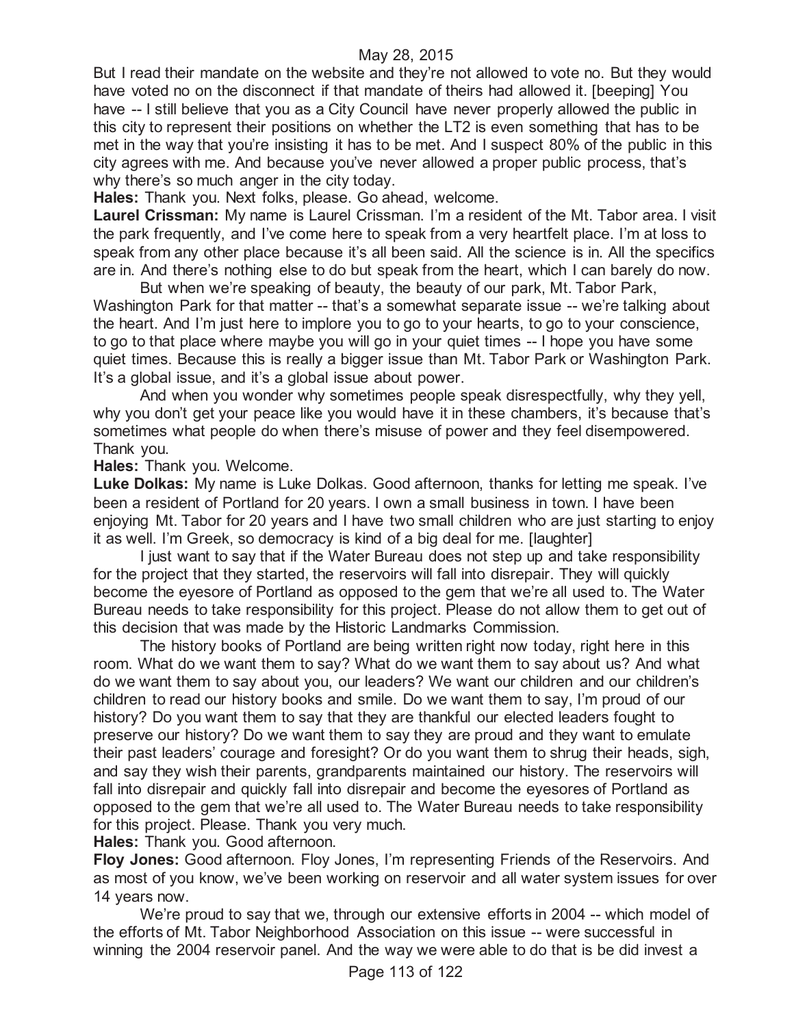But I read their mandate on the website and they're not allowed to vote no. But they would have voted no on the disconnect if that mandate of theirs had allowed it. [beeping] You have -- I still believe that you as a City Council have never properly allowed the public in this city to represent their positions on whether the LT2 is even something that has to be met in the way that you're insisting it has to be met. And I suspect 80% of the public in this city agrees with me. And because you've never allowed a proper public process, that's why there's so much anger in the city today.

**Hales:** Thank you. Next folks, please. Go ahead, welcome.

**Laurel Crissman:** My name is Laurel Crissman. I'm a resident of the Mt. Tabor area. I visit the park frequently, and I've come here to speak from a very heartfelt place. I'm at loss to speak from any other place because it's all been said. All the science is in. All the specifics are in. And there's nothing else to do but speak from the heart, which I can barely do now.

But when we're speaking of beauty, the beauty of our park, Mt. Tabor Park, Washington Park for that matter -- that's a somewhat separate issue -- we're talking about the heart. And I'm just here to implore you to go to your hearts, to go to your conscience, to go to that place where maybe you will go in your quiet times -- I hope you have some quiet times. Because this is really a bigger issue than Mt. Tabor Park or Washington Park. It's a global issue, and it's a global issue about power.

And when you wonder why sometimes people speak disrespectfully, why they yell, why you don't get your peace like you would have it in these chambers, it's because that's sometimes what people do when there's misuse of power and they feel disempowered. Thank you.

**Hales:** Thank you. Welcome.

**Luke Dolkas:** My name is Luke Dolkas. Good afternoon, thanks for letting me speak. I've been a resident of Portland for 20 years. I own a small business in town. I have been enjoying Mt. Tabor for 20 years and I have two small children who are just starting to enjoy it as well. I'm Greek, so democracy is kind of a big deal for me. [laughter]

I just want to say that if the Water Bureau does not step up and take responsibility for the project that they started, the reservoirs will fall into disrepair. They will quickly become the eyesore of Portland as opposed to the gem that we're all used to. The Water Bureau needs to take responsibility for this project. Please do not allow them to get out of this decision that was made by the Historic Landmarks Commission.

The history books of Portland are being written right now today, right here in this room. What do we want them to say? What do we want them to say about us? And what do we want them to say about you, our leaders? We want our children and our children's children to read our history books and smile. Do we want them to say, I'm proud of our history? Do you want them to say that they are thankful our elected leaders fought to preserve our history? Do we want them to say they are proud and they want to emulate their past leaders' courage and foresight? Or do you want them to shrug their heads, sigh, and say they wish their parents, grandparents maintained our history. The reservoirs will fall into disrepair and quickly fall into disrepair and become the eyesores of Portland as opposed to the gem that we're all used to. The Water Bureau needs to take responsibility for this project. Please. Thank you very much.

**Hales:** Thank you. Good afternoon.

**Floy Jones:** Good afternoon. Floy Jones, I'm representing Friends of the Reservoirs. And as most of you know, we've been working on reservoir and all water system issues for over 14 years now.

We're proud to say that we, through our extensive efforts in 2004 -- which model of the efforts of Mt. Tabor Neighborhood Association on this issue -- were successful in winning the 2004 reservoir panel. And the way we were able to do that is be did invest a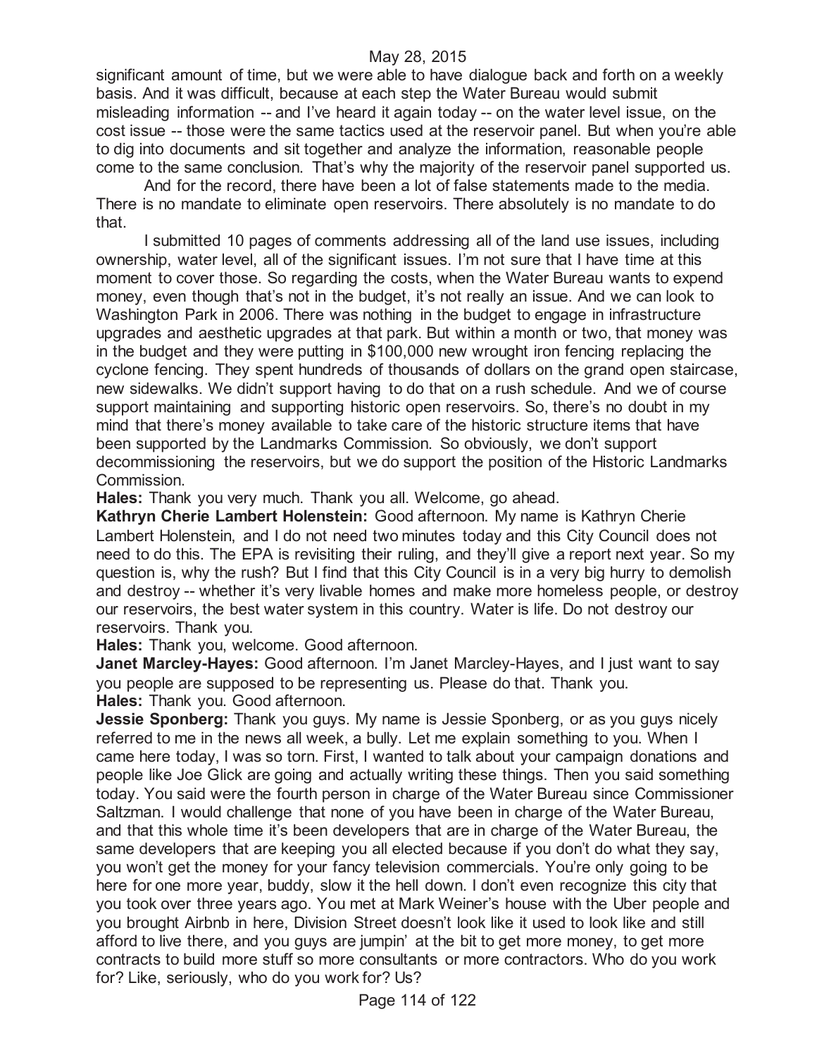significant amount of time, but we were able to have dialogue back and forth on a weekly basis. And it was difficult, because at each step the Water Bureau would submit misleading information -- and I've heard it again today -- on the water level issue, on the cost issue -- those were the same tactics used at the reservoir panel. But when you're able to dig into documents and sit together and analyze the information, reasonable people come to the same conclusion. That's why the majority of the reservoir panel supported us.

And for the record, there have been a lot of false statements made to the media. There is no mandate to eliminate open reservoirs. There absolutely is no mandate to do that.

I submitted 10 pages of comments addressing all of the land use issues, including ownership, water level, all of the significant issues. I'm not sure that I have time at this moment to cover those. So regarding the costs, when the Water Bureau wants to expend money, even though that's not in the budget, it's not really an issue. And we can look to Washington Park in 2006. There was nothing in the budget to engage in infrastructure upgrades and aesthetic upgrades at that park. But within a month or two, that money was in the budget and they were putting in $100,000 new wrought iron fencing replacing the cyclone fencing. They spent hundreds of thousands of dollars on the grand open staircase, new sidewalks. We didn't support having to do that on a rush schedule. And we of course support maintaining and supporting historic open reservoirs. So, there's no doubt in my mind that there's money available to take care of the historic structure items that have been supported by the Landmarks Commission. So obviously, we don't support decommissioning the reservoirs, but we do support the position of the Historic Landmarks Commission.

**Hales:** Thank you very much. Thank you all. Welcome, go ahead.

**Kathryn Cherie Lambert Holenstein:** Good afternoon. My name is Kathryn Cherie Lambert Holenstein, and I do not need two minutes today and this City Council does not need to do this. The EPA is revisiting their ruling, and they'll give a report next year. So my question is, why the rush? But I find that this City Council is in a very big hurry to demolish and destroy -- whether it's very livable homes and make more homeless people, or destroy our reservoirs, the best water system in this country. Water is life. Do not destroy our reservoirs. Thank you.

**Hales:** Thank you, welcome. Good afternoon.

**Janet Marcley-Hayes:** Good afternoon. I'm Janet Marcley-Hayes, and I just want to say you people are supposed to be representing us. Please do that. Thank you.

**Hales:** Thank you. Good afternoon.

**Jessie Sponberg:** Thank you guys. My name is Jessie Sponberg, or as you guys nicely referred to me in the news all week, a bully. Let me explain something to you. When I came here today, I was so torn. First, I wanted to talk about your campaign donations and people like Joe Glick are going and actually writing these things. Then you said something today. You said were the fourth person in charge of the Water Bureau since Commissioner Saltzman. I would challenge that none of you have been in charge of the Water Bureau, and that this whole time it's been developers that are in charge of the Water Bureau, the same developers that are keeping you all elected because if you don't do what they say, you won't get the money for your fancy television commercials. You're only going to be here for one more year, buddy, slow it the hell down. I don't even recognize this city that you took over three years ago. You met at Mark Weiner's house with the Uber people and you brought Airbnb in here, Division Street doesn't look like it used to look like and still afford to live there, and you guys are jumpin' at the bit to get more money, to get more contracts to build more stuff so more consultants or more contractors. Who do you work for? Like, seriously, who do you work for? Us?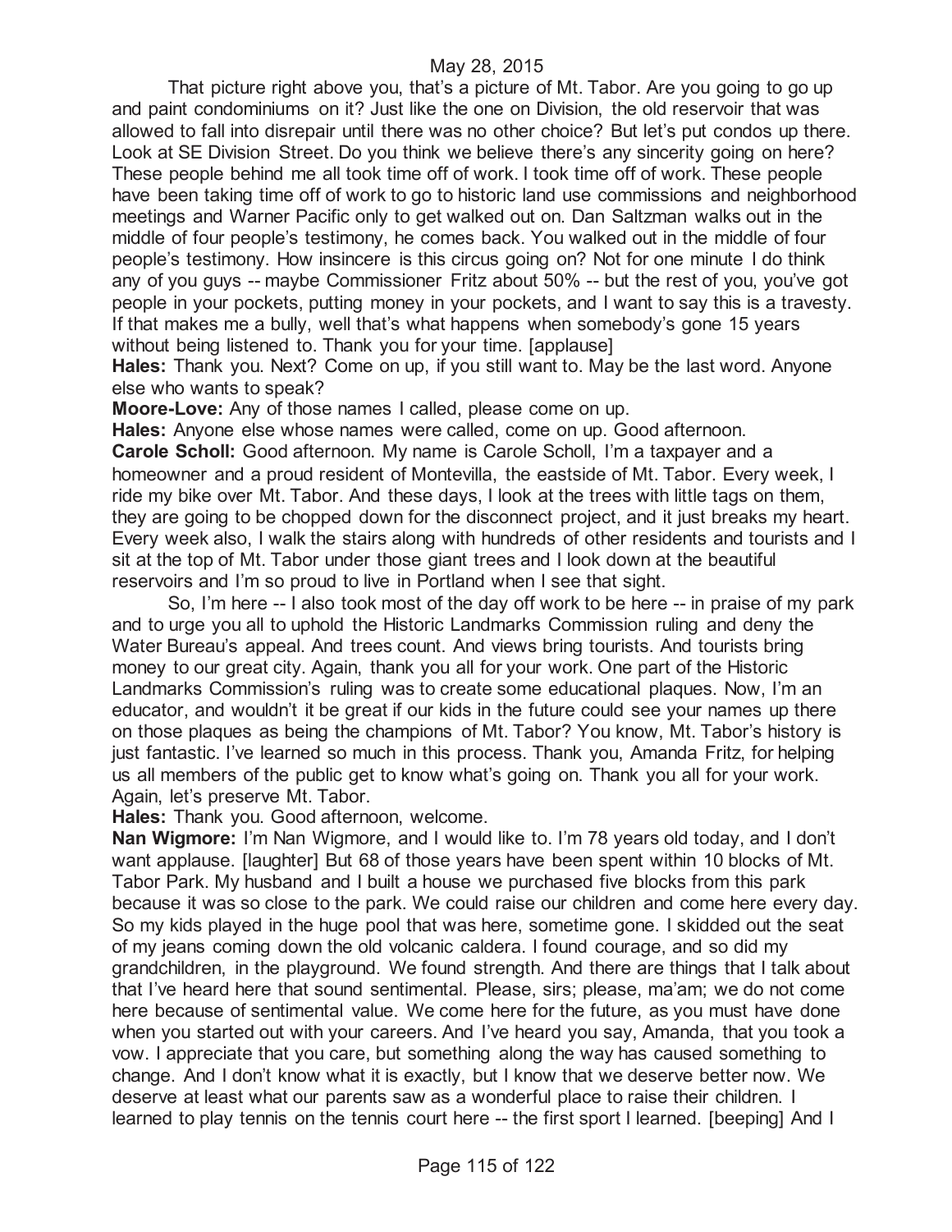That picture right above you, that's a picture of Mt. Tabor. Are you going to go up and paint condominiums on it? Just like the one on Division, the old reservoir that was allowed to fall into disrepair until there was no other choice? But let's put condos up there. Look at SE Division Street. Do you think we believe there's any sincerity going on here? These people behind me all took time off of work. I took time off of work. These people have been taking time off of work to go to historic land use commissions and neighborhood meetings and Warner Pacific only to get walked out on. Dan Saltzman walks out in the middle of four people's testimony, he comes back. You walked out in the middle of four people's testimony. How insincere is this circus going on? Not for one minute I do think any of you guys -- maybe Commissioner Fritz about 50% -- but the rest of you, you've got people in your pockets, putting money in your pockets, and I want to say this is a travesty. If that makes me a bully, well that's what happens when somebody's gone 15 years without being listened to. Thank you for your time. [applause]

**Hales:** Thank you. Next? Come on up, if you still want to. May be the last word. Anyone else who wants to speak?

**Moore-Love:** Any of those names I called, please come on up.

**Hales:** Anyone else whose names were called, come on up. Good afternoon.

**Carole Scholl:** Good afternoon. My name is Carole Scholl, I'm a taxpayer and a homeowner and a proud resident of Montevilla, the eastside of Mt. Tabor. Every week, I ride my bike over Mt. Tabor. And these days, I look at the trees with little tags on them, they are going to be chopped down for the disconnect project, and it just breaks my heart. Every week also, I walk the stairs along with hundreds of other residents and tourists and I sit at the top of Mt. Tabor under those giant trees and I look down at the beautiful reservoirs and I'm so proud to live in Portland when I see that sight.

So, I'm here -- I also took most of the day off work to be here -- in praise of my park and to urge you all to uphold the Historic Landmarks Commission ruling and deny the Water Bureau's appeal. And trees count. And views bring tourists. And tourists bring money to our great city. Again, thank you all for your work. One part of the Historic Landmarks Commission's ruling was to create some educational plaques. Now, I'm an educator, and wouldn't it be great if our kids in the future could see your names up there on those plaques as being the champions of Mt. Tabor? You know, Mt. Tabor's history is just fantastic. I've learned so much in this process. Thank you, Amanda Fritz, for helping us all members of the public get to know what's going on. Thank you all for your work. Again, let's preserve Mt. Tabor.

**Hales:** Thank you. Good afternoon, welcome.

**Nan Wigmore:** I'm Nan Wigmore, and I would like to. I'm 78 years old today, and I don't want applause. [laughter] But 68 of those years have been spent within 10 blocks of Mt. Tabor Park. My husband and I built a house we purchased five blocks from this park because it was so close to the park. We could raise our children and come here every day. So my kids played in the huge pool that was here, sometime gone. I skidded out the seat of my jeans coming down the old volcanic caldera. I found courage, and so did my grandchildren, in the playground. We found strength. And there are things that I talk about that I've heard here that sound sentimental. Please, sirs; please, ma'am; we do not come here because of sentimental value. We come here for the future, as you must have done when you started out with your careers. And I've heard you say, Amanda, that you took a vow. I appreciate that you care, but something along the way has caused something to change. And I don't know what it is exactly, but I know that we deserve better now. We deserve at least what our parents saw as a wonderful place to raise their children. I learned to play tennis on the tennis court here -- the first sport I learned. [beeping] And I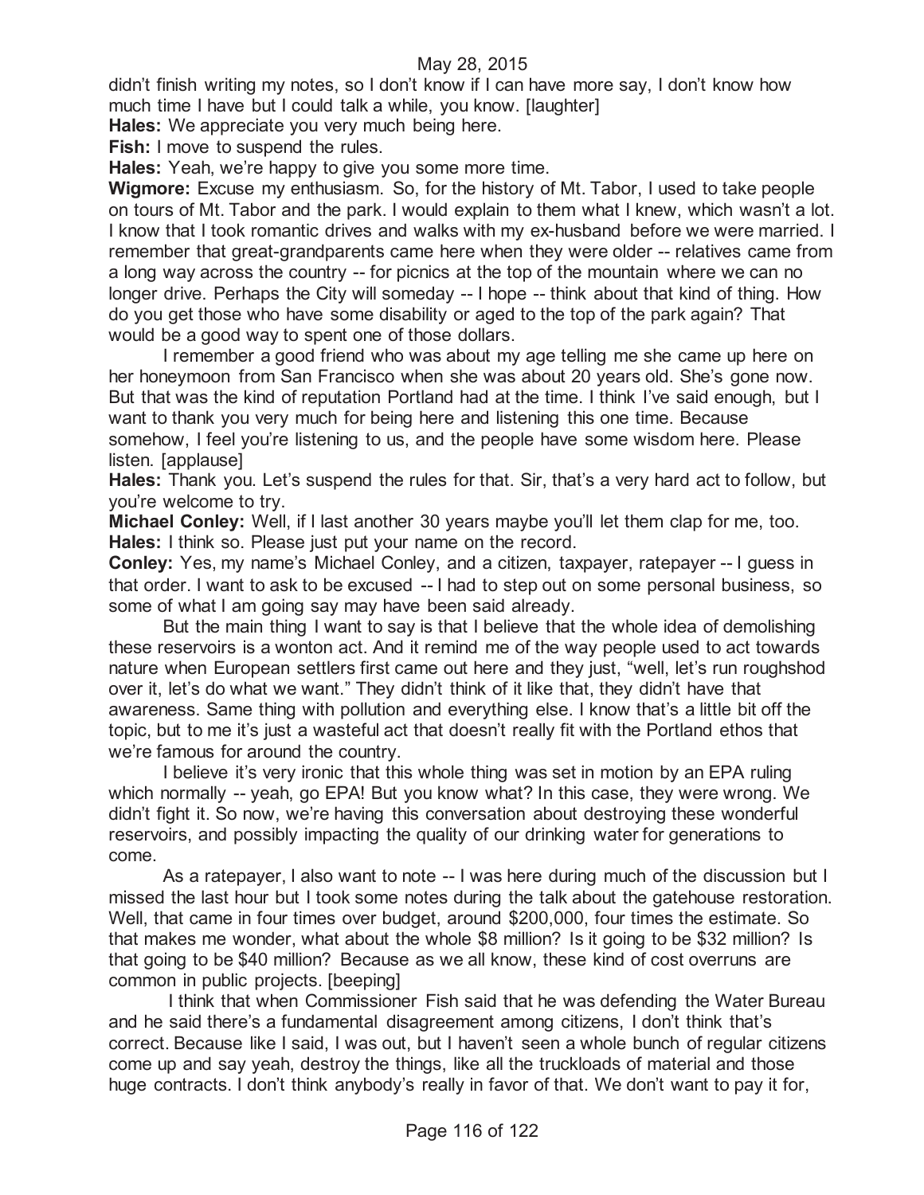didn't finish writing my notes, so I don't know if I can have more say, I don't know how much time I have but I could talk a while, you know. [laughter]

**Hales:** We appreciate you very much being here.

**Fish:** I move to suspend the rules.

**Hales:** Yeah, we're happy to give you some more time.

**Wigmore:** Excuse my enthusiasm. So, for the history of Mt. Tabor, I used to take people on tours of Mt. Tabor and the park. I would explain to them what I knew, which wasn't a lot. I know that I took romantic drives and walks with my ex-husband before we were married. I remember that great-grandparents came here when they were older -- relatives came from a long way across the country -- for picnics at the top of the mountain where we can no longer drive. Perhaps the City will someday -- I hope -- think about that kind of thing. How do you get those who have some disability or aged to the top of the park again? That would be a good way to spent one of those dollars.

I remember a good friend who was about my age telling me she came up here on her honeymoon from San Francisco when she was about 20 years old. She's gone now. But that was the kind of reputation Portland had at the time. I think I've said enough, but I want to thank you very much for being here and listening this one time. Because somehow, I feel you're listening to us, and the people have some wisdom here. Please listen. [applause]

**Hales:** Thank you. Let's suspend the rules for that. Sir, that's a very hard act to follow, but you're welcome to try.

**Michael Conley:** Well, if I last another 30 years maybe you'll let them clap for me, too.

**Hales:** I think so. Please just put your name on the record.

**Conley:** Yes, my name's Michael Conley, and a citizen, taxpayer, ratepayer -- I guess in that order. I want to ask to be excused -- I had to step out on some personal business, so some of what I am going say may have been said already.

But the main thing I want to say is that I believe that the whole idea of demolishing these reservoirs is a wonton act. And it remind me of the way people used to act towards nature when European settlers first came out here and they just, "well, let's run roughshod over it, let's do what we want." They didn't think of it like that, they didn't have that awareness. Same thing with pollution and everything else. I know that's a little bit off the topic, but to me it's just a wasteful act that doesn't really fit with the Portland ethos that we're famous for around the country.

I believe it's very ironic that this whole thing was set in motion by an EPA ruling which normally -- yeah, go EPA! But you know what? In this case, they were wrong. We didn't fight it. So now, we're having this conversation about destroying these wonderful reservoirs, and possibly impacting the quality of our drinking water for generations to come.

As a ratepayer, I also want to note -- I was here during much of the discussion but I missed the last hour but I took some notes during the talk about the gatehouse restoration. Well, that came in four times over budget, around $200,000, four times the estimate. So that makes me wonder, what about the whole $8 million? Is it going to be $32 million? Is that going to be $40 million? Because as we all know, these kind of cost overruns are common in public projects. [beeping]

I think that when Commissioner Fish said that he was defending the Water Bureau and he said there's a fundamental disagreement among citizens, I don't think that's correct. Because like I said, I was out, but I haven't seen a whole bunch of regular citizens come up and say yeah, destroy the things, like all the truckloads of material and those huge contracts. I don't think anybody's really in favor of that. We don't want to pay it for,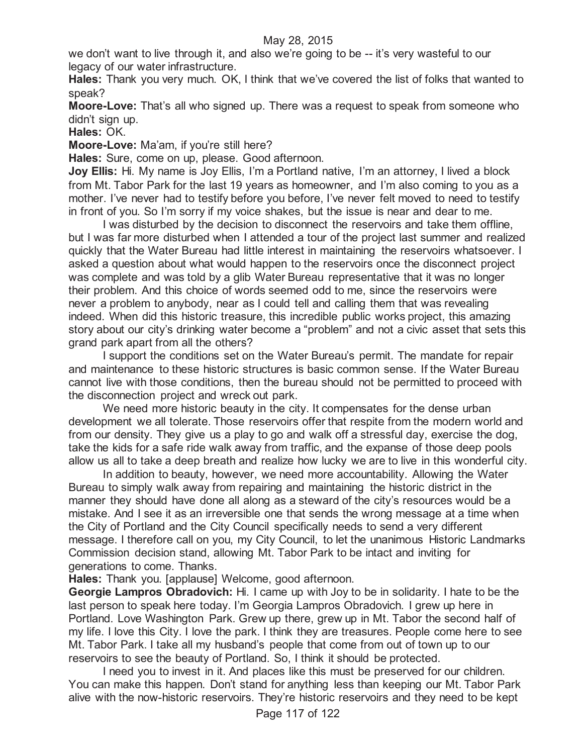we don't want to live through it, and also we're going to be -- it's very wasteful to our legacy of our water infrastructure.

**Hales:** Thank you very much. OK, I think that we've covered the list of folks that wanted to speak?

**Moore-Love:** That's all who signed up. There was a request to speak from someone who didn't sign up.

**Hales:** OK.

**Moore-Love:** Ma'am, if you're still here?

**Hales:** Sure, come on up, please. Good afternoon.

**Joy Ellis:** Hi. My name is Joy Ellis, I'm a Portland native, I'm an attorney, I lived a block from Mt. Tabor Park for the last 19 years as homeowner, and I'm also coming to you as a mother. I've never had to testify before you before, I've never felt moved to need to testify in front of you. So I'm sorry if my voice shakes, but the issue is near and dear to me.

I was disturbed by the decision to disconnect the reservoirs and take them offline, but I was far more disturbed when I attended a tour of the project last summer and realized quickly that the Water Bureau had little interest in maintaining the reservoirs whatsoever. I asked a question about what would happen to the reservoirs once the disconnect project was complete and was told by a glib Water Bureau representative that it was no longer their problem. And this choice of words seemed odd to me, since the reservoirs were never a problem to anybody, near as I could tell and calling them that was revealing indeed. When did this historic treasure, this incredible public works project, this amazing story about our city's drinking water become a "problem" and not a civic asset that sets this grand park apart from all the others?

I support the conditions set on the Water Bureau's permit. The mandate for repair and maintenance to these historic structures is basic common sense. If the Water Bureau cannot live with those conditions, then the bureau should not be permitted to proceed with the disconnection project and wreck out park.

We need more historic beauty in the city. It compensates for the dense urban development we all tolerate. Those reservoirs offer that respite from the modern world and from our density. They give us a play to go and walk off a stressful day, exercise the dog, take the kids for a safe ride walk away from traffic, and the expanse of those deep pools allow us all to take a deep breath and realize how lucky we are to live in this wonderful city.

In addition to beauty, however, we need more accountability. Allowing the Water Bureau to simply walk away from repairing and maintaining the historic district in the manner they should have done all along as a steward of the city's resources would be a mistake. And I see it as an irreversible one that sends the wrong message at a time when the City of Portland and the City Council specifically needs to send a very different message. I therefore call on you, my City Council, to let the unanimous Historic Landmarks Commission decision stand, allowing Mt. Tabor Park to be intact and inviting for generations to come. Thanks.

**Hales:** Thank you. [applause] Welcome, good afternoon.

**Georgie Lampros Obradovich:** Hi. I came up with Joy to be in solidarity. I hate to be the last person to speak here today. I'm Georgia Lampros Obradovich. I grew up here in Portland. Love Washington Park. Grew up there, grew up in Mt. Tabor the second half of my life. I love this City. I love the park. I think they are treasures. People come here to see Mt. Tabor Park. I take all my husband's people that come from out of town up to our reservoirs to see the beauty of Portland. So, I think it should be protected.

I need you to invest in it. And places like this must be preserved for our children. You can make this happen. Don't stand for anything less than keeping our Mt. Tabor Park alive with the now-historic reservoirs. They're historic reservoirs and they need to be kept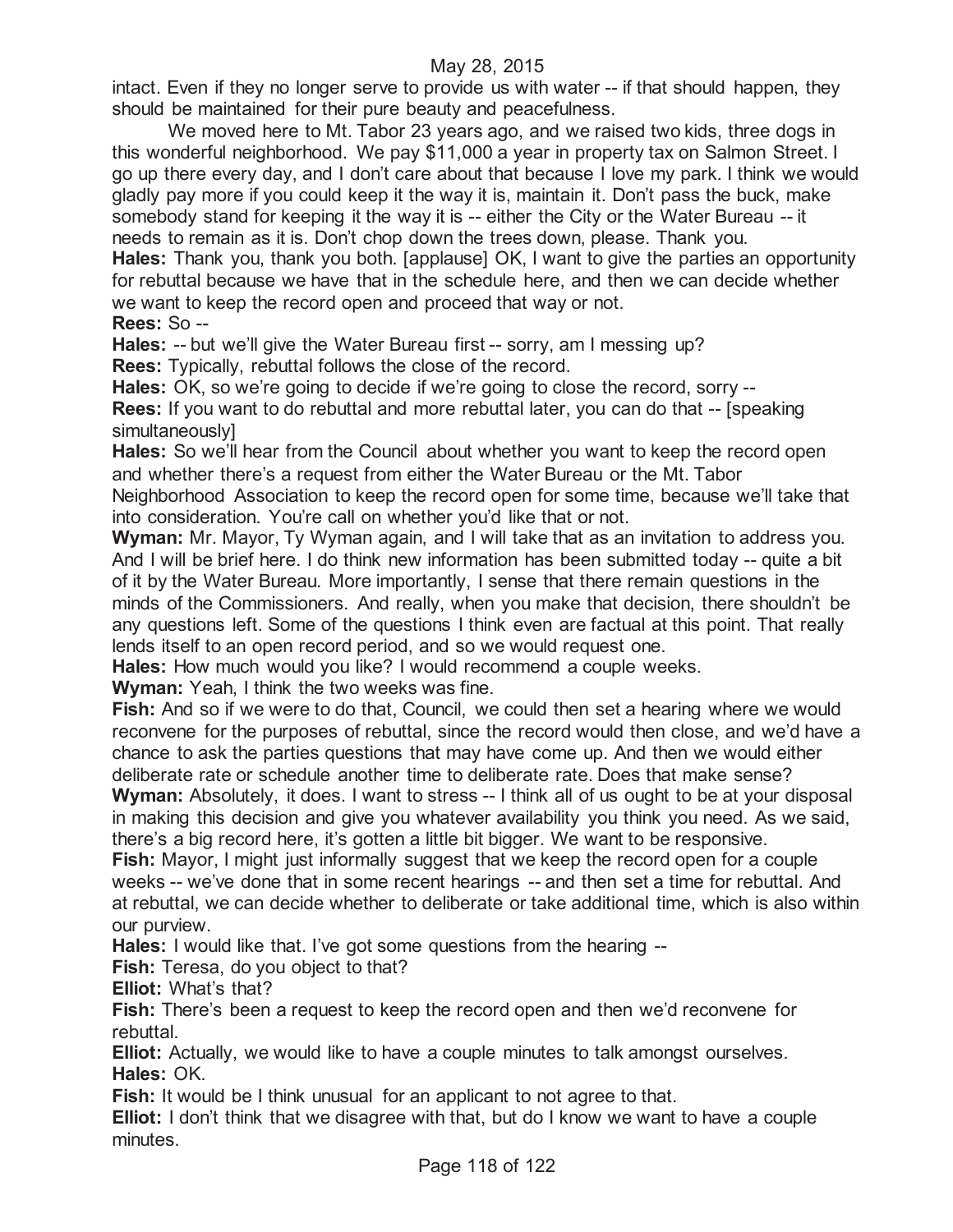intact. Even if they no longer serve to provide us with water -- if that should happen, they should be maintained for their pure beauty and peacefulness.

We moved here to Mt. Tabor 23 years ago, and we raised two kids, three dogs in this wonderful neighborhood. We pay $11,000 a year in property tax on Salmon Street. I go up there every day, and I don't care about that because I love my park. I think we would gladly pay more if you could keep it the way it is, maintain it. Don't pass the buck, make somebody stand for keeping it the way it is -- either the City or the Water Bureau -- it needs to remain as it is. Don't chop down the trees down, please. Thank you.

**Hales:** Thank you, thank you both. [applause] OK, I want to give the parties an opportunity for rebuttal because we have that in the schedule here, and then we can decide whether we want to keep the record open and proceed that way or not.

**Rees:** So --

**Hales:** -- but we'll give the Water Bureau first -- sorry, am I messing up?

**Rees:** Typically, rebuttal follows the close of the record.

**Hales:** OK, so we're going to decide if we're going to close the record, sorry --

**Rees:** If you want to do rebuttal and more rebuttal later, you can do that -- [speaking simultaneously]

**Hales:** So we'll hear from the Council about whether you want to keep the record open and whether there's a request from either the Water Bureau or the Mt. Tabor Neighborhood Association to keep the record open for some time, because we'll take that into consideration. You're call on whether you'd like that or not.

**Wyman:** Mr. Mayor, Ty Wyman again, and I will take that as an invitation to address you. And I will be brief here. I do think new information has been submitted today -- quite a bit of it by the Water Bureau. More importantly, I sense that there remain questions in the minds of the Commissioners. And really, when you make that decision, there shouldn't be any questions left. Some of the questions I think even are factual at this point. That really lends itself to an open record period, and so we would request one.

**Hales:** How much would you like? I would recommend a couple weeks.

**Wyman:** Yeah, I think the two weeks was fine.

**Fish:** And so if we were to do that, Council, we could then set a hearing where we would reconvene for the purposes of rebuttal, since the record would then close, and we'd have a chance to ask the parties questions that may have come up. And then we would either deliberate rate or schedule another time to deliberate rate. Does that make sense?

**Wyman:** Absolutely, it does. I want to stress -- I think all of us ought to be at your disposal in making this decision and give you whatever availability you think you need. As we said, there's a big record here, it's gotten a little bit bigger. We want to be responsive.

**Fish:** Mayor, I might just informally suggest that we keep the record open for a couple weeks -- we've done that in some recent hearings -- and then set a time for rebuttal. And at rebuttal, we can decide whether to deliberate or take additional time, which is also within our purview.

**Hales:** I would like that. I've got some questions from the hearing --

**Fish:** Teresa, do you object to that?

**Elliot:** What's that?

**Fish:** There's been a request to keep the record open and then we'd reconvene for rebuttal.

**Elliot:** Actually, we would like to have a couple minutes to talk amongst ourselves.

**Hales:** OK.

**Fish:** It would be I think unusual for an applicant to not agree to that.

**Elliot:** I don't think that we disagree with that, but do I know we want to have a couple minutes.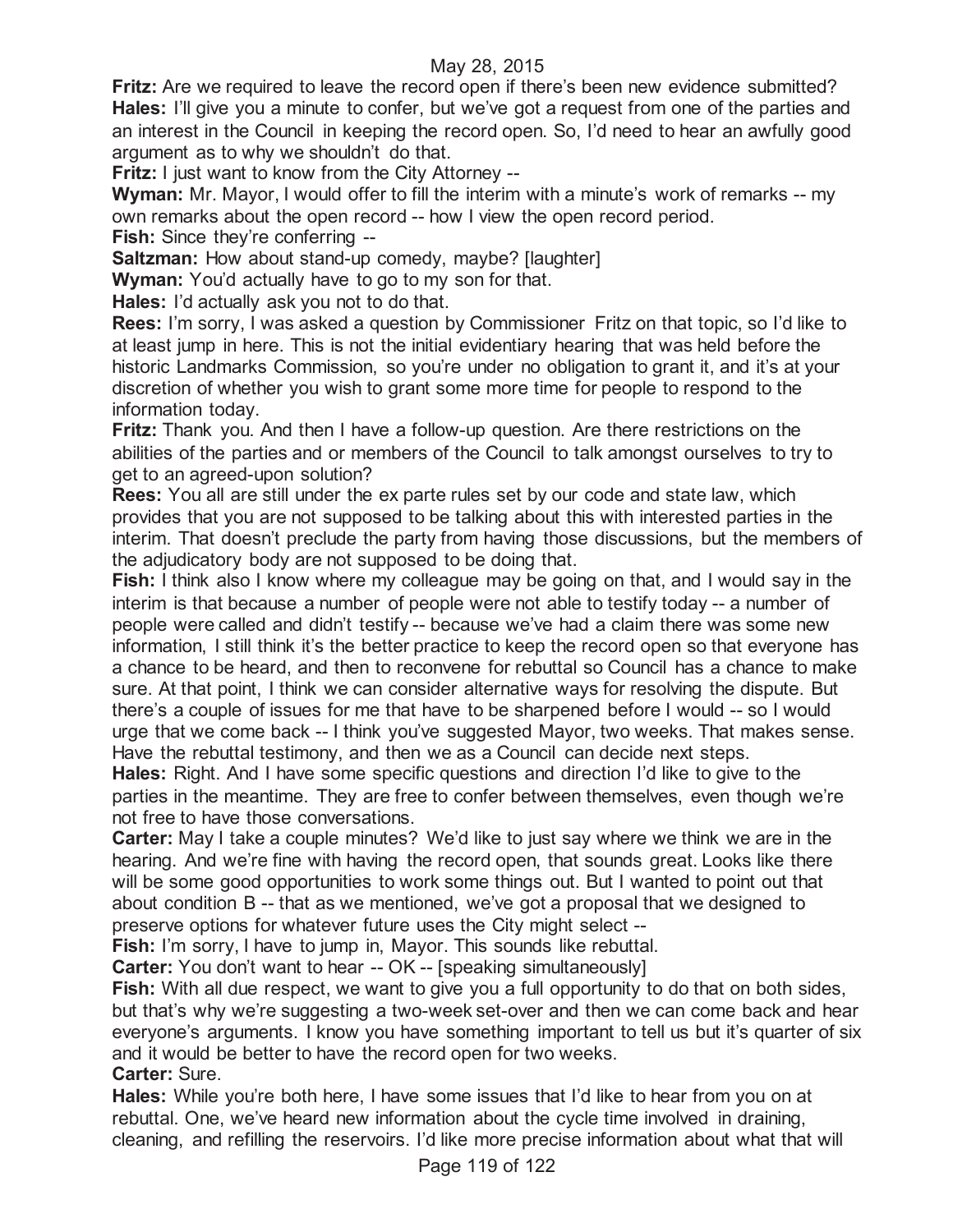**Fritz:** Are we required to leave the record open if there's been new evidence submitted?
**Hales:** I'll give you a minute to confer, but we've got a request from one of the parties and an interest in the Council in keeping the record open. So, I'd need to hear an awfully good argument as to why we shouldn't do that.
**Fritz:** I just want to know from the City Attorney --
**Wyman:** Mr. Mayor, I would offer to fill the interim with a minute's work of remarks -- my own remarks about the open record -- how I view the open record period.
**Fish:** Since they're conferring --
**Saltzman:** How about stand-up comedy, maybe? [laughter]
**Wyman:** You'd actually have to go to my son for that.
**Hales:** I'd actually ask you not to do that.
**Rees:** I'm sorry, I was asked a question by Commissioner Fritz on that topic, so I'd like to at least jump in here. This is not the initial evidentiary hearing that was held before the historic Landmarks Commission, so you're under no obligation to grant it, and it's at your discretion of whether you wish to grant some more time for people to respond to the information today.
**Fritz:** Thank you. And then I have a follow-up question. Are there restrictions on the abilities of the parties and or members of the Council to talk amongst ourselves to try to get to an agreed-upon solution?
**Rees:** You all are still under the ex parte rules set by our code and state law, which provides that you are not supposed to be talking about this with interested parties in the interim. That doesn't preclude the party from having those discussions, but the members of the adjudicatory body are not supposed to be doing that.
**Fish:** I think also I know where my colleague may be going on that, and I would say in the interim is that because a number of people were not able to testify today -- a number of people were called and didn't testify -- because we've had a claim there was some new information, I still think it's the better practice to keep the record open so that everyone has a chance to be heard, and then to reconvene for rebuttal so Council has a chance to make sure. At that point, I think we can consider alternative ways for resolving the dispute. But there's a couple of issues for me that have to be sharpened before I would -- so I would urge that we come back -- I think you've suggested Mayor, two weeks. That makes sense. Have the rebuttal testimony, and then we as a Council can decide next steps.
**Hales:** Right. And I have some specific questions and direction I'd like to give to the parties in the meantime. They are free to confer between themselves, even though we're not free to have those conversations.
**Carter:** May I take a couple minutes? We'd like to just say where we think we are in the hearing. And we're fine with having the record open, that sounds great. Looks like there will be some good opportunities to work some things out. But I wanted to point out that about condition B -- that as we mentioned, we've got a proposal that we designed to preserve options for whatever future uses the City might select --
**Fish:** I'm sorry, I have to jump in, Mayor. This sounds like rebuttal.
**Carter:** You don't want to hear -- OK -- [speaking simultaneously]
**Fish:** With all due respect, we want to give you a full opportunity to do that on both sides, but that's why we're suggesting a two-week set-over and then we can come back and hear everyone's arguments. I know you have something important to tell us but it's quarter of six and it would be better to have the record open for two weeks.
**Carter:** Sure.
**Hales:** While you're both here, I have some issues that I'd like to hear from you on at rebuttal. One, we've heard new information about the cycle time involved in draining, cleaning, and refilling the reservoirs. I'd like more precise information about what that will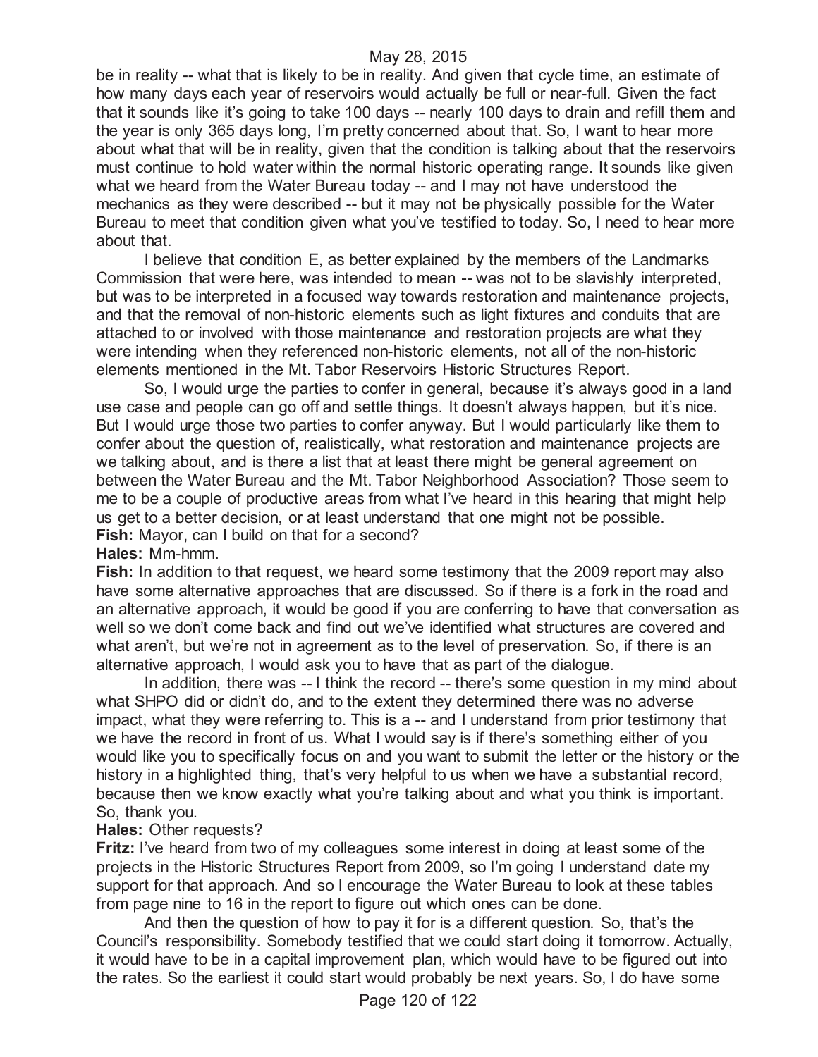be in reality -- what that is likely to be in reality. And given that cycle time, an estimate of how many days each year of reservoirs would actually be full or near-full. Given the fact that it sounds like it's going to take 100 days -- nearly 100 days to drain and refill them and the year is only 365 days long, I'm pretty concerned about that. So, I want to hear more about what that will be in reality, given that the condition is talking about that the reservoirs must continue to hold water within the normal historic operating range. It sounds like given what we heard from the Water Bureau today -- and I may not have understood the mechanics as they were described -- but it may not be physically possible for the Water Bureau to meet that condition given what you've testified to today. So, I need to hear more about that.

I believe that condition E, as better explained by the members of the Landmarks Commission that were here, was intended to mean -- was not to be slavishly interpreted, but was to be interpreted in a focused way towards restoration and maintenance projects, and that the removal of non-historic elements such as light fixtures and conduits that are attached to or involved with those maintenance and restoration projects are what they were intending when they referenced non-historic elements, not all of the non-historic elements mentioned in the Mt. Tabor Reservoirs Historic Structures Report.

So, I would urge the parties to confer in general, because it's always good in a land use case and people can go off and settle things. It doesn't always happen, but it's nice. But I would urge those two parties to confer anyway. But I would particularly like them to confer about the question of, realistically, what restoration and maintenance projects are we talking about, and is there a list that at least there might be general agreement on between the Water Bureau and the Mt. Tabor Neighborhood Association? Those seem to me to be a couple of productive areas from what I've heard in this hearing that might help us get to a better decision, or at least understand that one might not be possible.

**Fish:** Mayor, can I build on that for a second?

**Hales:** Mm-hmm.

**Fish:** In addition to that request, we heard some testimony that the 2009 report may also have some alternative approaches that are discussed. So if there is a fork in the road and an alternative approach, it would be good if you are conferring to have that conversation as well so we don't come back and find out we've identified what structures are covered and what aren't, but we're not in agreement as to the level of preservation. So, if there is an alternative approach, I would ask you to have that as part of the dialogue.

In addition, there was -- I think the record -- there's some question in my mind about what SHPO did or didn't do, and to the extent they determined there was no adverse impact, what they were referring to. This is a -- and I understand from prior testimony that we have the record in front of us. What I would say is if there's something either of you would like you to specifically focus on and you want to submit the letter or the history or the history in a highlighted thing, that's very helpful to us when we have a substantial record, because then we know exactly what you're talking about and what you think is important. So, thank you.

**Hales:** Other requests?

**Fritz:** I've heard from two of my colleagues some interest in doing at least some of the projects in the Historic Structures Report from 2009, so I'm going I understand date my support for that approach. And so I encourage the Water Bureau to look at these tables from page nine to 16 in the report to figure out which ones can be done.

And then the question of how to pay it for is a different question. So, that's the Council's responsibility. Somebody testified that we could start doing it tomorrow. Actually, it would have to be in a capital improvement plan, which would have to be figured out into the rates. So the earliest it could start would probably be next years. So, I do have some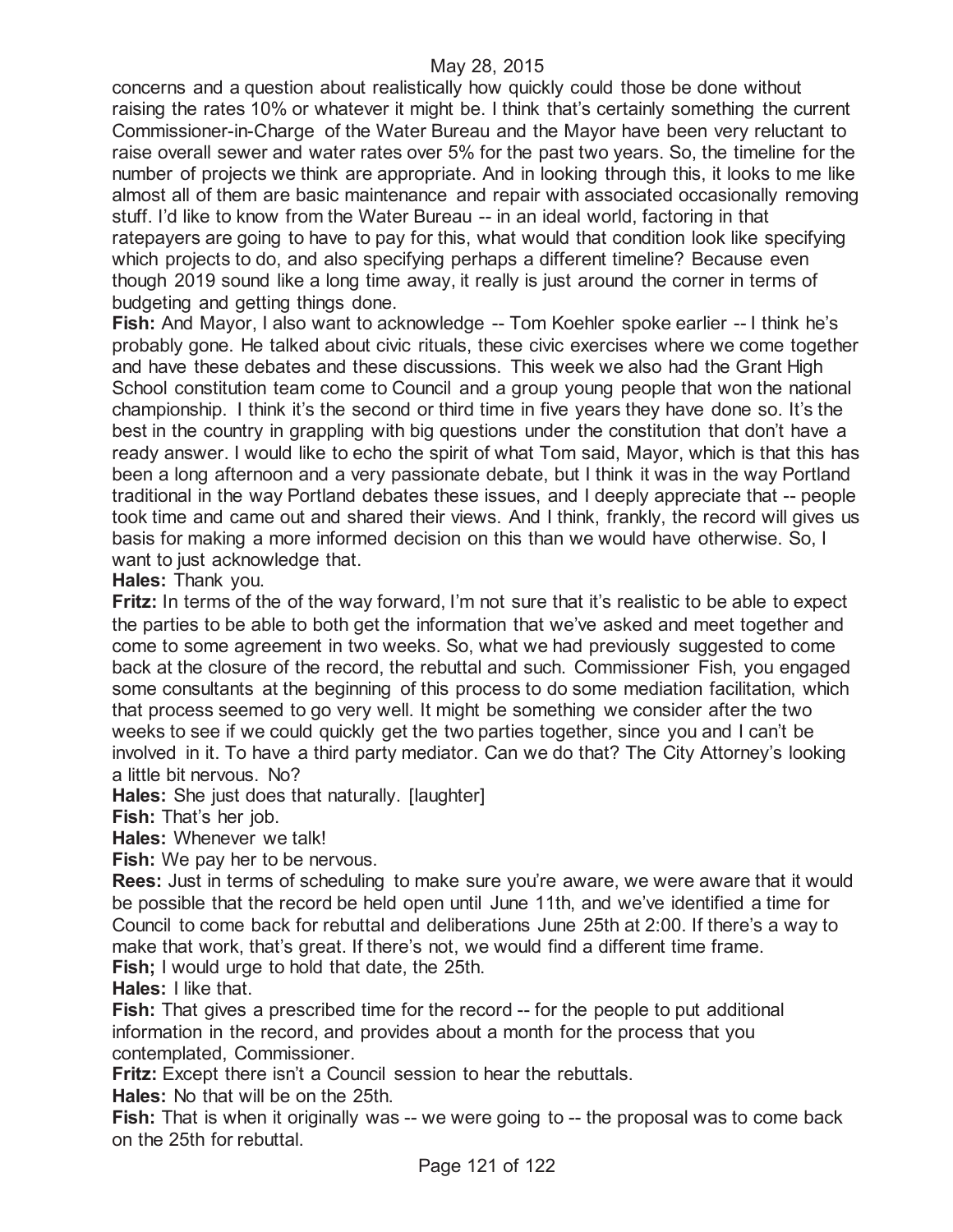concerns and a question about realistically how quickly could those be done without raising the rates 10% or whatever it might be. I think that's certainly something the current Commissioner-in-Charge of the Water Bureau and the Mayor have been very reluctant to raise overall sewer and water rates over 5% for the past two years. So, the timeline for the number of projects we think are appropriate. And in looking through this, it looks to me like almost all of them are basic maintenance and repair with associated occasionally removing stuff. I'd like to know from the Water Bureau -- in an ideal world, factoring in that ratepayers are going to have to pay for this, what would that condition look like specifying which projects to do, and also specifying perhaps a different timeline? Because even though 2019 sound like a long time away, it really is just around the corner in terms of budgeting and getting things done.

**Fish:** And Mayor, I also want to acknowledge -- Tom Koehler spoke earlier -- I think he's probably gone. He talked about civic rituals, these civic exercises where we come together and have these debates and these discussions. This week we also had the Grant High School constitution team come to Council and a group young people that won the national championship. I think it's the second or third time in five years they have done so. It's the best in the country in grappling with big questions under the constitution that don't have a ready answer. I would like to echo the spirit of what Tom said, Mayor, which is that this has been a long afternoon and a very passionate debate, but I think it was in the way Portland traditional in the way Portland debates these issues, and I deeply appreciate that -- people took time and came out and shared their views. And I think, frankly, the record will gives us basis for making a more informed decision on this than we would have otherwise. So, I want to just acknowledge that.

**Hales:** Thank you.

**Fritz:** In terms of the of the way forward, I'm not sure that it's realistic to be able to expect the parties to be able to both get the information that we've asked and meet together and come to some agreement in two weeks. So, what we had previously suggested to come back at the closure of the record, the rebuttal and such. Commissioner Fish, you engaged some consultants at the beginning of this process to do some mediation facilitation, which that process seemed to go very well. It might be something we consider after the two weeks to see if we could quickly get the two parties together, since you and I can't be involved in it. To have a third party mediator. Can we do that? The City Attorney's looking a little bit nervous. No?

**Hales:** She just does that naturally. [laughter]

**Fish:** That's her job.

**Hales:** Whenever we talk!

**Fish:** We pay her to be nervous.

**Rees:** Just in terms of scheduling to make sure you're aware, we were aware that it would be possible that the record be held open until June 11th, and we've identified a time for Council to come back for rebuttal and deliberations June 25th at 2:00. If there's a way to make that work, that's great. If there's not, we would find a different time frame.

**Fish;** I would urge to hold that date, the 25th.

**Hales:** I like that.

**Fish:** That gives a prescribed time for the record -- for the people to put additional information in the record, and provides about a month for the process that you contemplated, Commissioner.

**Fritz:** Except there isn't a Council session to hear the rebuttals.

**Hales:** No that will be on the 25th.

**Fish:** That is when it originally was -- we were going to -- the proposal was to come back on the 25th for rebuttal.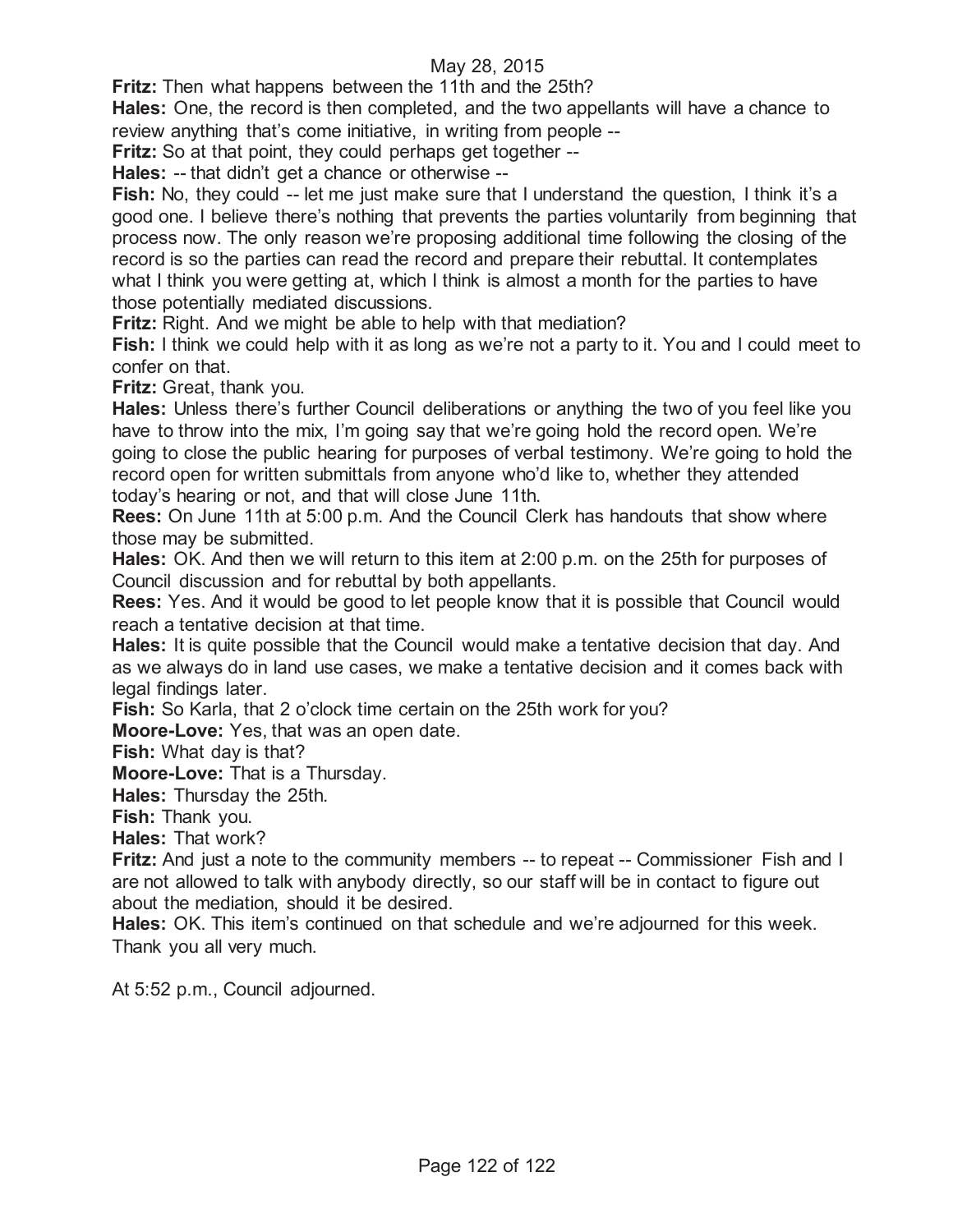**Fritz:** Then what happens between the 11th and the 25th?

**Hales:** One, the record is then completed, and the two appellants will have a chance to review anything that's come initiative, in writing from people --

**Fritz:** So at that point, they could perhaps get together --

**Hales:** -- that didn't get a chance or otherwise --

**Fish:** No, they could -- let me just make sure that I understand the question, I think it's a good one. I believe there's nothing that prevents the parties voluntarily from beginning that process now. The only reason we're proposing additional time following the closing of the record is so the parties can read the record and prepare their rebuttal. It contemplates what I think you were getting at, which I think is almost a month for the parties to have those potentially mediated discussions.

**Fritz:** Right. And we might be able to help with that mediation?

**Fish:** I think we could help with it as long as we're not a party to it. You and I could meet to confer on that.

**Fritz:** Great, thank you.

**Hales:** Unless there's further Council deliberations or anything the two of you feel like you have to throw into the mix, I'm going say that we're going hold the record open. We're going to close the public hearing for purposes of verbal testimony. We're going to hold the record open for written submittals from anyone who'd like to, whether they attended today's hearing or not, and that will close June 11th.

**Rees:** On June 11th at 5:00 p.m. And the Council Clerk has handouts that show where those may be submitted.

**Hales:** OK. And then we will return to this item at 2:00 p.m. on the 25th for purposes of Council discussion and for rebuttal by both appellants.

**Rees:** Yes. And it would be good to let people know that it is possible that Council would reach a tentative decision at that time.

**Hales:** It is quite possible that the Council would make a tentative decision that day. And as we always do in land use cases, we make a tentative decision and it comes back with legal findings later.

**Fish:** So Karla, that 2 o'clock time certain on the 25th work for you?

**Moore-Love:** Yes, that was an open date.

**Fish:** What day is that?

**Moore-Love:** That is a Thursday.

**Hales:** Thursday the 25th.

**Fish:** Thank you.

**Hales:** That work?

**Fritz:** And just a note to the community members -- to repeat -- Commissioner Fish and I are not allowed to talk with anybody directly, so our staff will be in contact to figure out about the mediation, should it be desired.

**Hales:** OK. This item's continued on that schedule and we're adjourned for this week. Thank you all very much.

At 5:52 p.m., Council adjourned.